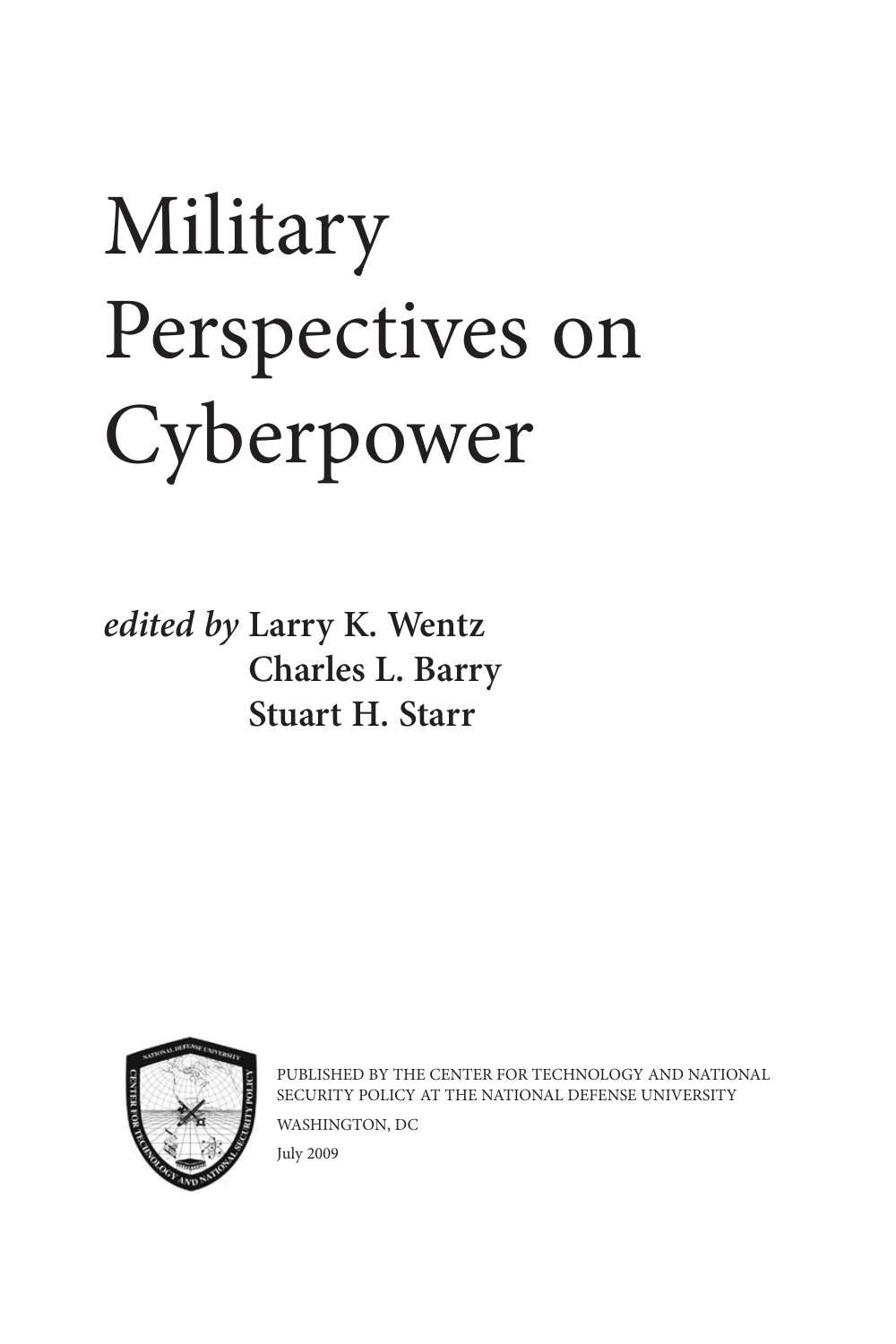# Military Perspectives on Cyberpower

*edited by* **Larry K. Wentz**
**Charles L. Barry**
**Stuart H. Starr**

PUBLISHED BY THE CENTER FOR TECHNOLOGY AND NATIONAL SECURITY POLICY AT THE NATIONAL DEFENSE UNIVERSITY

WASHINGTON, DC

July 2009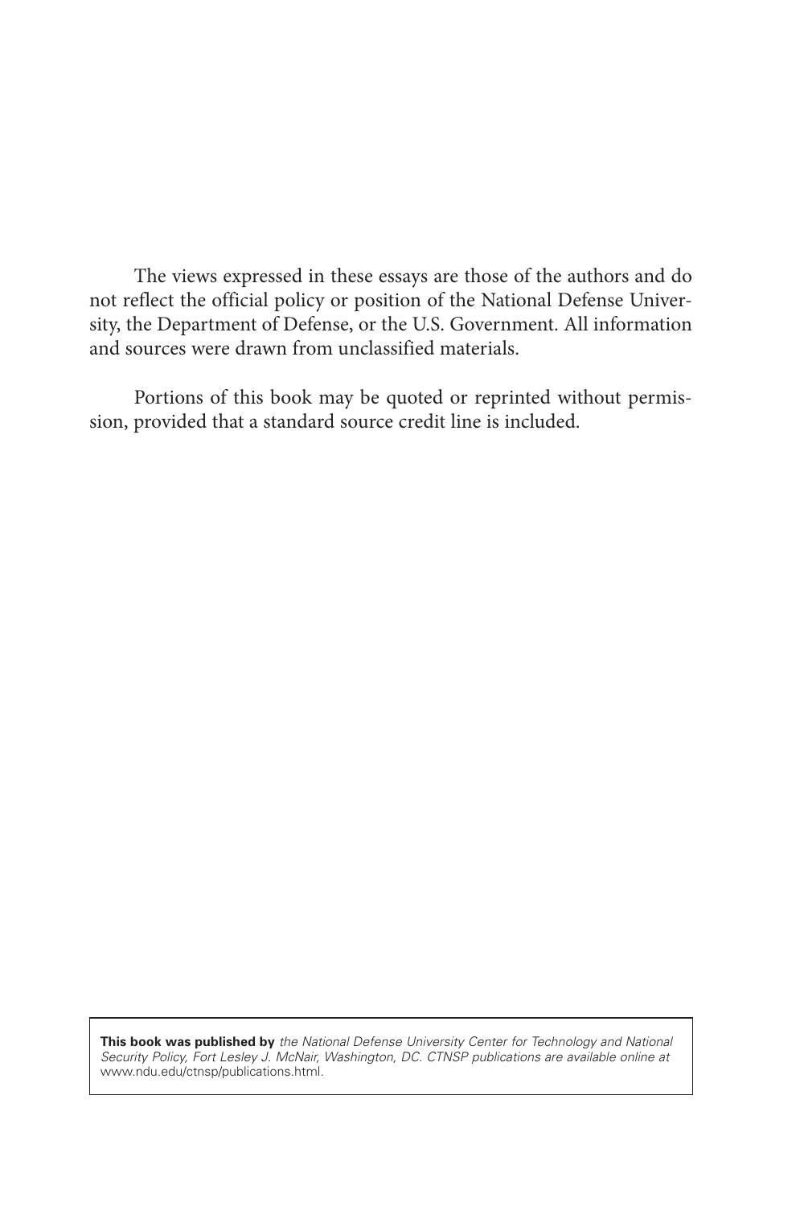The views expressed in these essays are those of the authors and do not reflect the official policy or position of the National Defense University, the Department of Defense, or the U.S. Government. All information and sources were drawn from unclassified materials.

Portions of this book may be quoted or reprinted without permission, provided that a standard source credit line is included.

**This book was published by** *the National Defense University Center for Technology and National Security Policy, Fort Lesley J. McNair, Washington, DC. CTNSP publications are available online at* www.ndu.edu/ctnsp/publications.html.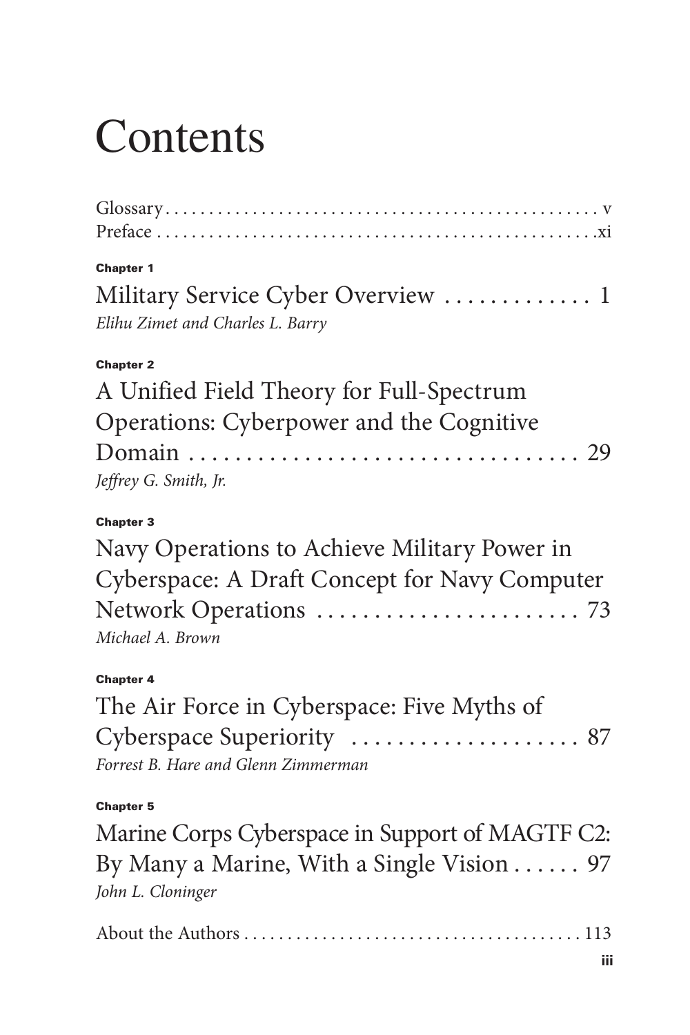# Contents

Glossary . . . . . . . . . . . . . . . . . . . . . . . . . . . . . . . . . . . . . . . . . . . . . . . . . v
Preface . . . . . . . . . . . . . . . . . . . . . . . . . . . . . . . . . . . . . . . . . . . . . . . . . xi

**Chapter 1**

Military Service Cyber Overview . . . . . . . . . . . . . 1
*Elihu Zimet and Charles L. Barry*

**Chapter 2**

A Unified Field Theory for Full-Spectrum Operations: Cyberpower and the Cognitive Domain . . . . . . . . . . . . . . . . . . . . . . . . . . . . . . . . . . 29
*Jeffrey G. Smith, Jr.*

**Chapter 3**

Navy Operations to Achieve Military Power in Cyberspace: A Draft Concept for Navy Computer Network Operations . . . . . . . . . . . . . . . . . . . . . . . 73
*Michael A. Brown*

**Chapter 4**

The Air Force in Cyberspace: Five Myths of Cyberspace Superiority . . . . . . . . . . . . . . . . . . . . 87
*Forrest B. Hare and Glenn Zimmerman*

**Chapter 5**

Marine Corps Cyberspace in Support of MAGTF C2: By Many a Marine, With a Single Vision . . . . . . 97
*John L. Cloninger*

About the Authors . . . . . . . . . . . . . . . . . . . . . . . . . . . . . . . . . . . . . . 113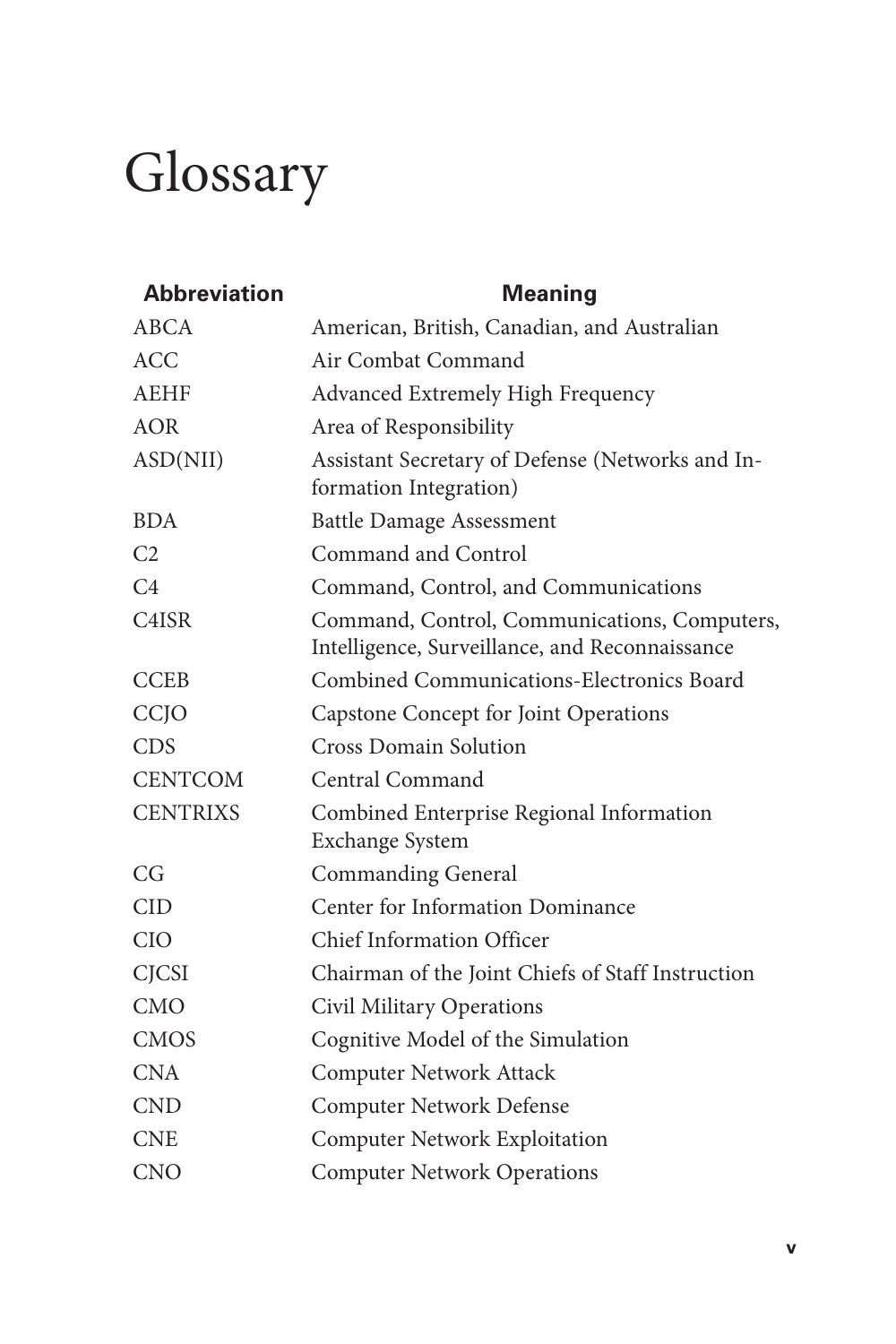# Glossary

| Abbreviation | Meaning |
|---|---|
| ABCA | American, British, Canadian, and Australian |
| ACC | Air Combat Command |
| AEHF | Advanced Extremely High Frequency |
| AOR | Area of Responsibility |
| ASD(NII) | Assistant Secretary of Defense (Networks and Information Integration) |
| BDA | Battle Damage Assessment |
| C2 | Command and Control |
| C4 | Command, Control, and Communications |
| C4ISR | Command, Control, Communications, Computers, Intelligence, Surveillance, and Reconnaissance |
| CCEB | Combined Communications-Electronics Board |
| CCJO | Capstone Concept for Joint Operations |
| CDS | Cross Domain Solution |
| CENTCOM | Central Command |
| CENTRIXS | Combined Enterprise Regional Information Exchange System |
| CG | Commanding General |
| CID | Center for Information Dominance |
| CIO | Chief Information Officer |
| CJCSI | Chairman of the Joint Chiefs of Staff Instruction |
| CMO | Civil Military Operations |
| CMOS | Cognitive Model of the Simulation |
| CNA | Computer Network Attack |
| CND | Computer Network Defense |
| CNE | Computer Network Exploitation |
| CNO | Computer Network Operations |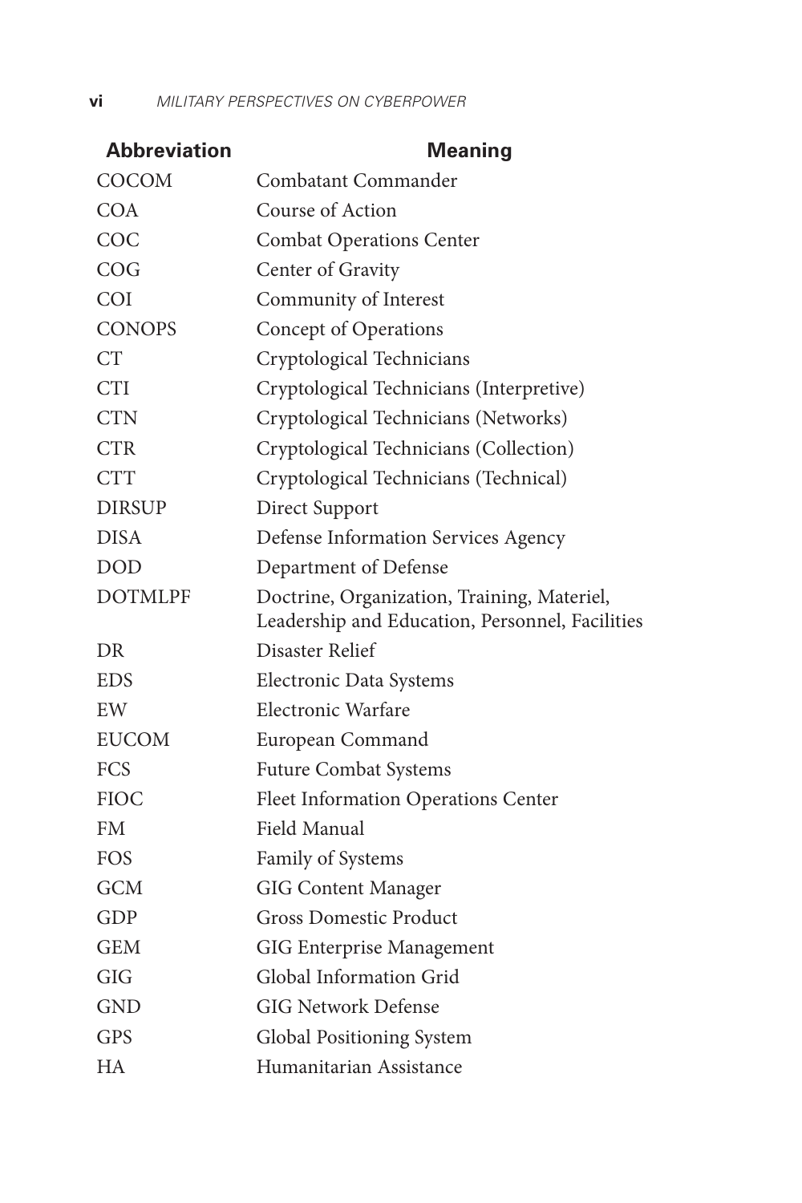| Abbreviation | Meaning |
| --- | --- |
| COCOM | Combatant Commander |
| COA | Course of Action |
| COC | Combat Operations Center |
| COG | Center of Gravity |
| COI | Community of Interest |
| CONOPS | Concept of Operations |
| CT | Cryptological Technicians |
| CTI | Cryptological Technicians (Interpretive) |
| CTN | Cryptological Technicians (Networks) |
| CTR | Cryptological Technicians (Collection) |
| CTT | Cryptological Technicians (Technical) |
| DIRSUP | Direct Support |
| DISA | Defense Information Services Agency |
| DOD | Department of Defense |
| DOTMLPF | Doctrine, Organization, Training, Materiel, Leadership and Education, Personnel, Facilities |
| DR | Disaster Relief |
| EDS | Electronic Data Systems |
| EW | Electronic Warfare |
| EUCOM | European Command |
| FCS | Future Combat Systems |
| FIOC | Fleet Information Operations Center |
| FM | Field Manual |
| FOS | Family of Systems |
| GCM | GIG Content Manager |
| GDP | Gross Domestic Product |
| GEM | GIG Enterprise Management |
| GIG | Global Information Grid |
| GND | GIG Network Defense |
| GPS | Global Positioning System |
| HA | Humanitarian Assistance |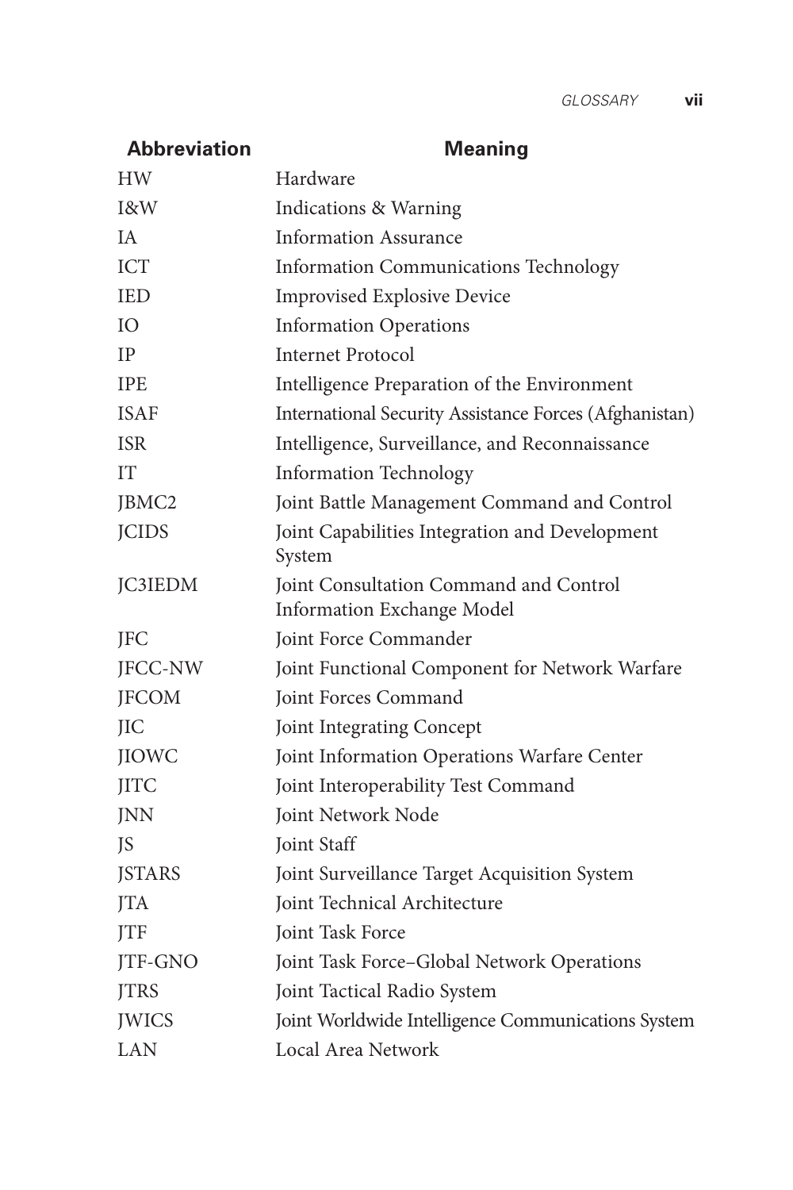| Abbreviation | Meaning |
| --- | --- |
| HW | Hardware |
| I&W | Indications & Warning |
| IA | Information Assurance |
| ICT | Information Communications Technology |
| IED | Improvised Explosive Device |
| IO | Information Operations |
| IP | Internet Protocol |
| IPE | Intelligence Preparation of the Environment |
| ISAF | International Security Assistance Forces (Afghanistan) |
| ISR | Intelligence, Surveillance, and Reconnaissance |
| IT | Information Technology |
| JBMC2 | Joint Battle Management Command and Control |
| JCIDS | Joint Capabilities Integration and Development System |
| JC3IEDM | Joint Consultation Command and Control Information Exchange Model |
| JFC | Joint Force Commander |
| JFCC-NW | Joint Functional Component for Network Warfare |
| JFCOM | Joint Forces Command |
| JIC | Joint Integrating Concept |
| JIOWC | Joint Information Operations Warfare Center |
| JITC | Joint Interoperability Test Command |
| JNN | Joint Network Node |
| JS | Joint Staff |
| JSTARS | Joint Surveillance Target Acquisition System |
| JTA | Joint Technical Architecture |
| JTF | Joint Task Force |
| JTF-GNO | Joint Task Force–Global Network Operations |
| JTRS | Joint Tactical Radio System |
| JWICS | Joint Worldwide Intelligence Communications System |
| LAN | Local Area Network |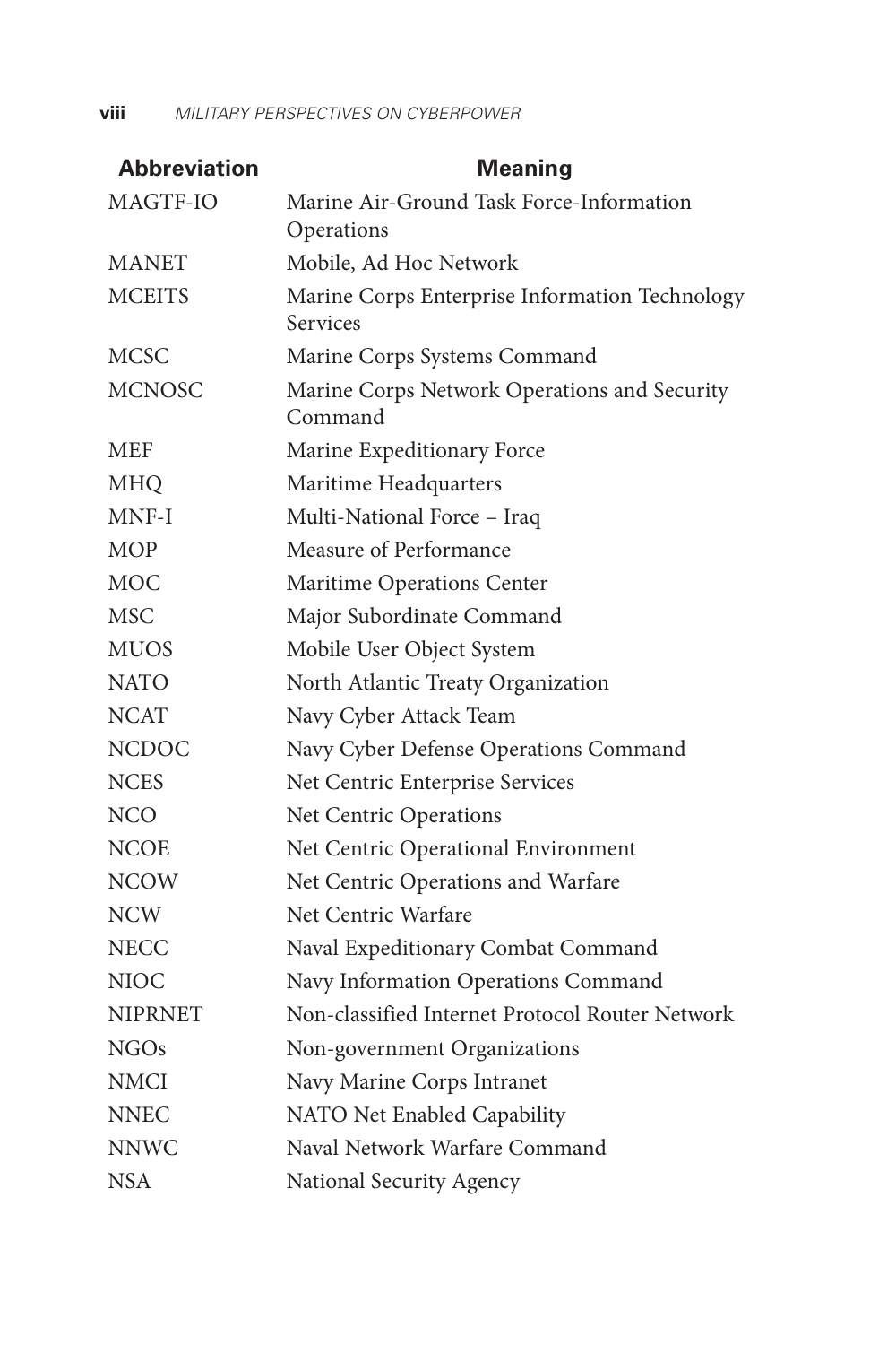| Abbreviation | Meaning |
| --- | --- |
| MAGTF-IO | Marine Air-Ground Task Force-Information Operations |
| MANET | Mobile, Ad Hoc Network |
| MCEITS | Marine Corps Enterprise Information Technology Services |
| MCSC | Marine Corps Systems Command |
| MCNOSC | Marine Corps Network Operations and Security Command |
| MEF | Marine Expeditionary Force |
| MHQ | Maritime Headquarters |
| MNF-I | Multi-National Force – Iraq |
| MOP | Measure of Performance |
| MOC | Maritime Operations Center |
| MSC | Major Subordinate Command |
| MUOS | Mobile User Object System |
| NATO | North Atlantic Treaty Organization |
| NCAT | Navy Cyber Attack Team |
| NCDOC | Navy Cyber Defense Operations Command |
| NCES | Net Centric Enterprise Services |
| NCO | Net Centric Operations |
| NCOE | Net Centric Operational Environment |
| NCOW | Net Centric Operations and Warfare |
| NCW | Net Centric Warfare |
| NECC | Naval Expeditionary Combat Command |
| NIOC | Navy Information Operations Command |
| NIPRNET | Non-classified Internet Protocol Router Network |
| NGOs | Non-government Organizations |
| NMCI | Navy Marine Corps Intranet |
| NNEC | NATO Net Enabled Capability |
| NNWC | Naval Network Warfare Command |
| NSA | National Security Agency |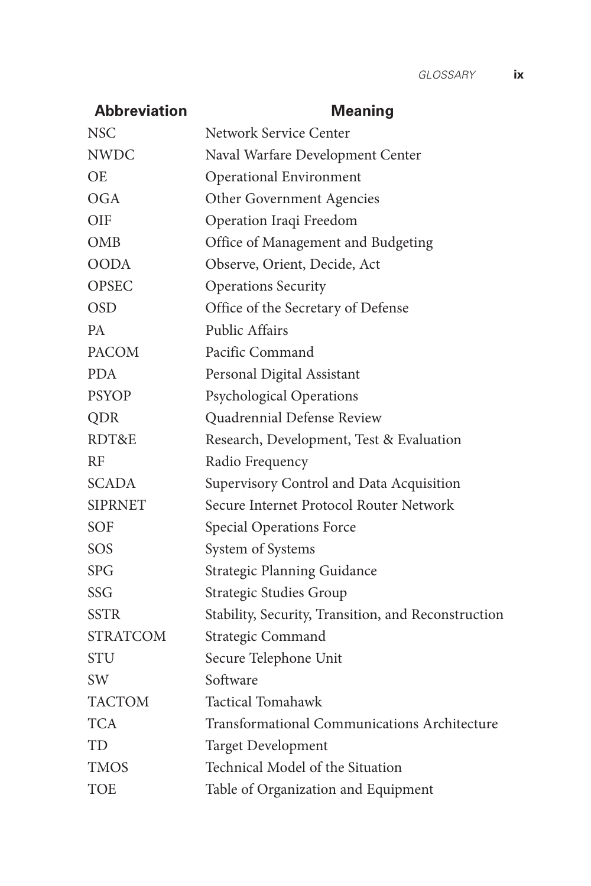| Abbreviation | Meaning |
|---|---|
| NSC | Network Service Center |
| NWDC | Naval Warfare Development Center |
| OE | Operational Environment |
| OGA | Other Government Agencies |
| OIF | Operation Iraqi Freedom |
| OMB | Office of Management and Budgeting |
| OODA | Observe, Orient, Decide, Act |
| OPSEC | Operations Security |
| OSD | Office of the Secretary of Defense |
| PA | Public Affairs |
| PACOM | Pacific Command |
| PDA | Personal Digital Assistant |
| PSYOP | Psychological Operations |
| QDR | Quadrennial Defense Review |
| RDT&E | Research, Development, Test & Evaluation |
| RF | Radio Frequency |
| SCADA | Supervisory Control and Data Acquisition |
| SIPRNET | Secure Internet Protocol Router Network |
| SOF | Special Operations Force |
| SOS | System of Systems |
| SPG | Strategic Planning Guidance |
| SSG | Strategic Studies Group |
| SSTR | Stability, Security, Transition, and Reconstruction |
| STRATCOM | Strategic Command |
| STU | Secure Telephone Unit |
| SW | Software |
| TACTOM | Tactical Tomahawk |
| TCA | Transformational Communications Architecture |
| TD | Target Development |
| TMOS | Technical Model of the Situation |
| TOE | Table of Organization and Equipment |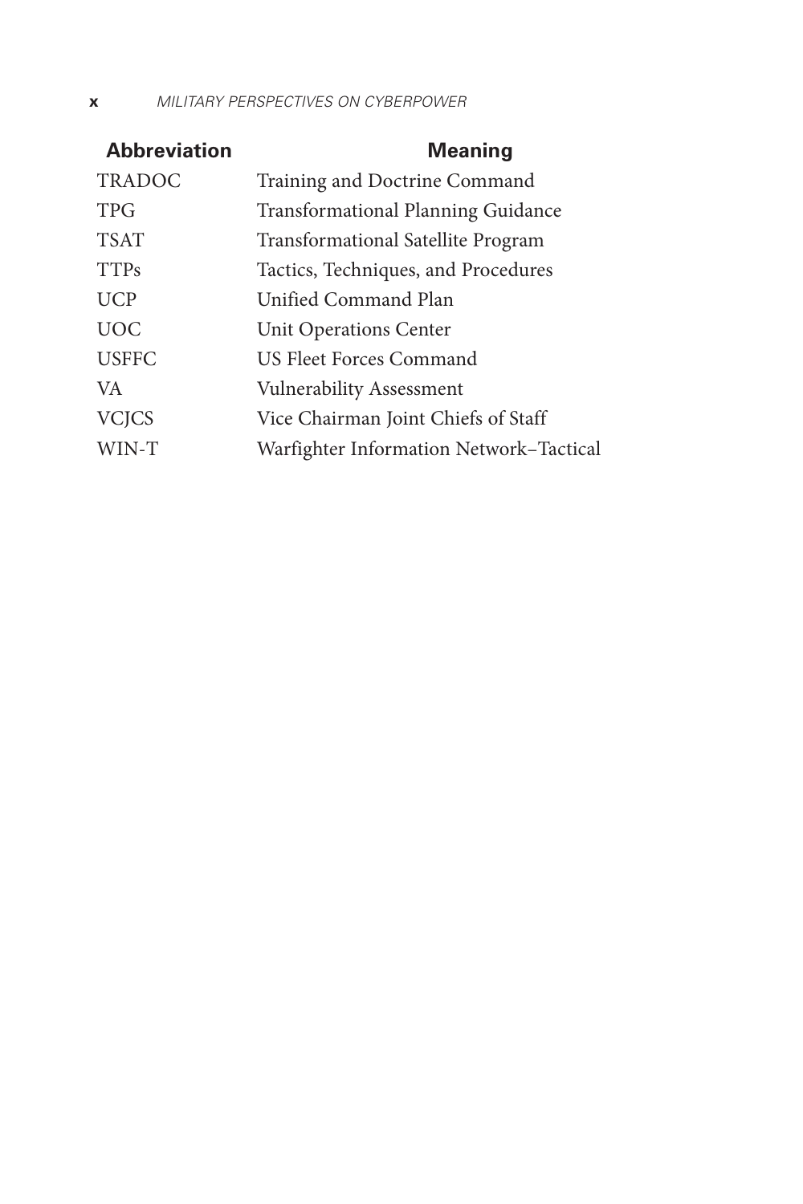| Abbreviation | Meaning |
| --- | --- |
| TRADOC | Training and Doctrine Command |
| TPG | Transformational Planning Guidance |
| TSAT | Transformational Satellite Program |
| TTPs | Tactics, Techniques, and Procedures |
| UCP | Unified Command Plan |
| UOC | Unit Operations Center |
| USFFC | US Fleet Forces Command |
| VA | Vulnerability Assessment |
| VCJCS | Vice Chairman Joint Chiefs of Staff |
| WIN-T | Warfighter Information Network–Tactical |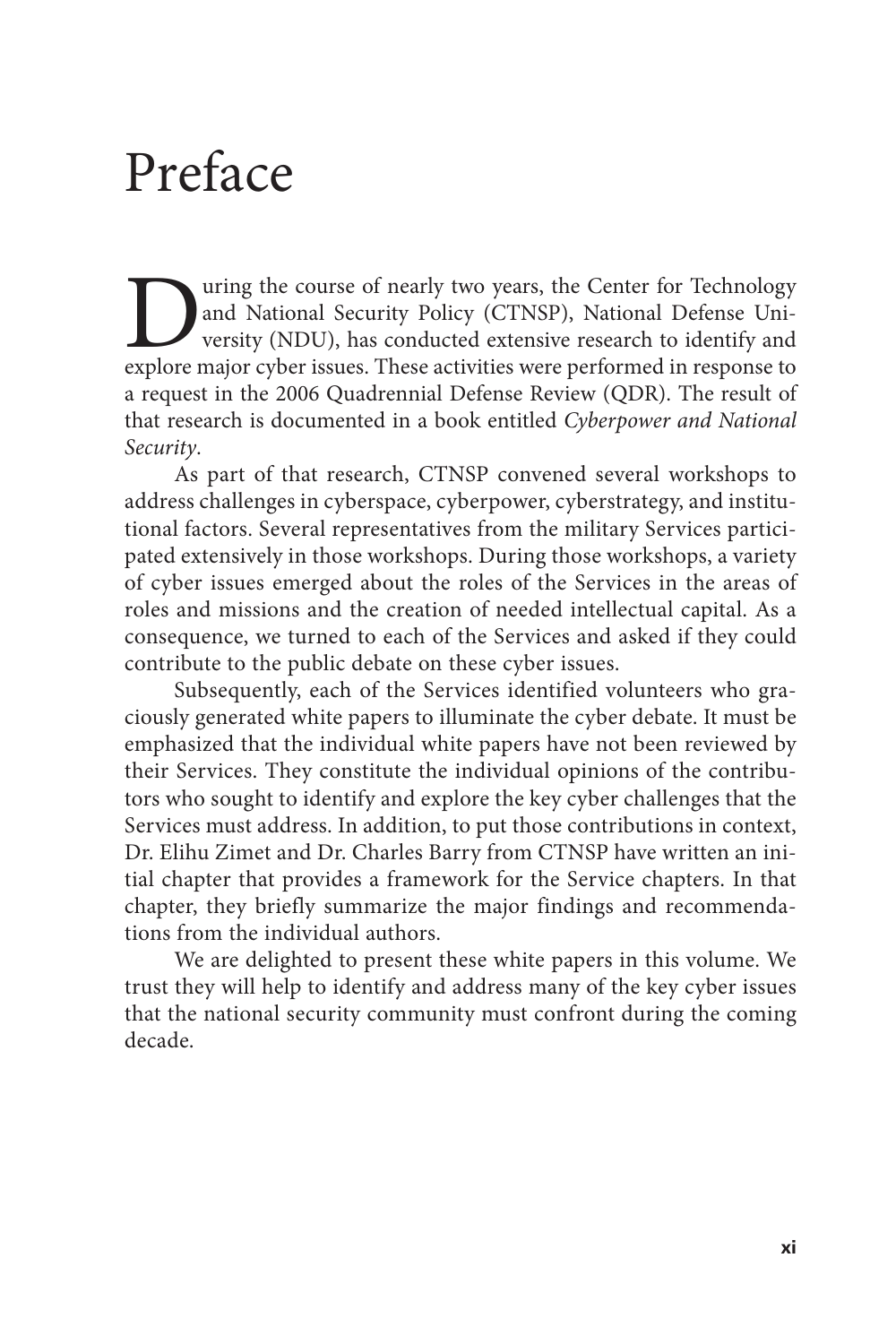# Preface

During the course of nearly two years, the Center for Technology and National Security Policy (CTNSP), National Defense University (NDU), has conducted extensive research to identify and explore major cyber issues. These activities were performed in response to a request in the 2006 Quadrennial Defense Review (QDR). The result of that research is documented in a book entitled *Cyberpower and National Security*.

As part of that research, CTNSP convened several workshops to address challenges in cyberspace, cyberpower, cyberstrategy, and institutional factors. Several representatives from the military Services participated extensively in those workshops. During those workshops, a variety of cyber issues emerged about the roles of the Services in the areas of roles and missions and the creation of needed intellectual capital. As a consequence, we turned to each of the Services and asked if they could contribute to the public debate on these cyber issues.

Subsequently, each of the Services identified volunteers who graciously generated white papers to illuminate the cyber debate. It must be emphasized that the individual white papers have not been reviewed by their Services. They constitute the individual opinions of the contributors who sought to identify and explore the key cyber challenges that the Services must address. In addition, to put those contributions in context, Dr. Elihu Zimet and Dr. Charles Barry from CTNSP have written an initial chapter that provides a framework for the Service chapters. In that chapter, they briefly summarize the major findings and recommendations from the individual authors.

We are delighted to present these white papers in this volume. We trust they will help to identify and address many of the key cyber issues that the national security community must confront during the coming decade.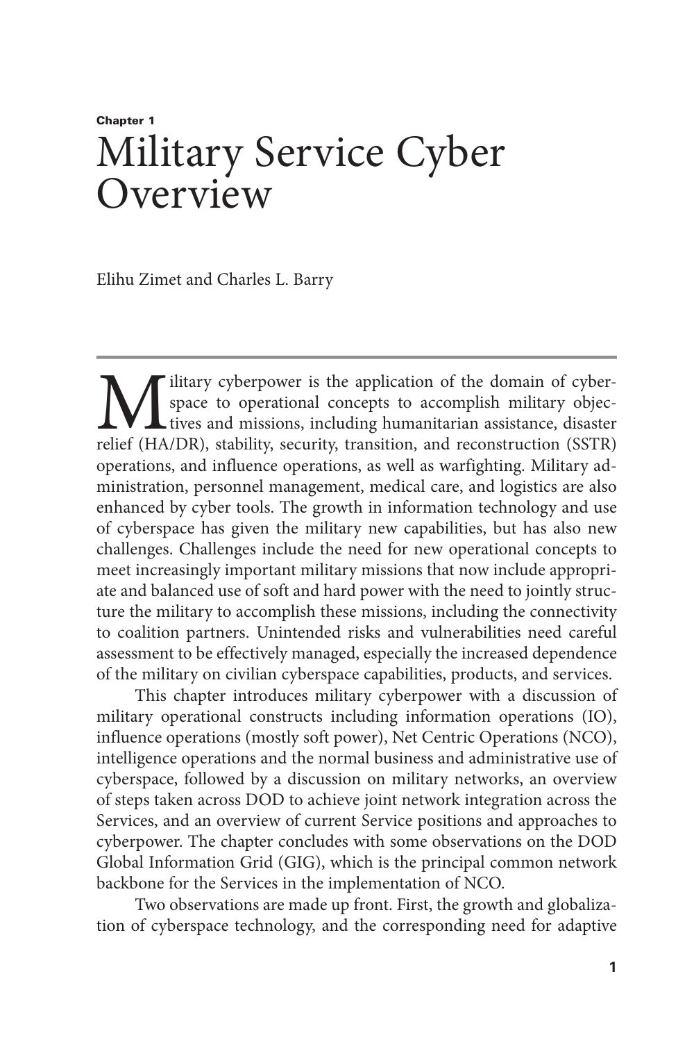Chapter 1

# Military Service Cyber Overview

Elihu Zimet and Charles L. Barry

Military cyberpower is the application of the domain of cyberspace to operational concepts to accomplish military objectives and missions, including humanitarian assistance, disaster relief (HA/DR), stability, security, transition, and reconstruction (SSTR) operations, and influence operations, as well as warfighting. Military administration, personnel management, medical care, and logistics are also enhanced by cyber tools. The growth in information technology and use of cyberspace has given the military new capabilities, but has also new challenges. Challenges include the need for new operational concepts to meet increasingly important military missions that now include appropriate and balanced use of soft and hard power with the need to jointly structure the military to accomplish these missions, including the connectivity to coalition partners. Unintended risks and vulnerabilities need careful assessment to be effectively managed, especially the increased dependence of the military on civilian cyberspace capabilities, products, and services.

This chapter introduces military cyberpower with a discussion of military operational constructs including information operations (IO), influence operations (mostly soft power), Net Centric Operations (NCO), intelligence operations and the normal business and administrative use of cyberspace, followed by a discussion on military networks, an overview of steps taken across DOD to achieve joint network integration across the Services, and an overview of current Service positions and approaches to cyberpower. The chapter concludes with some observations on the DOD Global Information Grid (GIG), which is the principal common network backbone for the Services in the implementation of NCO.

Two observations are made up front. First, the growth and globalization of cyberspace technology, and the corresponding need for adaptive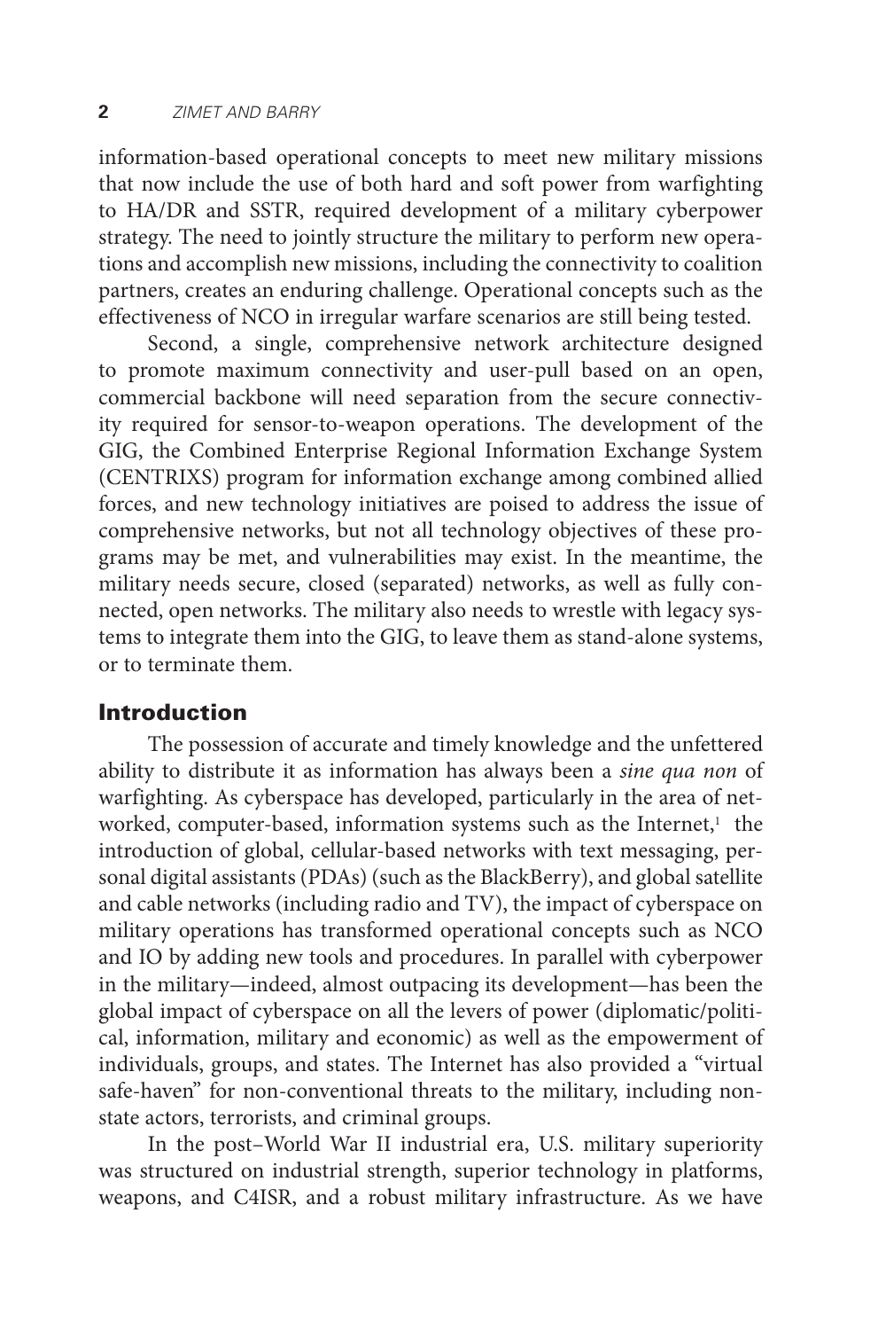information-based operational concepts to meet new military missions that now include the use of both hard and soft power from warfighting to HA/DR and SSTR, required development of a military cyberpower strategy. The need to jointly structure the military to perform new operations and accomplish new missions, including the connectivity to coalition partners, creates an enduring challenge. Operational concepts such as the effectiveness of NCO in irregular warfare scenarios are still being tested.

Second, a single, comprehensive network architecture designed to promote maximum connectivity and user-pull based on an open, commercial backbone will need separation from the secure connectivity required for sensor-to-weapon operations. The development of the GIG, the Combined Enterprise Regional Information Exchange System (CENTRIXS) program for information exchange among combined allied forces, and new technology initiatives are poised to address the issue of comprehensive networks, but not all technology objectives of these programs may be met, and vulnerabilities may exist. In the meantime, the military needs secure, closed (separated) networks, as well as fully connected, open networks. The military also needs to wrestle with legacy systems to integrate them into the GIG, to leave them as stand-alone systems, or to terminate them.

## Introduction

The possession of accurate and timely knowledge and the unfettered ability to distribute it as information has always been a *sine qua non* of warfighting. As cyberspace has developed, particularly in the area of networked, computer-based, information systems such as the Internet,[1] the introduction of global, cellular-based networks with text messaging, personal digital assistants (PDAs) (such as the BlackBerry), and global satellite and cable networks (including radio and TV), the impact of cyberspace on military operations has transformed operational concepts such as NCO and IO by adding new tools and procedures. In parallel with cyberpower in the military—indeed, almost outpacing its development—has been the global impact of cyberspace on all the levers of power (diplomatic/political, information, military and economic) as well as the empowerment of individuals, groups, and states. The Internet has also provided a "virtual safe-haven" for non-conventional threats to the military, including non-state actors, terrorists, and criminal groups.

In the post–World War II industrial era, U.S. military superiority was structured on industrial strength, superior technology in platforms, weapons, and C4ISR, and a robust military infrastructure. As we have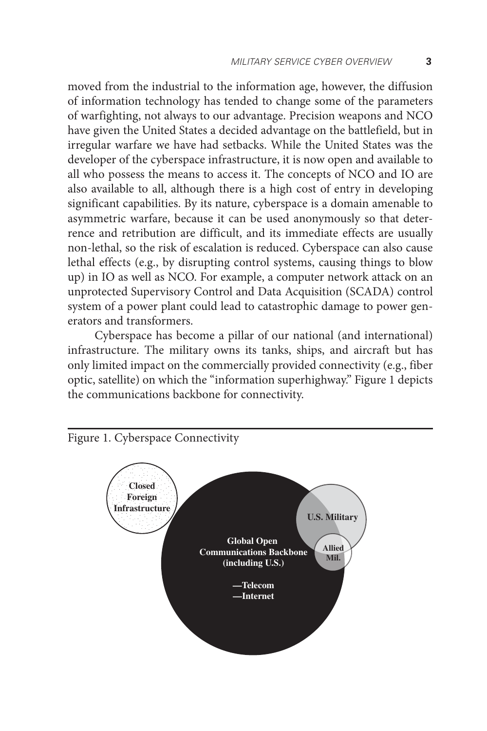moved from the industrial to the information age, however, the diffusion of information technology has tended to change some of the parameters of warfighting, not always to our advantage. Precision weapons and NCO have given the United States a decided advantage on the battlefield, but in irregular warfare we have had setbacks. While the United States was the developer of the cyberspace infrastructure, it is now open and available to all who possess the means to access it. The concepts of NCO and IO are also available to all, although there is a high cost of entry in developing significant capabilities. By its nature, cyberspace is a domain amenable to asymmetric warfare, because it can be used anonymously so that deterrence and retribution are difficult, and its immediate effects are usually non-lethal, so the risk of escalation is reduced. Cyberspace can also cause lethal effects (e.g., by disrupting control systems, causing things to blow up) in IO as well as NCO. For example, a computer network attack on an unprotected Supervisory Control and Data Acquisition (SCADA) control system of a power plant could lead to catastrophic damage to power generators and transformers.

Cyberspace has become a pillar of our national (and international) infrastructure. The military owns its tanks, ships, and aircraft but has only limited impact on the commercially provided connectivity (e.g., fiber optic, satellite) on which the "information superhighway." Figure 1 depicts the communications backbone for connectivity.

Figure 1. Cyberspace Connectivity

**Closed Foreign Infrastructure**

**Global Open Communications Backbone (including U.S.)**

**—Telecom**
**—Internet**

**U.S. Military**

**Allied Mil.**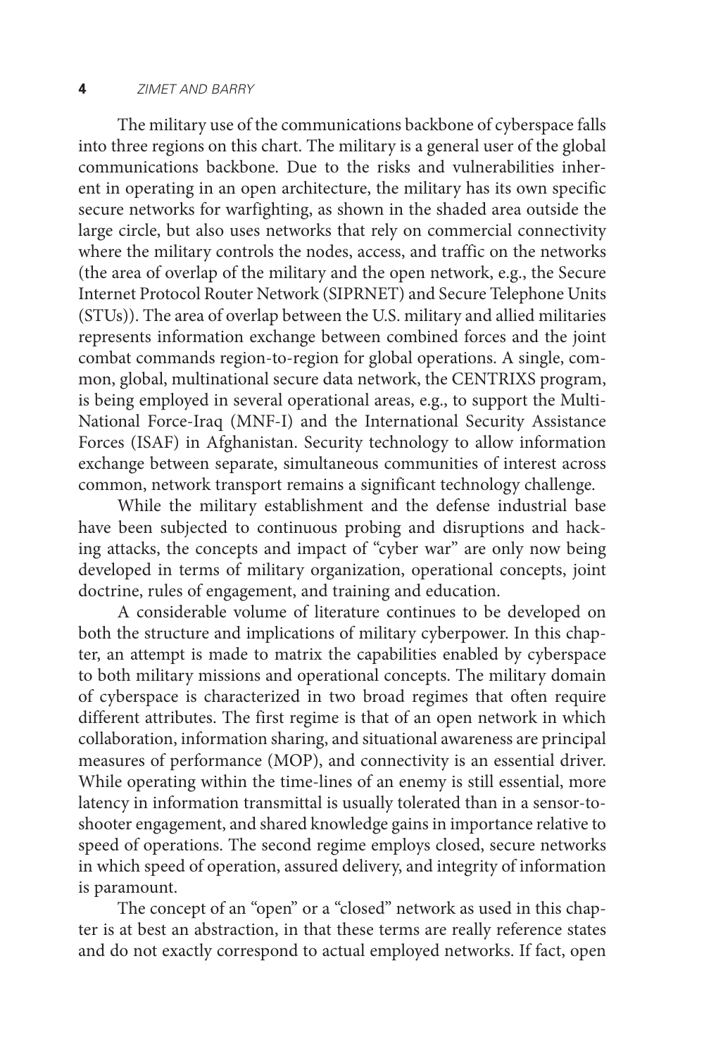The military use of the communications backbone of cyberspace falls into three regions on this chart. The military is a general user of the global communications backbone. Due to the risks and vulnerabilities inherent in operating in an open architecture, the military has its own specific secure networks for warfighting, as shown in the shaded area outside the large circle, but also uses networks that rely on commercial connectivity where the military controls the nodes, access, and traffic on the networks (the area of overlap of the military and the open network, e.g., the Secure Internet Protocol Router Network (SIPRNET) and Secure Telephone Units (STUs)). The area of overlap between the U.S. military and allied militaries represents information exchange between combined forces and the joint combat commands region-to-region for global operations. A single, common, global, multinational secure data network, the CENTRIXS program, is being employed in several operational areas, e.g., to support the Multi-National Force-Iraq (MNF-I) and the International Security Assistance Forces (ISAF) in Afghanistan. Security technology to allow information exchange between separate, simultaneous communities of interest across common, network transport remains a significant technology challenge.

While the military establishment and the defense industrial base have been subjected to continuous probing and disruptions and hacking attacks, the concepts and impact of "cyber war" are only now being developed in terms of military organization, operational concepts, joint doctrine, rules of engagement, and training and education.

A considerable volume of literature continues to be developed on both the structure and implications of military cyberpower. In this chapter, an attempt is made matrix the capabilities enabled by cyberspace to both military missions and operational concepts. The military domain of cyberspace is characterized in two broad regimes that often require different attributes. The first regime is that of an open network in which collaboration, information sharing, and situational awareness are principal measures of performance (MOP), and connectivity is an essential driver. While operating within the time-lines of an enemy is still essential, more latency in information transmittal is usually tolerated than in a sensor-to-shooter engagement, and shared knowledge gains in importance relative to speed of operations. The second regime employs closed, secure networks in which speed of operation, assured delivery, and integrity of information is paramount.

The concept of an "open" or a "closed" network as used in this chapter is at best an abstraction, in that these terms are really reference states and do not exactly correspond to actual employed networks. If fact, open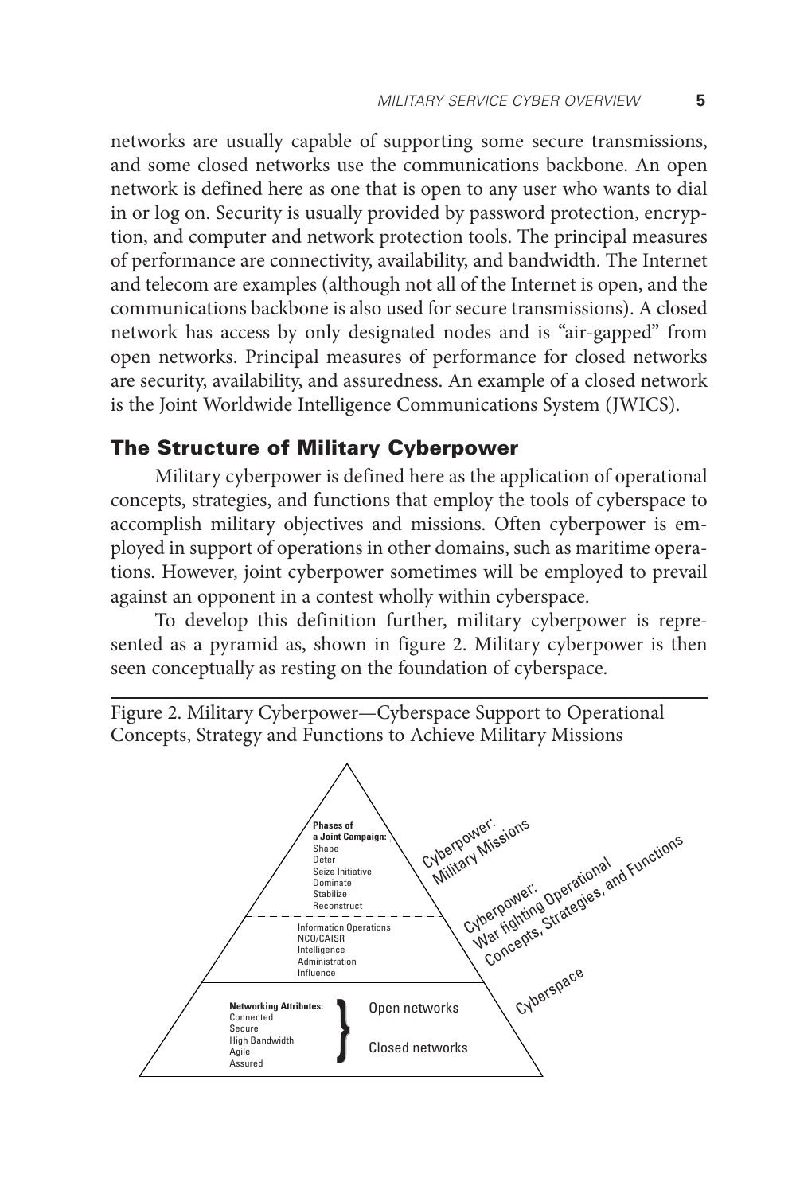networks are usually capable of supporting some secure transmissions, and some closed networks use the communications backbone. An open network is defined here as one that is open to any user who wants to dial in or log on. Security is usually provided by password protection, encryption, and computer and network protection tools. The principal measures of performance are connectivity, availability, and bandwidth. The Internet and telecom are examples (although not all of the Internet is open, and the communications backbone is also used for secure transmissions). A closed network has access by only designated nodes and is "air-gapped" from open networks. Principal measures of performance for closed networks are security, availability, and assuredness. An example of a closed network is the Joint Worldwide Intelligence Communications System (JWICS).

## The Structure of Military Cyberpower

Military cyberpower is defined here as the application of operational concepts, strategies, and functions that employ the tools of cyberspace to accomplish military objectives and missions. Often cyberpower is employed in support of operations in other domains, such as maritime operations. However, joint cyberpower sometimes will be employed to prevail against an opponent in a contest wholly within cyberspace.

To develop this definition further, military cyberpower is represented as a pyramid as, shown in figure 2. Military cyberpower is then seen conceptually as resting on the foundation of cyberspace.

Figure 2. Military Cyberpower—Cyberspace Support to Operational Concepts, Strategy and Functions to Achieve Military Missions

**Phases of a Joint Campaign:**
Shape
Deter
Seize Initiative
Dominate
Stabilize
Reconstruct

Cyberpower: Military Missions

Information Operations
NCO/CAISR
Intelligence
Administration
Influence

Cyberpower: War fighting Operational Concepts, Strategies, and Functions

**Networking Attributes:**
Connected
Secure
High Bandwidth
Agile
Assured

Open networks
Closed networks

Cyberspace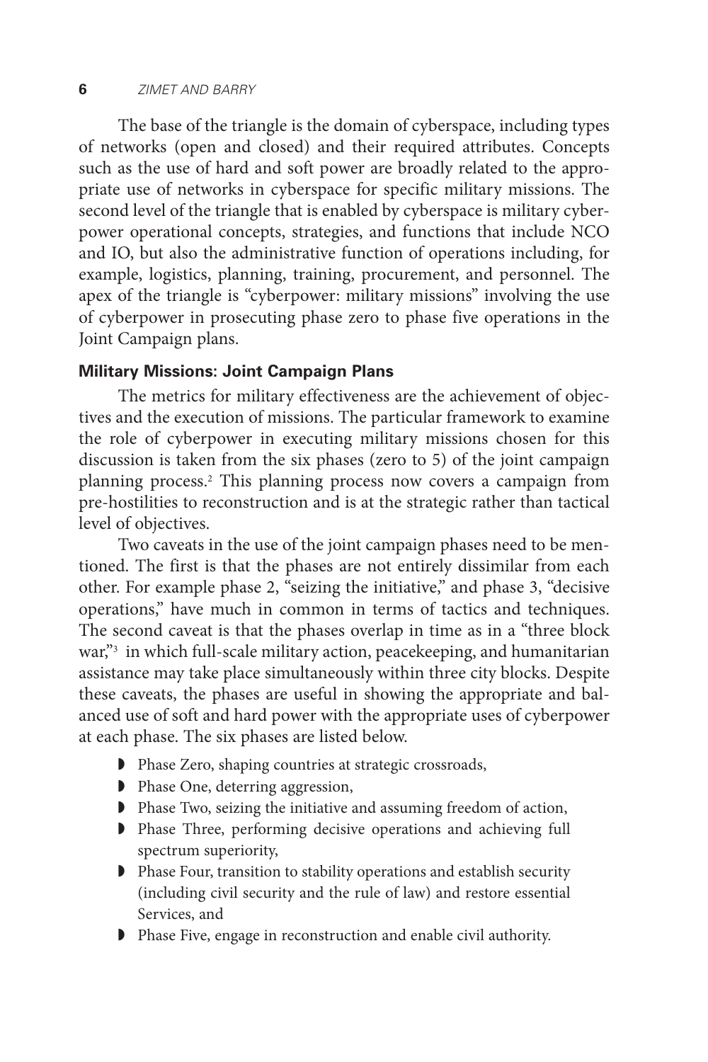The base of the triangle is the domain of cyberspace, including types of networks (open and closed) and their required attributes. Concepts such as the use of hard and soft power are broadly related to the appropriate use of networks in cyberspace for specific military missions. The second level of the triangle that is enabled by cyberspace is military cyberpower operational concepts, strategies, and functions that include NCO and IO, but also the administrative function of operations including, for example, logistics, planning, training, procurement, and personnel. The apex of the triangle is "cyberpower: military missions" involving the use of cyberpower in prosecuting phase zero to phase five operations in the Joint Campaign plans.

### Military Missions: Joint Campaign Plans

The metrics for military effectiveness are the achievement of objectives and the execution of missions. The particular framework to examine the role of cyberpower in executing military missions chosen for this discussion is taken from the six phases (zero to 5) of the joint campaign planning process.[2] This planning process now covers a campaign from pre-hostilities to reconstruction and is at the strategic rather than tactical level of objectives.

Two caveats in the use of the joint campaign phases need to be mentioned. The first is that the phases are not entirely dissimilar from each other. For example phase 2, "seizing the initiative," and phase 3, "decisive operations," have much in common in terms of tactics and techniques. The second caveat is that the phases overlap in time as in a "three block war,"[3] in which full-scale military action, peacekeeping, and humanitarian assistance may take place simultaneously within three city blocks. Despite these caveats, the phases are useful in showing the appropriate and balanced use of soft and hard power with the appropriate uses of cyberpower at each phase. The six phases are listed below.

- Phase Zero, shaping countries at strategic crossroads,
- Phase One, deterring aggression,
- Phase Two, seizing the initiative and assuming freedom of action,
- Phase Three, performing decisive operations and achieving full spectrum superiority,
- Phase Four, transition to stability operations and establish security (including civil security and the rule of law) and restore essential Services, and
- Phase Five, engage in reconstruction and enable civil authority.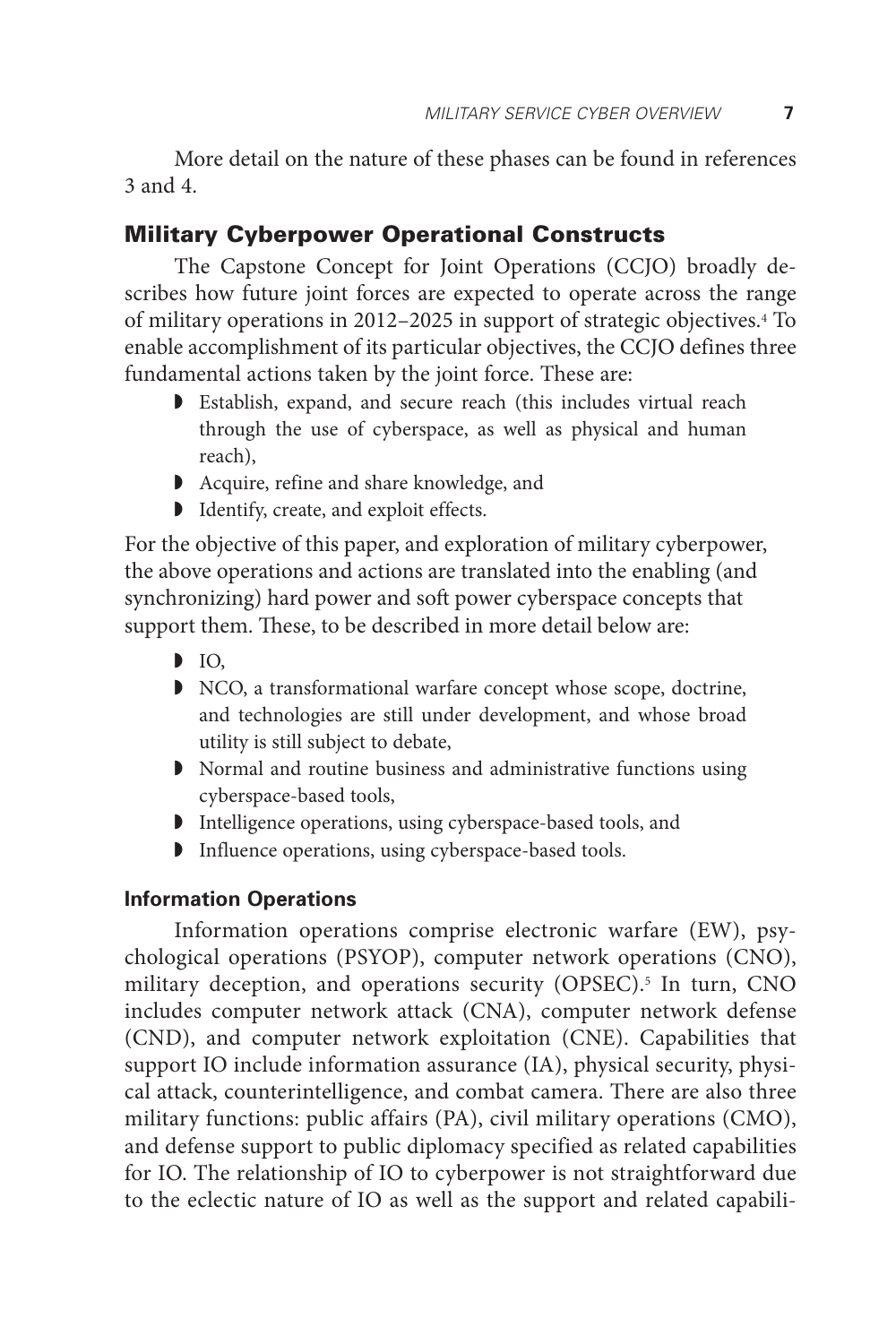More detail on the nature of these phases can be found in references 3 and 4.

## Military Cyberpower Operational Constructs

The Capstone Concept for Joint Operations (CCJO) broadly describes how future joint forces are expected to operate across the range of military operations in 2012–2025 in support of strategic objectives.[4] To enable accomplishment of its particular objectives, the CCJO defines three fundamental actions taken by the joint force. These are:

- Establish, expand, and secure reach (this includes virtual reach through the use of cyberspace, as well as physical and human reach),
- Acquire, refine and share knowledge, and
- Identify, create, and exploit effects.

For the objective of this paper, and exploration of military cyberpower, the above operations and actions are translated into the enabling (and synchronizing) hard power and soft power cyberspace concepts that support them. These, to be described in more detail below are:

- IO,
- NCO, a transformational warfare concept whose scope, doctrine, and technologies are still under development, and whose broad utility is still subject to debate,
- Normal and routine business and administrative functions using cyberspace-based tools,
- Intelligence operations, using cyberspace-based tools, and
- Influence operations, using cyberspace-based tools.

### Information Operations

Information operations comprise electronic warfare (EW), psychological operations (PSYOP), computer network operations (CNO), military deception, and operations security (OPSEC).[5] In turn, CNO includes computer network attack (CNA), computer network defense (CND), and computer network exploitation (CNE). Capabilities that support IO include information assurance (IA), physical security, physical attack, counterintelligence, and combat camera. There are also three military functions: public affairs (PA), civil military operations (CMO), and defense support to public diplomacy specified as related capabilities for IO. The relationship of IO to cyberpower is not straightforward due to the eclectic nature of IO as well as the support and related capabili-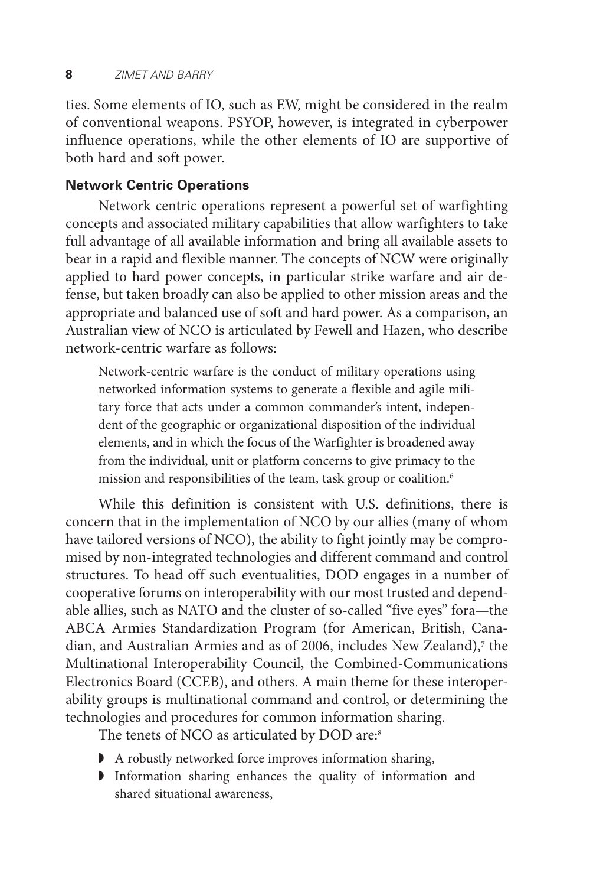ties. Some elements of IO, such as EW, might be considered in the realm of conventional weapons. PSYOP, however, is integrated in cyberpower influence operations, while the other elements of IO are supportive of both hard and soft power.

### Network Centric Operations

Network centric operations represent a powerful set of warfighting concepts and associated military capabilities that allow warfighters to take full advantage of all available information and bring all available assets to bear in a rapid and flexible manner. The concepts of NCW were originally applied to hard power concepts, in particular strike warfare and air defense, but taken broadly can also be applied to other mission areas and the appropriate and balanced use of soft and hard power. As a comparison, an Australian view of NCO is articulated by Fewell and Hazen, who describe network-centric warfare as follows:

> Network-centric warfare is the conduct of military operations using networked information systems to generate a flexible and agile military force that acts under a common commander's intent, independent of the geographic or organizational disposition of the individual elements, and in which the focus of the Warfighter is broadened away from the individual, unit or platform concerns to give primacy to the mission and responsibilities of the team, task group or coalition.[6]

While this definition is consistent with U.S. definitions, there is concern that in the implementation of NCO by our allies (many of whom have tailored versions of NCO), the ability to fight jointly may be compromised by non-integrated technologies and different command and control structures. To head off such eventualities, DOD engages in a number of cooperative forums on interoperability with our most trusted and dependable allies, such as NATO and the cluster of so-called "five eyes" fora—the ABCA Armies Standardization Program (for American, British, Canadian, and Australian Armies and as of 2006, includes New Zealand),[7] the Multinational Interoperability Council, the Combined-Communications Electronics Board (CCEB), and others. A main theme for these interoperability groups is multinational command and control, or determining the technologies and procedures for common information sharing.

The tenets of NCO as articulated by DOD are:[8]

- A robustly networked force improves information sharing,
- Information sharing enhances the quality of information and shared situational awareness,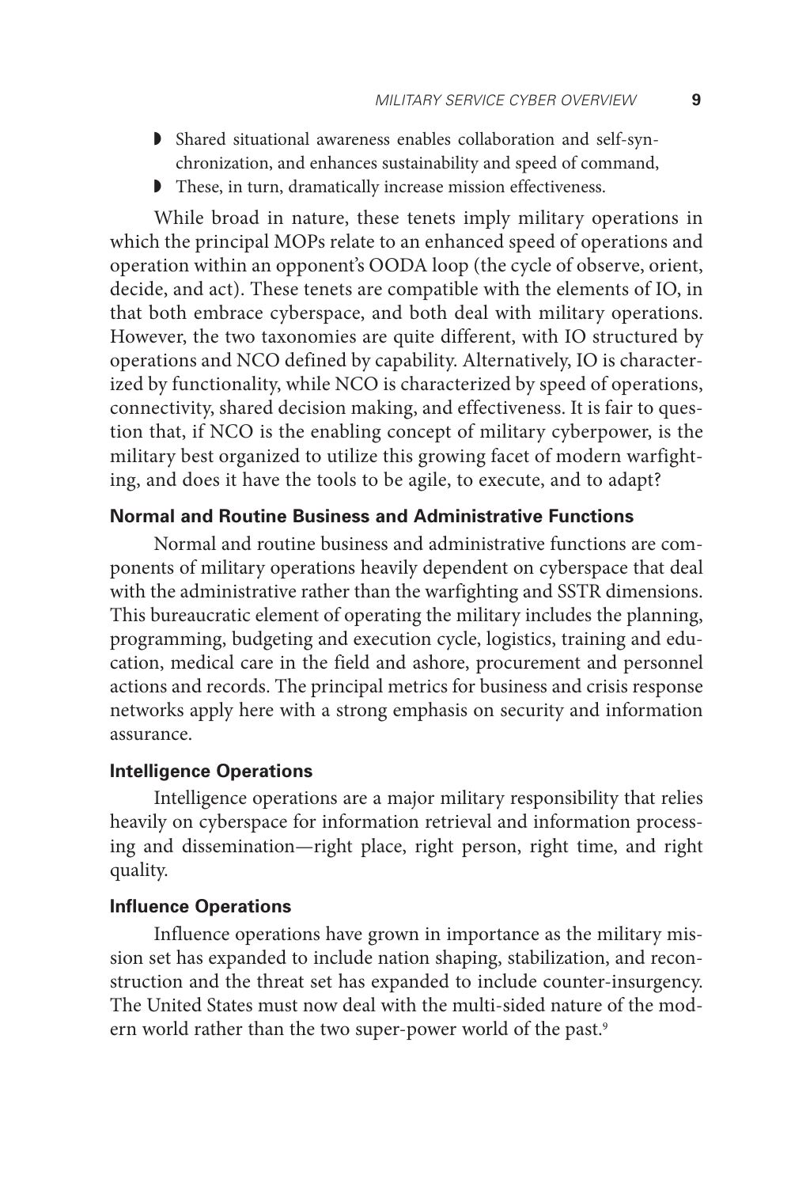- Shared situational awareness enables collaboration and self-synchronization, and enhances sustainability and speed of command,
- These, in turn, dramatically increase mission effectiveness.

While broad in nature, these tenets imply military operations in which the principal MOPs relate to an enhanced speed of operations and operation within an opponent's OODA loop (the cycle of observe, orient, decide, and act). These tenets are compatible with the elements of IO, in that both embrace cyberspace, and both deal with military operations. However, the two taxonomies are quite different, with IO structured by operations and NCO defined by capability. Alternatively, IO is characterized by functionality, while NCO is characterized by speed of operations, connectivity, shared decision making, and effectiveness. It is fair to question that, if NCO is the enabling concept of military cyberpower, is the military best organized to utilize this growing facet of modern warfighting, and does it have the tools to be agile, to execute, and to adapt?

### Normal and Routine Business and Administrative Functions

Normal and routine business and administrative functions are components of military operations heavily dependent on cyberspace that deal with the administrative rather than the warfighting and SSTR dimensions. This bureaucratic element of operating the military includes the planning, programming, budgeting and execution cycle, logistics, training and education, medical care in the field and ashore, procurement and personnel actions and records. The principal metrics for business and crisis response networks apply here with a strong emphasis on security and information assurance.

### Intelligence Operations

Intelligence operations are a major military responsibility that relies heavily on cyberspace for information retrieval and information processing and dissemination—right place, right person, right time, and right quality.

### Influence Operations

Influence operations have grown in importance as the military mission set has expanded to include nation shaping, stabilization, and reconstruction and the threat set has expanded to include counter-insurgency. The United States must now deal with the multi-sided nature of the modern world rather than the two super-power world of the past.[9]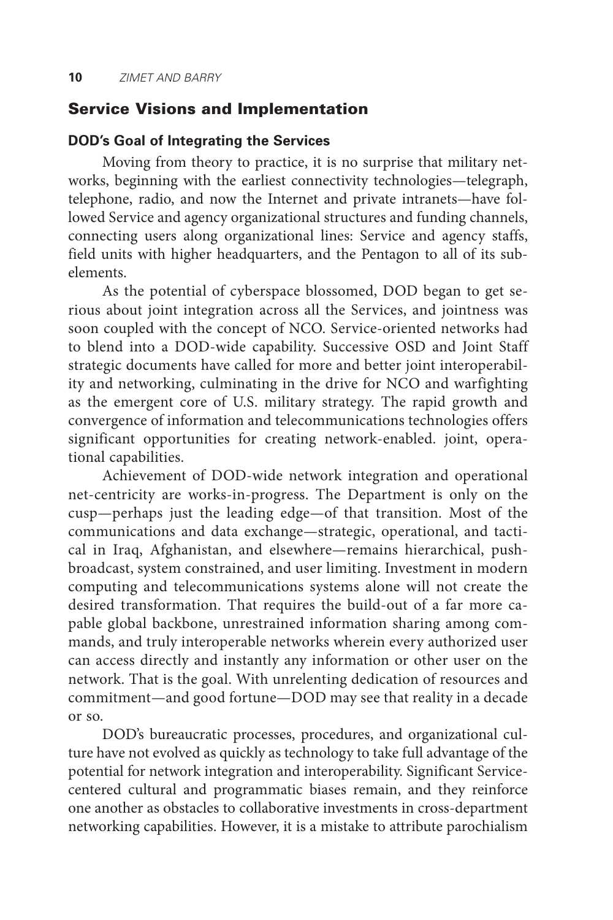## Service Visions and Implementation

### DOD's Goal of Integrating the Services

Moving from theory to practice, it is no surprise that military networks, beginning with the earliest connectivity technologies—telegraph, telephone, radio, and now the Internet and private intranets—have followed Service and agency organizational structures and funding channels, connecting users along organizational lines: Service and agency staffs, field units with higher headquarters, and the Pentagon to all of its subelements.

As the potential of cyberspace blossomed, DOD began to get serious about joint integration across all the Services, and jointness was soon coupled with the concept of NCO. Service-oriented networks had to blend into a DOD-wide capability. Successive OSD and Joint Staff strategic documents have called for more and better joint interoperability and networking, culminating in the drive for NCO and warfighting as the emergent core of U.S. military strategy. The rapid growth and convergence of information and telecommunications technologies offers significant opportunities for creating network-enabled. joint, operational capabilities.

Achievement of DOD-wide network integration and operational net-centricity are works-in-progress. The Department is only on the cusp—perhaps just the leading edge—of that transition. Most of the communications and data exchange—strategic, operational, and tactical in Iraq, Afghanistan, and elsewhere—remains hierarchical, push-broadcast, system constrained, and user limiting. Investment in modern computing and telecommunications systems alone will not create the desired transformation. That requires the build-out of a far more capable global backbone, unrestrained information sharing among commands, and truly interoperable networks wherein every authorized user can access directly and instantly any information or other user on the network. That is the goal. With unrelenting dedication of resources and commitment—and good fortune—DOD may see that reality in a decade or so.

DOD's bureaucratic processes, procedures, and organizational culture have not evolved as quickly as technology to take full advantage of the potential for network integration and interoperability. Significant Service-centered cultural and programmatic biases remain, and they reinforce one another as obstacles to collaborative investments in cross-department networking capabilities. However, it is a mistake to attribute parochialism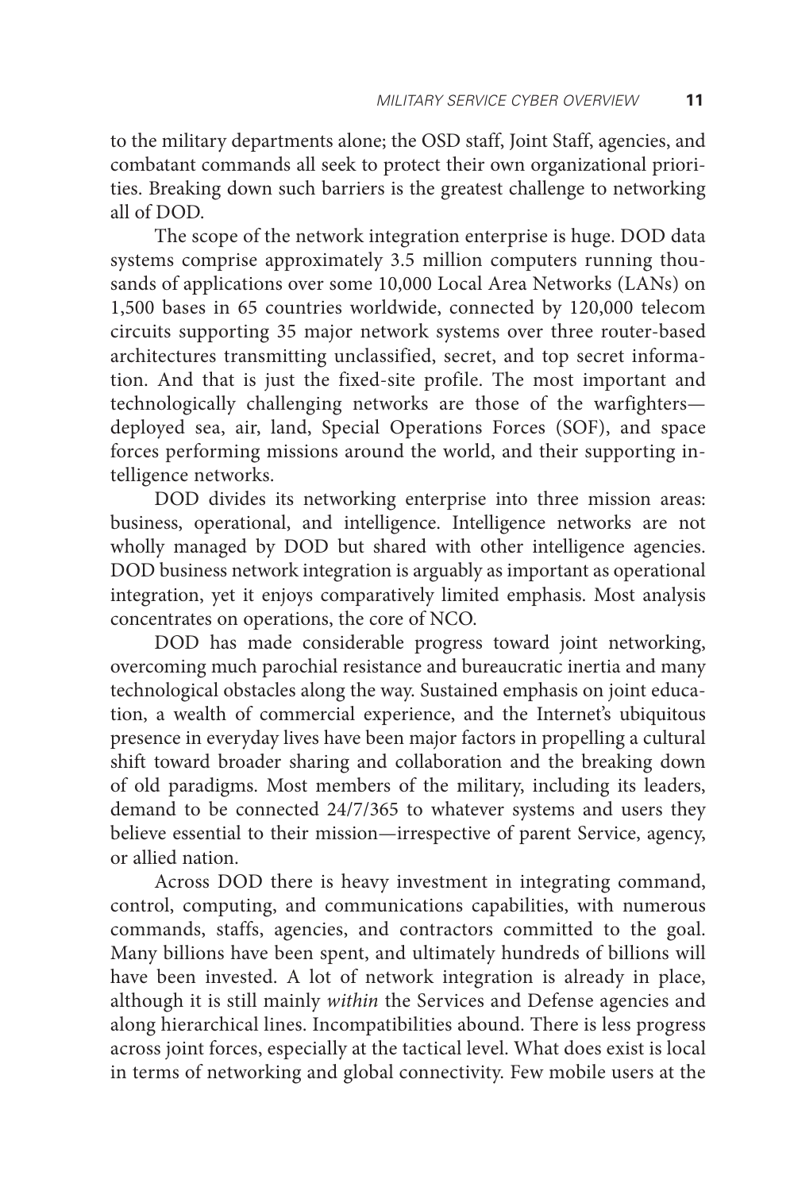to the military departments alone; the OSD staff, Joint Staff, agencies, and combatant commands all seek to protect their own organizational priorities. Breaking down such barriers is the greatest challenge to networking all of DOD.

The scope of the network integration enterprise is huge. DOD data systems comprise approximately 3.5 million computers running thousands of applications over some 10,000 Local Area Networks (LANs) on 1,500 bases in 65 countries worldwide, connected by 120,000 telecom circuits supporting 35 major network systems over three router-based architectures transmitting unclassified, secret, and top secret information. And that is just the fixed-site profile. The most important and technologically challenging networks are those of the warfighters—deployed sea, air, land, Special Operations Forces (SOF), and space forces performing missions around the world, and their supporting intelligence networks.

DOD divides its networking enterprise into three mission areas: business, operational, and intelligence. Intelligence networks are not wholly managed by DOD but shared with other intelligence agencies. DOD business network integration is arguably as important as operational integration, yet it enjoys comparatively limited emphasis. Most analysis concentrates on operations, the core of NCO.

DOD has made considerable progress toward joint networking, overcoming much parochial resistance and bureaucratic inertia and many technological obstacles along the way. Sustained emphasis on joint education, a wealth of commercial experience, and the Internet's ubiquitous presence in everyday lives have been major factors in propelling a cultural shift toward broader sharing and collaboration and the breaking down of old paradigms. Most members of the military, including its leaders, demand to be connected 24/7/365 to whatever systems and users they believe essential to their mission—irrespective of parent Service, agency, or allied nation.

Across DOD there is heavy investment in integrating command, control, computing, and communications capabilities, with numerous commands, staffs, agencies, and contractors committed to the goal. Many billions have been spent, and ultimately hundreds of billions will have been invested. A lot of network integration is already in place, although it is still mainly *within* the Services and Defense agencies and along hierarchical lines. Incompatibilities abound. There is less progress across joint forces, especially at the tactical level. What does exist is local in terms of networking and global connectivity. Few mobile users at the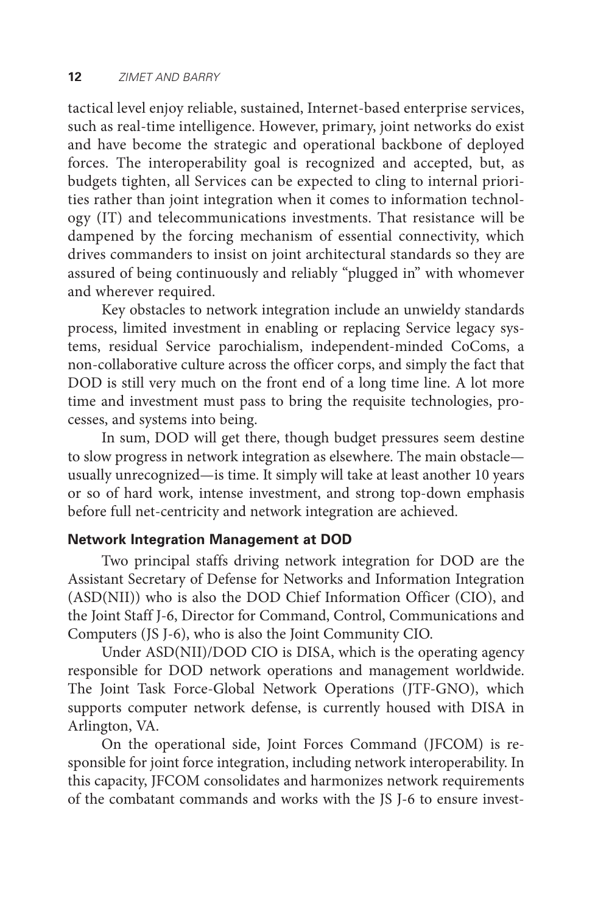tactical level enjoy reliable, sustained, Internet-based enterprise services, such as real-time intelligence. However, primary, joint networks do exist and have become the strategic and operational backbone of deployed forces. The interoperability goal is recognized and accepted, but, as budgets tighten, all Services can be expected to cling to internal priorities rather than joint integration when it comes to information technology (IT) and telecommunications investments. That resistance will be dampened by the forcing mechanism of essential connectivity, which drives commanders to insist on joint architectural standards so they are assured of being continuously and reliably "plugged in" with whomever and wherever required.

Key obstacles to network integration include an unwieldy standards process, limited investment in enabling or replacing Service legacy systems, residual Service parochialism, independent-minded CoComs, a non-collaborative culture across the officer corps, and simply the fact that DOD is still very much on the front end of a long time line. A lot more time and investment must pass to bring the requisite technologies, processes, and systems into being.

In sum, DOD will get there, though budget pressures seem destine to slow progress in network integration as elsewhere. The main obstacle—usually unrecognized—is time. It simply will take at least another 10 years or so of hard work, intense investment, and strong top-down emphasis before full net-centricity and network integration are achieved.

### Network Integration Management at DOD

Two principal staffs driving network integration for DOD are the Assistant Secretary of Defense for Networks and Information Integration (ASD(NII)) who is also the DOD Chief Information Officer (CIO), and the Joint Staff J-6, Director for Command, Control, Communications and Computers (JS J-6), who is also the Joint Community CIO.

Under ASD(NII)/DOD CIO is DISA, which is the operating agency responsible for DOD network operations and management worldwide. The Joint Task Force-Global Network Operations (JTF-GNO), which supports computer network defense, is currently housed with DISA in Arlington, VA.

On the operational side, Joint Forces Command (JFCOM) is responsible for joint force integration, including network interoperability. In this capacity, JFCOM consolidates and harmonizes network requirements of the combatant commands and works with the JS J-6 to ensure invest-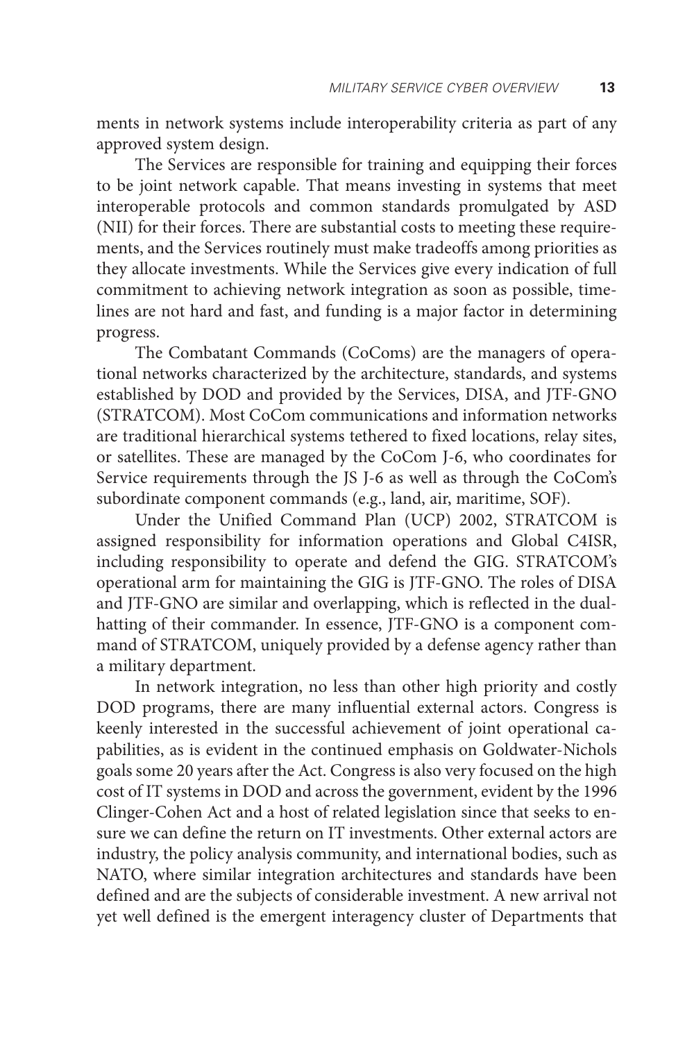ments in network systems include interoperability criteria as part of any approved system design.

The Services are responsible for training and equipping their forces to be joint network capable. That means investing in systems that meet interoperable protocols and common standards promulgated by ASD (NII) for their forces. There are substantial costs to meeting these requirements, and the Services routinely must make tradeoffs among priorities as they allocate investments. While the Services give every indication of full commitment to achieving network integration as soon as possible, timelines are not hard and fast, and funding is a major factor in determining progress.

The Combatant Commands (CoComs) are the managers of operational networks characterized by the architecture, standards, and systems established by DOD and provided by the Services, DISA, and JTF-GNO (STRATCOM). Most CoCom communications and information networks are traditional hierarchical systems tethered to fixed locations, relay sites, or satellites. These are managed by the CoCom J-6, who coordinates for Service requirements through the JS J-6 as well as through the CoCom's subordinate component commands (e.g., land, air, maritime, SOF).

Under the Unified Command Plan (UCP) 2002, STRATCOM is assigned responsibility for information operations and Global C4ISR, including responsibility to operate and defend the GIG. STRATCOM's operational arm for maintaining the GIG is JTF-GNO. The roles of DISA and JTF-GNO are similar and overlapping, which is reflected in the dual-hatting of their commander. In essence, JTF-GNO is a component command of STRATCOM, uniquely provided by a defense agency rather than a military department.

In network integration, no less than other high priority and costly DOD programs, there are many influential external actors. Congress is keenly interested in the successful achievement of joint operational capabilities, as is evident in the continued emphasis on Goldwater-Nichols goals some 20 years after the Act. Congress is also very focused on the high cost of IT systems in DOD and across the government, evident by the 1996 Clinger-Cohen Act and a host of related legislation since that seeks to ensure we can define the return on IT investments. Other external actors are industry, the policy analysis community, and international bodies, such as NATO, where similar integration architectures and standards have been defined and are the subjects of considerable investment. A new arrival not yet well defined is the emergent interagency cluster of Departments that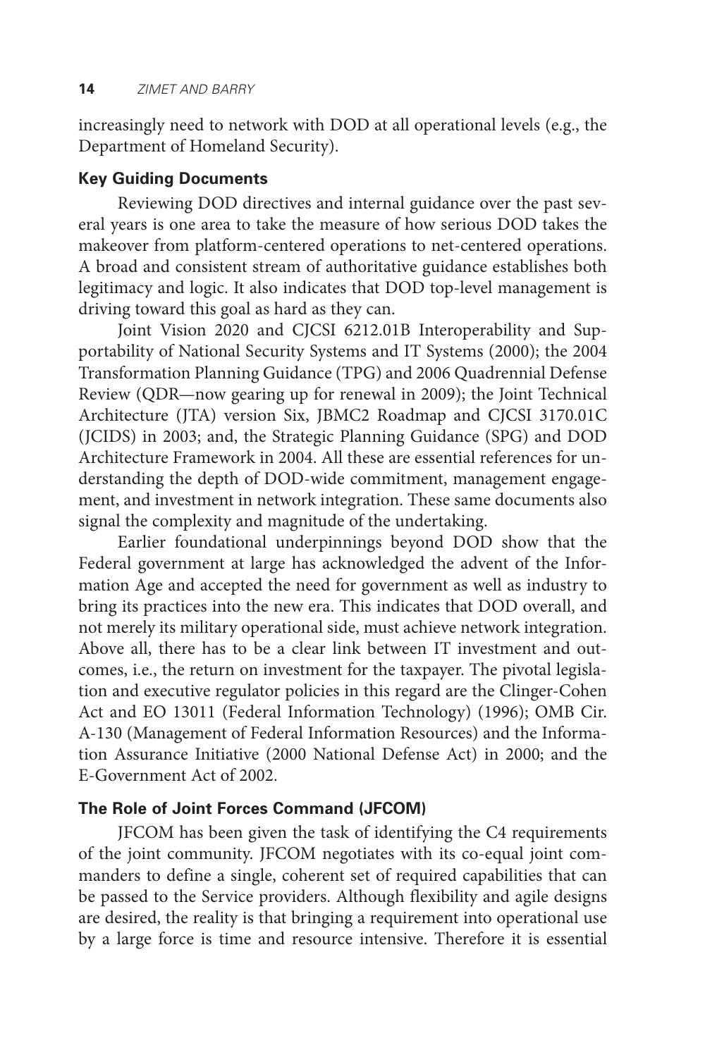increasingly need to network with DOD at all operational levels (e.g., the Department of Homeland Security).

### Key Guiding Documents

Reviewing DOD directives and internal guidance over the past several years is one area to take the measure of how serious DOD takes the makeover from platform-centered operations to net-centered operations. A broad and consistent stream of authoritative guidance establishes both legitimacy and logic. It also indicates that DOD top-level management is driving toward this goal as hard as they can.

Joint Vision 2020 and CJCSI 6212.01B Interoperability and Supportability of National Security Systems and IT Systems (2000); the 2004 Transformation Planning Guidance (TPG) and 2006 Quadrennial Defense Review (QDR—now gearing up for renewal in 2009); the Joint Technical Architecture (JTA) version Six, JBMC2 Roadmap and CJCSI 3170.01C (JCIDS) in 2003; and, the Strategic Planning Guidance (SPG) and DOD Architecture Framework in 2004. All these are essential references for understanding the depth of DOD-wide commitment, management engagement, and investment in network integration. These same documents also signal the complexity and magnitude of the undertaking.

Earlier foundational underpinnings beyond DOD show that the Federal government at large has acknowledged the advent of the Information Age and accepted the need for government as well as industry to bring its practices into the new era. This indicates that DOD overall, and not merely its military operational side, must achieve network integration. Above all, there has to be a clear link between IT investment and outcomes, i.e., the return on investment for the taxpayer. The pivotal legislation and executive regulator policies in this regard are the Clinger-Cohen Act and EO 13011 (Federal Information Technology) (1996); OMB Cir. A-130 (Management of Federal Information Resources) and the Information Assurance Initiative (2000 National Defense Act) in 2000; and the E-Government Act of 2002.

### The Role of Joint Forces Command (JFCOM)

JFCOM has been given the task of identifying the C4 requirements of the joint community. JFCOM negotiates with its co-equal joint commanders to define a single, coherent set of required capabilities that can be passed to the Service providers. Although flexibility and agile designs are desired, the reality is that bringing a requirement into operational use by a large force is time and resource intensive. Therefore it is essential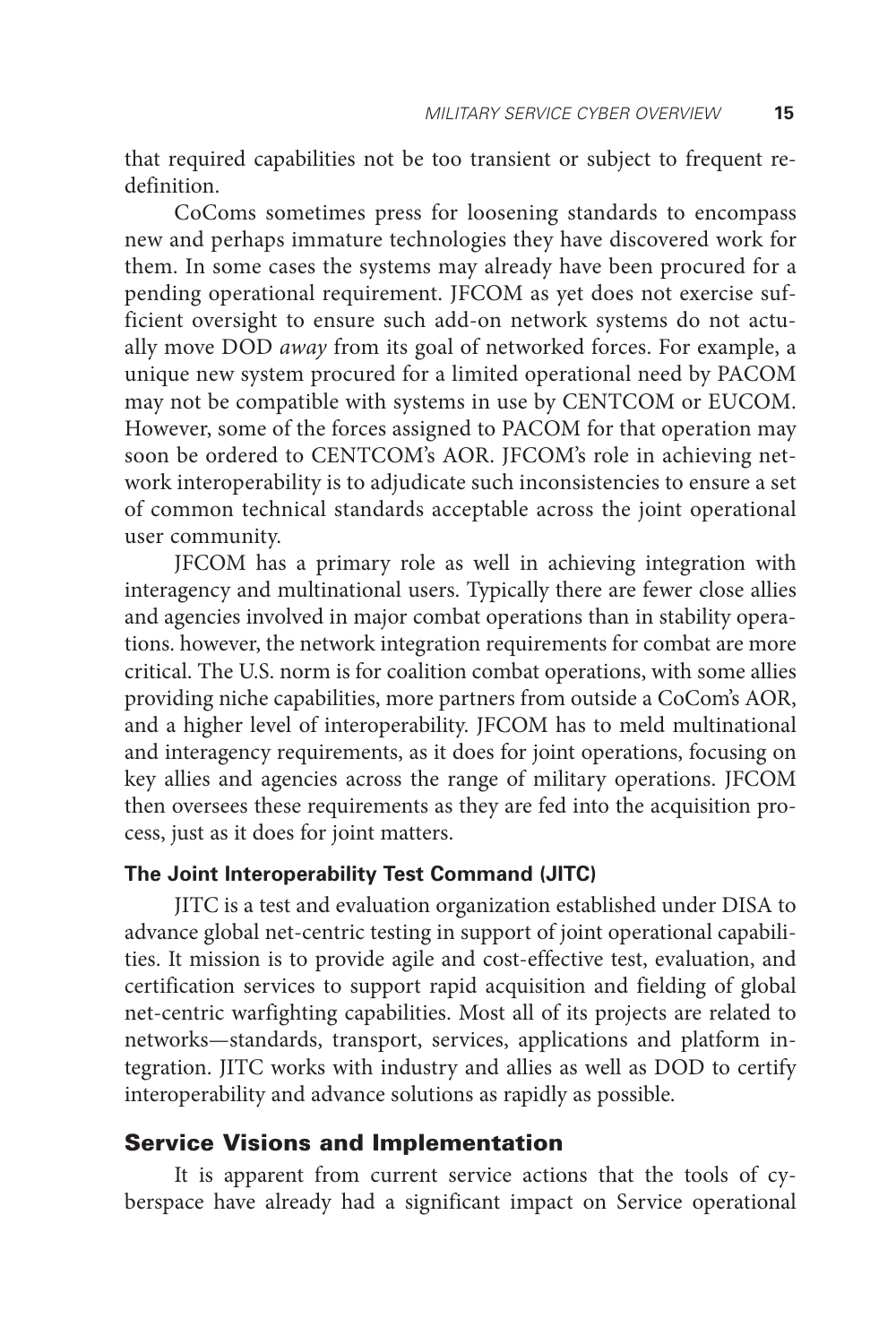that required capabilities not be too transient or subject to frequent redefinition.

CoComs sometimes press for loosening standards to encompass new and perhaps immature technologies they have discovered work for them. In some cases the systems may already have been procured for a pending operational requirement. JFCOM as yet does not exercise sufficient oversight to ensure such add-on network systems do not actually move DOD *away* from its goal of networked forces. For example, a unique new system procured for a limited operational need by PACOM may not be compatible with systems in use by CENTCOM or EUCOM. However, some of the forces assigned to PACOM for that operation may soon be ordered to CENTCOM's AOR. JFCOM's role in achieving network interoperability is to adjudicate such inconsistencies to ensure a set of common technical standards acceptable across the joint operational user community.

JFCOM has a primary role as well in achieving integration with interagency and multinational users. Typically there are fewer close allies and agencies involved in major combat operations than in stability operations. however, the network integration requirements for combat are more critical. The U.S. norm is for coalition combat operations, with some allies providing niche capabilities, more partners from outside a CoCom's AOR, and a higher level of interoperability. JFCOM has to meld multinational and interagency requirements, as it does for joint operations, focusing on key allies and agencies across the range of military operations. JFCOM then oversees these requirements as they are fed into the acquisition process, just as it does for joint matters.

#### The Joint Interoperability Test Command (JITC)

JITC is a test and evaluation organization established under DISA to advance global net-centric testing in support of joint operational capabilities. It mission is to provide agile and cost-effective test, evaluation, and certification services to support rapid acquisition and fielding of global net-centric warfighting capabilities. Most all of its projects are related to networks—standards, transport, services, applications and platform integration. JITC works with industry and allies as well as DOD to certify interoperability and advance solutions as rapidly as possible.

### Service Visions and Implementation

It is apparent from current service actions that the tools of cyberspace have already had a significant impact on Service operational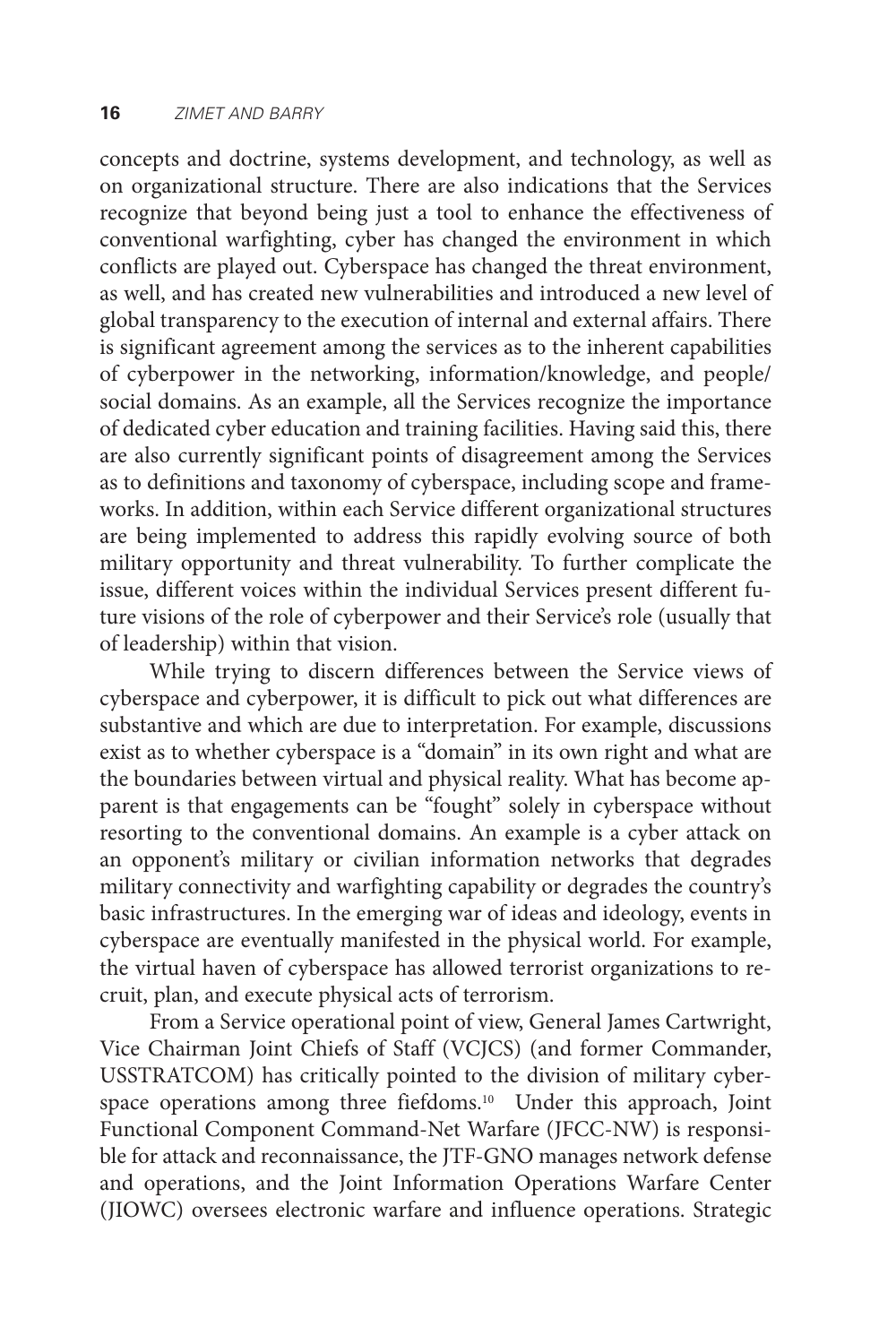concepts and doctrine, systems development, and technology, as well as on organizational structure. There are also indications that the Services recognize that beyond being just a tool to enhance the effectiveness of conventional warfighting, cyber has changed the environment in which conflicts are played out. Cyberspace has changed the threat environment, as well, and has created new vulnerabilities and introduced a new level of global transparency to the execution of internal and external affairs. There is significant agreement among the services as to the inherent capabilities of cyberpower in the networking, information/knowledge, and people/social domains. As an example, all the Services recognize the importance of dedicated cyber education and training facilities. Having said this, there are also currently significant points of disagreement among the Services as to definitions and taxonomy of cyberspace, including scope and frameworks. In addition, within each Service different organizational structures are being implemented to address this rapidly evolving source of both military opportunity and threat vulnerability. To further complicate the issue, different voices within the individual Services present different future visions of the role of cyberpower and their Service's role (usually that of leadership) within that vision.

While trying to discern differences between the Service views of cyberspace and cyberpower, it is difficult to pick out what differences are substantive and which are due to interpretation. For example, discussions exist as to whether cyberspace is a "domain" in its own right and what are the boundaries between virtual and physical reality. What has become apparent is that engagements can be "fought" solely in cyberspace without resorting to the conventional domains. An example is a cyber attack on an opponent's military or civilian information networks that degrades military connectivity and warfighting capability or degrades the country's basic infrastructures. In the emerging war of ideas and ideology, events in cyberspace are eventually manifested in the physical world. For example, the virtual haven of cyberspace has allowed terrorist organizations to recruit, plan, and execute physical acts of terrorism.

From a Service operational point of view, General James Cartwright, Vice Chairman Joint Chiefs of Staff (VCJCS) (and former Commander, USSTRATCOM) has critically pointed to the division of military cyberspace operations among three fiefdoms.[10] Under this approach, Joint Functional Component Command-Net Warfare (JFCC-NW) is responsible for attack and reconnaissance, the JTF-GNO manages network defense and operations, and the Joint Information Operations Warfare Center (JIOWC) oversees electronic warfare and influence operations. Strategic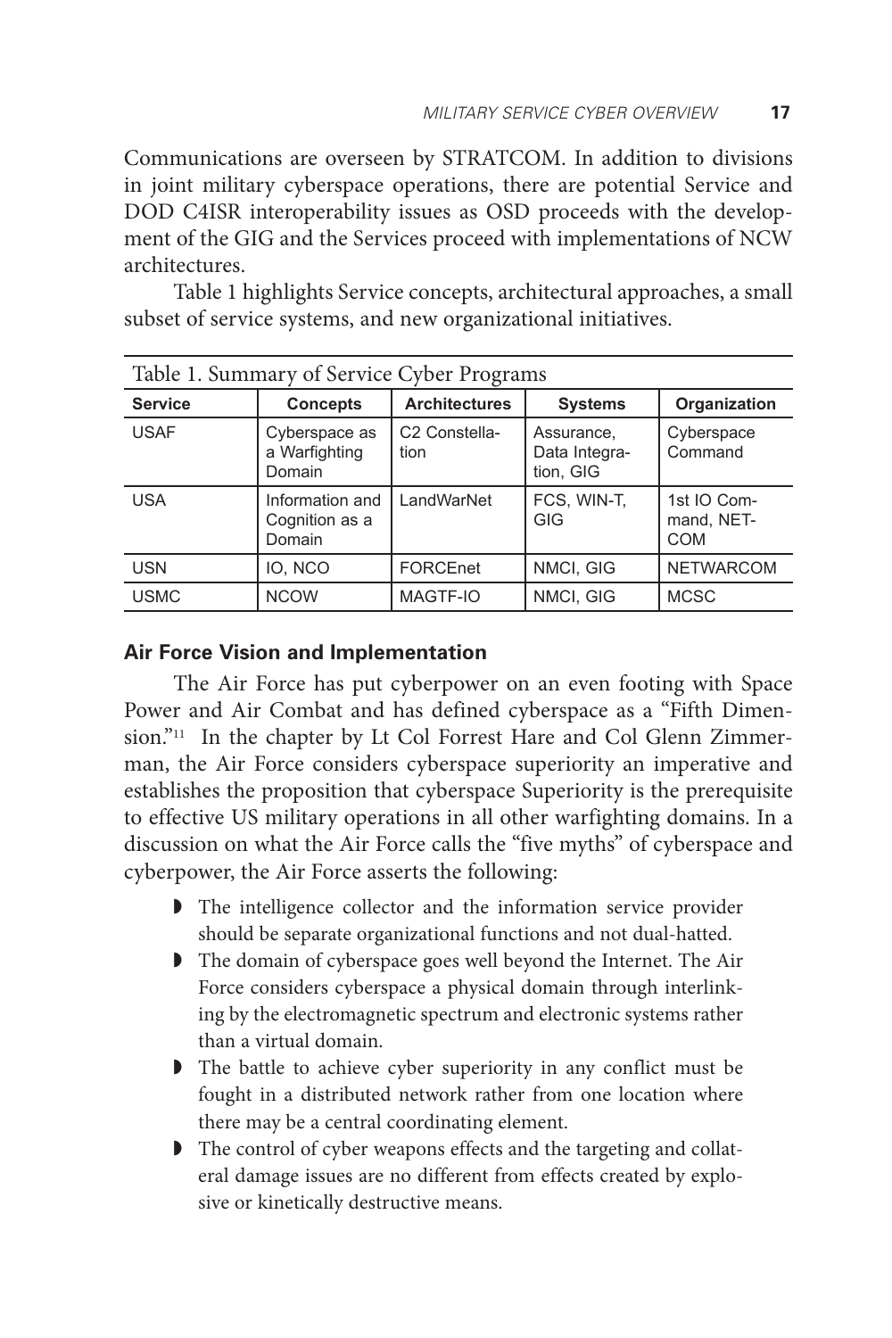Communications are overseen by STRATCOM. In addition to divisions in joint military cyberspace operations, there are potential Service and DOD C4ISR interoperability issues as OSD proceeds with the development of the GIG and the Services proceed with implementations of NCW architectures.

Table 1 highlights Service concepts, architectural approaches, a small subset of service systems, and new organizational initiatives.

Table 1. Summary of Service Cyber Programs

| Service | Concepts | Architectures | Systems | Organization |
|---|---|---|---|---|
| USAF | Cyberspace as a Warfighting Domain | C2 Constellation | Assurance, Data Integration, GIG | Cyberspace Command |
| USA | Information and Cognition as a Domain | LandWarNet | FCS, WIN-T, GIG | 1st IO Command, NETCOM |
| USN | IO, NCO | FORCEnet | NMCI, GIG | NETWARCOM |
| USMC | NCOW | MAGTF-IO | NMCI, GIG | MCSC |

### Air Force Vision and Implementation

The Air Force has put cyberpower on an even footing with Space Power and Air Combat and has defined cyberspace as a "Fifth Dimension."[11] In the chapter by Lt Col Forrest Hare and Col Glenn Zimmerman, the Air Force considers cyberspace superiority an imperative and establishes the proposition that cyberspace Superiority is the prerequisite to effective US military operations in all other warfighting domains. In a discussion on what the Air Force calls the "five myths" of cyberspace and cyberpower, the Air Force asserts the following:

- The intelligence collector and the information service provider should be separate organizational functions and not dual-hatted.
- The domain of cyberspace goes well beyond the Internet. The Air Force considers cyberspace a physical domain through interlinking by the electromagnetic spectrum and electronic systems rather than a virtual domain.
- The battle to achieve cyber superiority in any conflict must be fought in a distributed network rather from one location where there may be a central coordinating element.
- The control of cyber weapons effects and the targeting and collateral damage issues are no different from effects created by explosive or kinetically destructive means.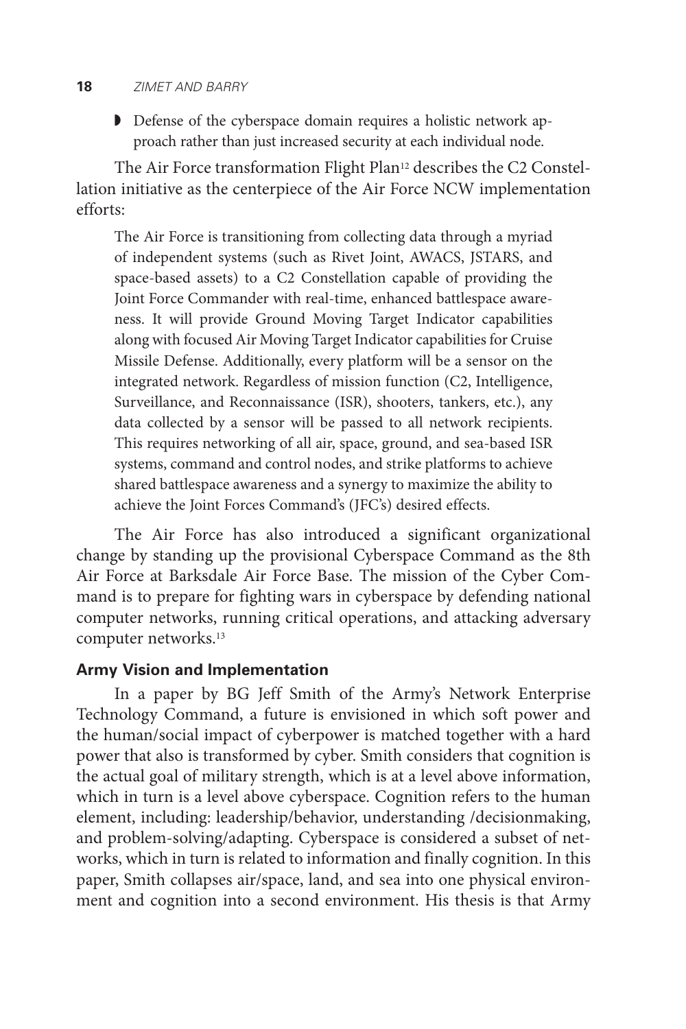- Defense of the cyberspace domain requires a holistic network approach rather than just increased security at each individual node.

The Air Force transformation Flight Plan[12] describes the C2 Constellation initiative as the centerpiece of the Air Force NCW implementation efforts:

> The Air Force is transitioning from collecting data through a myriad of independent systems (such as Rivet Joint, AWACS, JSTARS, and space-based assets) to a C2 Constellation capable of providing the Joint Force Commander with real-time, enhanced battlespace awareness. It will provide Ground Moving Target Indicator capabilities along with focused Air Moving Target Indicator capabilities for Cruise Missile Defense. Additionally, every platform will be a sensor on the integrated network. Regardless of mission function (C2, Intelligence, Surveillance, and Reconnaissance (ISR), shooters, tankers, etc.), any data collected by a sensor will be passed to all network recipients. This requires networking of all air, space, ground, and sea-based ISR systems, command and control nodes, and strike platforms to achieve shared battlespace awareness and a synergy to maximize the ability to achieve the Joint Forces Command's (JFC's) desired effects.

The Air Force has also introduced a significant organizational change by standing up the provisional Cyberspace Command as the 8th Air Force at Barksdale Air Force Base. The mission of the Cyber Command is to prepare for fighting wars in cyberspace by defending national computer networks, running critical operations, and attacking adversary computer networks.[13]

### Army Vision and Implementation

In a paper by BG Jeff Smith of the Army's Network Enterprise Technology Command, a future is envisioned in which soft power and the human/social impact of cyberpower is matched together with a hard power that also is transformed by cyber. Smith considers that cognition is the actual goal of military strength, which is at a level above information, which in turn is a level above cyberspace. Cognition refers to the human element, including: leadership/behavior, understanding /decisionmaking, and problem-solving/adapting. Cyberspace is considered a subset of networks, which in turn is related to information and finally cognition. In this paper, Smith collapses air/space, land, and sea into one physical environment and cognition into a second environment. His thesis is that Army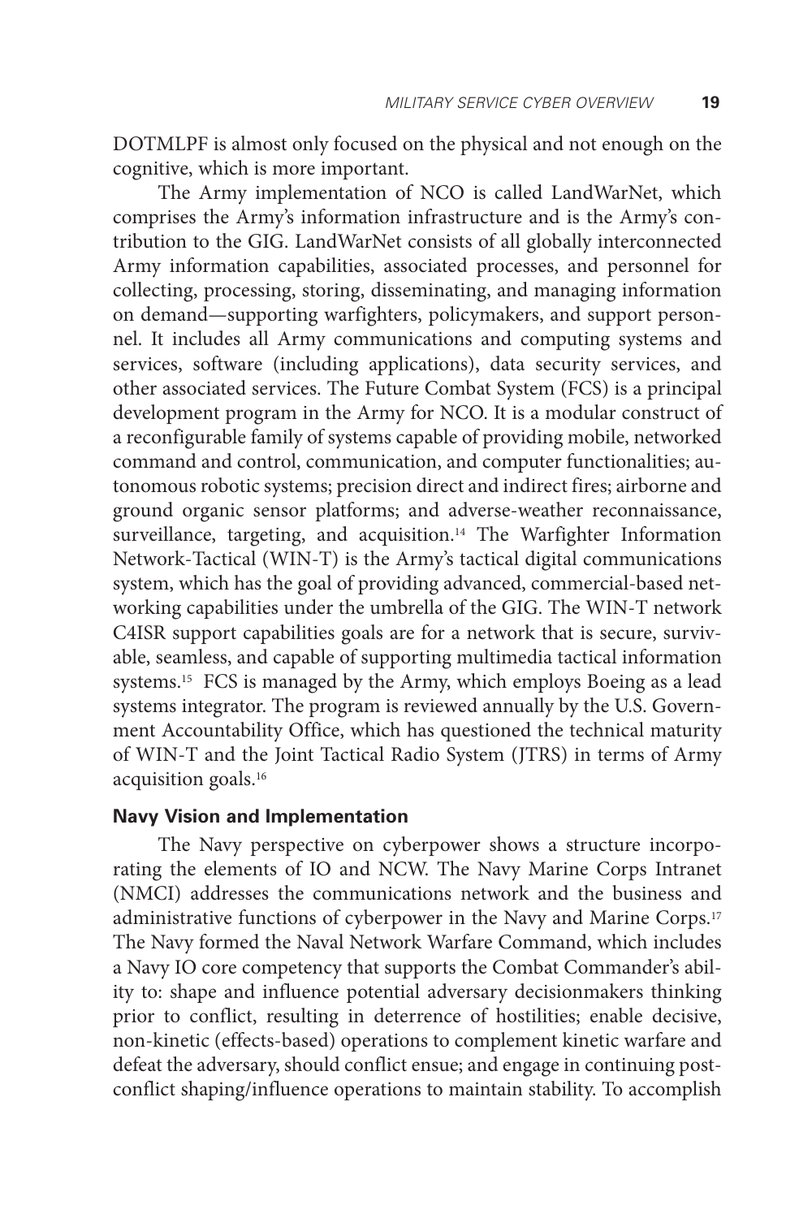DOTMLPF is almost only focused on the physical and not enough on the cognitive, which is more important.

The Army implementation of NCO is called LandWarNet, which comprises the Army's information infrastructure and is the Army's contribution to the GIG. LandWarNet consists of all globally interconnected Army information capabilities, associated processes, and personnel for collecting, processing, storing, disseminating, and managing information on demand—supporting warfighters, policymakers, and support personnel. It includes all Army communications and computing systems and services, software (including applications), data security services, and other associated services. The Future Combat System (FCS) is a principal development program in the Army for NCO. It is a modular construct of a reconfigurable family of systems capable of providing mobile, networked command and control, communication, and computer functionalities; autonomous robotic systems; precision direct and indirect fires; airborne and ground organic sensor platforms; and adverse-weather reconnaissance, surveillance, targeting, and acquisition.[14] The Warfighter Information Network-Tactical (WIN-T) is the Army's tactical digital communications system, which has the goal of providing advanced, commercial-based networking capabilities under the umbrella of the GIG. The WIN-T network C4ISR support capabilities goals are for a network that is secure, survivable, seamless, and capable of supporting multimedia tactical information systems.[15] FCS is managed by the Army, which employs Boeing as a lead systems integrator. The program is reviewed annually by the U.S. Government Accountability Office, which has questioned the technical maturity of WIN-T and the Joint Tactical Radio System (JTRS) in terms of Army acquisition goals.[16]

### Navy Vision and Implementation

The Navy perspective on cyberpower shows a structure incorporating the elements of IO and NCW. The Navy Marine Corps Intranet (NMCI) addresses the communications network and the business and administrative functions of cyberpower in the Navy and Marine Corps.[17] The Navy formed the Naval Network Warfare Command, which includes a Navy IO core competency that supports the Combat Commander's ability to: shape and influence potential adversary decisionmakers thinking prior to conflict, resulting in deterrence of hostilities; enable decisive, non-kinetic (effects-based) operations to complement kinetic warfare and defeat the adversary, should conflict ensue; and engage in continuing post-conflict shaping/influence operations to maintain stability. To accomplish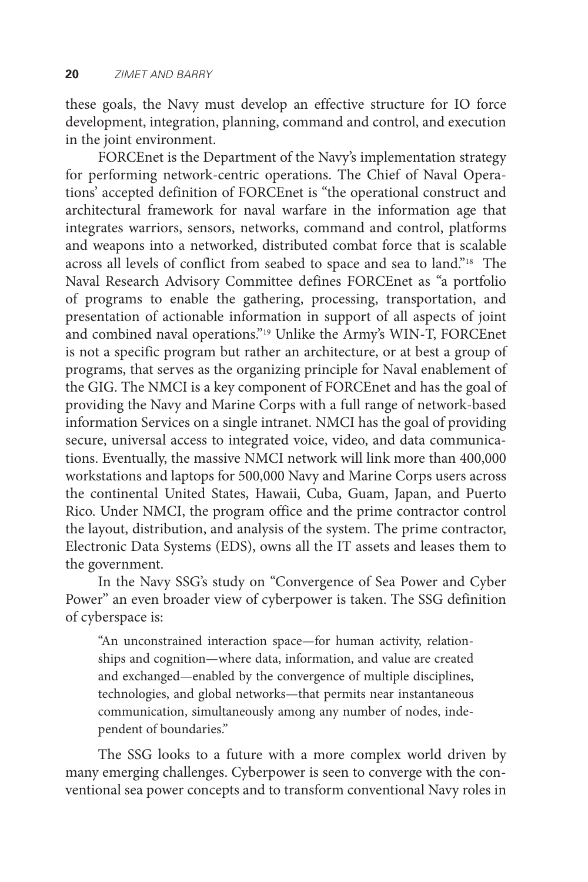these goals, the Navy must develop an effective structure for IO force development, integration, planning, command and control, and execution in the joint environment.

FORCEnet is the Department of the Navy's implementation strategy for performing network-centric operations. The Chief of Naval Operations' accepted definition of FORCEnet is "the operational construct and architectural framework for naval warfare in the information age that integrates warriors, sensors, networks, command and control, platforms and weapons into a networked, distributed combat force that is scalable across all levels of conflict from seabed to space and sea to land."[18] The Naval Research Advisory Committee defines FORCEnet as "a portfolio of programs to enable the gathering, processing, transportation, and presentation of actionable information in support of all aspects of joint and combined naval operations."[19] Unlike the Army's WIN-T, FORCEnet is not a specific program but rather an architecture, or at best a group of programs, that serves as the organizing principle for Naval enablement of the GIG. The NMCI is a key component of FORCEnet and has the goal of providing the Navy and Marine Corps with a full range of network-based information Services on a single intranet. NMCI has the goal of providing secure, universal access to integrated voice, video, and data communications. Eventually, the massive NMCI network will link more than 400,000 workstations and laptops for 500,000 Navy and Marine Corps users across the continental United States, Hawaii, Cuba, Guam, Japan, and Puerto Rico. Under NMCI, the program office and the prime contractor control the layout, distribution, and analysis of the system. The prime contractor, Electronic Data Systems (EDS), owns all the IT assets and leases them to the government.

In the Navy SSG's study on "Convergence of Sea Power and Cyber Power" an even broader view of cyberpower is taken. The SSG definition of cyberspace is:

> "An unconstrained interaction space—for human activity, relationships and cognition—where data, information, and value are created and exchanged—enabled by the convergence of multiple disciplines, technologies, and global networks—that permits near instantaneous communication, simultaneously among any number of nodes, independent of boundaries."

The SSG looks to a future with a more complex world driven by many emerging challenges. Cyberpower is seen to converge with the conventional sea power concepts and to transform conventional Navy roles in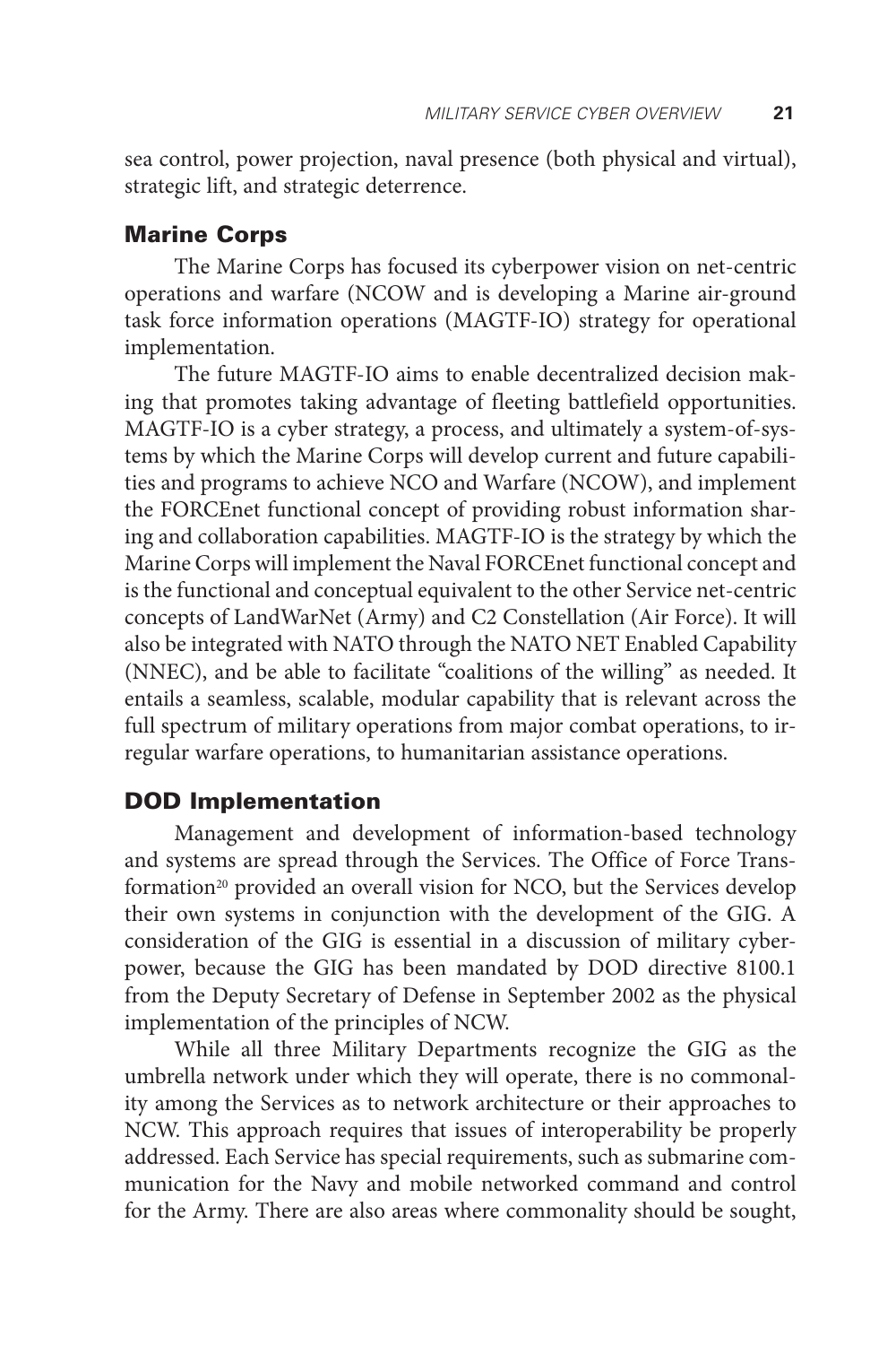sea control, power projection, naval presence (both physical and virtual), strategic lift, and strategic deterrence.

## Marine Corps

The Marine Corps has focused its cyberpower vision on net-centric operations and warfare (NCOW and is developing a Marine air-ground task force information operations (MAGTF-IO) strategy for operational implementation.

The future MAGTF-IO aims to enable decentralized decision making that promotes taking advantage of fleeting battlefield opportunities. MAGTF-IO is a cyber strategy, a process, and ultimately a system-of-systems by which the Marine Corps will develop current and future capabilities and programs to achieve NCO and Warfare (NCOW), and implement the FORCEnet functional concept of providing robust information sharing and collaboration capabilities. MAGTF-IO is the strategy by which the Marine Corps will implement the Naval FORCEnet functional concept and is the functional and conceptual equivalent to the other Service net-centric concepts of LandWarNet (Army) and C2 Constellation (Air Force). It will also be integrated with NATO through the NATO NET Enabled Capability (NNEC), and be able to facilitate "coalitions of the willing" as needed. It entails a seamless, scalable, modular capability that is relevant across the full spectrum of military operations from major combat operations, to irregular warfare operations, to humanitarian assistance operations.

## DOD Implementation

Management and development of information-based technology and systems are spread through the Services. The Office of Force Transformation[20] provided an overall vision for NCO, but the Services develop their own systems in conjunction with the development of the GIG. A consideration of the GIG is essential in a discussion of military cyberpower, because the GIG has been mandated by DOD directive 8100.1 from the Deputy Secretary of Defense in September 2002 as the physical implementation of the principles of NCW.

While all three Military Departments recognize the GIG as the umbrella network under which they will operate, there is no commonality among the Services as to network architecture or their approaches to NCW. This approach requires that issues of interoperability be properly addressed. Each Service has special requirements, such as submarine communication for the Navy and mobile networked command and control for the Army. There are also areas where commonality should be sought,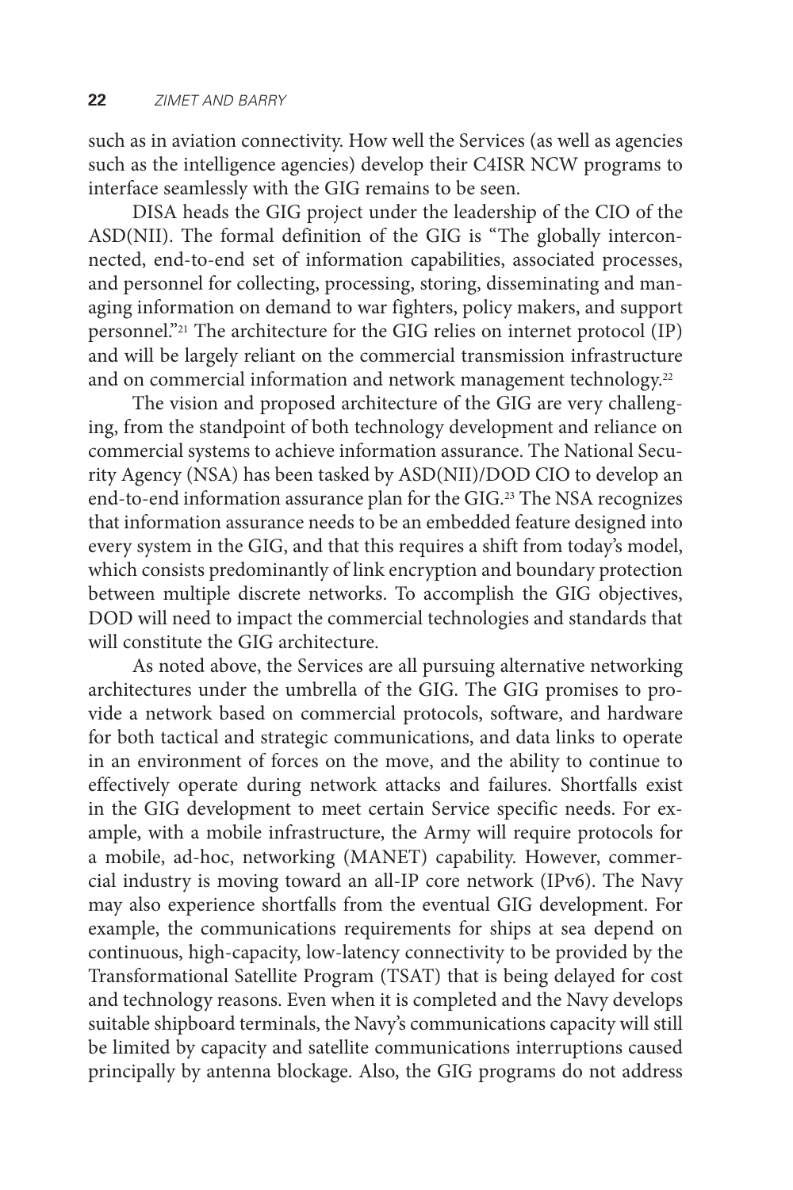such as in aviation connectivity. How well the Services (as well as agencies such as the intelligence agencies) develop their C4ISR NCW programs to interface seamlessly with the GIG remains to be seen.

DISA heads the GIG project under the leadership of the CIO of the ASD(NII). The formal definition of the GIG is "The globally interconnected, end-to-end set of information capabilities, associated processes, and personnel for collecting, processing, storing, disseminating and managing information on demand to war fighters, policy makers, and support personnel."[21] The architecture for the GIG relies on internet protocol (IP) and will be largely reliant on the commercial transmission infrastructure and on commercial information and network management technology.[22]

The vision and proposed architecture of the GIG are very challenging, from the standpoint of both technology development and reliance on commercial systems to achieve information assurance. The National Security Agency (NSA) has been tasked by ASD(NII)/DOD CIO to develop an end-to-end information assurance plan for the GIG.[23] The NSA recognizes that information assurance needs to be an embedded feature designed into every system in the GIG, and that this requires a shift from today's model, which consists predominantly of link encryption and boundary protection between multiple discrete networks. To accomplish the GIG objectives, DOD will need to impact the commercial technologies and standards that will constitute the GIG architecture.

As noted above, the Services are all pursuing alternative networking architectures under the umbrella of the GIG. The GIG promises to provide a network based on commercial protocols, software, and hardware for both tactical and strategic communications, and data links to operate in an environment of forces on the move, and the ability to continue to effectively operate during network attacks and failures. Shortfalls exist in the GIG development to meet certain Service specific needs. For example, with a mobile infrastructure, the Army will require protocols for a mobile, ad-hoc, networking (MANET) capability. However, commercial industry is moving toward an all-IP core network (IPv6). The Navy may also experience shortfalls from the eventual GIG development. For example, the communications requirements for ships at sea depend on continuous, high-capacity, low-latency connectivity to be provided by the Transformational Satellite Program (TSAT) that is being delayed for cost and technology reasons. Even when it is completed and the Navy develops suitable shipboard terminals, the Navy's communications capacity will still be limited by capacity and satellite communications interruptions caused principally by antenna blockage. Also, the GIG programs do not address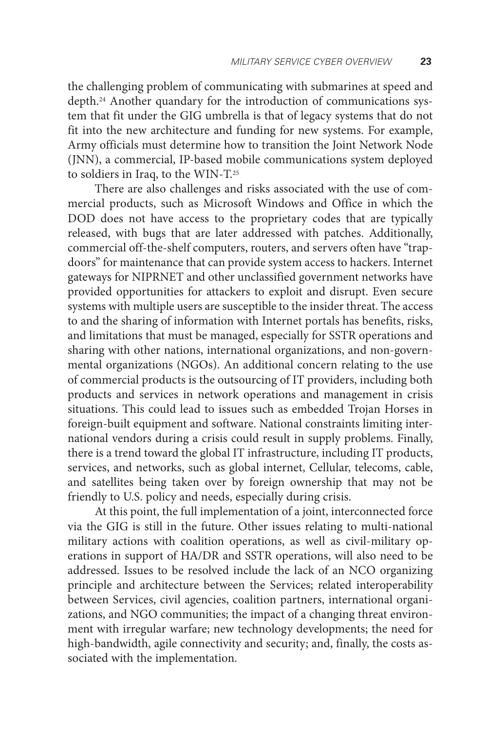the challenging problem of communicating with submarines at speed and depth.[24] Another quandary for the introduction of communications system that fit under the GIG umbrella is that of legacy systems that do not fit into the new architecture and funding for new systems. For example, Army officials must determine how to transition the Joint Network Node (JNN), a commercial, IP-based mobile communications system deployed to soldiers in Iraq, to the WIN-T.[25]

There are also challenges and risks associated with the use of commercial products, such as Microsoft Windows and Office in which the DOD does not have access to the proprietary codes that are typically released, with bugs that are later addressed with patches. Additionally, commercial off-the-shelf computers, routers, and servers often have "trapdoors" for maintenance that can provide system access to hackers. Internet gateways for NIPRNET and other unclassified government networks have provided opportunities for attackers to exploit and disrupt. Even secure systems with multiple users are susceptible to the insider threat. The access to and the sharing of information with Internet portals has benefits, risks, and limitations that must be managed, especially for SSTR operations and sharing with other nations, international organizations, and non-governmental organizations (NGOs). An additional concern relating to the use of commercial products is the outsourcing of IT providers, including both products and services in network operations and management in crisis situations. This could lead to issues such as embedded Trojan Horses in foreign-built equipment and software. National constraints limiting international vendors during a crisis could result in supply problems. Finally, there is a trend toward the global IT infrastructure, including IT products, services, and networks, such as global internet, Cellular, telecoms, cable, and satellites being taken over by foreign ownership that may not be friendly to U.S. policy and needs, especially during crisis.

At this point, the full implementation of a joint, interconnected force via the GIG is still in the future. Other issues relating to multi-national military actions with coalition operations, as well as civil-military operations in support of HA/DR and SSTR operations, will also need to be addressed. Issues to be resolved include the lack of an NCO organizing principle and architecture between the Services; related interoperability between Services, civil agencies, coalition partners, international organizations, and NGO communities; the impact of a changing threat environment with irregular warfare; new technology developments; the need for high-bandwidth, agile connectivity and security; and, finally, the costs associated with the implementation.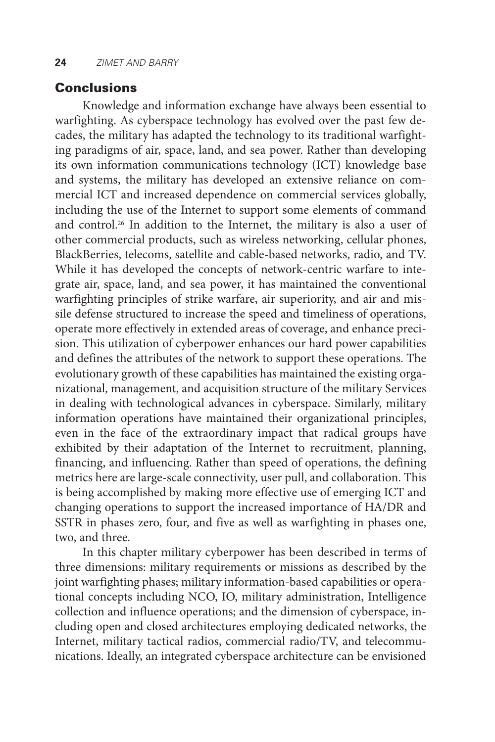## Conclusions

Knowledge and information exchange have always been essential to warfighting. As cyberspace technology has evolved over the past few decades, the military has adapted the technology to its traditional warfighting paradigms of air, space, land, and sea power. Rather than developing its own information communications technology (ICT) knowledge base and systems, the military has developed an extensive reliance on commercial ICT and increased dependence on commercial services globally, including the use of the Internet to support some elements of command and control.[26] In addition to the Internet, the military is also a user of other commercial products, such as wireless networking, cellular phones, BlackBerries, telecoms, satellite and cable-based networks, radio, and TV. While it has developed the concepts of network-centric warfare to integrate air, space, land, and sea power, it has maintained the conventional warfighting principles of strike warfare, air superiority, and air and missile defense structured to increase the speed and timeliness of operations, operate more effectively in extended areas of coverage, and enhance precision. This utilization of cyberpower enhances our hard power capabilities and defines the attributes of the network to support these operations. The evolutionary growth of these capabilities has maintained the existing organizational, management, and acquisition structure of the military Services in dealing with technological advances in cyberspace. Similarly, military information operations have maintained their organizational principles, even in the face of the extraordinary impact that radical groups have exhibited by their adaptation of the Internet to recruitment, planning, financing, and influencing. Rather than speed of operations, the defining metrics here are large-scale connectivity, user pull, and collaboration. This is being accomplished by making more effective use of emerging ICT and changing operations to support the increased importance of HA/DR and SSTR in phases zero, four, and five as well as warfighting in phases one, two, and three.

In this chapter military cyberpower has been described in terms of three dimensions: military requirements or missions as described by the joint warfighting phases; military information-based capabilities or operational concepts including NCO, IO, military administration, Intelligence collection and influence operations; and the dimension of cyberspace, including open and closed architectures employing dedicated networks, the Internet, military tactical radios, commercial radio/TV, and telecommunications. Ideally, an integrated cyberspace architecture can be envisioned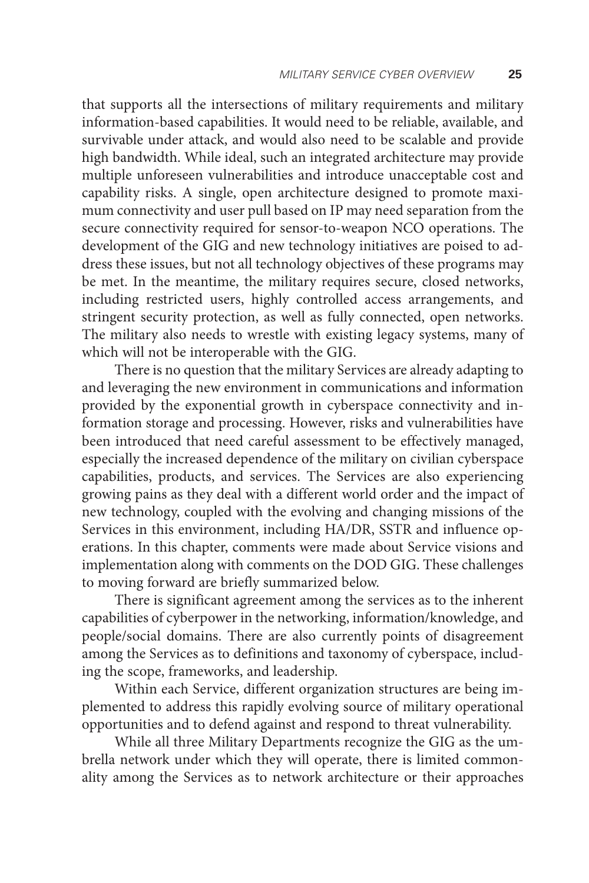that supports all the intersections of military requirements and military information-based capabilities. It would need to be reliable, available, and survivable under attack, and would also need to be scalable and provide high bandwidth. While ideal, such an integrated architecture may provide multiple unforeseen vulnerabilities and introduce unacceptable cost and capability risks. A single, open architecture designed to promote maximum connectivity and user pull based on IP may need separation from the secure connectivity required for sensor-to-weapon NCO operations. The development of the GIG and new technology initiatives are poised to address these issues, but not all technology objectives of these programs may be met. In the meantime, the military requires secure, closed networks, including restricted users, highly controlled access arrangements, and stringent security protection, as well as fully connected, open networks. The military also needs to wrestle with existing legacy systems, many of which will not be interoperable with the GIG.

There is no question that the military Services are already adapting to and leveraging the new environment in communications and information provided by the exponential growth in cyberspace connectivity and information storage and processing. However, risks and vulnerabilities have been introduced that need careful assessment to be effectively managed, especially the increased dependence of the military on civilian cyberspace capabilities, products, and services. The Services are also experiencing growing pains as they deal with a different world order and the impact of new technology, coupled with the evolving and changing missions of the Services in this environment, including HA/DR, SSTR and influence operations. In this chapter, comments were made about Service visions and implementation along with comments on the DOD GIG. These challenges to moving forward are briefly summarized below.

There is significant agreement among the services as to the inherent capabilities of cyberpower in the networking, information/knowledge, and people/social domains. There are also currently points of disagreement among the Services as to definitions and taxonomy of cyberspace, including the scope, frameworks, and leadership.

Within each Service, different organization structures are being implemented to address this rapidly evolving source of military operational opportunities and to defend against and respond to threat vulnerability.

While all three Military Departments recognize the GIG as the umbrella network under which they will operate, there is limited commonality among the Services as to network architecture or their approaches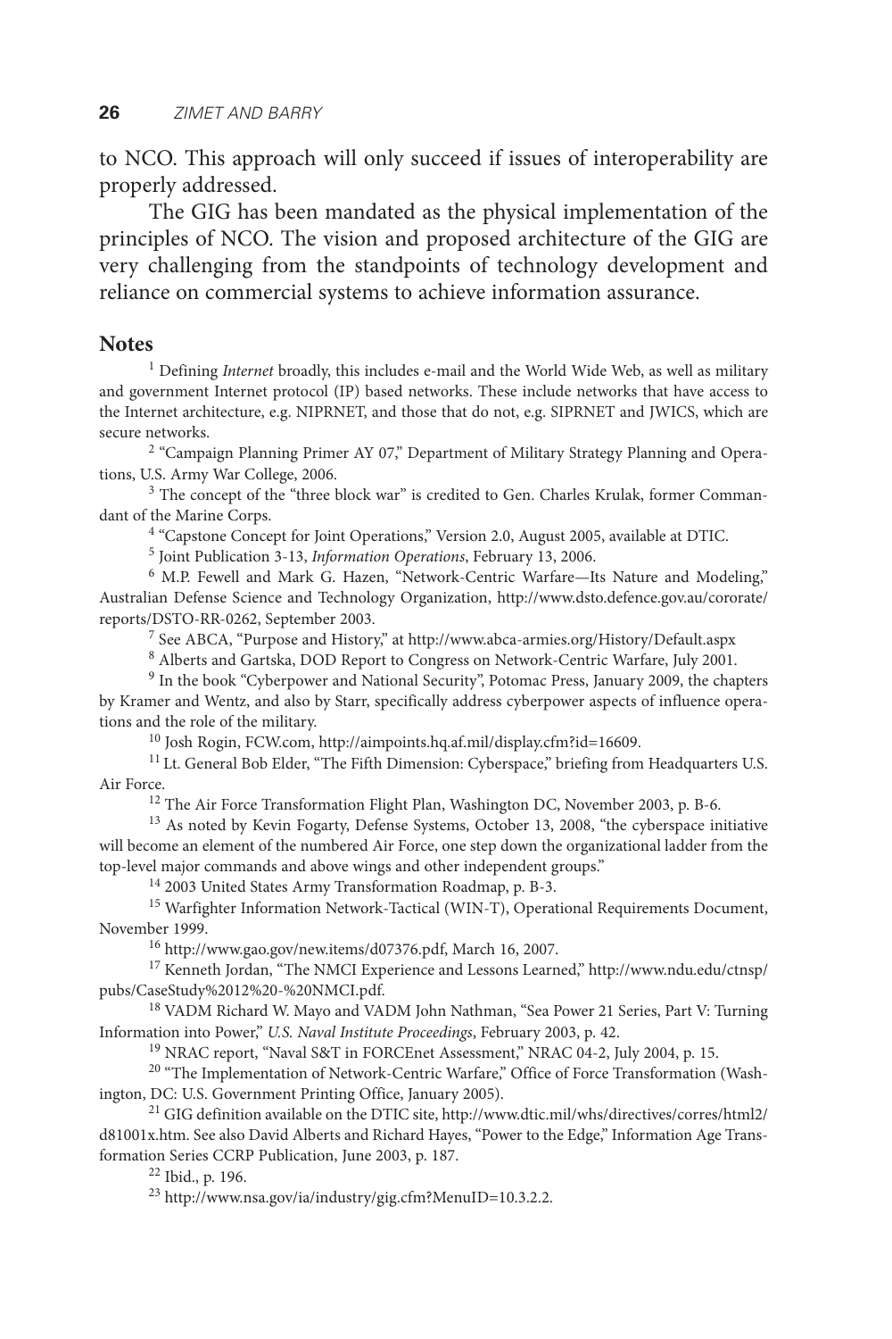to NCO. This approach will only succeed if issues of interoperability are properly addressed.

The GIG has been mandated as the physical implementation of the principles of NCO. The vision and proposed architecture of the GIG are very challenging from the standpoints of technology development and reliance on commercial systems to achieve information assurance.

## Notes

[1] Defining *Internet* broadly, this includes e-mail and the World Wide Web, as well as military and government Internet protocol (IP) based networks. These include networks that have access to the Internet architecture, e.g. NIPRNET, and those that do not, e.g. SIPRNET and JWICS, which are secure networks.

[2] "Campaign Planning Primer AY 07," Department of Military Strategy Planning and Operations, U.S. Army War College, 2006.

[3] The concept of the "three block war" is credited to Gen. Charles Krulak, former Commandant of the Marine Corps.

[4] "Capstone Concept for Joint Operations," Version 2.0, August 2005, available at DTIC.

[5] Joint Publication 3-13, *Information Operations*, February 13, 2006.

[6] M.P. Fewell and Mark G. Hazen, "Network-Centric Warfare—Its Nature and Modeling," Australian Defense Science and Technology Organization, http://www.dsto.defence.gov.au/cororate/reports/DSTO-RR-0262, September 2003.

[7] See ABCA, "Purpose and History," at http://www.abca-armies.org/History/Default.aspx

[8] Alberts and Gartska, DOD Report to Congress on Network-Centric Warfare, July 2001.

[9] In the book "Cyberpower and National Security", Potomac Press, January 2009, the chapters by Kramer and Wentz, and also by Starr, specifically address cyberpower aspects of influence operations and the role of the military.

[10] Josh Rogin, FCW.com, http://aimpoints.hq.af.mil/display.cfm?id=16609.

[11] Lt. General Bob Elder, "The Fifth Dimension: Cyberspace," briefing from Headquarters U.S. Air Force.

[12] The Air Force Transformation Flight Plan, Washington DC, November 2003, p. B-6.

[13] As noted by Kevin Fogarty, Defense Systems, October 13, 2008, "the cyberspace initiative will become an element of the numbered Air Force, one step down the organizational ladder from the top-level major commands and above wings and other independent groups."

[14] 2003 United States Army Transformation Roadmap, p. B-3.

[15] Warfighter Information Network-Tactical (WIN-T), Operational Requirements Document, November 1999.

[16] http://www.gao.gov/new.items/d07376.pdf, March 16, 2007.

[17] Kenneth Jordan, "The NMCI Experience and Lessons Learned," http://www.ndu.edu/ctnsp/pubs/CaseStudy%2012%20-%20NMCI.pdf.

[18] VADM Richard W. Mayo and VADM John Nathman, "Sea Power 21 Series, Part V: Turning Information into Power," *U.S. Naval Institute Proceedings*, February 2003, p. 42.

[19] NRAC report, "Naval S&T in FORCEnet Assessment," NRAC 04-2, July 2004, p. 15.

[20] "The Implementation of Network-Centric Warfare," Office of Force Transformation (Washington, DC: U.S. Government Printing Office, January 2005).

[21] GIG definition available on the DTIC site, http://www.dtic.mil/whs/directives/corres/html2/d81001x.htm. See also David Alberts and Richard Hayes, "Power to the Edge," Information Age Transformation Series CCRP Publication, June 2003, p. 187.

[22] Ibid., p. 196.

[23] http://www.nsa.gov/ia/industry/gig.cfm?MenuID=10.3.2.2.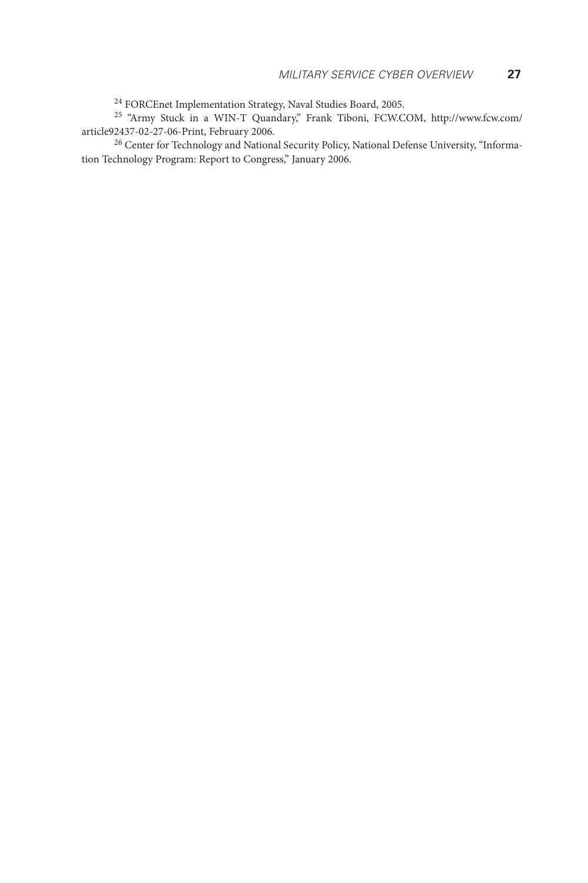[24] FORCEnet Implementation Strategy, Naval Studies Board, 2005.

[25] "Army Stuck in a WIN-T Quandary," Frank Tiboni, FCW.COM, http://www.fcw.com/article92437-02-27-06-Print, February 2006.

[26] Center for Technology and National Security Policy, National Defense University, "Information Technology Program: Report to Congress," January 2006.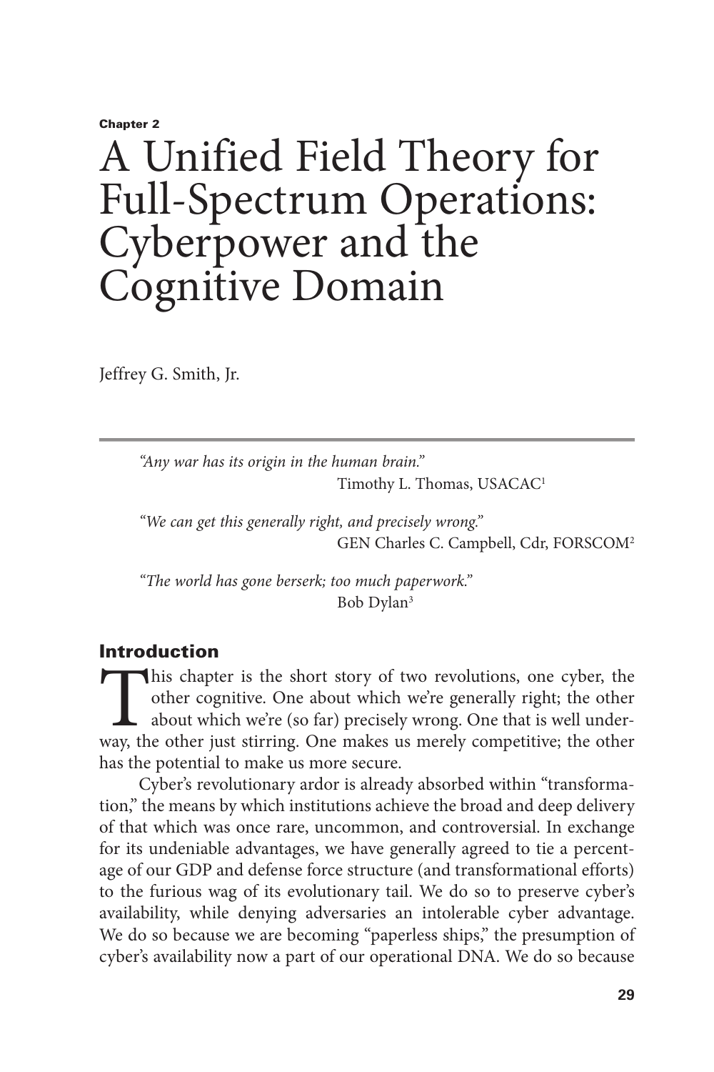Chapter 2

# A Unified Field Theory for Full-Spectrum Operations: Cyberpower and the Cognitive Domain

Jeffrey G. Smith, Jr.

---

> *"Any war has its origin in the human brain."*
> Timothy L. Thomas, USACAC[1]
>
> *"We can get this generally right, and precisely wrong."*
> GEN Charles C. Campbell, Cdr, FORSCOM[2]
>
> *"The world has gone berserk; too much paperwork."*
> Bob Dylan[3]

## Introduction

This chapter is the short story of two revolutions, one cyber, the other cognitive. One about which we're generally right; the other about which we're (so far) precisely wrong. One that is well underway, the other just stirring. One makes us merely competitive; the other has the potential to make us more secure.

Cyber's revolutionary ardor is already absorbed within "transformation," the means by which institutions achieve the broad and deep delivery of that which was once rare, uncommon, and controversial. In exchange for its undeniable advantages, we have generally agreed to tie a percentage of our GDP and defense force structure (and transformational efforts) to the furious wag of its evolutionary tail. We do so to preserve cyber's availability, while denying adversaries an intolerable cyber advantage. We do so because we are becoming "paperless ships," the presumption of cyber's availability now a part of our operational DNA. We do so because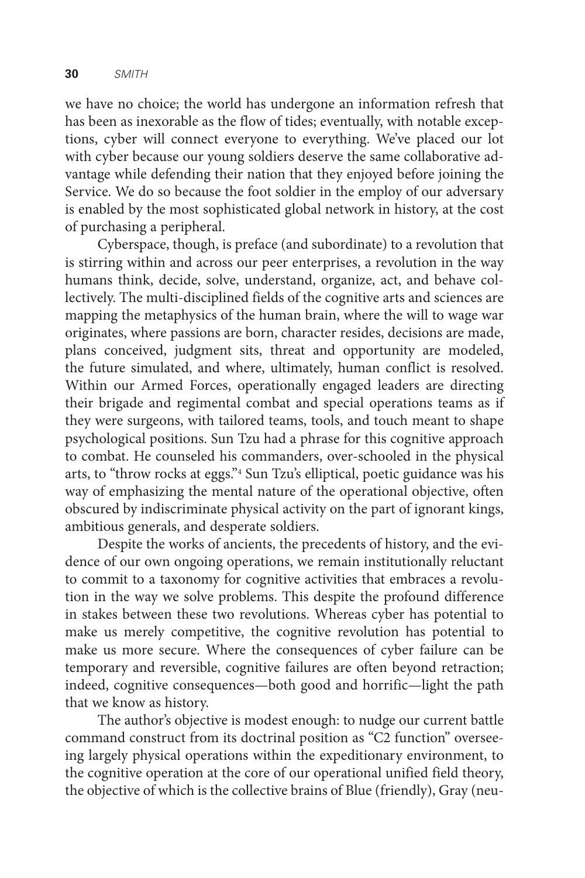we have no choice; the world has undergone an information refresh that has been as inexorable as the flow of tides; eventually, with notable exceptions, cyber will connect everyone to everything. We've placed our lot with cyber because our young soldiers deserve the same collaborative advantage while defending their nation that they enjoyed before joining the Service. We do so because the foot soldier in the employ of our adversary is enabled by the most sophisticated global network in history, at the cost of purchasing a peripheral.

Cyberspace, though, is preface (and subordinate) to a revolution that is stirring within and across our peer enterprises, a revolution in the way humans think, decide, solve, understand, organize, act, and behave collectively. The multi-disciplined fields of the cognitive arts and sciences are mapping the metaphysics of the human brain, where the will to wage war originates, where passions are born, character resides, decisions are made, plans conceived, judgment sits, threat and opportunity are modeled, the future simulated, and where, ultimately, human conflict is resolved. Within our Armed Forces, operationally engaged leaders are directing their brigade and regimental combat and special operations teams as if they were surgeons, with tailored teams, tools, and touch meant to shape psychological positions. Sun Tzu had a phrase for this cognitive approach to combat. He counseled his commanders, over-schooled in the physical arts, to "throw rocks at eggs."[4] Sun Tzu's elliptical, poetic guidance was his way of emphasizing the mental nature of the operational objective, often obscured by indiscriminate physical activity on the part of ignorant kings, ambitious generals, and desperate soldiers.

Despite the works of ancients, the precedents of history, and the evidence of our own ongoing operations, we remain institutionally reluctant to commit to a taxonomy for cognitive activities that embraces a revolution in the way we solve problems. This despite the profound difference in stakes between these two revolutions. Whereas cyber has potential to make us merely competitive, the cognitive revolution has potential to make us more secure. Where the consequences of cyber failure can be temporary and reversible, cognitive failures are often beyond retraction; indeed, cognitive consequences—both good and horrific—light the path that we know as history.

The author's objective is modest enough: to nudge our current battle command construct from its doctrinal position as "C2 function" overseeing largely physical operations within the expeditionary environment, to the cognitive operation at the core of our operational unified field theory, the objective of which is the collective brains of Blue (friendly), Gray (neu-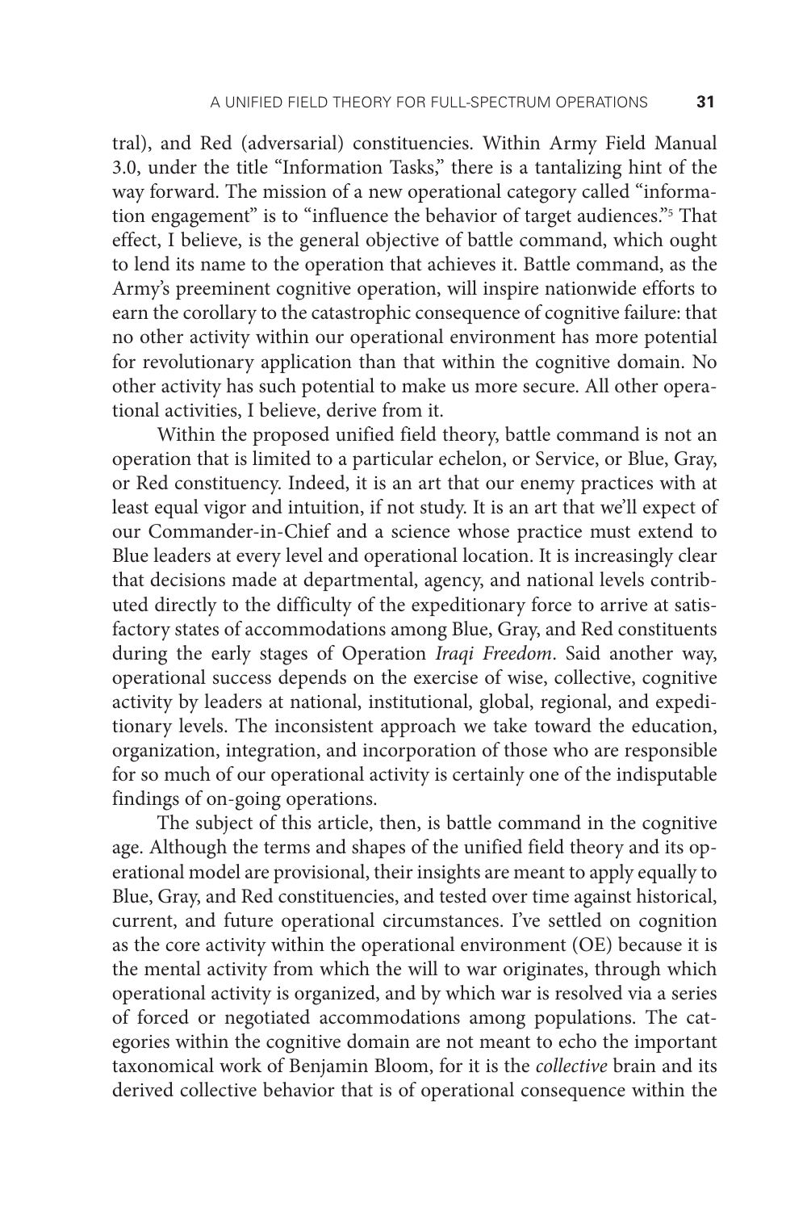tral), and Red (adversarial) constituencies. Within Army Field Manual 3.0, under the title "Information Tasks," there is a tantalizing hint of the way forward. The mission of a new operational category called "information engagement" is to "influence the behavior of target audiences."[5] That effect, I believe, is the general objective of battle command, which ought to lend its name to the operation that achieves it. Battle command, as the Army's preeminent cognitive operation, will inspire nationwide efforts to earn the corollary to the catastrophic consequence of cognitive failure: that no other activity within our operational environment has more potential for revolutionary application than that within the cognitive domain. No other activity has such potential to make us more secure. All other operational activities, I believe, derive from it.

Within the proposed unified field theory, battle command is not an operation that is limited to a particular echelon, or Service, or Blue, Gray, or Red constituency. Indeed, it is an art that our enemy practices with at least equal vigor and intuition, if not study. It is an art that we'll expect of our Commander-in-Chief and a science whose practice must extend to Blue leaders at every level and operational location. It is increasingly clear that decisions made at departmental, agency, and national levels contributed directly to the difficulty of the expeditionary force to arrive at satisfactory states of accommodations among Blue, Gray, and Red constituents during the early stages of Operation *Iraqi Freedom*. Said another way, operational success depends on the exercise of wise, collective, cognitive activity by leaders at national, institutional, global, regional, and expeditionary levels. The inconsistent approach we take toward the education, organization, integration, and incorporation of those who are responsible for so much of our operational activity is certainly one of the indisputable findings of on-going operations.

The subject of this article, then, is battle command in the cognitive age. Although the terms and shapes of the unified field theory and its operational model are provisional, their insights are meant to apply equally to Blue, Gray, and Red constituencies, and tested over time against historical, current, and future operational circumstances. I've settled on cognition as the core activity within the operational environment (OE) because it is the mental activity from which the will to war originates, through which operational activity is organized, and by which war is resolved via a series of forced or negotiated accommodations among populations. The categories within the cognitive domain are not meant to echo the important taxonomical work of Benjamin Bloom, for it is the *collective* brain and its derived collective behavior that is of operational consequence within the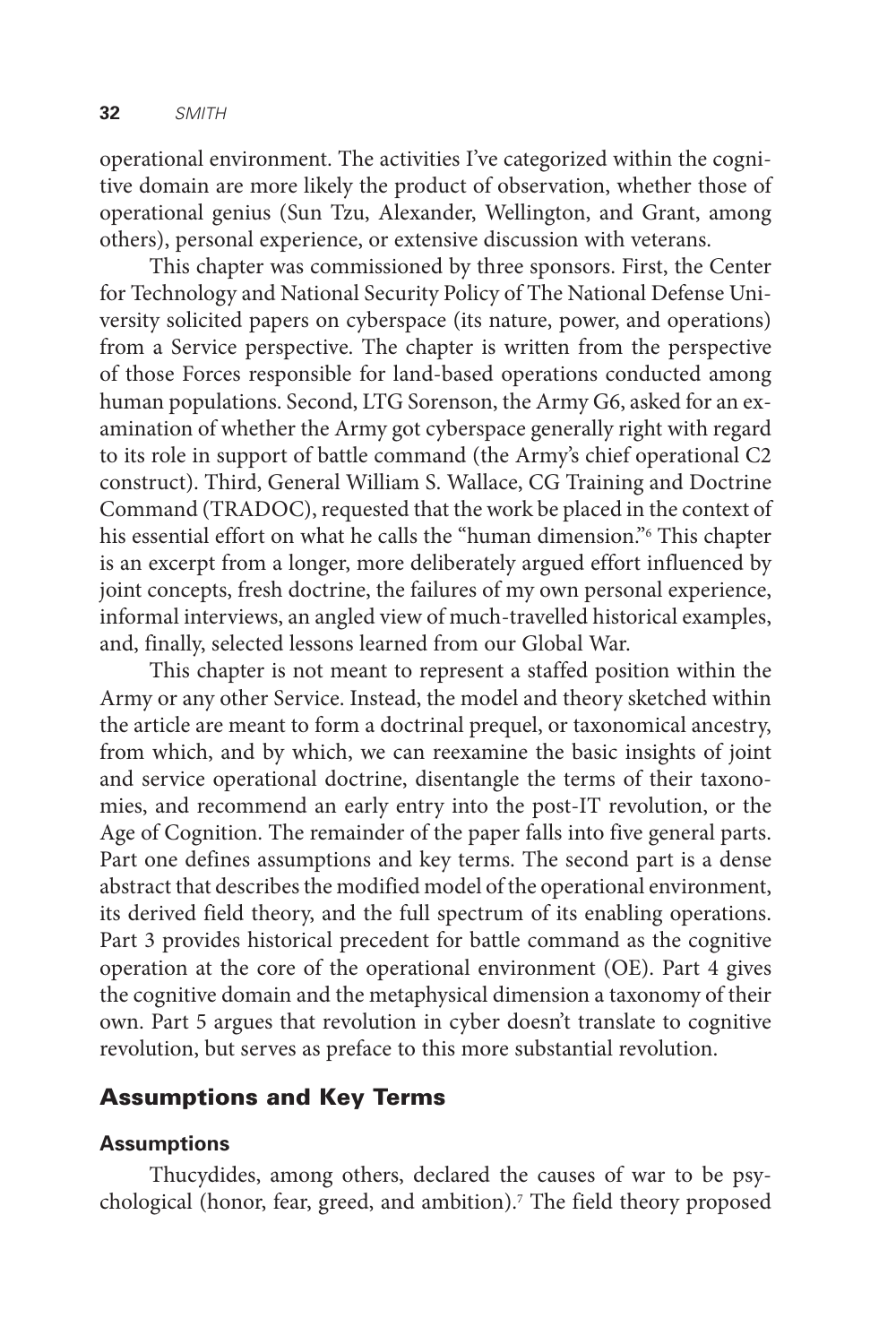operational environment. The activities I've categorized within the cognitive domain are more likely the product of observation, whether those of operational genius (Sun Tzu, Alexander, Wellington, and Grant, among others), personal experience, or extensive discussion with veterans.

This chapter was commissioned by three sponsors. First, the Center for Technology and National Security Policy of The National Defense University solicited papers on cyberspace (its nature, power, and operations) from a Service perspective. The chapter is written from the perspective of those Forces responsible for land-based operations conducted among human populations. Second, LTG Sorenson, the Army G6, asked for an examination of whether the Army got cyberspace generally right with regard to its role in support of battle command (the Army's chief operational C2 construct). Third, General William S. Wallace, CG Training and Doctrine Command (TRADOC), requested that the work be placed in the context of his essential effort on what he calls the "human dimension."[6] This chapter is an excerpt from a longer, more deliberately argued effort influenced by joint concepts, fresh doctrine, the failures of my own personal experience, informal interviews, an angled view of much-travelled historical examples, and, finally, selected lessons learned from our Global War.

This chapter is not meant to represent a staffed position within the Army or any other Service. Instead, the model and theory sketched within the article are meant to form a doctrinal prequel, or taxonomical ancestry, from which, and by which, we can reexamine the basic insights of joint and service operational doctrine, disentangle the terms of their taxonomies, and recommend an early entry into the post-IT revolution, or the Age of Cognition. The remainder of the paper falls into five general parts. Part one defines assumptions and key terms. The second part is a dense abstract that describes the modified model of the operational environment, its derived field theory, and the full spectrum of its enabling operations. Part 3 provides historical precedent for battle command as the cognitive operation at the core of the operational environment (OE). Part 4 gives the cognitive domain and the metaphysical dimension a taxonomy of their own. Part 5 argues that revolution in cyber doesn't translate to cognitive revolution, but serves as preface to this more substantial revolution.

## Assumptions and Key Terms

### Assumptions

Thucydides, among others, declared the causes of war to be psychological (honor, fear, greed, and ambition).[7] The field theory proposed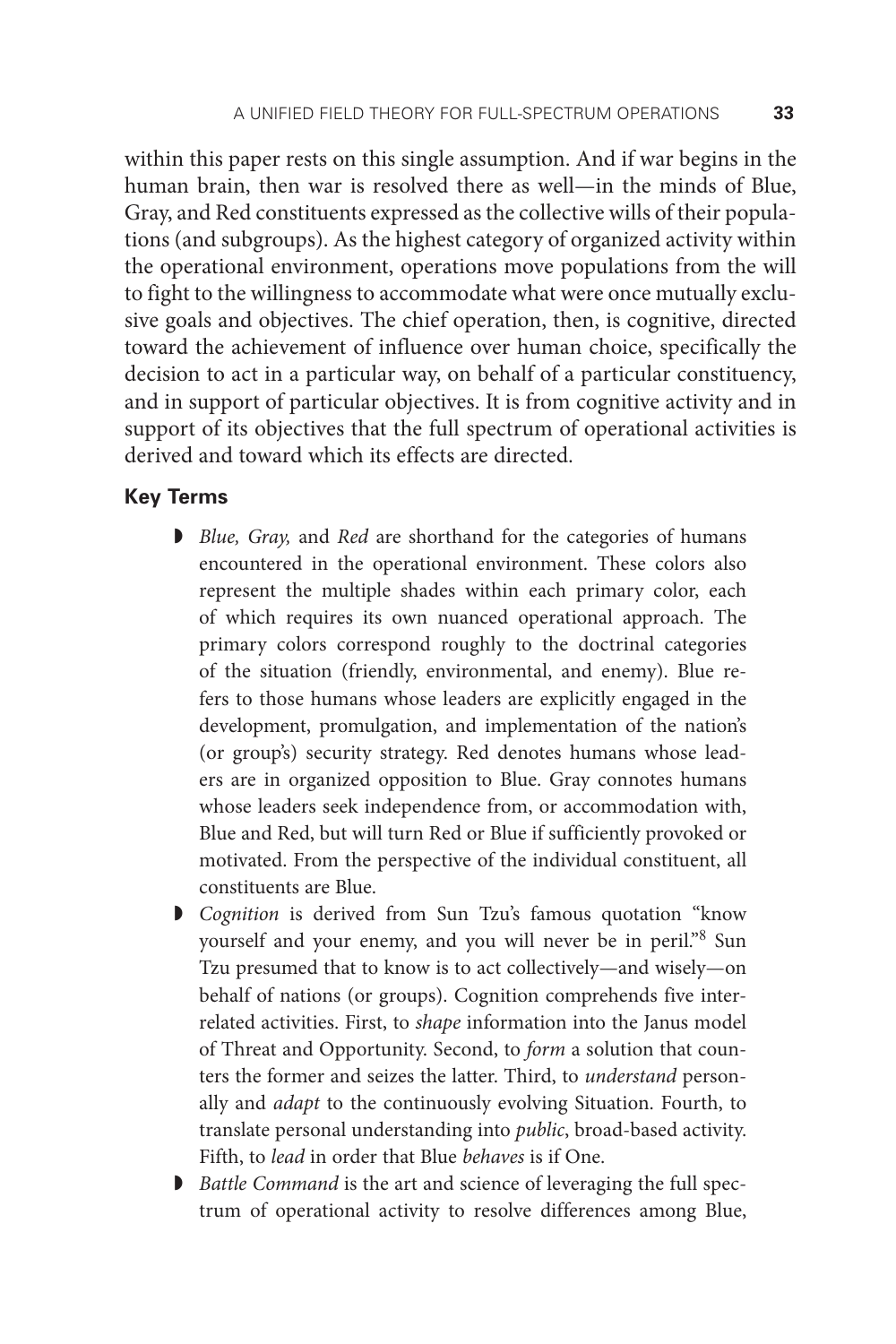within this paper rests on this single assumption. And if war begins in the human brain, then war is resolved there as well—in the minds of Blue, Gray, and Red constituents expressed as the collective wills of their populations (and subgroups). As the highest category of organized activity within the operational environment, operations move populations from the will to fight to the willingness to accommodate what were once mutually exclusive goals and objectives. The chief operation, then, is cognitive, directed toward the achievement of influence over human choice, specifically the decision to act in a particular way, on behalf of a particular constituency, and in support of particular objectives. It is from cognitive activity and in support of its objectives that the full spectrum of operational activities is derived and toward which its effects are directed.

### Key Terms

- *Blue, Gray,* and *Red* are shorthand for the categories of humans encountered in the operational environment. These colors also represent the multiple shades within each primary color, each of which requires its own nuanced operational approach. The primary colors correspond roughly to the doctrinal categories of the situation (friendly, environmental, and enemy). Blue refers to those humans whose leaders are explicitly engaged in the development, promulgation, and implementation of the nation's (or group's) security strategy. Red denotes humans whose leaders are in organized opposition to Blue. Gray connotes humans whose leaders seek independence from, or accommodation with, Blue and Red, but will turn Red or Blue if sufficiently provoked or motivated. From the perspective of the individual constituent, all constituents are Blue.
- *Cognition* is derived from Sun Tzu's famous quotation "know yourself and your enemy, and you will never be in peril."[8] Sun Tzu presumed that to know is to act collectively—and wisely—on behalf of nations (or groups). Cognition comprehends five interrelated activities. First, to *shape* information into the Janus model of Threat and Opportunity. Second, to *form* a solution that counters the former and seizes the latter. Third, to *understand* personally and *adapt* to the continuously evolving Situation. Fourth, to translate personal understanding into *public*, broad-based activity. Fifth, to *lead* in order that Blue *behaves* is if One.
- *Battle Command* is the art and science of leveraging the full spectrum of operational activity to resolve differences among Blue,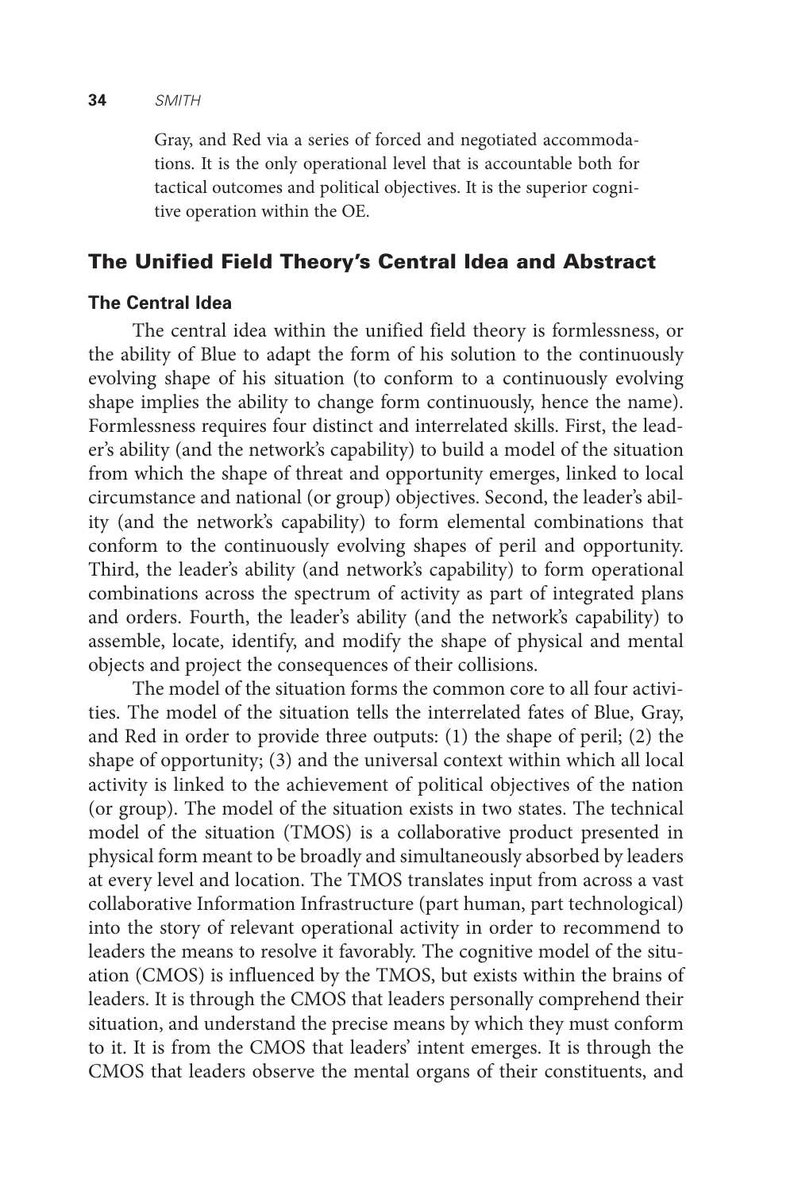Gray, and Red via a series of forced and negotiated accommodations. It is the only operational level that is accountable both for tactical outcomes and political objectives. It is the superior cognitive operation within the OE.

## The Unified Field Theory's Central Idea and Abstract

### The Central Idea

The central idea within the unified field theory is formlessness, or the ability of Blue to adapt the form of his solution to the continuously evolving shape of his situation (to conform to a continuously evolving shape implies the ability to change form continuously, hence the name). Formlessness requires four distinct and interrelated skills. First, the leader's ability (and the network's capability) to build a model of the situation from which the shape of threat and opportunity emerges, linked to local circumstance and national (or group) objectives. Second, the leader's ability (and the network's capability) to form elemental combinations that conform to the continuously evolving shapes of peril and opportunity. Third, the leader's ability (and network's capability) to form operational combinations across the spectrum of activity as part of integrated plans and orders. Fourth, the leader's ability (and the network's capability) to assemble, locate, identify, and modify the shape of physical and mental objects and project the consequences of their collisions.

The model of the situation forms the common core to all four activities. The model of the situation tells the interrelated fates of Blue, Gray, and Red in order to provide three outputs: (1) the shape of peril; (2) the shape of opportunity; (3) and the universal context within which all local activity is linked to the achievement of political objectives of the nation (or group). The model of the situation exists in two states. The technical model of the situation (TMOS) is a collaborative product presented in physical form meant to be broadly and simultaneously absorbed by leaders at every level and location. The TMOS translates input from across a vast collaborative Information Infrastructure (part human, part technological) into the story of relevant operational activity in order to recommend to leaders the means to resolve it favorably. The cognitive model of the situation (CMOS) is influenced by the TMOS, but exists within the brains of leaders. It is through the CMOS that leaders personally comprehend their situation, and understand the precise means by which they must conform to it. It is from the CMOS that leaders' intent emerges. It is through the CMOS that leaders observe the mental organs of their constituents, and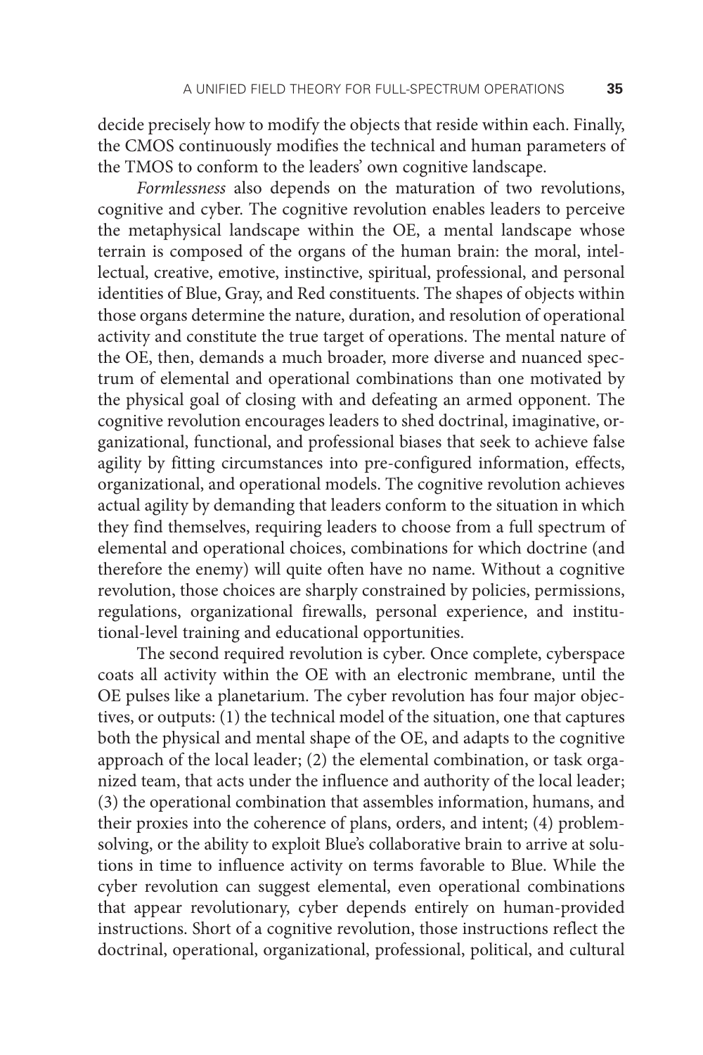decide precisely how to modify the objects that reside within each. Finally, the CMOS continuously modifies the technical and human parameters of the TMOS to conform to the leaders' own cognitive landscape.

*Formlessness* also depends on the maturation of two revolutions, cognitive and cyber. The cognitive revolution enables leaders to perceive the metaphysical landscape within the OE, a mental landscape whose terrain is composed of the organs of the human brain: the moral, intellectual, creative, emotive, instinctive, spiritual, professional, and personal identities of Blue, Gray, and Red constituents. The shapes of objects within those organs determine the nature, duration, and resolution of operational activity and constitute the true target of operations. The mental nature of the OE, then, demands a much broader, more diverse and nuanced spectrum of elemental and operational combinations than one motivated by the physical goal of closing with and defeating an armed opponent. The cognitive revolution encourages leaders to shed doctrinal, imaginative, organizational, functional, and professional biases that seek to achieve false agility by fitting circumstances into pre-configured information, effects, organizational, and operational models. The cognitive revolution achieves actual agility by demanding that leaders conform to the situation in which they find themselves, requiring leaders to choose from a full spectrum of elemental and operational choices, combinations for which doctrine (and therefore the enemy) will quite often have no name. Without a cognitive revolution, those choices are sharply constrained by policies, permissions, regulations, organizational firewalls, personal experience, and institutional-level training and educational opportunities.

The second required revolution is cyber. Once complete, cyberspace coats all activity within the OE with an electronic membrane, until the OE pulses like a planetarium. The cyber revolution has four major objectives, or outputs: (1) the technical model of the situation, one that captures both the physical and mental shape of the OE, and adapts to the cognitive approach of the local leader; (2) the elemental combination, or task organized team, that acts under the influence and authority of the local leader; (3) the operational combination that assembles information, humans, and their proxies into the coherence of plans, orders, and intent; (4) problem-solving, or the ability to exploit Blue's collaborative brain to arrive at solutions in time to influence activity on terms favorable to Blue. While the cyber revolution can suggest elemental, even operational combinations that appear revolutionary, cyber depends entirely on human-provided instructions. Short of a cognitive revolution, those instructions reflect the doctrinal, operational, organizational, professional, political, and cultural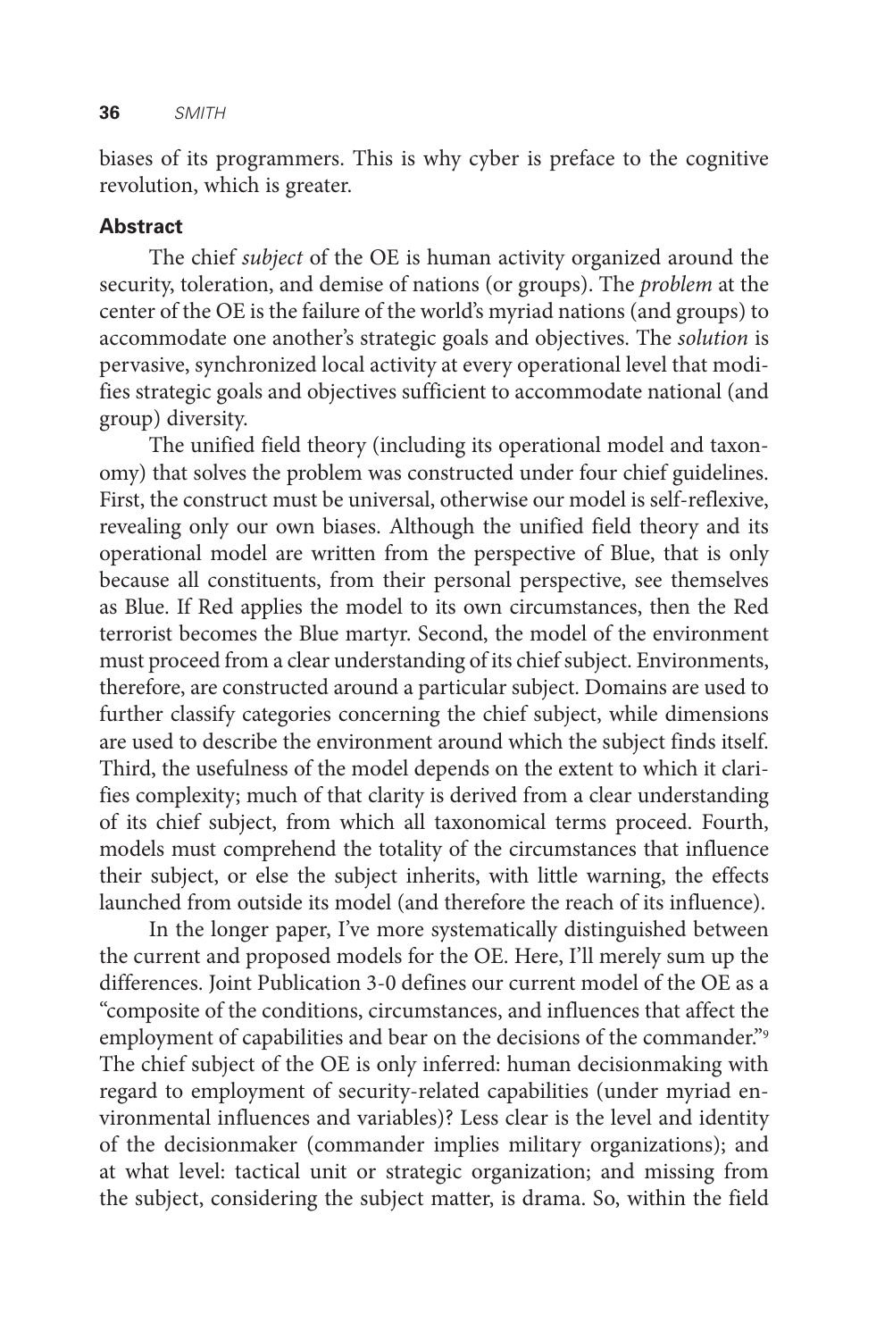biases of its programmers. This is why cyber is preface to the cognitive revolution, which is greater.

## Abstract

The chief *subject* of the OE is human activity organized around the security, toleration, and demise of nations (or groups). The *problem* at the center of the OE is the failure of the world's myriad nations (and groups) to accommodate one another's strategic goals and objectives. The *solution* is pervasive, synchronized local activity at every operational level that modifies strategic goals and objectives sufficient to accommodate national (and group) diversity.

The unified field theory (including its operational model and taxonomy) that solves the problem was constructed under four chief guidelines. First, the construct must be universal, otherwise our model is self-reflexive, revealing only our own biases. Although the unified field theory and its operational model are written from the perspective of Blue, that is only because all constituents, from their personal perspective, see themselves as Blue. If Red applies the model to its own circumstances, then the Red terrorist becomes the Blue martyr. Second, the model of the environment must proceed from a clear understanding of its chief subject. Environments, therefore, are constructed around a particular subject. Domains are used to further classify categories concerning the chief subject, while dimensions are used to describe the environment around which the subject finds itself. Third, the usefulness of the model depends on the extent to which it clarifies complexity; much of that clarity is derived from a clear understanding of its chief subject, from which all taxonomical terms proceed. Fourth, models must comprehend the totality of the circumstances that influence their subject, or else the subject inherits, with little warning, the effects launched from outside its model (and therefore the reach of its influence).

In the longer paper, I've more systematically distinguished between the current and proposed models for the OE. Here, I'll merely sum up the differences. Joint Publication 3-0 defines our current model of the OE as a "composite of the conditions, circumstances, and influences that affect the employment of capabilities and bear on the decisions of the commander."[9] The chief subject of the OE is only inferred: human decisionmaking with regard to employment of security-related capabilities (under myriad environmental influences and variables)? Less clear is the level and identity of the decisionmaker (commander implies military organizations); and at what level: tactical unit or strategic organization; and missing from the subject, considering the subject matter, is drama. So, within the field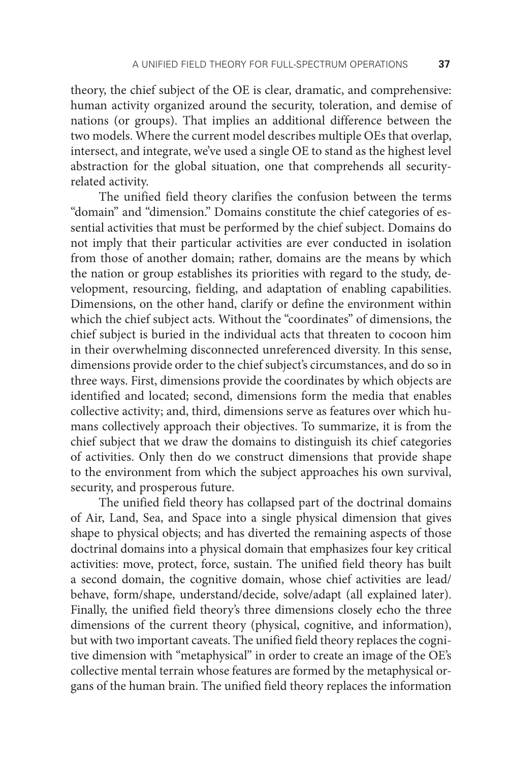theory, the chief subject of the OE is clear, dramatic, and comprehensive: human activity organized around the security, toleration, and demise of nations (or groups). That implies an additional difference between the two models. Where the current model describes multiple OEs that overlap, intersect, and integrate, we've used a single OE to stand as the highest level abstraction for the global situation, one that comprehends all security-related activity.

The unified field theory clarifies the confusion between the terms "domain" and "dimension." Domains constitute the chief categories of essential activities that must be performed by the chief subject. Domains do not imply that their particular activities are ever conducted in isolation from those of another domain; rather, domains are the means by which the nation or group establishes its priorities with regard to the study, development, resourcing, fielding, and adaptation of enabling capabilities. Dimensions, on the other hand, clarify or define the environment within which the chief subject acts. Without the "coordinates" of dimensions, the chief subject is buried in the individual acts that threaten to cocoon him in their overwhelming disconnected unreferenced diversity. In this sense, dimensions provide order to the chief subject's circumstances, and do so in three ways. First, dimensions provide the coordinates by which objects are identified and located; second, dimensions form the media that enables collective activity; and, third, dimensions serve as features over which humans collectively approach their objectives. To summarize, it is from the chief subject that we draw the domains to distinguish its chief categories of activities. Only then do we construct dimensions that provide shape to the environment from which the subject approaches his own survival, security, and prosperous future.

The unified field theory has collapsed part of the doctrinal domains of Air, Land, Sea, and Space into a single physical dimension that gives shape to physical objects; and has diverted the remaining aspects of those doctrinal domains into a physical domain that emphasizes four key critical activities: move, protect, force, sustain. The unified field theory has built a second domain, the cognitive domain, whose chief activities are lead/behave, form/shape, understand/decide, solve/adapt (all explained later). Finally, the unified field theory's three dimensions closely echo the three dimensions of the current theory (physical, cognitive, and information), but with two important caveats. The unified field theory replaces the cognitive dimension with "metaphysical" in order to create an image of the OE's collective mental terrain whose features are formed by the metaphysical organs of the human brain. The unified field theory replaces the information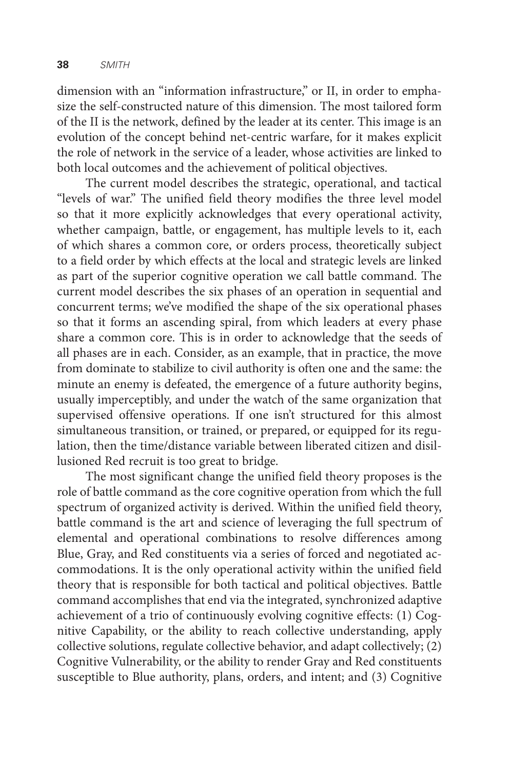dimension with an "information infrastructure," or II, in order to emphasize the self-constructed nature of this dimension. The most tailored form of the II is the network, defined by the leader at its center. This image is an evolution of the concept behind net-centric warfare, for it makes explicit the role of network in the service of a leader, whose activities are linked to both local outcomes and the achievement of political objectives.

The current model describes the strategic, operational, and tactical "levels of war." The unified field theory modifies the three level model so that it more explicitly acknowledges that every operational activity, whether campaign, battle, or engagement, has multiple levels to it, each of which shares a common core, or orders process, theoretically subject to a field order by which effects at the local and strategic levels are linked as part of the superior cognitive operation we call battle command. The current model describes the six phases of an operation in sequential and concurrent terms; we've modified the shape of the six operational phases so that it forms an ascending spiral, from which leaders at every phase share a common core. This is in order to acknowledge that the seeds of all phases are in each. Consider, as an example, that in practice, the move from dominate to stabilize to civil authority is often one and the same: the minute an enemy is defeated, the emergence of a future authority begins, usually imperceptibly, and under the watch of the same organization that supervised offensive operations. If one isn't structured for this almost simultaneous transition, or trained, or prepared, or equipped for its regulation, then the time/distance variable between liberated citizen and disillusioned Red recruit is too great to bridge.

The most significant change the unified field theory proposes is the role of battle command as the core cognitive operation from which the full spectrum of organized activity is derived. Within the unified field theory, battle command is the art and science of leveraging the full spectrum of elemental and operational combinations to resolve differences among Blue, Gray, and Red constituents via a series of forced and negotiated accommodations. It is the only operational activity within the unified field theory that is responsible for both tactical and political objectives. Battle command accomplishes that end via the integrated, synchronized adaptive achievement of a trio of continuously evolving cognitive effects: (1) Cognitive Capability, or the ability to reach collective understanding, apply collective solutions, regulate collective behavior, and adapt collectively; (2) Cognitive Vulnerability, or the ability to render Gray and Red constituents susceptible to Blue authority, plans, orders, and intent; and (3) Cognitive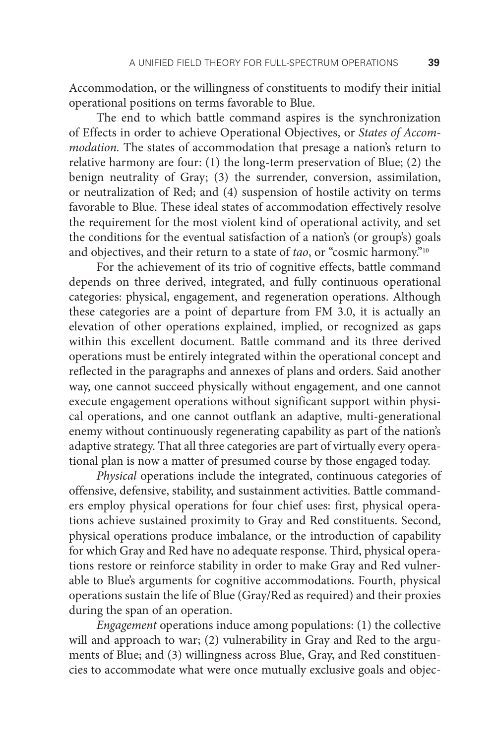Accommodation, or the willingness of constituents to modify their initial operational positions on terms favorable to Blue.

The end to which battle command aspires is the synchronization of Effects in order to achieve Operational Objectives, or *States of Accommodation.* The states of accommodation that presage a nation's return to relative harmony are four: (1) the long-term preservation of Blue; (2) the benign neutrality of Gray; (3) the surrender, conversion, assimilation, or neutralization of Red; and (4) suspension of hostile activity on terms favorable to Blue. These ideal states of accommodation effectively resolve the requirement for the most violent kind of operational activity, and set the conditions for the eventual satisfaction of a nation's (or group's) goals and objectives, and their return to a state of *tao*, or "cosmic harmony."[10]

For the achievement of its trio of cognitive effects, battle command depends on three derived, integrated, and fully continuous operational categories: physical, engagement, and regeneration operations. Although these categories are a point of departure from FM 3.0, it is actually an elevation of other operations explained, implied, or recognized as gaps within this excellent document. Battle command and its three derived operations must be entirely integrated within the operational concept and reflected in the paragraphs and annexes of plans and orders. Said another way, one cannot succeed physically without engagement, and one cannot execute engagement operations without significant support within physical operations, and one cannot outflank an adaptive, multi-generational enemy without continuously regenerating capability as part of the nation's adaptive strategy. That all three categories are part of virtually every operational plan is now a matter of presumed course by those engaged today.

*Physical* operations include the integrated, continuous categories of offensive, defensive, stability, and sustainment activities. Battle commanders employ physical operations for four chief uses: first, physical operations achieve sustained proximity to Gray and Red constituents. Second, physical operations produce imbalance, or the introduction of capability for which Gray and Red have no adequate response. Third, physical operations restore or reinforce stability in order to make Gray and Red vulnerable to Blue's arguments for cognitive accommodations. Fourth, physical operations sustain the life of Blue (Gray/Red as required) and their proxies during the span of an operation.

*Engagement* operations induce among populations: (1) the collective will and approach to war; (2) vulnerability in Gray and Red to the arguments of Blue; and (3) willingness across Blue, Gray, and Red constituencies to accommodate what were once mutually exclusive goals and objec-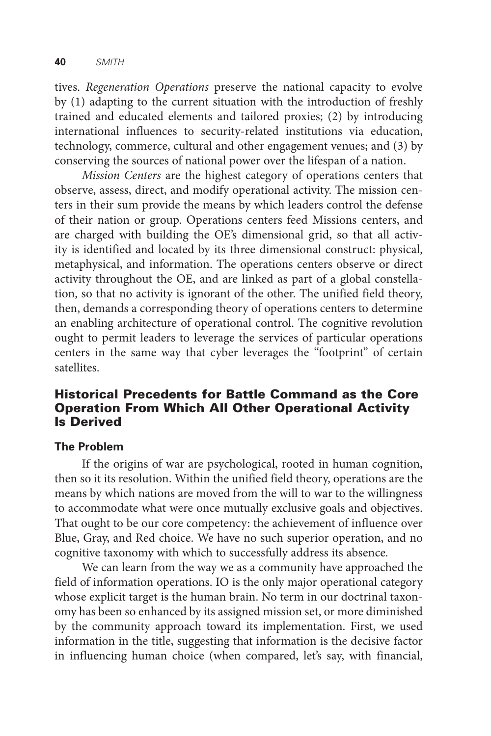tives. *Regeneration Operations* preserve the national capacity to evolve by (1) adapting to the current situation with the introduction of freshly trained and educated elements and tailored proxies; (2) by introducing international influences to security-related institutions via education, technology, commerce, cultural and other engagement venues; and (3) by conserving the sources of national power over the lifespan of a nation.

*Mission Centers* are the highest category of operations centers that observe, assess, direct, and modify operational activity. The mission centers in their sum provide the means by which leaders control the defense of their nation or group. Operations centers feed Missions centers, and are charged with building the OE's dimensional grid, so that all activity is identified and located by its three dimensional construct: physical, metaphysical, and information. The operations centers observe or direct activity throughout the OE, and are linked as part of a global constellation, so that no activity is ignorant of the other. The unified field theory, then, demands a corresponding theory of operations centers to determine an enabling architecture of operational control. The cognitive revolution ought to permit leaders to leverage the services of particular operations centers in the same way that cyber leverages the "footprint" of certain satellites.

## Historical Precedents for Battle Command as the Core Operation From Which All Other Operational Activity Is Derived

### The Problem

If the origins of war are psychological, rooted in human cognition, then so it its resolution. Within the unified field theory, operations are the means by which nations are moved from the will to war to the willingness to accommodate what were once mutually exclusive goals and objectives. That ought to be our core competency: the achievement of influence over Blue, Gray, and Red choice. We have no such superior operation, and no cognitive taxonomy with which to successfully address its absence.

We can learn from the way we as a community have approached the field of information operations. IO is the only major operational category whose explicit target is the human brain. No term in our doctrinal taxonomy has been so enhanced by its assigned mission set, or more diminished by the community approach toward its implementation. First, we used information in the title, suggesting that information is the decisive factor in influencing human choice (when compared, let's say, with financial,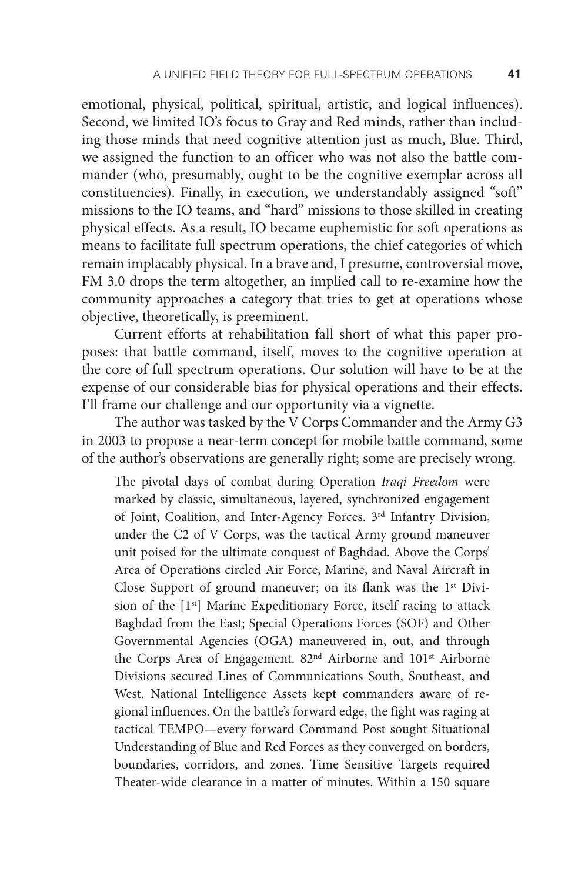emotional, physical, political, spiritual, artistic, and logical influences). Second, we limited IO's focus to Gray and Red minds, rather than including those minds that need cognitive attention just as much, Blue. Third, we assigned the function to an officer who was not also the battle commander (who, presumably, ought to be the cognitive exemplar across all constituencies). Finally, in execution, we understandably assigned "soft" missions to the IO teams, and "hard" missions to those skilled in creating physical effects. As a result, IO became euphemistic for soft operations as means to facilitate full spectrum operations, the chief categories of which remain implacably physical. In a brave and, I presume, controversial move, FM 3.0 drops the term altogether, an implied call to re-examine how the community approaches a category that tries to get at operations whose objective, theoretically, is preeminent.

Current efforts at rehabilitation fall short of what this paper proposes: that battle command, itself, moves to the cognitive operation at the core of full spectrum operations. Our solution will have to be at the expense of our considerable bias for physical operations and their effects. I'll frame our challenge and our opportunity via a vignette.

The author was tasked by the V Corps Commander and the Army G3 in 2003 to propose a near-term concept for mobile battle command, some of the author's observations are generally right; some are precisely wrong.

> The pivotal days of combat during Operation *Iraqi Freedom* were marked by classic, simultaneous, layered, synchronized engagement of Joint, Coalition, and Inter-Agency Forces. 3rd Infantry Division, under the C2 of V Corps, was the tactical Army ground maneuver unit poised for the ultimate conquest of Baghdad. Above the Corps' Area of Operations circled Air Force, Marine, and Naval Aircraft in Close Support of ground maneuver; on its flank was the 1st Division of the [1st] Marine Expeditionary Force, itself racing to attack Baghdad from the East; Special Operations Forces (SOF) and Other Governmental Agencies (OGA) maneuvered in, out, and through the Corps Area of Engagement. 82nd Airborne and 101st Airborne Divisions secured Lines of Communications South, Southeast, and West. National Intelligence Assets kept commanders aware of regional influences. On the battle's forward edge, the fight was raging at tactical TEMPO—every forward Command Post sought Situational Understanding of Blue and Red Forces as they converged on borders, boundaries, corridors, and zones. Time Sensitive Targets required Theater-wide clearance in a matter of minutes. Within a 150 square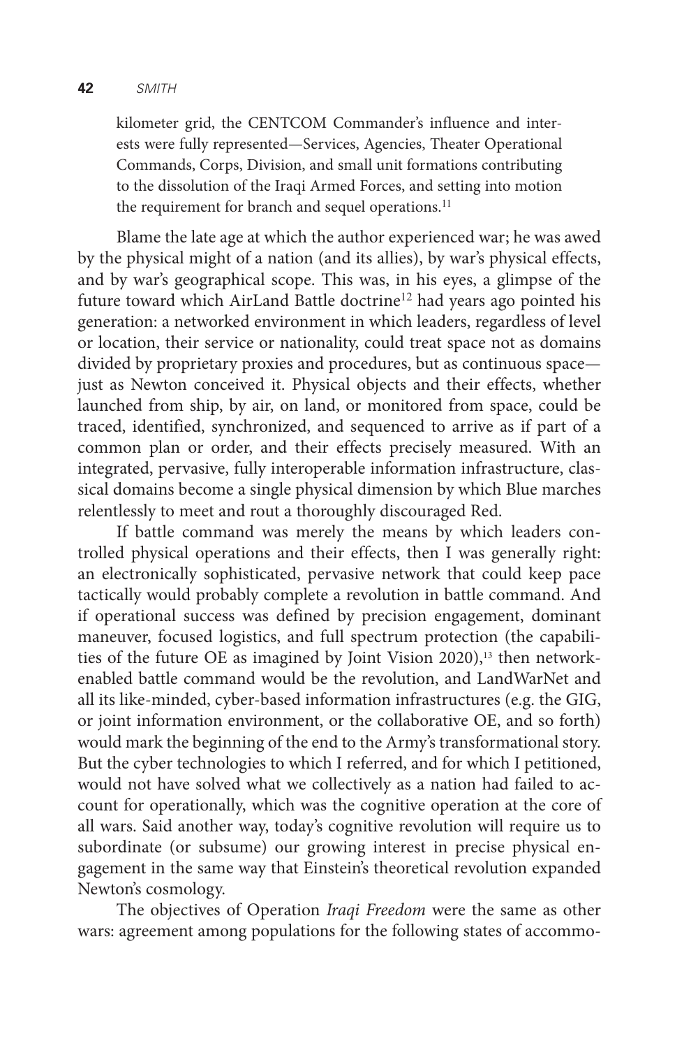kilometer grid, the CENTCOM Commander's influence and interests were fully represented—Services, Agencies, Theater Operational Commands, Corps, Division, and small unit formations contributing to the dissolution of the Iraqi Armed Forces, and setting into motion the requirement for branch and sequel operations.[11]

Blame the late age at which the author experienced war; he was awed by the physical might of a nation (and its allies), by war's physical effects, and by war's geographical scope. This was, in his eyes, a glimpse of the future toward which AirLand Battle doctrine[12] had years ago pointed his generation: a networked environment in which leaders, regardless of level or location, their service or nationality, could treat space not as domains divided by proprietary proxies and procedures, but as continuous space—just as Newton conceived it. Physical objects and their effects, whether launched from ship, by air, on land, or monitored from space, could be traced, identified, synchronized, and sequenced to arrive as if part of a common plan or order, and their effects precisely measured. With an integrated, pervasive, fully interoperable information infrastructure, classical domains become a single physical dimension by which Blue marches relentlessly to meet and rout a thoroughly discouraged Red.

If battle command was merely the means by which leaders controlled physical operations and their effects, then I was generally right: an electronically sophisticated, pervasive network that could keep pace tactically would probably complete a revolution in battle command. And if operational success was defined by precision engagement, dominant maneuver, focused logistics, and full spectrum protection (the capabilities of the future OE as imagined by Joint Vision 2020),[13] then network-enabled battle command would be the revolution, and LandWarNet and all its like-minded, cyber-based information infrastructures (e.g. the GIG, or joint information environment, or the collaborative OE, and so forth) would mark the beginning of the end to the Army's transformational story. But the cyber technologies to which I referred, and for which I petitioned, would not have solved what we collectively as a nation had failed to account for operationally, which was the cognitive operation at the core of all wars. Said another way, today's cognitive revolution will require us to subordinate (or subsume) our growing interest in precise physical engagement in the same way that Einstein's theoretical revolution expanded Newton's cosmology.

The objectives of Operation *Iraqi Freedom* were the same as other wars: agreement among populations for the following states of accommo-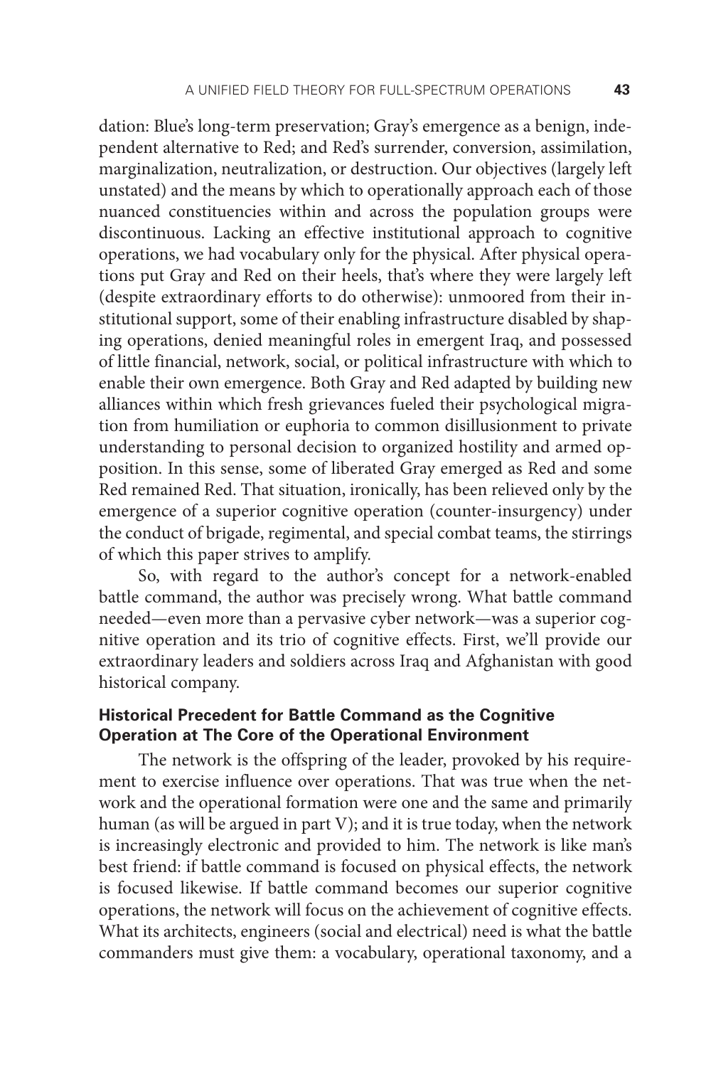dation: Blue's long-term preservation; Gray's emergence as a benign, independent alternative to Red; and Red's surrender, conversion, assimilation, marginalization, neutralization, or destruction. Our objectives (largely left unstated) and the means by which to operationally approach each of those nuanced constituencies within and across the population groups were discontinuous. Lacking an effective institutional approach to cognitive operations, we had vocabulary only for the physical. After physical operations put Gray and Red on their heels, that's where they were largely left (despite extraordinary efforts to do otherwise): unmoored from their institutional support, some of their enabling infrastructure disabled by shaping operations, denied meaningful roles in emergent Iraq, and possessed of little financial, network, social, or political infrastructure with which to enable their own emergence. Both Gray and Red adapted by building new alliances within which fresh grievances fueled their psychological migration from humiliation or euphoria to common disillusionment to private understanding to personal decision to organized hostility and armed opposition. In this sense, some of liberated Gray emerged as Red and some Red remained Red. That situation, ironically, has been relieved only by the emergence of a superior cognitive operation (counter-insurgency) under the conduct of brigade, regimental, and special combat teams, the stirrings of which this paper strives to amplify.

So, with regard to the author's concept for a network-enabled battle command, the author was precisely wrong. What battle command needed—even more than a pervasive cyber network—was a superior cognitive operation and its trio of cognitive effects. First, we'll provide our extraordinary leaders and soldiers across Iraq and Afghanistan with good historical company.

### Historical Precedent for Battle Command as the Cognitive Operation at The Core of the Operational Environment

The network is the offspring of the leader, provoked by his requirement to exercise influence over operations. That was true when the network and the operational formation were one and the same and primarily human (as will be argued in part V); and it is true today, when the network is increasingly electronic and provided to him. The network is like man's best friend: if battle command is focused on physical effects, the network is focused likewise. If battle command becomes our superior cognitive operations, the network will focus on the achievement of cognitive effects. What its architects, engineers (social and electrical) need is what the battle commanders must give them: a vocabulary, operational taxonomy, and a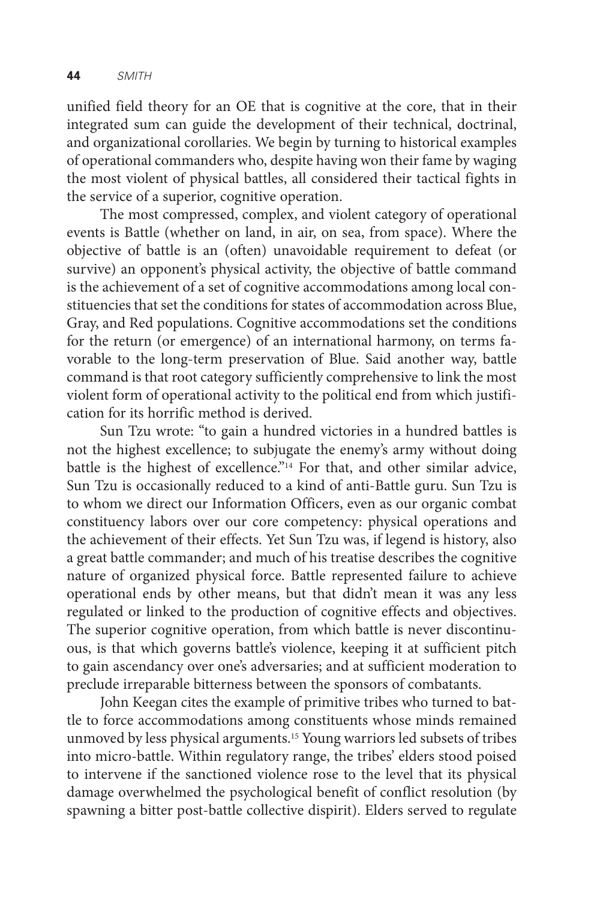unified field theory for an OE that is cognitive at the core, that in their integrated sum can guide the development of their technical, doctrinal, and organizational corollaries. We begin by turning to historical examples of operational commanders who, despite having won their fame by waging the most violent of physical battles, all considered their tactical fights in the service of a superior, cognitive operation.

The most compressed, complex, and violent category of operational events is Battle (whether on land, in air, on sea, from space). Where the objective of battle is an (often) unavoidable requirement to defeat (or survive) an opponent's physical activity, the objective of battle command is the achievement of a set of cognitive accommodations among local constituencies that set the conditions for states of accommodation across Blue, Gray, and Red populations. Cognitive accommodations set the conditions for the return (or emergence) of an international harmony, on terms favorable to the long-term preservation of Blue. Said another way, battle command is that root category sufficiently comprehensive to link the most violent form of operational activity to the political end from which justification for its horrific method is derived.

Sun Tzu wrote: "to gain a hundred victories in a hundred battles is not the highest excellence; to subjugate the enemy's army without doing battle is the highest of excellence."[14] For that, and other similar advice, Sun Tzu is occasionally reduced to a kind of anti-Battle guru. Sun Tzu is to whom we direct our Information Officers, even as our organic combat constituency labors over our core competency: physical operations and the achievement of their effects. Yet Sun Tzu was, if legend is history, also a great battle commander; and much of his treatise describes the cognitive nature of organized physical force. Battle represented failure to achieve operational ends by other means, but that didn't mean it was any less regulated or linked to the production of cognitive effects and objectives. The superior cognitive operation, from which battle is never discontinuous, is that which governs battle's violence, keeping it at sufficient pitch to gain ascendancy over one's adversaries; and at sufficient moderation to preclude irreparable bitterness between the sponsors of combatants.

John Keegan cites the example of primitive tribes who turned to battle to force accommodations among constituents whose minds remained unmoved by less physical arguments.[15] Young warriors led subsets of tribes into micro-battle. Within regulatory range, the tribes' elders stood poised to intervene if the sanctioned violence rose to the level that its physical damage overwhelmed the psychological benefit of conflict resolution (by spawning a bitter post-battle collective dispirit). Elders served to regulate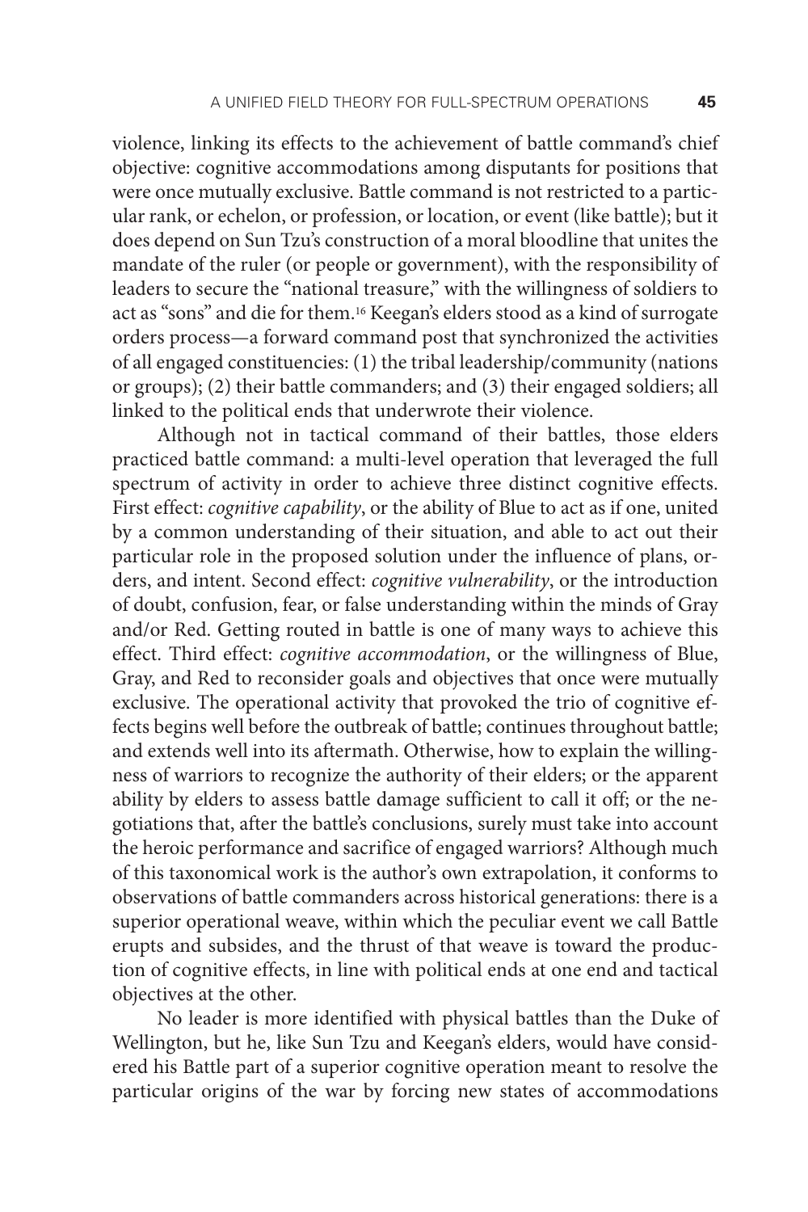violence, linking its effects to the achievement of battle command's chief objective: cognitive accommodations among disputants for positions that were once mutually exclusive. Battle command is not restricted to a particular rank, or echelon, or profession, or location, or event (like battle); but it does depend on Sun Tzu's construction of a moral bloodline that unites the mandate of the ruler (or people or government), with the responsibility of leaders to secure the "national treasure," with the willingness of soldiers to act as "sons" and die for them.[16] Keegan's elders stood as a kind of surrogate orders process—a forward command post that synchronized the activities of all engaged constituencies: (1) the tribal leadership/community (nations or groups); (2) their battle commanders; and (3) their engaged soldiers; all linked to the political ends that underwrote their violence.

Although not in tactical command of their battles, those elders practiced battle command: a multi-level operation that leveraged the full spectrum of activity in order to achieve three distinct cognitive effects. First effect: *cognitive capability*, or the ability of Blue to act as if one, united by a common understanding of their situation, and able to act out their particular role in the proposed solution under the influence of plans, orders, and intent. Second effect: *cognitive vulnerability*, or the introduction of doubt, confusion, fear, or false understanding within the minds of Gray and/or Red. Getting routed in battle is one of many ways to achieve this effect. Third effect: *cognitive accommodation*, or the willingness of Blue, Gray, and Red to reconsider goals and objectives that once were mutually exclusive. The operational activity that provoked the trio of cognitive effects begins well before the outbreak of battle; continues throughout battle; and extends well into its aftermath. Otherwise, how to explain the willingness of warriors to recognize the authority of their elders; or the apparent ability by elders to assess battle damage sufficient to call it off; or the negotiations that, after the battle's conclusions, surely must take into account the heroic performance and sacrifice of engaged warriors? Although much of this taxonomical work is the author's own extrapolation, it conforms to observations of battle commanders across historical generations: there is a superior operational weave, within which the peculiar event we call Battle erupts and subsides, and the thrust of that weave is toward the production of cognitive effects, in line with political ends at one end and tactical objectives at the other.

No leader is more identified with physical battles than the Duke of Wellington, but he, like Sun Tzu and Keegan's elders, would have considered his Battle part of a superior cognitive operation meant to resolve the particular origins of the war by forcing new states of accommodations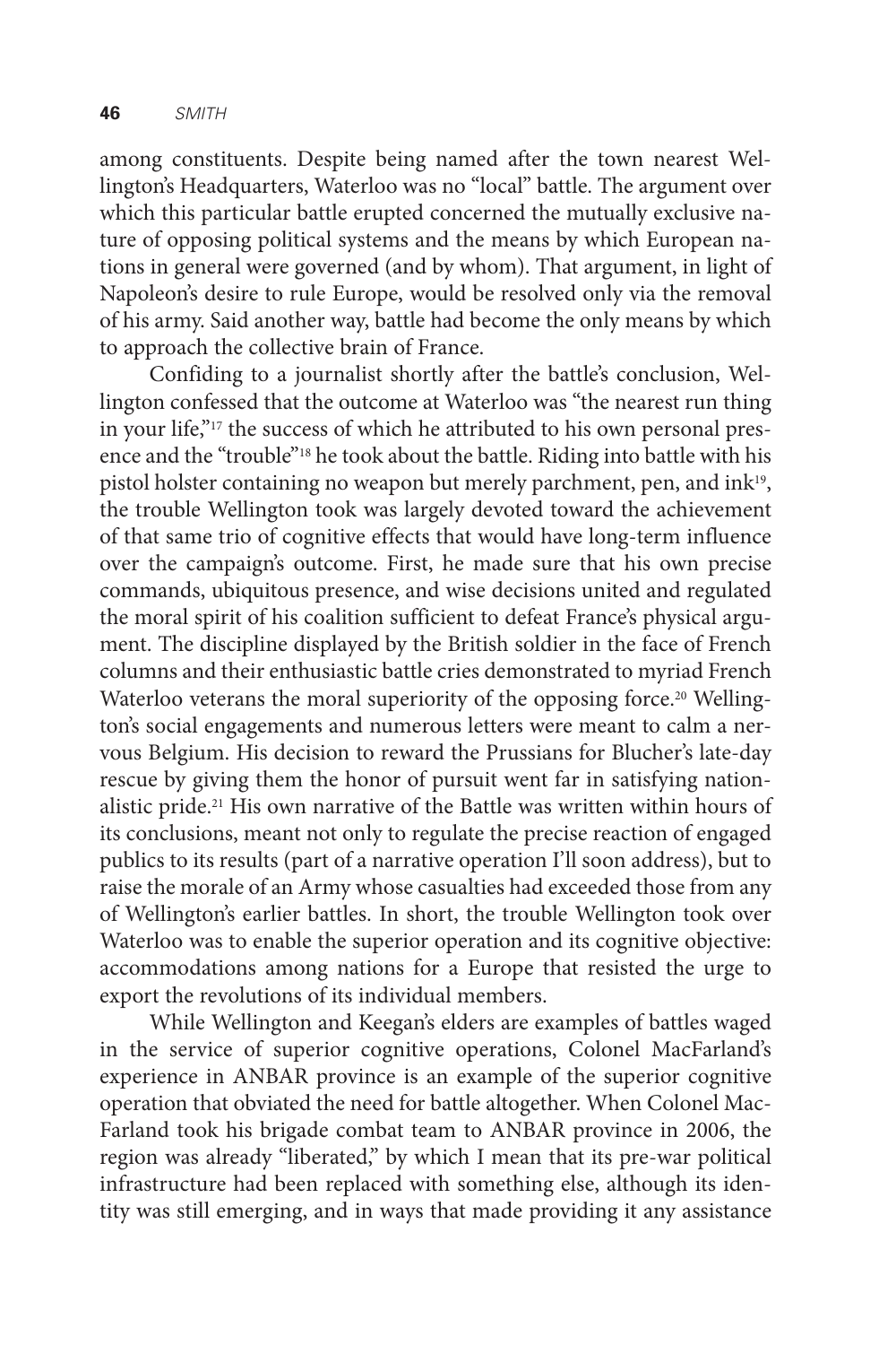among constituents. Despite being named after the town nearest Wellington's Headquarters, Waterloo was no "local" battle. The argument over which this particular battle erupted concerned the mutually exclusive nature of opposing political systems and the means by which European nations in general were governed (and by whom). That argument, in light of Napoleon's desire to rule Europe, would be resolved only via the removal of his army. Said another way, battle had become the only means by which to approach the collective brain of France.

Confiding to a journalist shortly after the battle's conclusion, Wellington confessed that the outcome at Waterloo was "the nearest run thing in your life,"[17] the success of which he attributed to his own personal presence and the "trouble"[18] he took about the battle. Riding into battle with his pistol holster containing no weapon but merely parchment, pen, and ink[19], the trouble Wellington took was largely devoted toward the achievement of that same trio of cognitive effects that would have long-term influence over the campaign's outcome. First, he made sure that his own precise commands, ubiquitous presence, and wise decisions united and regulated the moral spirit of his coalition sufficient to defeat France's physical argument. The discipline displayed by the British soldier in the face of French columns and their enthusiastic battle cries demonstrated to myriad French Waterloo veterans the moral superiority of the opposing force.[20] Wellington's social engagements and numerous letters were meant to calm a nervous Belgium. His decision to reward the Prussians for Blucher's late-day rescue by giving them the honor of pursuit went far in satisfying nationalistic pride.[21] His own narrative of the Battle was written within hours of its conclusions, meant not only to regulate the precise reaction of engaged publics to its results (part of a narrative operation I'll soon address), but to raise the morale of an Army whose casualties had exceeded those from any of Wellington's earlier battles. In short, the trouble Wellington took over Waterloo was to enable the superior operation and its cognitive objective: accommodations among nations for a Europe that resisted the urge to export the revolutions of its individual members.

While Wellington and Keegan's elders are examples of battles waged in the service of superior cognitive operations, Colonel MacFarland's experience in ANBAR province is an example of the superior cognitive operation that obviated the need for battle altogether. When Colonel MacFarland took his brigade combat team to ANBAR province in 2006, the region was already "liberated," by which I mean that its pre-war political infrastructure had been replaced with something else, although its identity was still emerging, and in ways that made providing it any assistance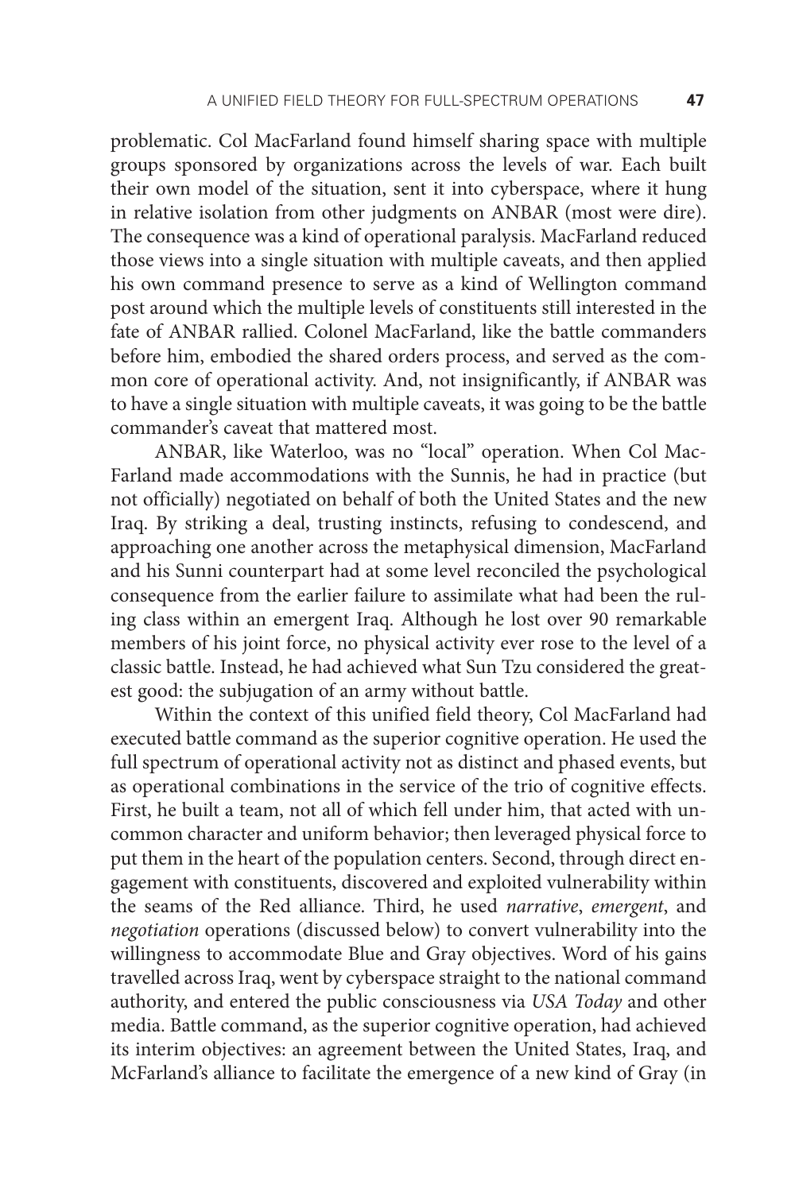problematic. Col MacFarland found himself sharing space with multiple groups sponsored by organizations across the levels of war. Each built their own model of the situation, sent it into cyberspace, where it hung in relative isolation from other judgments on ANBAR (most were dire). The consequence was a kind of operational paralysis. MacFarland reduced those views into a single situation with multiple caveats, and then applied his own command presence to serve as a kind of Wellington command post around which the multiple levels of constituents still interested in the fate of ANBAR rallied. Colonel MacFarland, like the battle commanders before him, embodied the shared orders process, and served as the common core of operational activity. And, not insignificantly, if ANBAR was to have a single situation with multiple caveats, it was going to be the battle commander's caveat that mattered most.

ANBAR, like Waterloo, was no "local" operation. When Col MacFarland made accommodations with the Sunnis, he had in practice (but not officially) negotiated on behalf of both the United States and the new Iraq. By striking a deal, trusting instincts, refusing to condescend, and approaching one another across the metaphysical dimension, MacFarland and his Sunni counterpart had at some level reconciled the psychological consequence from the earlier failure to assimilate what had been the ruling class within an emergent Iraq. Although he lost over 90 remarkable members of his joint force, no physical activity ever rose to the level of a classic battle. Instead, he had achieved what Sun Tzu considered the greatest good: the subjugation of an army without battle.

Within the context of this unified field theory, Col MacFarland had executed battle command as the superior cognitive operation. He used the full spectrum of operational activity not as distinct and phased events, but as operational combinations in the service of the trio of cognitive effects. First, he built a team, not all of which fell under him, that acted with uncommon character and uniform behavior; then leveraged physical force to put them in the heart of the population centers. Second, through direct engagement with constituents, discovered and exploited vulnerability within the seams of the Red alliance. Third, he used *narrative*, *emergent*, and *negotiation* operations (discussed below) to convert vulnerability into the willingness to accommodate Blue and Gray objectives. Word of his gains travelled across Iraq, went by cyberspace straight to the national command authority, and entered the public consciousness via *USA Today* and other media. Battle command, as the superior cognitive operation, had achieved its interim objectives: an agreement between the United States, Iraq, and McFarland's alliance to facilitate the emergence of a new kind of Gray (in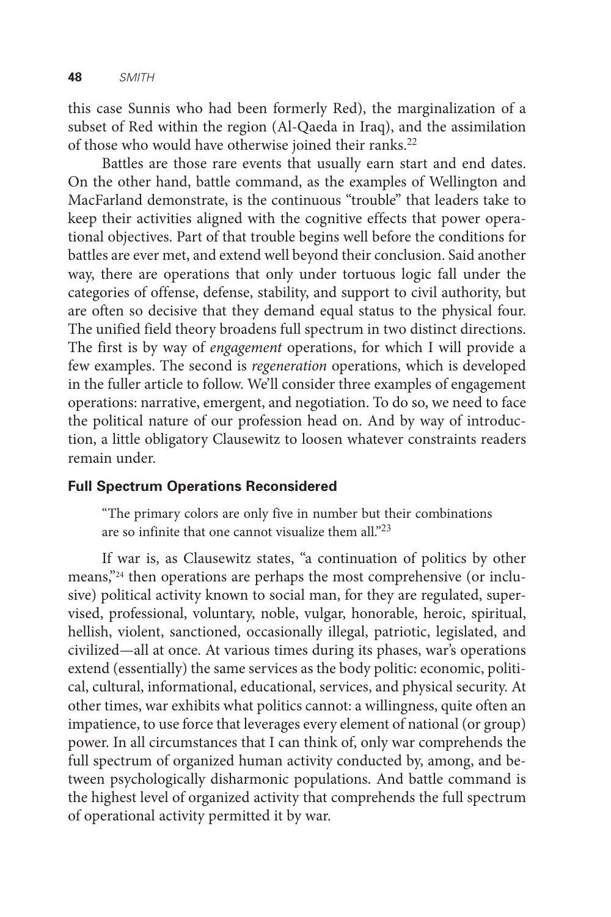this case Sunnis who had been formerly Red), the marginalization of a subset of Red within the region (Al-Qaeda in Iraq), and the assimilation of those who would have otherwise joined their ranks.[22]

Battles are those rare events that usually earn start and end dates. On the other hand, battle command, as the examples of Wellington and MacFarland demonstrate, is the continuous "trouble" that leaders take to keep their activities aligned with the cognitive effects that power operational objectives. Part of that trouble begins well before the conditions for battles are ever met, and extend well beyond their conclusion. Said another way, there are operations that only under tortuous logic fall under the categories of offense, defense, stability, and support to civil authority, but are often so decisive that they demand equal status to the physical four. The unified field theory broadens full spectrum in two distinct directions. The first is by way of *engagement* operations, for which I will provide a few examples. The second is *regeneration* operations, which is developed in the fuller article to follow. We'll consider three examples of engagement operations: narrative, emergent, and negotiation. To do so, we need to face the political nature of our profession head on. And by way of introduction, a little obligatory Clausewitz to loosen whatever constraints readers remain under.

### Full Spectrum Operations Reconsidered

> "The primary colors are only five in number but their combinations are so infinite that one cannot visualize them all."[23]

If war is, as Clausewitz states, "a continuation of politics by other means,"[24] then operations are perhaps the most comprehensive (or inclusive) political activity known to social man, for they are regulated, supervised, professional, voluntary, noble, vulgar, honorable, heroic, spiritual, hellish, violent, sanctioned, occasionally illegal, patriotic, legislated, and civilized—all at once. At various times during its phases, war's operations extend (essentially) the same services as the body politic: economic, political, cultural, informational, educational, services, and physical security. At other times, war exhibits what politics cannot: a willingness, quite often an impatience, to use force that leverages every element of national (or group) power. In all circumstances that I can think of, only war comprehends the full spectrum of organized human activity conducted by, among, and between psychologically disharmonic populations. And battle command is the highest level of organized activity that comprehends the full spectrum of operational activity permitted it by war.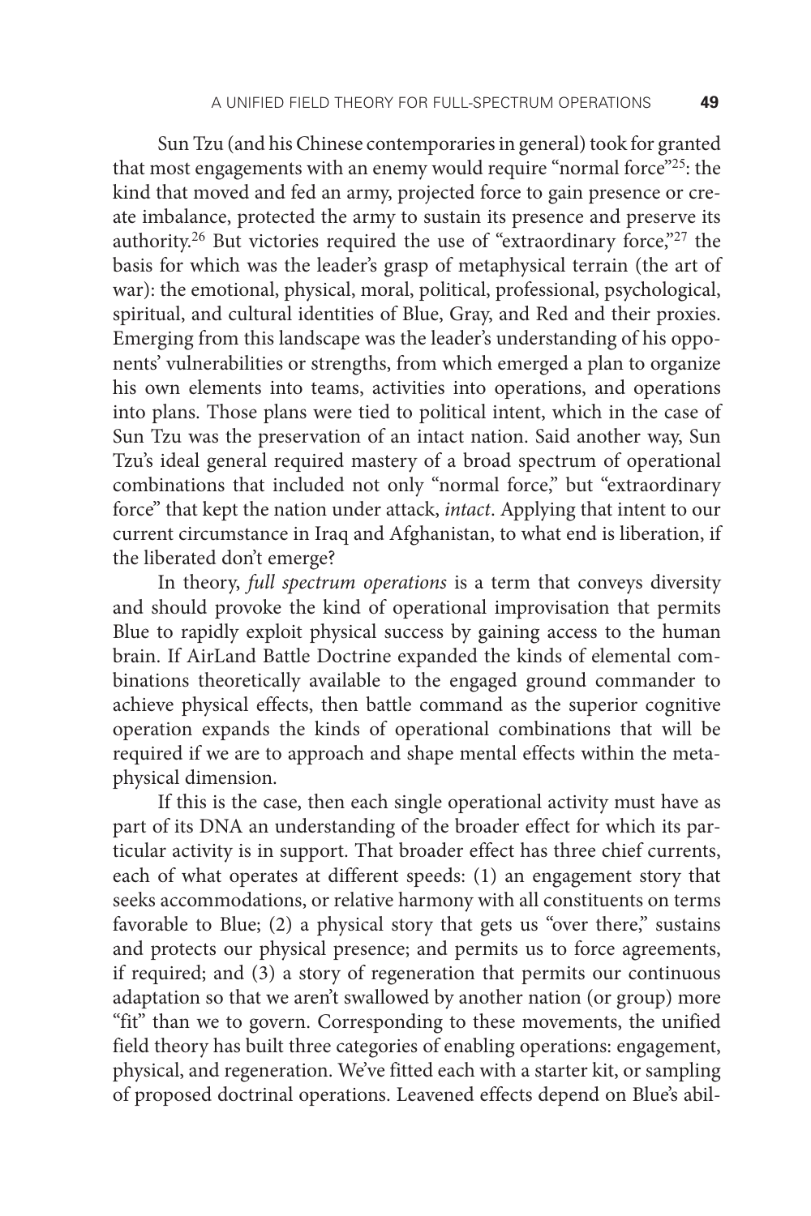Sun Tzu (and his Chinese contemporaries in general) took for granted that most engagements with an enemy would require "normal force"[25]: the kind that moved and fed an army, projected force to gain presence or create imbalance, protected the army to sustain its presence and preserve its authority.[26] But victories required the use of "extraordinary force,"[27] the basis for which was the leader's grasp of metaphysical terrain (the art of war): the emotional, physical, moral, political, professional, psychological, spiritual, and cultural identities of Blue, Gray, and Red and their proxies. Emerging from this landscape was the leader's understanding of his opponents' vulnerabilities or strengths, from which emerged a plan to organize his own elements into teams, activities into operations, and operations into plans. Those plans were tied to political intent, which in the case of Sun Tzu was the preservation of an intact nation. Said another way, Sun Tzu's ideal general required mastery of a broad spectrum of operational combinations that included not only "normal force," but "extraordinary force" that kept the nation under attack, *intact*. Applying that intent to our current circumstance in Iraq and Afghanistan, to what end is liberation, if the liberated don't emerge?

In theory, *full spectrum operations* is a term that conveys diversity and should provoke the kind of operational improvisation that permits Blue to rapidly exploit physical success by gaining access to the human brain. If AirLand Battle Doctrine expanded the kinds of elemental combinations theoretically available to the engaged ground commander to achieve physical effects, then battle command as the superior cognitive operation expands the kinds of operational combinations that will be required if we are to approach and shape mental effects within the metaphysical dimension.

If this is the case, then each single operational activity must have as part of its DNA an understanding of the broader effect for which its particular activity is in support. That broader effect has three chief currents, each of what operates at different speeds: (1) an engagement story that seeks accommodations, or relative harmony with all constituents on terms favorable to Blue; (2) a physical story that gets us "over there," sustains and protects our physical presence; and permits us to force agreements, if required; and (3) a story of regeneration that permits our continuous adaptation so that we aren't swallowed by another nation (or group) more "fit" than we to govern. Corresponding to these movements, the unified field theory has built three categories of enabling operations: engagement, physical, and regeneration. We've fitted each with a starter kit, or sampling of proposed doctrinal operations. Leavened effects depend on Blue's abil-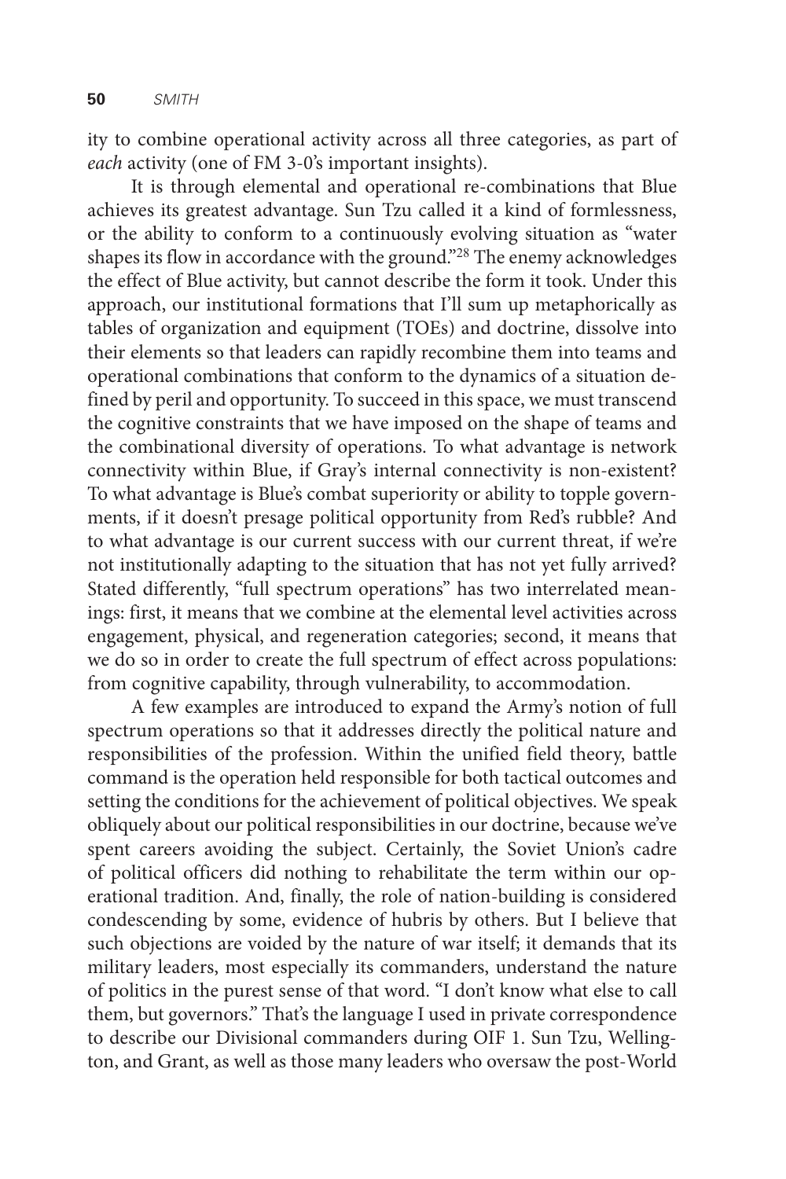ity to combine operational activity across all three categories, as part of *each* activity (one of FM 3-0's important insights).

It is through elemental and operational re-combinations that Blue achieves its greatest advantage. Sun Tzu called it a kind of formlessness, or the ability to conform to a continuously evolving situation as "water shapes its flow in accordance with the ground."[28] The enemy acknowledges the effect of Blue activity, but cannot describe the form it took. Under this approach, our institutional formations that I'll sum up metaphorically as tables of organization and equipment (TOEs) and doctrine, dissolve into their elements so that leaders can rapidly recombine them into teams and operational combinations that conform to the dynamics of a situation defined by peril and opportunity. To succeed in this space, we must transcend the cognitive constraints that we have imposed on the shape of teams and the combinational diversity of operations. To what advantage is network connectivity within Blue, if Gray's internal connectivity is non-existent? To what advantage is Blue's combat superiority or ability to topple governments, if it doesn't presage political opportunity from Red's rubble? And to what advantage is our current success with our current threat, if we're not institutionally adapting to the situation that has not yet fully arrived? Stated differently, "full spectrum operations" has two interrelated meanings: first, it means that we combine at the elemental level activities across engagement, physical, and regeneration categories; second, it means that we do so in order to create the full spectrum of effect across populations: from cognitive capability, through vulnerability, to accommodation.

A few examples are introduced to expand the Army's notion of full spectrum operations so that it addresses directly the political nature and responsibilities of the profession. Within the unified field theory, battle command is the operation held responsible for both tactical outcomes and setting the conditions for the achievement of political objectives. We speak obliquely about our political responsibilities in our doctrine, because we've spent careers avoiding the subject. Certainly, the Soviet Union's cadre of political officers did nothing to rehabilitate the term within our operational tradition. And, finally, the role of nation-building is considered condescending by some, evidence of hubris by others. But I believe that such objections are voided by the nature of war itself; it demands that its military leaders, most especially its commanders, understand the nature of politics in the purest sense of that word. "I don't know what else to call them, but governors." That's the language I used in private correspondence to describe our Divisional commanders during OIF 1. Sun Tzu, Wellington, and Grant, as well as those many leaders who oversaw the post-World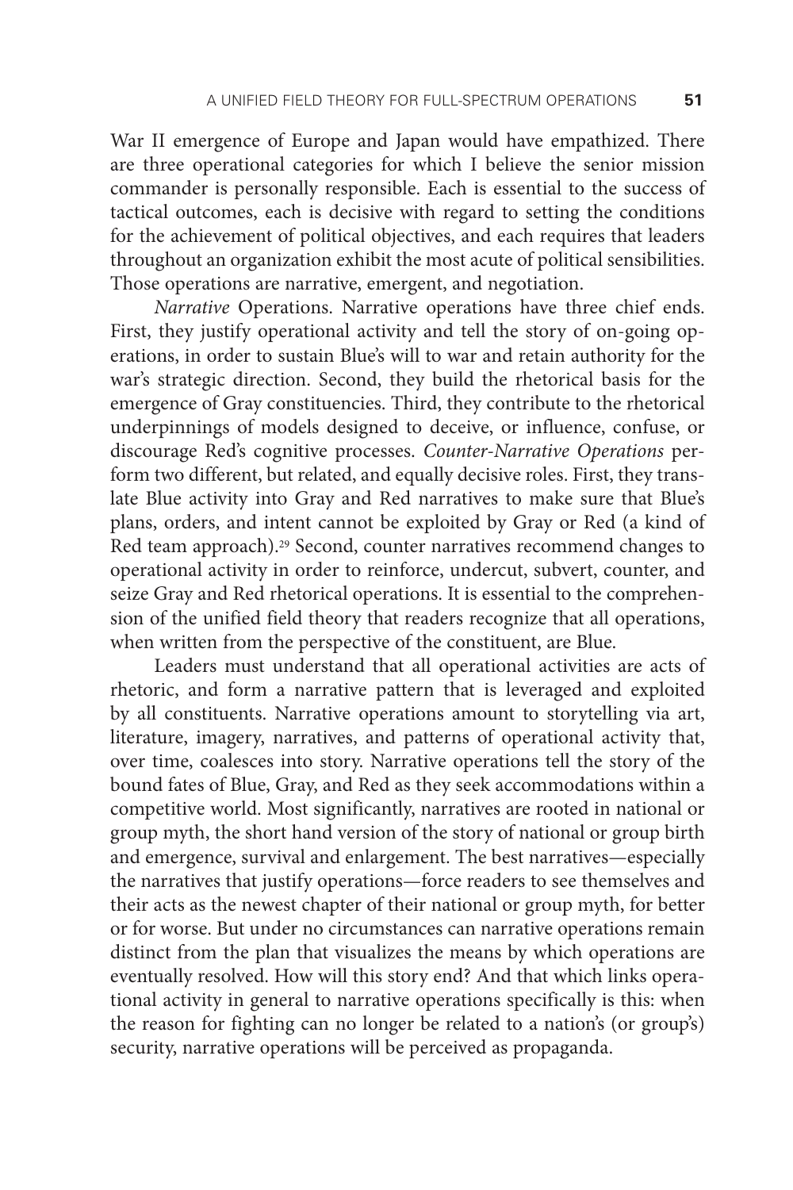War II emergence of Europe and Japan would have empathized. There are three operational categories for which I believe the senior mission commander is personally responsible. Each is essential to the success of tactical outcomes, each is decisive with regard to setting the conditions for the achievement of political objectives, and each requires that leaders throughout an organization exhibit the most acute of political sensibilities. Those operations are narrative, emergent, and negotiation.

*Narrative* Operations. Narrative operations have three chief ends. First, they justify operational activity and tell the story of on-going operations, in order to sustain Blue's will to war and retain authority for the war's strategic direction. Second, they build the rhetorical basis for the emergence of Gray constituencies. Third, they contribute to the rhetorical underpinnings of models designed to deceive, or influence, confuse, or discourage Red's cognitive processes. *Counter-Narrative Operations* perform two different, but related, and equally decisive roles. First, they translate Blue activity into Gray and Red narratives to make sure that Blue's plans, orders, and intent cannot be exploited by Gray or Red (a kind of Red team approach).[29] Second, counter narratives recommend changes to operational activity in order to reinforce, undercut, subvert, counter, and seize Gray and Red rhetorical operations. It is essential to the comprehension of the unified field theory that readers recognize that all operations, when written from the perspective of the constituent, are Blue.

Leaders must understand that all operational activities are acts of rhetoric, and form a narrative pattern that is leveraged and exploited by all constituents. Narrative operations amount to storytelling via art, literature, imagery, narratives, and patterns of operational activity that, over time, coalesces into story. Narrative operations tell the story of the bound fates of Blue, Gray, and Red as they seek accommodations within a competitive world. Most significantly, narratives are rooted in national or group myth, the short hand version of the story of national or group birth and emergence, survival and enlargement. The best narratives—especially the narratives that justify operations—force readers to see themselves and their acts as the newest chapter of their national or group myth, for better or for worse. But under no circumstances can narrative operations remain distinct from the plan that visualizes the means by which operations are eventually resolved. How will this story end? And that which links operational activity in general to narrative operations specifically is this: when the reason for fighting can no longer be related to a nation's (or group's) security, narrative operations will be perceived as propaganda.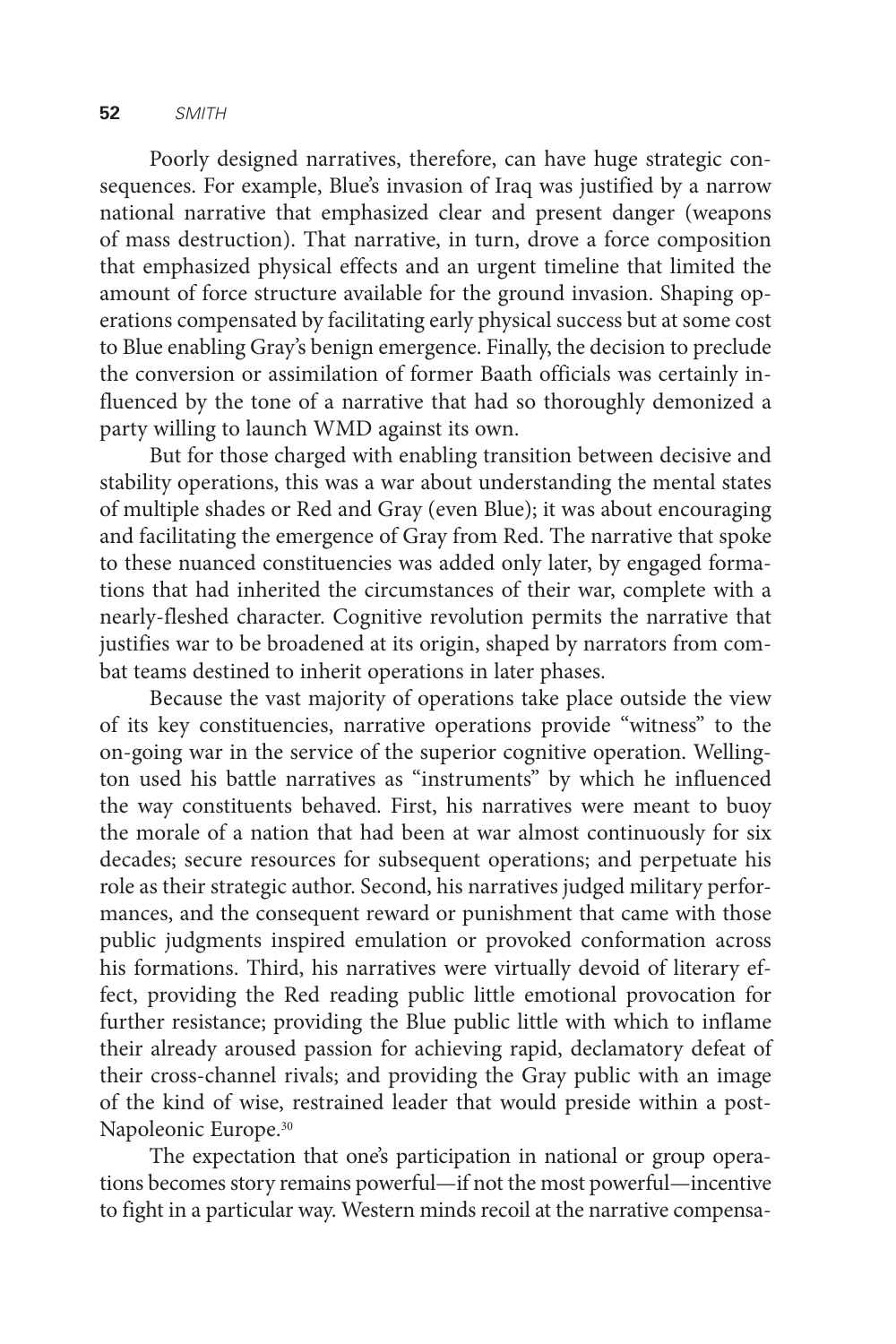Poorly designed narratives, therefore, can have huge strategic consequences. For example, Blue's invasion of Iraq was justified by a narrow national narrative that emphasized clear and present danger (weapons of mass destruction). That narrative, in turn, drove a force composition that emphasized physical effects and an urgent timeline that limited the amount of force structure available for the ground invasion. Shaping operations compensated by facilitating early physical success but at some cost to Blue enabling Gray's benign emergence. Finally, the decision to preclude the conversion or assimilation of former Baath officials was certainly influenced by the tone of a narrative that had so thoroughly demonized a party willing to launch WMD against its own.

But for those charged with enabling transition between decisive and stability operations, this was a war about understanding the mental states of multiple shades or Red and Gray (even Blue); it was about encouraging and facilitating the emergence of Gray from Red. The narrative that spoke to these nuanced constituencies was added only later, by engaged formations that had inherited the circumstances of their war, complete with a nearly-fleshed character. Cognitive revolution permits the narrative that justifies war to be broadened at its origin, shaped by narrators from combat teams destined to inherit operations in later phases.

Because the vast majority of operations take place outside the view of its key constituencies, narrative operations provide "witness" to the on-going war in the service of the superior cognitive operation. Wellington used his battle narratives as "instruments" by which he influenced the way constituents behaved. First, his narratives were meant to buoy the morale of a nation that had been at war almost continuously for six decades; secure resources for subsequent operations; and perpetuate his role as their strategic author. Second, his narratives judged military performances, and the consequent reward or punishment that came with those public judgments inspired emulation or provoked conformation across his formations. Third, his narratives were virtually devoid of literary effect, providing the Red reading public little emotional provocation for further resistance; providing the Blue public little with which to inflame their already aroused passion for achieving rapid, declamatory defeat of their cross-channel rivals; and providing the Gray public with an image of the kind of wise, restrained leader that would preside within a post-Napoleonic Europe.[30]

The expectation that one's participation in national or group operations becomes story remains powerful—if not the most powerful—incentive to fight in a particular way. Western minds recoil at the narrative compensa-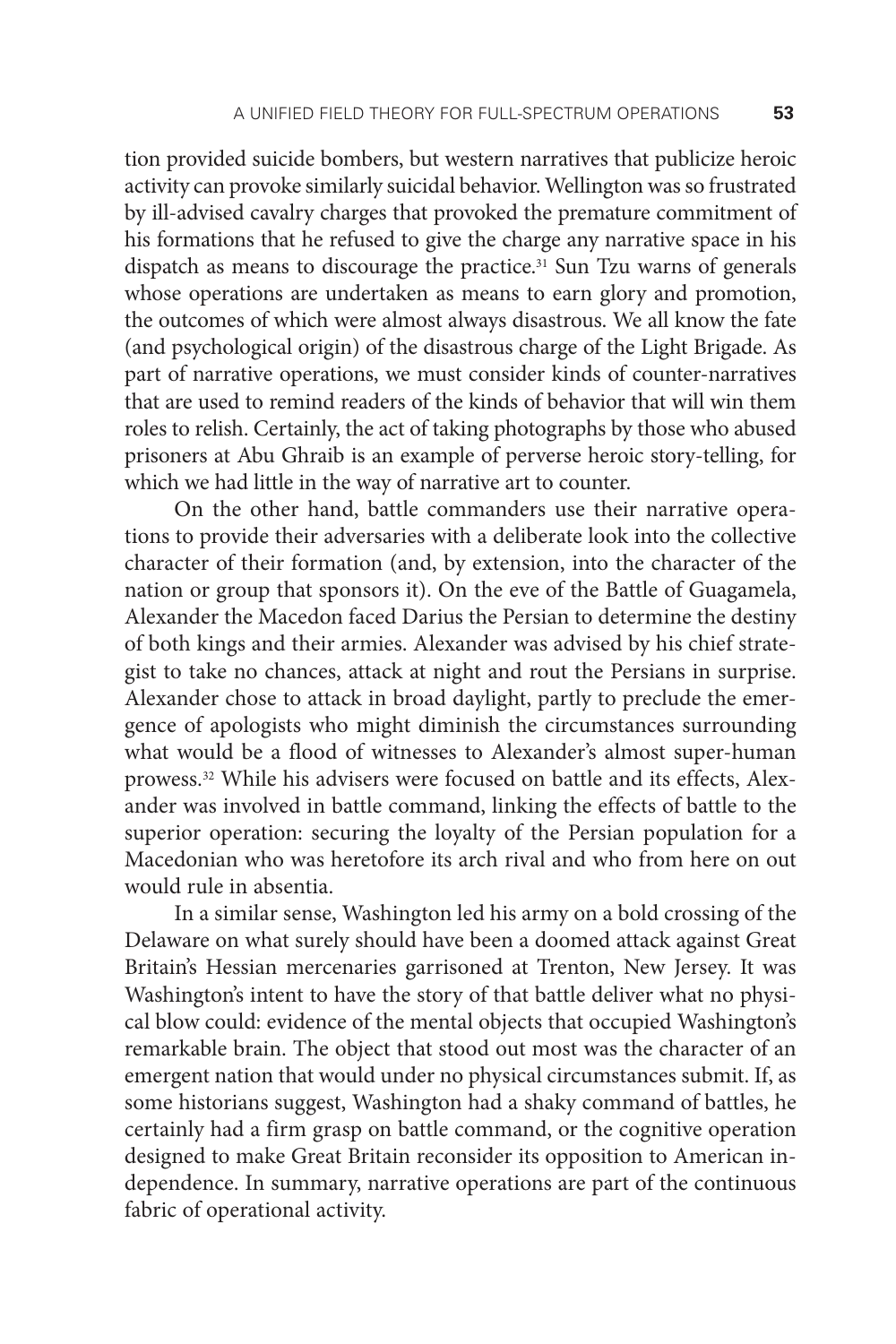tion provided suicide bombers, but western narratives that publicize heroic activity can provoke similarly suicidal behavior. Wellington was so frustrated by ill-advised cavalry charges that provoked the premature commitment of his formations that he refused to give the charge any narrative space in his dispatch as means to discourage the practice.[31] Sun Tzu warns of generals whose operations are undertaken as means to earn glory and promotion, the outcomes of which were almost always disastrous. We all know the fate (and psychological origin) of the disastrous charge of the Light Brigade. As part of narrative operations, we must consider kinds of counter-narratives that are used to remind readers of the kinds of behavior that will win them roles to relish. Certainly, the act of taking photographs by those who abused prisoners at Abu Ghraib is an example of perverse heroic story-telling, for which we had little in the way of narrative art to counter.

On the other hand, battle commanders use their narrative operations to provide their adversaries with a deliberate look into the collective character of their formation (and, by extension, into the character of the nation or group that sponsors it). On the eve of the Battle of Guagamela, Alexander the Macedon faced Darius the Persian to determine the destiny of both kings and their armies. Alexander was advised by his chief strategist to take no chances, attack at night and rout the Persians in surprise. Alexander chose to attack in broad daylight, partly to preclude the emergence of apologists who might diminish the circumstances surrounding what would be a flood of witnesses to Alexander's almost super-human prowess.[32] While his advisers were focused on battle and its effects, Alexander was involved in battle command, linking the effects of battle to the superior operation: securing the loyalty of the Persian population for a Macedonian who was heretofore its arch rival and who from here on out would rule in absentia.

In a similar sense, Washington led his army on a bold crossing of the Delaware on what surely should have been a doomed attack against Great Britain's Hessian mercenaries garrisoned at Trenton, New Jersey. It was Washington's intent to have the story of that battle deliver what no physical blow could: evidence of the mental objects that occupied Washington's remarkable brain. The object that stood out most was the character of an emergent nation that would under no physical circumstances submit. If, as some historians suggest, Washington had a shaky command of battles, he certainly had a firm grasp on battle command, or the cognitive operation designed to make Great Britain reconsider its opposition to American independence. In summary, narrative operations are part of the continuous fabric of operational activity.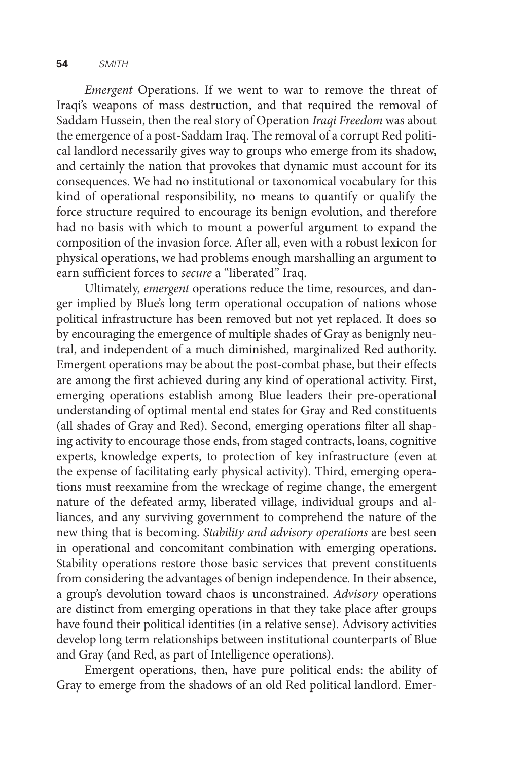*Emergent* Operations. If we went to war to remove the threat of Iraqi's weapons of mass destruction, and that required the removal of Saddam Hussein, then the real story of Operation *Iraqi Freedom* was about the emergence of a post-Saddam Iraq. The removal of a corrupt Red political landlord necessarily gives way to groups who emerge from its shadow, and certainly the nation that provokes that dynamic must account for its consequences. We had no institutional or taxonomical vocabulary for this kind of operational responsibility, no means to quantify or qualify the force structure required to encourage its benign evolution, and therefore had no basis with which to mount a powerful argument to expand the composition of the invasion force. After all, even with a robust lexicon for physical operations, we had problems enough marshalling an argument to earn sufficient forces to *secure* a "liberated" Iraq.

Ultimately, *emergent* operations reduce the time, resources, and danger implied by Blue's long term operational occupation of nations whose political infrastructure has been removed but not yet replaced. It does so by encouraging the emergence of multiple shades of Gray as benignly neutral, and independent of a much diminished, marginalized Red authority. Emergent operations may be about the post-combat phase, but their effects are among the first achieved during any kind of operational activity. First, emerging operations establish among Blue leaders their pre-operational understanding of optimal mental end states for Gray and Red constituents (all shades of Gray and Red). Second, emerging operations filter all shaping activity to encourage those ends, from staged contracts, loans, cognitive experts, knowledge experts, to protection of key infrastructure (even at the expense of facilitating early physical activity). Third, emerging operations must reexamine from the wreckage of regime change, the emergent nature of the defeated army, liberated village, individual groups and alliances, and any surviving government to comprehend the nature of the new thing that is becoming. *Stability and advisory operations* are best seen in operational and concomitant combination with emerging operations. Stability operations restore those basic services that prevent constituents from considering the advantages of benign independence. In their absence, a group's devolution toward chaos is unconstrained. *Advisory* operations are distinct from emerging operations in that they take place after groups have found their political identities (in a relative sense). Advisory activities develop long term relationships between institutional counterparts of Blue and Gray (and Red, as part of Intelligence operations).

Emergent operations, then, have pure political ends: the ability of Gray to emerge from the shadows of an old Red political landlord. Emer-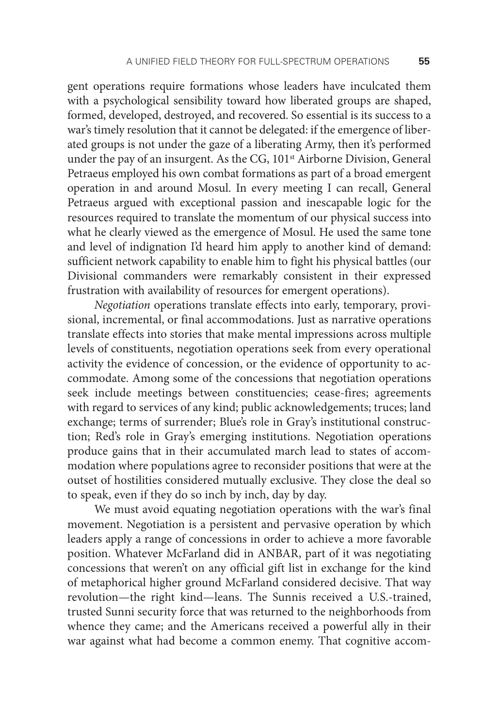gent operations require formations whose leaders have inculcated them with a psychological sensibility toward how liberated groups are shaped, formed, developed, destroyed, and recovered. So essential is its success to a war's timely resolution that it cannot be delegated: if the emergence of liberated groups is not under the gaze of a liberating Army, then it's performed under the pay of an insurgent. As the CG, 101st Airborne Division, General Petraeus employed his own combat formations as part of a broad emergent operation in and around Mosul. In every meeting I can recall, General Petraeus argued with exceptional passion and inescapable logic for the resources required to translate the momentum of our physical success into what he clearly viewed as the emergence of Mosul. He used the same tone and level of indignation I'd heard him apply to another kind of demand: sufficient network capability to enable him to fight his physical battles (our Divisional commanders were remarkably consistent in their expressed frustration with availability of resources for emergent operations).

*Negotiation* operations translate effects into early, temporary, provisional, incremental, or final accommodations. Just as narrative operations translate effects into stories that make mental impressions across multiple levels of constituents, negotiation operations seek from every operational activity the evidence of concession, or the evidence of opportunity to accommodate. Among some of the concessions that negotiation operations seek include meetings between constituencies; cease-fires; agreements with regard to services of any kind; public acknowledgements; truces; land exchange; terms of surrender; Blue's role in Gray's institutional construction; Red's role in Gray's emerging institutions. Negotiation operations produce gains that in their accumulated march lead to states of accommodation where populations agree to reconsider positions that were at the outset of hostilities considered mutually exclusive. They close the deal so to speak, even if they do so inch by inch, day by day.

We must avoid equating negotiation operations with the war's final movement. Negotiation is a persistent and pervasive operation by which leaders apply a range of concessions in order to achieve a more favorable position. Whatever McFarland did in ANBAR, part of it was negotiating concessions that weren't on any official gift list in exchange for the kind of metaphorical higher ground McFarland considered decisive. That way revolution—the right kind—leans. The Sunnis received a U.S.-trained, trusted Sunni security force that was returned to the neighborhoods from whence they came; and the Americans received a powerful ally in their war against what had become a common enemy. That cognitive accom-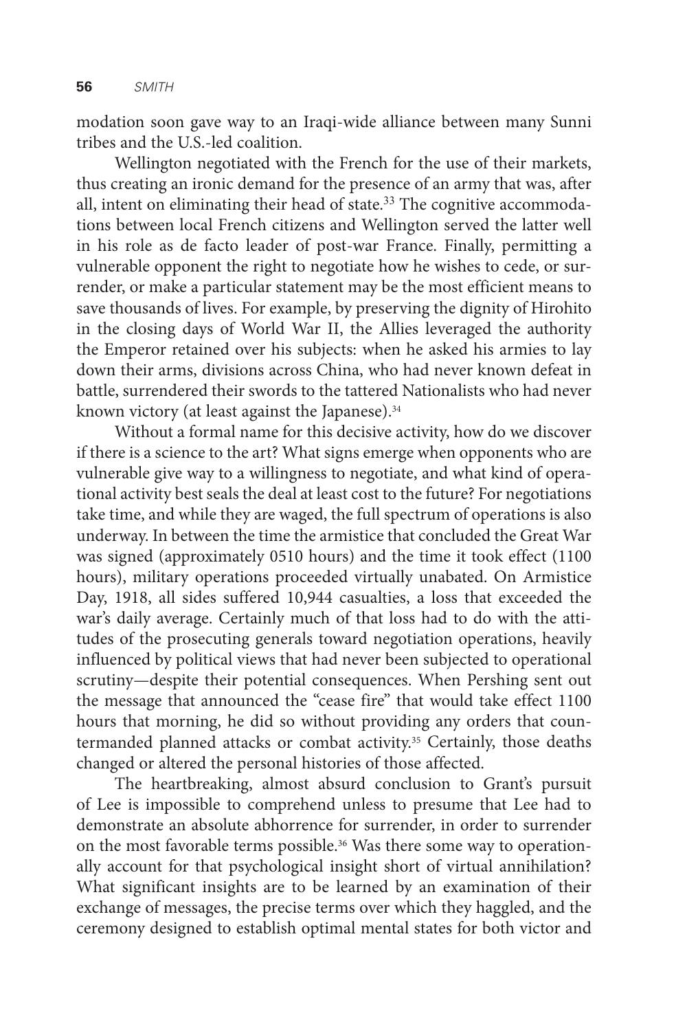modation soon gave way to an Iraqi-wide alliance between many Sunni tribes and the U.S.-led coalition.

Wellington negotiated with the French for the use of their markets, thus creating an ironic demand for the presence of an army that was, after all, intent on eliminating their head of state.[33] The cognitive accommodations between local French citizens and Wellington served the latter well in his role as de facto leader of post-war France. Finally, permitting a vulnerable opponent the right to negotiate how he wishes to cede, or surrender, or make a particular statement may be the most efficient means to save thousands of lives. For example, by preserving the dignity of Hirohito in the closing days of World War II, the Allies leveraged the authority the Emperor retained over his subjects: when he asked his armies to lay down their arms, divisions across China, who had never known defeat in battle, surrendered their swords to the tattered Nationalists who had never known victory (at least against the Japanese).[34]

Without a formal name for this decisive activity, how do we discover if there is a science to the art? What signs emerge when opponents who are vulnerable give way to a willingness to negotiate, and what kind of operational activity best seals the deal at least cost to the future? For negotiations take time, and while they are waged, the full spectrum of operations is also underway. In between the time the armistice that concluded the Great War was signed (approximately 0510 hours) and the time it took effect (1100 hours), military operations proceeded virtually unabated. On Armistice Day, 1918, all sides suffered 10,944 casualties, a loss that exceeded the war's daily average. Certainly much of that loss had to do with the attitudes of the prosecuting generals toward negotiation operations, heavily influenced by political views that had never been subjected to operational scrutiny—despite their potential consequences. When Pershing sent out the message that announced the "cease fire" that would take effect 1100 hours that morning, he did so without providing any orders that countermanded planned attacks or combat activity.[35] Certainly, those deaths changed or altered the personal histories of those affected.

The heartbreaking, almost absurd conclusion to Grant's pursuit of Lee is impossible to comprehend unless to presume that Lee had to demonstrate an absolute abhorrence for surrender, in order to surrender on the most favorable terms possible.[36] Was there some way to operationally account for that psychological insight short of virtual annihilation? What significant insights are to be learned by an examination of their exchange of messages, the precise terms over which they haggled, and the ceremony designed to establish optimal mental states for both victor and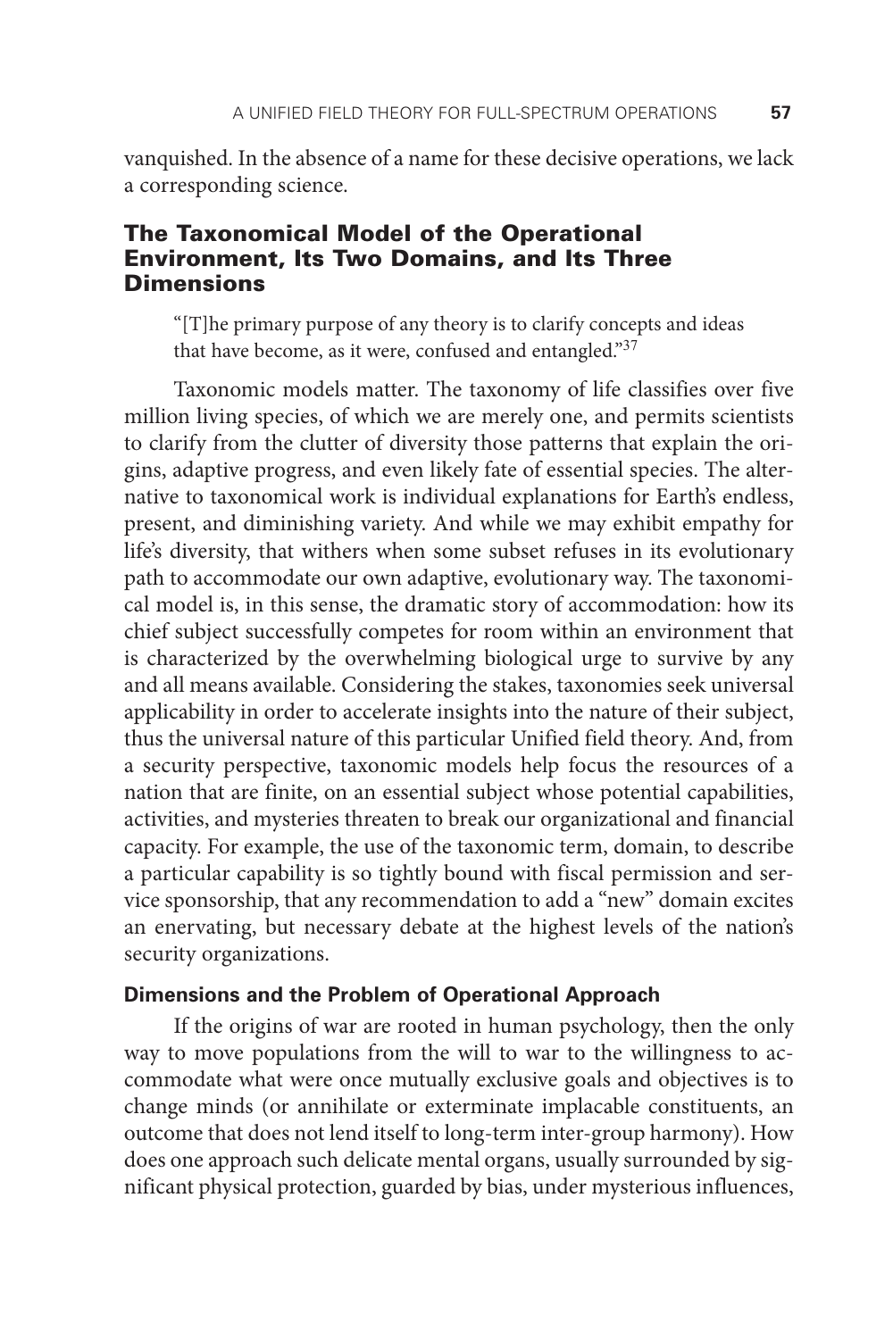vanquished. In the absence of a name for these decisive operations, we lack a corresponding science.

## The Taxonomical Model of the Operational Environment, Its Two Domains, and Its Three Dimensions

> "[T]he primary purpose of any theory is to clarify concepts and ideas that have become, as it were, confused and entangled."[37]

Taxonomic models matter. The taxonomy of life classifies over five million living species, of which we are merely one, and permits scientists to clarify from the clutter of diversity those patterns that explain the origins, adaptive progress, and even likely fate of essential species. The alternative to taxonomical work is individual explanations for Earth's endless, present, and diminishing variety. And while we may exhibit empathy for life's diversity, that withers when some subset refuses in its evolutionary path to accommodate our own adaptive, evolutionary way. The taxonomical model is, in this sense, the dramatic story of accommodation: how its chief subject successfully competes for room within an environment that is characterized by the overwhelming biological urge to survive by any and all means available. Considering the stakes, taxonomies seek universal applicability in order to accelerate insights into the nature of their subject, thus the universal nature of this particular Unified field theory. And, from a security perspective, taxonomic models help focus the resources of a nation that are finite, on an essential subject whose potential capabilities, activities, and mysteries threaten to break our organizational and financial capacity. For example, the use of the taxonomic term, domain, to describe a particular capability is so tightly bound with fiscal permission and service sponsorship, that any recommendation to add a "new" domain excites an enervating, but necessary debate at the highest levels of the nation's security organizations.

### Dimensions and the Problem of Operational Approach

If the origins of war are rooted in human psychology, then the only way to move populations from the will to war to the willingness to accommodate what were once mutually exclusive goals and objectives is to change minds (or annihilate or exterminate implacable constituents, an outcome that does not lend itself to long-term inter-group harmony). How does one approach such delicate mental organs, usually surrounded by significant physical protection, guarded by bias, under mysterious influences,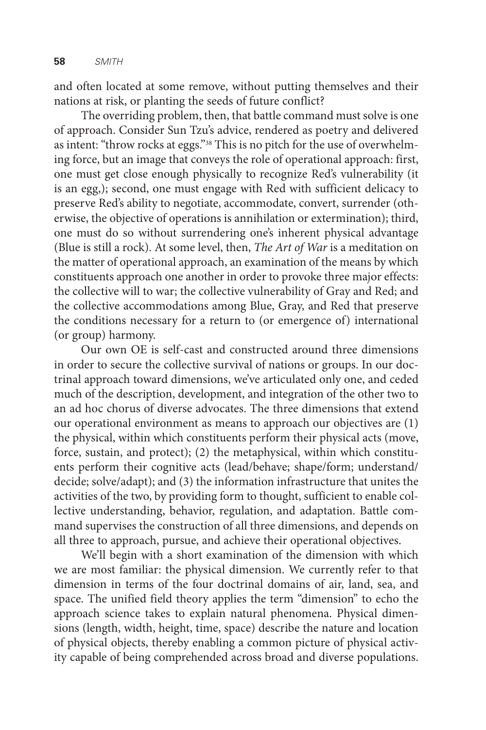and often located at some remove, without putting themselves and their nations at risk, or planting the seeds of future conflict?

The overriding problem, then, that battle command must solve is one of approach. Consider Sun Tzu's advice, rendered as poetry and delivered as intent: "throw rocks at eggs."[38] This is no pitch for the use of overwhelming force, but an image that conveys the role of operational approach: first, one must get close enough physically to recognize Red's vulnerability (it is an egg,); second, one must engage with Red with sufficient delicacy to preserve Red's ability to negotiate, accommodate, convert, surrender (otherwise, the objective of operations is annihilation or extermination); third, one must do so without surrendering one's inherent physical advantage (Blue is still a rock). At some level, then, *The Art of War* is a meditation on the matter of operational approach, an examination of the means by which constituents approach one another in order to provoke three major effects: the collective will to war; the collective vulnerability of Gray and Red; and the collective accommodations among Blue, Gray, and Red that preserve the conditions necessary for a return to (or emergence of) international (or group) harmony.

Our own OE is self-cast and constructed around three dimensions in order to secure the collective survival of nations or groups. In our doctrinal approach toward dimensions, we've articulated only one, and ceded much of the description, development, and integration of the other two to an ad hoc chorus of diverse advocates. The three dimensions that extend our operational environment as means to approach our objectives are (1) the physical, within which constituents perform their physical acts (move, force, sustain, and protect); (2) the metaphysical, within which constituents perform their cognitive acts (lead/behave; shape/form; understand/decide; solve/adapt); and (3) the information infrastructure that unites the activities of the two, by providing form to thought, sufficient to enable collective understanding, behavior, regulation, and adaptation. Battle command supervises the construction of all three dimensions, and depends on all three to approach, pursue, and achieve their operational objectives.

We'll begin with a short examination of the dimension with which we are most familiar: the physical dimension. We currently refer to that dimension in terms of the four doctrinal domains of air, land, sea, and space. The unified field theory applies the term "dimension" to echo the approach science takes to explain natural phenomena. Physical dimensions (length, width, height, time, space) describe the nature and location of physical objects, thereby enabling a common picture of physical activity capable of being comprehended across broad and diverse populations.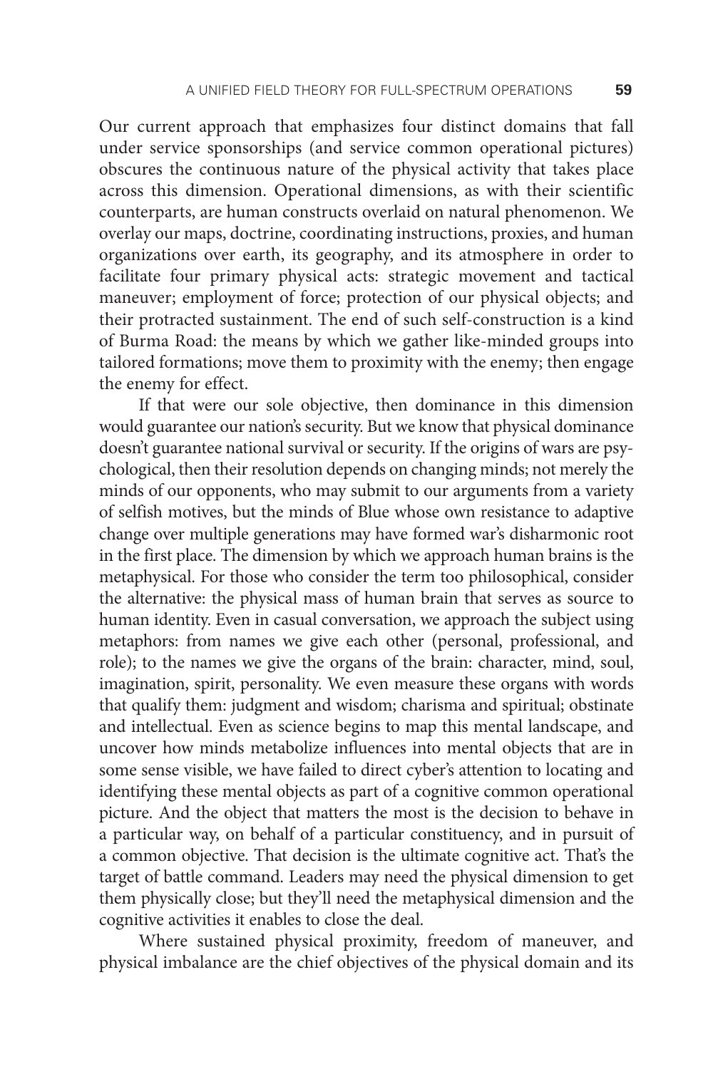Our current approach that emphasizes four distinct domains that fall under service sponsorships (and service common operational pictures) obscures the continuous nature of the physical activity that takes place across this dimension. Operational dimensions, as with their scientific counterparts, are human constructs overlaid on natural phenomenon. We overlay our maps, doctrine, coordinating instructions, proxies, and human organizations over earth, its geography, and its atmosphere in order to facilitate four primary physical acts: strategic movement and tactical maneuver; employment of force; protection of our physical objects; and their protracted sustainment. The end of such self-construction is a kind of Burma Road: the means by which we gather like-minded groups into tailored formations; move them to proximity with the enemy; then engage the enemy for effect.

If that were our sole objective, then dominance in this dimension would guarantee our nation's security. But we know that physical dominance doesn't guarantee national survival or security. If the origins of wars are psychological, then their resolution depends on changing minds; not merely the minds of our opponents, who may submit to our arguments from a variety of selfish motives, but the minds of Blue whose own resistance to adaptive change over multiple generations may have formed war's disharmonic root in the first place. The dimension by which we approach human brains is the metaphysical. For those who consider the term too philosophical, consider the alternative: the physical mass of human brain that serves as source to human identity. Even in casual conversation, we approach the subject using metaphors: from names we give each other (personal, professional, and role); to the names we give the organs of the brain: character, mind, soul, imagination, spirit, personality. We even measure these organs with words that qualify them: judgment and wisdom; charisma and spiritual; obstinate and intellectual. Even as science begins to map this mental landscape, and uncover how minds metabolize influences into mental objects that are in some sense visible, we have failed to direct cyber's attention to locating and identifying these mental objects as part of a cognitive common operational picture. And the object that matters the most is the decision to behave in a particular way, on behalf of a particular constituency, and in pursuit of a common objective. That decision is the ultimate cognitive act. That's the target of battle command. Leaders may need the physical dimension to get them physically close; but they'll need the metaphysical dimension and the cognitive activities it enables to close the deal.

Where sustained physical proximity, freedom of maneuver, and physical imbalance are the chief objectives of the physical domain and its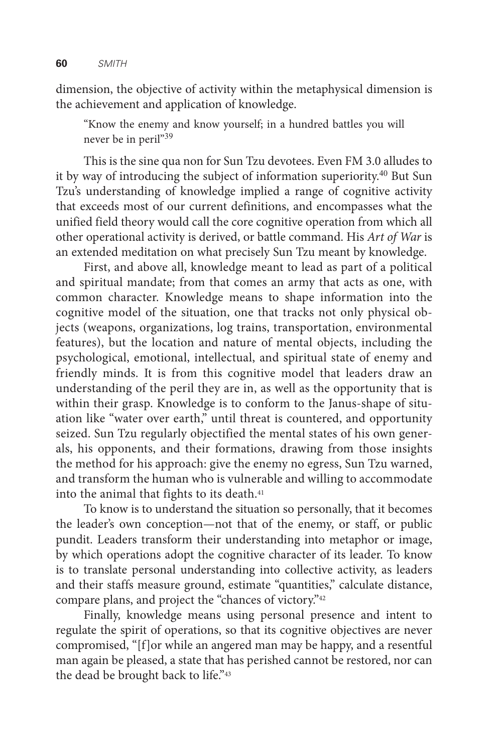dimension, the objective of activity within the metaphysical dimension is the achievement and application of knowledge.

> "Know the enemy and know yourself; in a hundred battles you will never be in peril"[39]

This is the sine qua non for Sun Tzu devotees. Even FM 3.0 alludes to it by way of introducing the subject of information superiority.[40] But Sun Tzu's understanding of knowledge implied a range of cognitive activity that exceeds most of our current definitions, and encompasses what the unified field theory would call the core cognitive operation from which all other operational activity is derived, or battle command. His *Art of War* is an extended meditation on what precisely Sun Tzu meant by knowledge.

First, and above all, knowledge meant to lead as part of a political and spiritual mandate; from that comes an army that acts as one, with common character. Knowledge means to shape information into the cognitive model of the situation, one that tracks not only physical objects (weapons, organizations, log trains, transportation, environmental features), but the location and nature of mental objects, including the psychological, emotional, intellectual, and spiritual state of enemy and friendly minds. It is from this cognitive model that leaders draw an understanding of the peril they are in, as well as the opportunity that is within their grasp. Knowledge is to conform to the Janus-shape of situation like "water over earth," until threat is countered, and opportunity seized. Sun Tzu regularly objectified the mental states of his own generals, his opponents, and their formations, drawing from those insights the method for his approach: give the enemy no egress, Sun Tzu warned, and transform the human who is vulnerable and willing to accommodate into the animal that fights to its death.[41]

To know is to understand the situation so personally, that it becomes the leader's own conception—not that of the enemy, or staff, or public pundit. Leaders transform their understanding into metaphor or image, by which operations adopt the cognitive character of its leader. To know is to translate personal understanding into collective activity, as leaders and their staffs measure ground, estimate "quantities," calculate distance, compare plans, and project the "chances of victory."[42]

Finally, knowledge means using personal presence and intent to regulate the spirit of operations, so that its cognitive objectives are never compromised, "[f]or while an angered man may be happy, and a resentful man again be pleased, a state that has perished cannot be restored, nor can the dead be brought back to life."[43]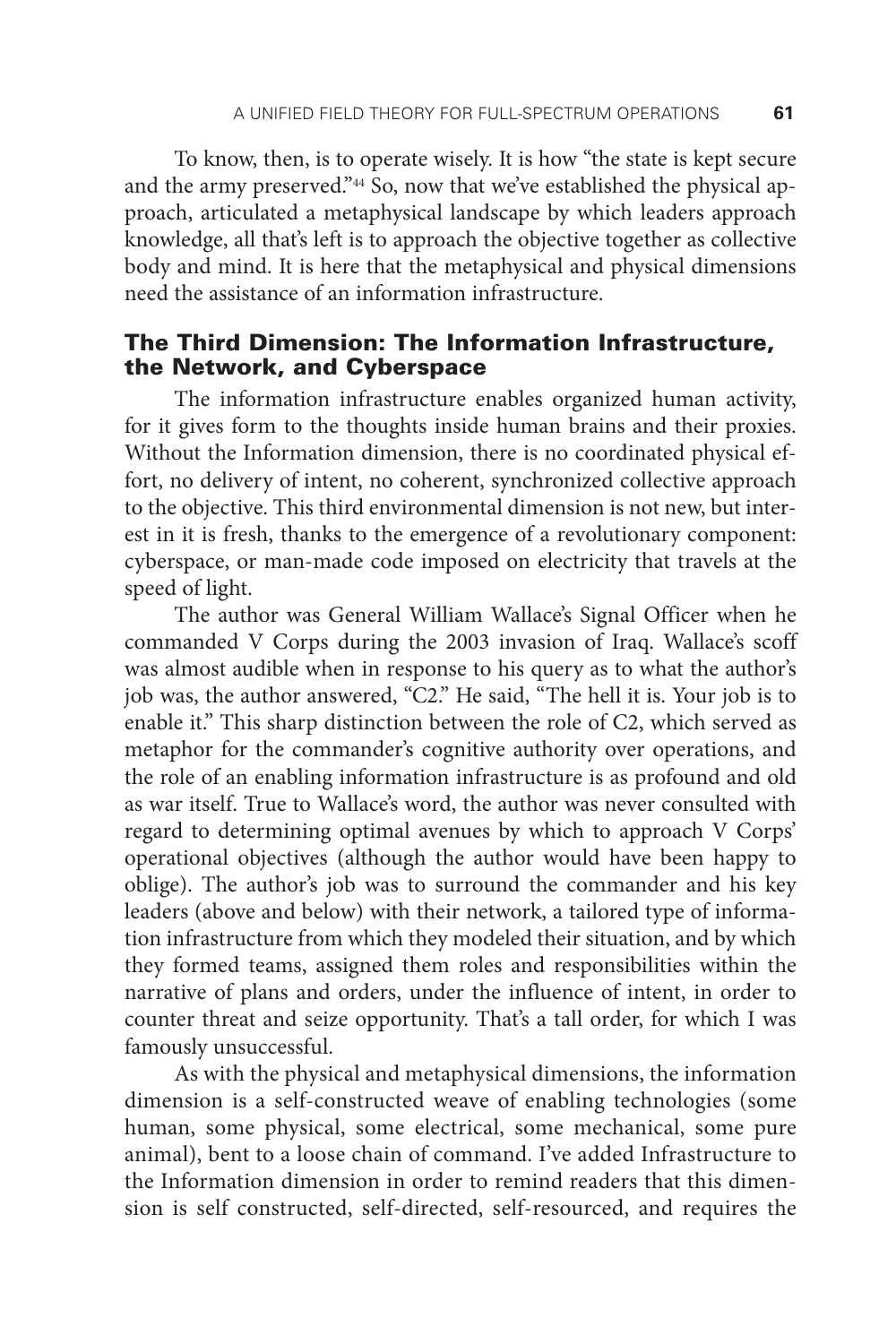To know, then, is to operate wisely. It is how "the state is kept secure and the army preserved."[44] So, now that we've established the physical approach, articulated a metaphysical landscape by which leaders approach knowledge, all that's left is to approach the objective together as collective body and mind. It is here that the metaphysical and physical dimensions need the assistance of an information infrastructure.

## The Third Dimension: The Information Infrastructure, the Network, and Cyberspace

The information infrastructure enables organized human activity, for it gives form to the thoughts inside human brains and their proxies. Without the Information dimension, there is no coordinated physical effort, no delivery of intent, no coherent, synchronized collective approach to the objective. This third environmental dimension is not new, but interest in it is fresh, thanks to the emergence of a revolutionary component: cyberspace, or man-made code imposed on electricity that travels at the speed of light.

The author was General William Wallace's Signal Officer when he commanded V Corps during the 2003 invasion of Iraq. Wallace's scoff was almost audible when in response to his query as to what the author's job was, the author answered, "C2." He said, "The hell it is. Your job is to enable it." This sharp distinction between the role of C2, which served as metaphor for the commander's cognitive authority over operations, and the role of an enabling information infrastructure is as profound and old as war itself. True to Wallace's word, the author was never consulted with regard to determining optimal avenues by which to approach V Corps' operational objectives (although the author would have been happy to oblige). The author's job was to surround the commander and his key leaders (above and below) with their network, a tailored type of information infrastructure from which they modeled their situation, and by which they formed teams, assigned them roles and responsibilities within the narrative of plans and orders, under the influence of intent, in order to counter threat and seize opportunity. That's a tall order, for which I was famously unsuccessful.

As with the physical and metaphysical dimensions, the information dimension is a self-constructed weave of enabling technologies (some human, some physical, some electrical, some mechanical, some pure animal), bent to a loose chain of command. I've added Infrastructure to the Information dimension in order to remind readers that this dimension is self constructed, self-directed, self-resourced, and requires the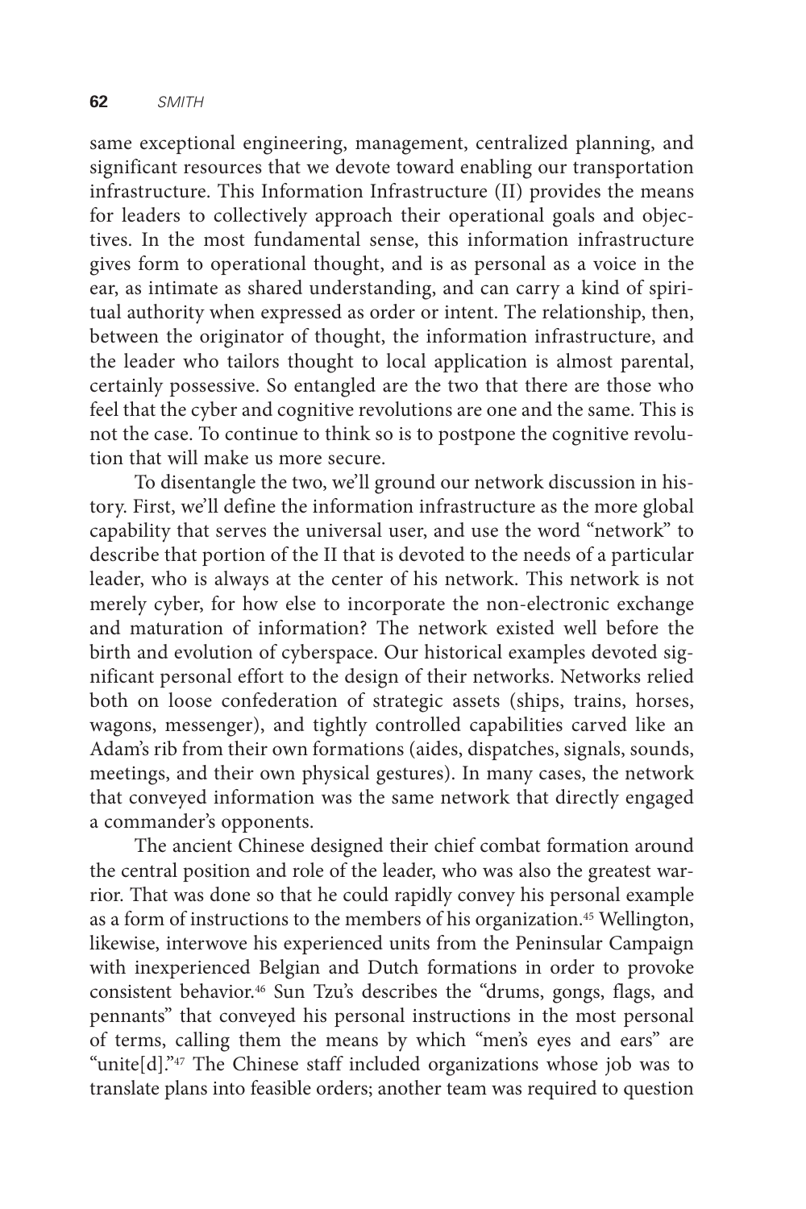same exceptional engineering, management, centralized planning, and significant resources that we devote toward enabling our transportation infrastructure. This Information Infrastructure (II) provides the means for leaders to collectively approach their operational goals and objectives. In the most fundamental sense, this information infrastructure gives form to operational thought, and is as personal as a voice in the ear, as intimate as shared understanding, and can carry a kind of spiritual authority when expressed as order or intent. The relationship, then, between the originator of thought, the information infrastructure, and the leader who tailors thought to local application is almost parental, certainly possessive. So entangled are the two that there are those who feel that the cyber and cognitive revolutions are one and the same. This is not the case. To continue to think so is to postpone the cognitive revolution that will make us more secure.

To disentangle the two, we'll ground our network discussion in history. First, we'll define the information infrastructure as the more global capability that serves the universal user, and use the word "network" to describe that portion of the II that is devoted to the needs of a particular leader, who is always at the center of his network. This network is not merely cyber, for how else to incorporate the non-electronic exchange and maturation of information? The network existed well before the birth and evolution of cyberspace. Our historical examples devoted significant personal effort to the design of their networks. Networks relied both on loose confederation of strategic assets (ships, trains, horses, wagons, messenger), and tightly controlled capabilities carved like an Adam's rib from their own formations (aides, dispatches, signals, sounds, meetings, and their own physical gestures). In many cases, the network that conveyed information was the same network that directly engaged a commander's opponents.

The ancient Chinese designed their chief combat formation around the central position and role of the leader, who was also the greatest warrior. That was done so that he could rapidly convey his personal example as a form of instructions to the members of his organization.[45] Wellington, likewise, interwove his experienced units from the Peninsular Campaign with inexperienced Belgian and Dutch formations in order to provoke consistent behavior.[46] Sun Tzu's describes the "drums, gongs, flags, and pennants" that conveyed his personal instructions in the most personal of terms, calling them the means by which "men's eyes and ears" are "unite[d]."[47] The Chinese staff included organizations whose job was to translate plans into feasible orders; another team was required to question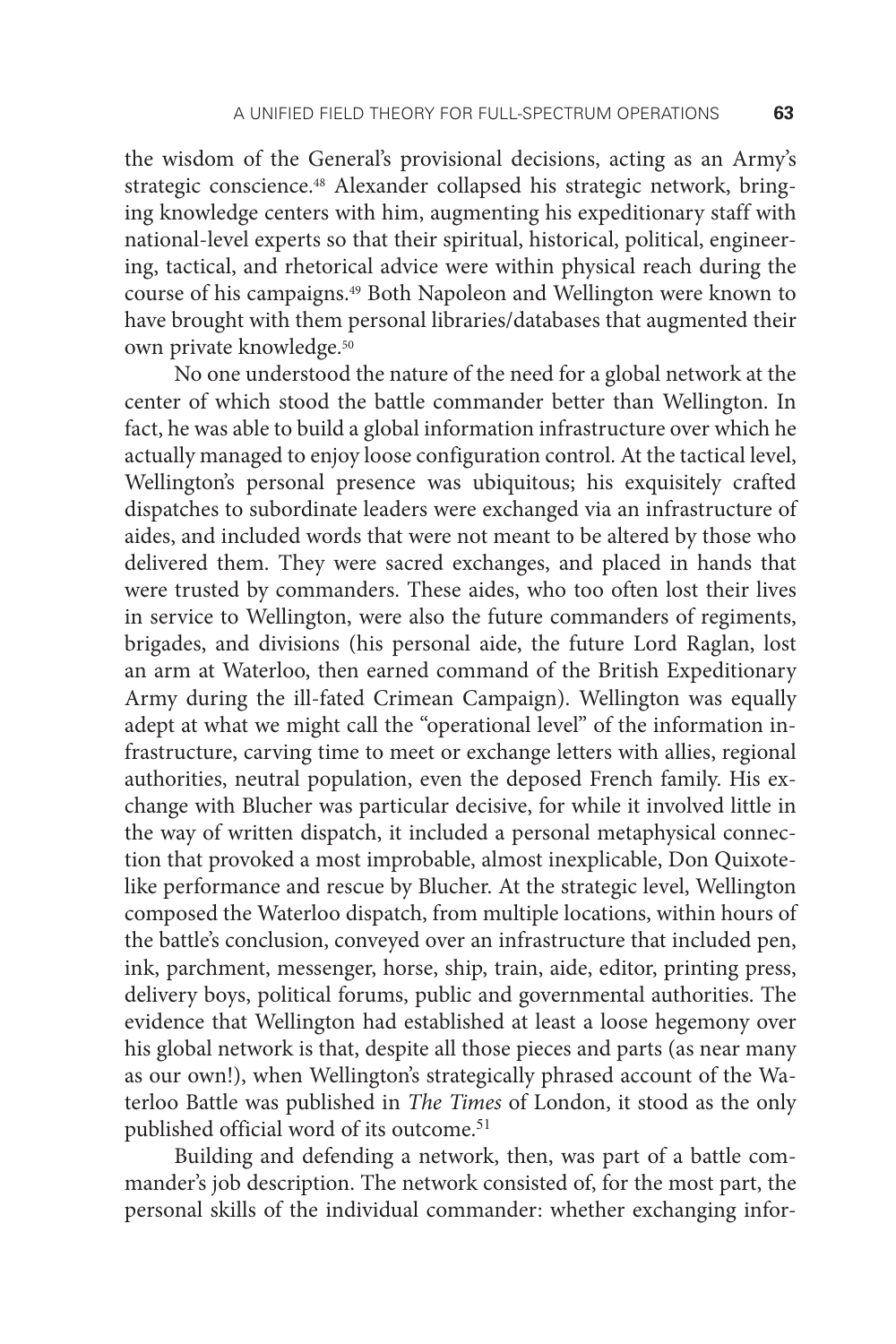the wisdom of the General's provisional decisions, acting as an Army's strategic conscience.[48] Alexander collapsed his strategic network, bringing knowledge centers with him, augmenting his expeditionary staff with national-level experts so that their spiritual, historical, political, engineering, tactical, and rhetorical advice were within physical reach during the course of his campaigns.[49] Both Napoleon and Wellington were known to have brought with them personal libraries/databases that augmented their own private knowledge.[50]

No one understood the nature of the need for a global network at the center of which stood the battle commander better than Wellington. In fact, he was able to build a global information infrastructure over which he actually managed to enjoy loose configuration control. At the tactical level, Wellington's personal presence was ubiquitous; his exquisitely crafted dispatches to subordinate leaders were exchanged via an infrastructure of aides, and included words that were not meant to be altered by those who delivered them. They were sacred exchanges, and placed in hands that were trusted by commanders. These aides, who too often lost their lives in service to Wellington, were also the future commanders of regiments, brigades, and divisions (his personal aide, the future Lord Raglan, lost an arm at Waterloo, then earned command of the British Expeditionary Army during the ill-fated Crimean Campaign). Wellington was equally adept at what we might call the "operational level" of the information infrastructure, carving time to meet or exchange letters with allies, regional authorities, neutral population, even the deposed French family. His exchange with Blucher was particular decisive, for while it involved little in the way of written dispatch, it included a personal metaphysical connection that provoked a most improbable, almost inexplicable, Don Quixote-like performance and rescue by Blucher. At the strategic level, Wellington composed the Waterloo dispatch, from multiple locations, within hours of the battle's conclusion, conveyed over an infrastructure that included pen, ink, parchment, messenger, horse, ship, train, aide, editor, printing press, delivery boys, political forums, public and governmental authorities. The evidence that Wellington had established at least a loose hegemony over his global network is that, despite all those pieces and parts (as near many as our own!), when Wellington's strategically phrased account of the Waterloo Battle was published in *The Times* of London, it stood as the only published official word of its outcome.[51]

Building and defending a network, then, was part of a battle commander's job description. The network consisted of, for the most part, the personal skills of the individual commander: whether exchanging infor-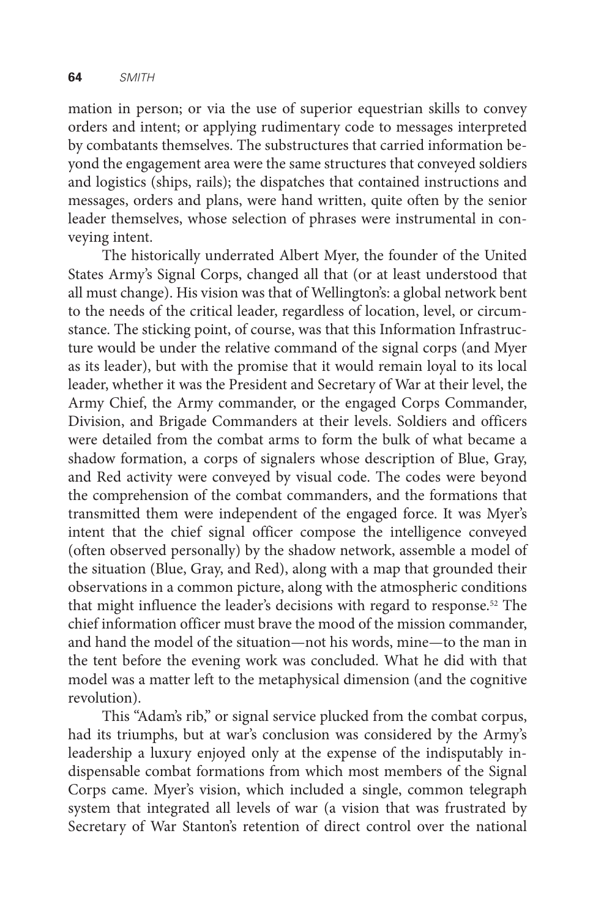mation in person; or via the use of superior equestrian skills to convey orders and intent; or applying rudimentary code to messages interpreted by combatants themselves. The substructures that carried information beyond the engagement area were the same structures that conveyed soldiers and logistics (ships, rails); the dispatches that contained instructions and messages, orders and plans, were hand written, quite often by the senior leader themselves, whose selection of phrases were instrumental in conveying intent.

The historically underrated Albert Myer, the founder of the United States Army's Signal Corps, changed all that (or at least understood that all must change). His vision was that of Wellington's: a global network bent to the needs of the critical leader, regardless of location, level, or circumstance. The sticking point, of course, was that this Information Infrastructure would be under the relative command of the signal corps (and Myer as its leader), but with the promise that it would remain loyal to its local leader, whether it was the President and Secretary of War at their level, the Army Chief, the Army commander, or the engaged Corps Commander, Division, and Brigade Commanders at their levels. Soldiers and officers were detailed from the combat arms to form the bulk of what became a shadow formation, a corps of signalers whose description of Blue, Gray, and Red activity were conveyed by visual code. The codes were beyond the comprehension of the combat commanders, and the formations that transmitted them were independent of the engaged force. It was Myer's intent that the chief signal officer compose the intelligence conveyed (often observed personally) by the shadow network, assemble a model of the situation (Blue, Gray, and Red), along with a map that grounded their observations in a common picture, along with the atmospheric conditions that might influence the leader's decisions with regard to response.[52] The chief information officer must brave the mood of the mission commander, and hand the model of the situation—not his words, mine—to the man in the tent before the evening work was concluded. What he did with that model was a matter left to the metaphysical dimension (and the cognitive revolution).

This "Adam's rib," or signal service plucked from the combat corpus, had its triumphs, but at war's conclusion was considered by the Army's leadership a luxury enjoyed only at the expense of the indisputably indispensable combat formations from which most members of the Signal Corps came. Myer's vision, which included a single, common telegraph system that integrated all levels of war (a vision that was frustrated by Secretary of War Stanton's retention of direct control over the national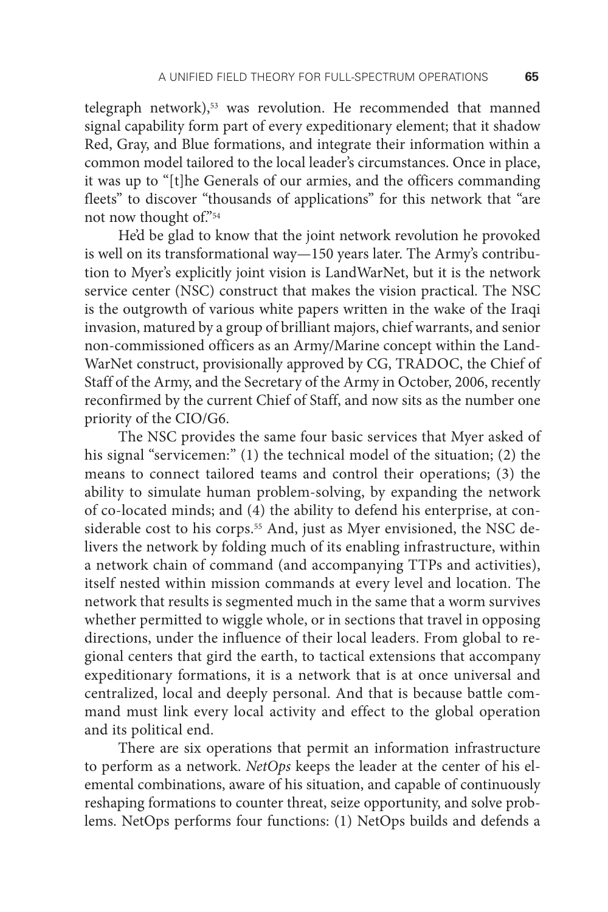telegraph network),[53] was revolution. He recommended that manned signal capability form part of every expeditionary element; that it shadow Red, Gray, and Blue formations, and integrate their information within a common model tailored to the local leader's circumstances. Once in place, it was up to "[t]he Generals of our armies, and the officers commanding fleets" to discover "thousands of applications" for this network that "are not now thought of."[54]

He'd be glad to know that the joint network revolution he provoked is well on its transformational way—150 years later. The Army's contribution to Myer's explicitly joint vision is LandWarNet, but it is the network service center (NSC) construct that makes the vision practical. The NSC is the outgrowth of various white papers written in the wake of the Iraqi invasion, matured by a group of brilliant majors, chief warrants, and senior non-commissioned officers as an Army/Marine concept within the LandWarNet construct, provisionally approved by CG, TRADOC, the Chief of Staff of the Army, and the Secretary of the Army in October, 2006, recently reconfirmed by the current Chief of Staff, and now sits as the number one priority of the CIO/G6.

The NSC provides the same four basic services that Myer asked of his signal "servicemen:" (1) the technical model of the situation; (2) the means to connect tailored teams and control their operations; (3) the ability to simulate human problem-solving, by expanding the network of co-located minds; and (4) the ability to defend his enterprise, at considerable cost to his corps.[55] And, just as Myer envisioned, the NSC delivers the network by folding much of its enabling infrastructure, within a network chain of command (and accompanying TTPs and activities), itself nested within mission commands at every level and location. The network that results is segmented much in the same that a worm survives whether permitted to wiggle whole, or in sections that travel in opposing directions, under the influence of their local leaders. From global to regional centers that gird the earth, to tactical extensions that accompany expeditionary formations, it is a network that is at once universal and centralized, local and deeply personal. And that is because battle command must link every local activity and effect to the global operation and its political end.

There are six operations that permit an information infrastructure to perform as a network. *NetOps* keeps the leader at the center of his elemental combinations, aware of his situation, and capable of continuously reshaping formations to counter threat, seize opportunity, and solve problems. NetOps performs four functions: (1) NetOps builds and defends a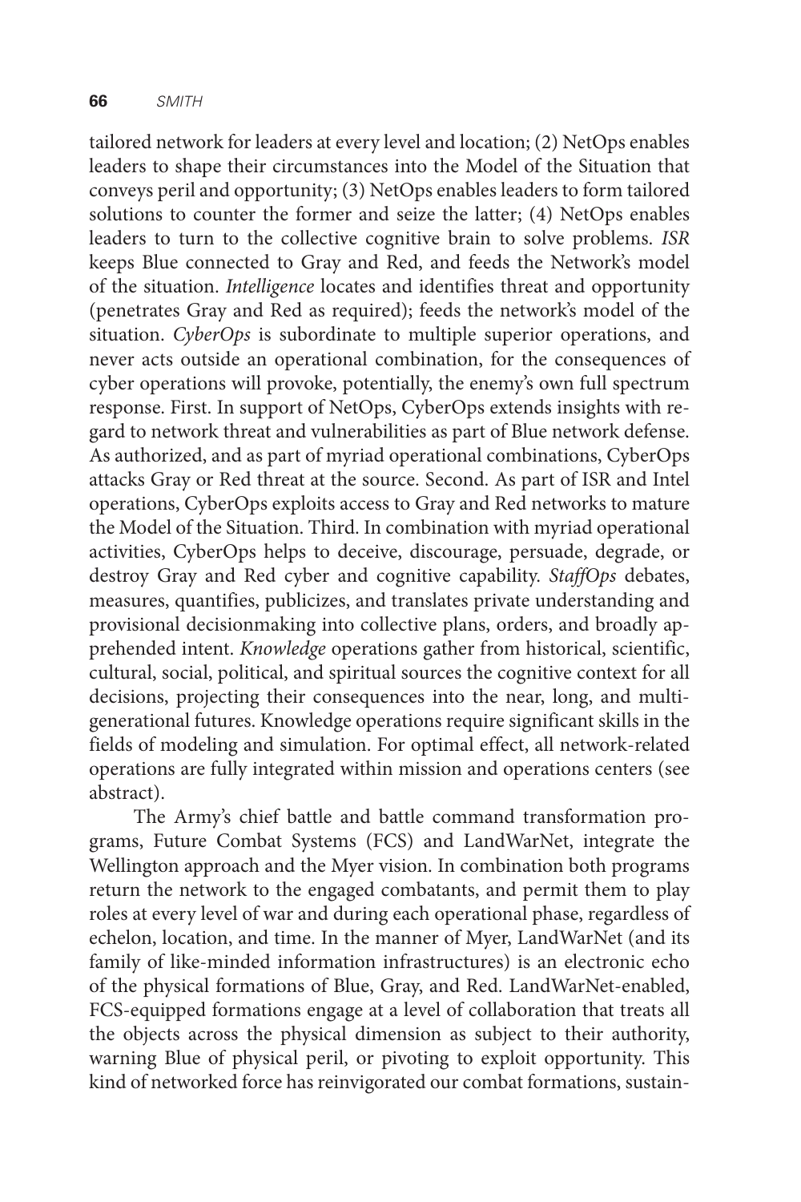tailored network for leaders at every level and location; (2) NetOps enables leaders to shape their circumstances into the Model of the Situation that conveys peril and opportunity; (3) NetOps enables leaders to form tailored solutions to counter the former and seize the latter; (4) NetOps enables leaders to turn to the collective cognitive brain to solve problems. *ISR* keeps Blue connected to Gray and Red, and feeds the Network's model of the situation. *Intelligence* locates and identifies threat and opportunity (penetrates Gray and Red as required); feeds the network's model of the situation. *CyberOps* is subordinate to multiple superior operations, and never acts outside an operational combination, for the consequences of cyber operations will provoke, potentially, the enemy's own full spectrum response. First. In support of NetOps, CyberOps extends insights with regard to network threat and vulnerabilities as part of Blue network defense. As authorized, and as part of myriad operational combinations, CyberOps attacks Gray or Red threat at the source. Second. As part of ISR and Intel operations, CyberOps exploits access to Gray and Red networks to mature the Model of the Situation. Third. In combination with myriad operational activities, CyberOps helps to deceive, discourage, persuade, degrade, or destroy Gray and Red cyber and cognitive capability. *StaffOps* debates, measures, quantifies, publicizes, and translates private understanding and provisional decisionmaking into collective plans, orders, and broadly apprehended intent. *Knowledge* operations gather from historical, scientific, cultural, social, political, and spiritual sources the cognitive context for all decisions, projecting their consequences into the near, long, and multigenerational futures. Knowledge operations require significant skills in the fields of modeling and simulation. For optimal effect, all network-related operations are fully integrated within mission and operations centers (see abstract).

The Army's chief battle and battle command transformation programs, Future Combat Systems (FCS) and LandWarNet, integrate the Wellington approach and the Myer vision. In combination both programs return the network to the engaged combatants, and permit them to play roles at every level of war and during each operational phase, regardless of echelon, location, and time. In the manner of Myer, LandWarNet (and its family of like-minded information infrastructures) is an electronic echo of the physical formations of Blue, Gray, and Red. LandWarNet-enabled, FCS-equipped formations engage at a level of collaboration that treats all the objects across the physical dimension as subject to their authority, warning Blue of physical peril, or pivoting to exploit opportunity. This kind of networked force has reinvigorated our combat formations, sustain-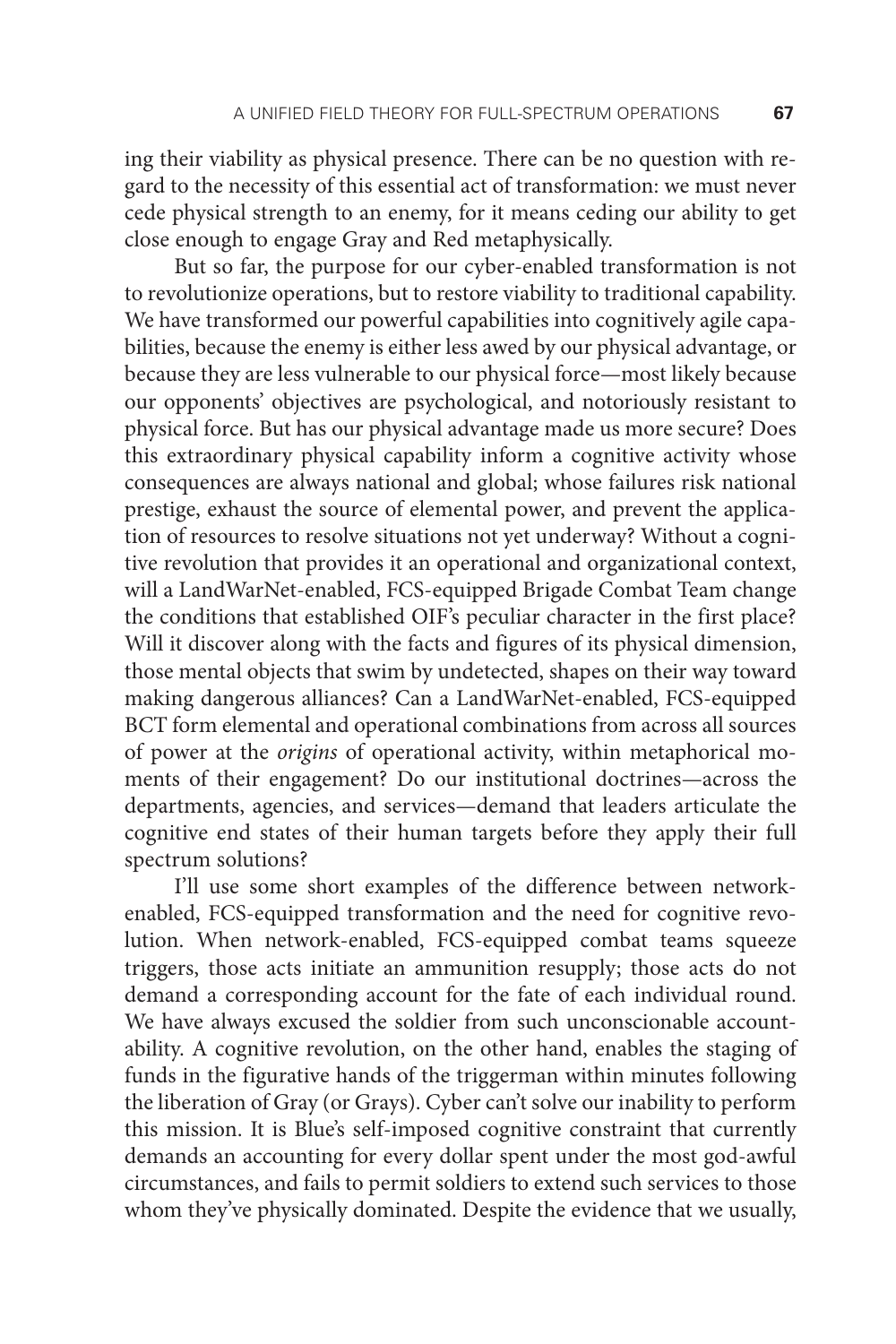ing their viability as physical presence. There can be no question with regard to the necessity of this essential act of transformation: we must never cede physical strength to an enemy, for it means ceding our ability to get close enough to engage Gray and Red metaphysically.

But so far, the purpose for our cyber-enabled transformation is not to revolutionize operations, but to restore viability to traditional capability. We have transformed our powerful capabilities into cognitively agile capabilities, because the enemy is either less awed by our physical advantage, or because they are less vulnerable to our physical force—most likely because our opponents' objectives are psychological, and notoriously resistant to physical force. But has our physical advantage made us more secure? Does this extraordinary physical capability inform a cognitive activity whose consequences are always national and global; whose failures risk national prestige, exhaust the source of elemental power, and prevent the application of resources to resolve situations not yet underway? Without a cognitive revolution that provides it an operational and organizational context, will a LandWarNet-enabled, FCS-equipped Brigade Combat Team change the conditions that established OIF's peculiar character in the first place? Will it discover along with the facts and figures of its physical dimension, those mental objects that swim by undetected, shapes on their way toward making dangerous alliances? Can a LandWarNet-enabled, FCS-equipped BCT form elemental and operational combinations from across all sources of power at the *origins* of operational activity, within metaphorical moments of their engagement? Do our institutional doctrines—across the departments, agencies, and services—demand that leaders articulate the cognitive end states of their human targets before they apply their full spectrum solutions?

I'll use some short examples of the difference between network-enabled, FCS-equipped transformation and the need for cognitive revolution. When network-enabled, FCS-equipped combat teams squeeze triggers, those acts initiate an ammunition resupply; those acts do not demand a corresponding account for the fate of each individual round. We have always excused the soldier from such unconscionable accountability. A cognitive revolution, on the other hand, enables the staging of funds in the figurative hands of the triggerman within minutes following the liberation of Gray (or Grays). Cyber can't solve our inability to perform this mission. It is Blue's self-imposed cognitive constraint that currently demands an accounting for every dollar spent under the most god-awful circumstances, and fails to permit soldiers to extend such services to those whom they've physically dominated. Despite the evidence that we usually,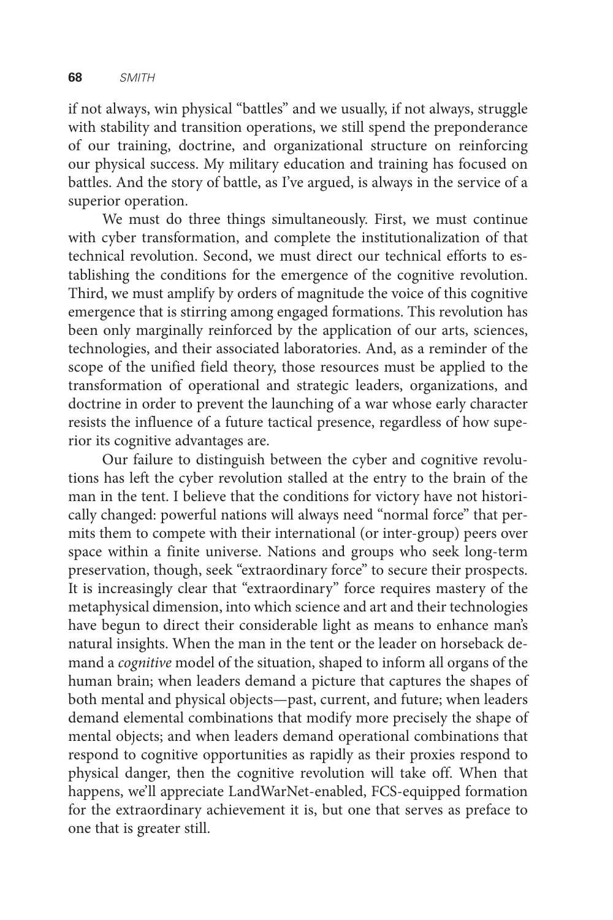if not always, win physical "battles" and we usually, if not always, struggle with stability and transition operations, we still spend the preponderance of our training, doctrine, and organizational structure on reinforcing our physical success. My military education and training has focused on battles. And the story of battle, as I've argued, is always in the service of a superior operation.

We must do three things simultaneously. First, we must continue with cyber transformation, and complete the institutionalization of that technical revolution. Second, we must direct our technical efforts to establishing the conditions for the emergence of the cognitive revolution. Third, we must amplify by orders of magnitude the voice of this cognitive emergence that is stirring among engaged formations. This revolution has been only marginally reinforced by the application of our arts, sciences, technologies, and their associated laboratories. And, as a reminder of the scope of the unified field theory, those resources must be applied to the transformation of operational and strategic leaders, organizations, and doctrine in order to prevent the launching of a war whose early character resists the influence of a future tactical presence, regardless of how superior its cognitive advantages are.

Our failure to distinguish between the cyber and cognitive revolutions has left the cyber revolution stalled at the entry to the brain of the man in the tent. I believe that the conditions for victory have not historically changed: powerful nations will always need "normal force" that permits them to compete with their international (or inter-group) peers over space within a finite universe. Nations and groups who seek long-term preservation, though, seek "extraordinary force" to secure their prospects. It is increasingly clear that "extraordinary" force requires mastery of the metaphysical dimension, into which science and art and their technologies have begun to direct their considerable light as means to enhance man's natural insights. When the man in the tent or the leader on horseback demand a *cognitive* model of the situation, shaped to inform all organs of the human brain; when leaders demand a picture that captures the shapes of both mental and physical objects—past, current, and future; when leaders demand elemental combinations that modify more precisely the shape of mental objects; and when leaders demand operational combinations that respond to cognitive opportunities as rapidly as their proxies respond to physical danger, then the cognitive revolution will take off. When that happens, we'll appreciate LandWarNet-enabled, FCS-equipped formation for the extraordinary achievement it is, but one that serves as preface to one that is greater still.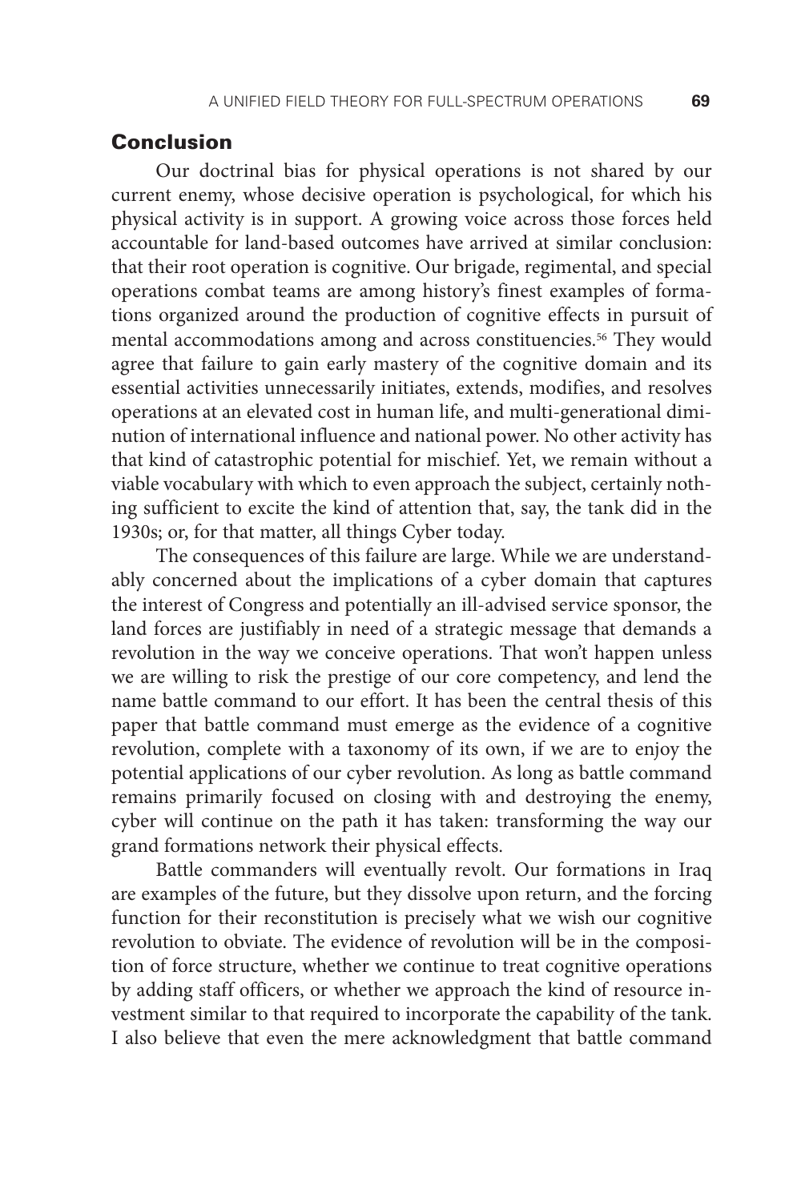## Conclusion

Our doctrinal bias for physical operations is not shared by our current enemy, whose decisive operation is psychological, for which his physical activity is in support. A growing voice across those forces held accountable for land-based outcomes have arrived at similar conclusion: that their root operation is cognitive. Our brigade, regimental, and special operations combat teams are among history's finest examples of formations organized around the production of cognitive effects in pursuit of mental accommodations among and across constituencies.[56] They would agree that failure to gain early mastery of the cognitive domain and its essential activities unnecessarily initiates, extends, modifies, and resolves operations at an elevated cost in human life, and multi-generational diminution of international influence and national power. No other activity has that kind of catastrophic potential for mischief. Yet, we remain without a viable vocabulary with which to even approach the subject, certainly nothing sufficient to excite the kind of attention that, say, the tank did in the 1930s; or, for that matter, all things Cyber today.

The consequences of this failure are large. While we are understandably concerned about the implications of a cyber domain that captures the interest of Congress and potentially an ill-advised service sponsor, the land forces are justifiably in need of a strategic message that demands a revolution in the way we conceive operations. That won't happen unless we are willing to risk the prestige of our core competency, and lend the name battle command to our effort. It has been the central thesis of this paper that battle command must emerge as the evidence of a cognitive revolution, complete with a taxonomy of its own, if we are to enjoy the potential applications of our cyber revolution. As long as battle command remains primarily focused on closing with and destroying the enemy, cyber will continue on the path it has taken: transforming the way our grand formations network their physical effects.

Battle commanders will eventually revolt. Our formations in Iraq are examples of the future, but they dissolve upon return, and the forcing function for their reconstitution is precisely what we wish our cognitive revolution to obviate. The evidence of revolution will be in the composition of force structure, whether we continue to treat cognitive operations by adding staff officers, or whether we approach the kind of resource investment similar to that required to incorporate the capability of the tank. I also believe that even the mere acknowledgment that battle command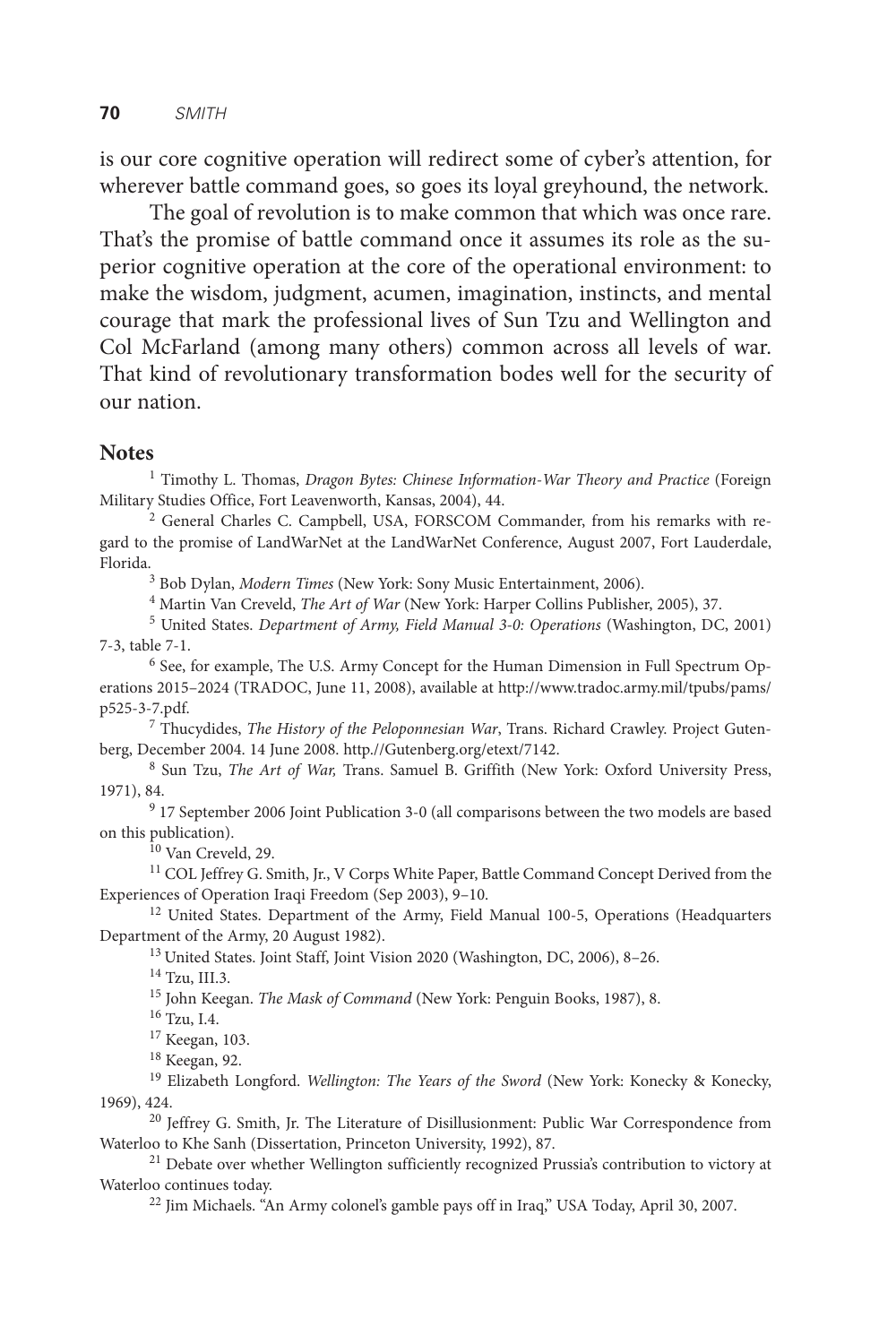is our core cognitive operation will redirect some of cyber's attention, for wherever battle command goes, so goes its loyal greyhound, the network.

The goal of revolution is to make common that which was once rare. That's the promise of battle command once it assumes its role as the superior cognitive operation at the core of the operational environment: to make the wisdom, judgment, acumen, imagination, instincts, and mental courage that mark the professional lives of Sun Tzu and Wellington and Col McFarland (among many others) common across all levels of war. That kind of revolutionary transformation bodes well for the security of our nation.

## Notes

[1] Timothy L. Thomas, *Dragon Bytes: Chinese Information-War Theory and Practice* (Foreign Military Studies Office, Fort Leavenworth, Kansas, 2004), 44.

[2] General Charles C. Campbell, USA, FORSCOM Commander, from his remarks with regard to the promise of LandWarNet at the LandWarNet Conference, August 2007, Fort Lauderdale, Florida.

[3] Bob Dylan, *Modern Times* (New York: Sony Music Entertainment, 2006).

[4] Martin Van Creveld, *The Art of War* (New York: Harper Collins Publisher, 2005), 37.

[5] United States. *Department of Army, Field Manual 3-0: Operations* (Washington, DC, 2001) 7-3, table 7-1.

[6] See, for example, The U.S. Army Concept for the Human Dimension in Full Spectrum Operations 2015–2024 (TRADOC, June 11, 2008), available at http://www.tradoc.army.mil/tpubs/pams/p525-3-7.pdf.

[7] Thucydides, *The History of the Peloponnesian War*, Trans. Richard Crawley. Project Gutenberg, December 2004. 14 June 2008. http.//Gutenberg.org/etext/7142.

[8] Sun Tzu, *The Art of War,* Trans. Samuel B. Griffith (New York: Oxford University Press, 1971), 84.

[9] 17 September 2006 Joint Publication 3-0 (all comparisons between the two models are based on this publication).

[10] Van Creveld, 29.

[11] COL Jeffrey G. Smith, Jr., V Corps White Paper, Battle Command Concept Derived from the Experiences of Operation Iraqi Freedom (Sep 2003), 9–10.

[12] United States. Department of the Army, Field Manual 100-5, Operations (Headquarters Department of the Army, 20 August 1982).

[13] United States. Joint Staff, Joint Vision 2020 (Washington, DC, 2006), 8–26.

[14] Tzu, III.3.

[15] John Keegan. *The Mask of Command* (New York: Penguin Books, 1987), 8.

[16] Tzu, I.4.

[17] Keegan, 103.

[18] Keegan, 92.

[19] Elizabeth Longford. *Wellington: The Years of the Sword* (New York: Konecky & Konecky, 1969), 424.

[20] Jeffrey G. Smith, Jr. The Literature of Disillusionment: Public War Correspondence from Waterloo to Khe Sanh (Dissertation, Princeton University, 1992), 87.

[21] Debate over whether Wellington sufficiently recognized Prussia's contribution to victory at Waterloo continues today.

[22] Jim Michaels. "An Army colonel's gamble pays off in Iraq," USA Today, April 30, 2007.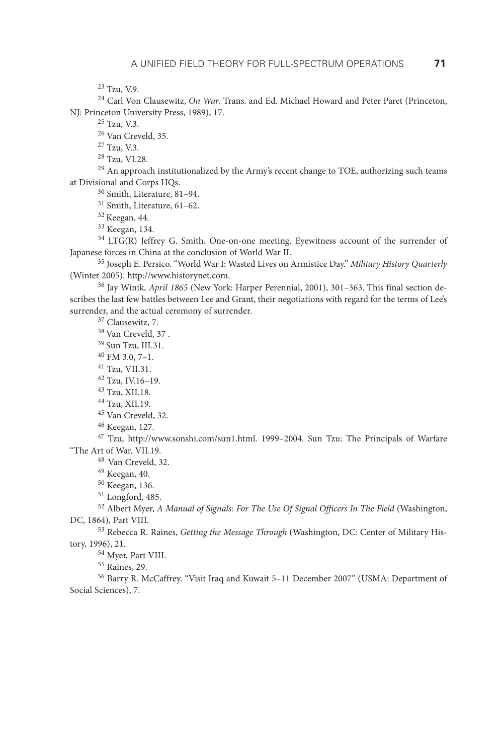[23] Tzu, V.9.

[24] Carl Von Clausewitz, *On War*. Trans. and Ed. Michael Howard and Peter Paret (Princeton, NJ: Princeton University Press, 1989), 17.

[25] Tzu, V.3.

[26] Van Creveld, 35.

[27] Tzu, V.3.

[28] Tzu, VI.28.

[29] An approach institutionalized by the Army's recent change to TOE, authorizing such teams at Divisional and Corps HQs.

[30] Smith, Literature, 81–94.

[31] Smith, Literature, 61–62.

[32] Keegan, 44.

[33] Keegan, 134.

[34] LTG(R) Jeffrey G. Smith. One-on-one meeting. Eyewitness account of the surrender of Japanese forces in China at the conclusion of World War II.

[35] Joseph E. Persico. "World War I: Wasted Lives on Armistice Day." *Military History Quarterly* (Winter 2005). http://www.historynet.com.

[36] Jay Winik, *April 1865* (New York: Harper Perennial, 2001), 301–363. This final section describes the last few battles between Lee and Grant, their negotiations with regard for the terms of Lee's surrender, and the actual ceremony of surrender.

[37] Clausewitz, 7.

[38] Van Creveld, 37 .

[39] Sun Tzu, III.31.

[40] FM 3.0, 7–1.

[41] Tzu, VII.31.

[42] Tzu, IV.16–19.

[43] Tzu, XII.18.

[44] Tzu, XII.19.

[45] Van Creveld, 32.

[46] Keegan, 127.

[47] Tzu, http://www.sonshi.com/sun1.html. 1999–2004. Sun Tzu: The Principals of Warfare "The Art of War, VII.19.

[48] Van Creveld, 32.

[49] Keegan, 40.

[50] Keegan, 136.

[51] Longford, 485.

[52] Albert Myer, *A Manual of Signals: For The Use Of Signal Officers In The Field* (Washington, DC, 1864), Part VIII.

[53] Rebecca R. Raines, *Getting the Message Through* (Washington, DC: Center of Military History, 1996), 21.

[54] Myer, Part VIII.

[55] Raines, 29.

[56] Barry R. McCaffrey. "Visit Iraq and Kuwait 5–11 December 2007" (USMA: Department of Social Sciences), 7.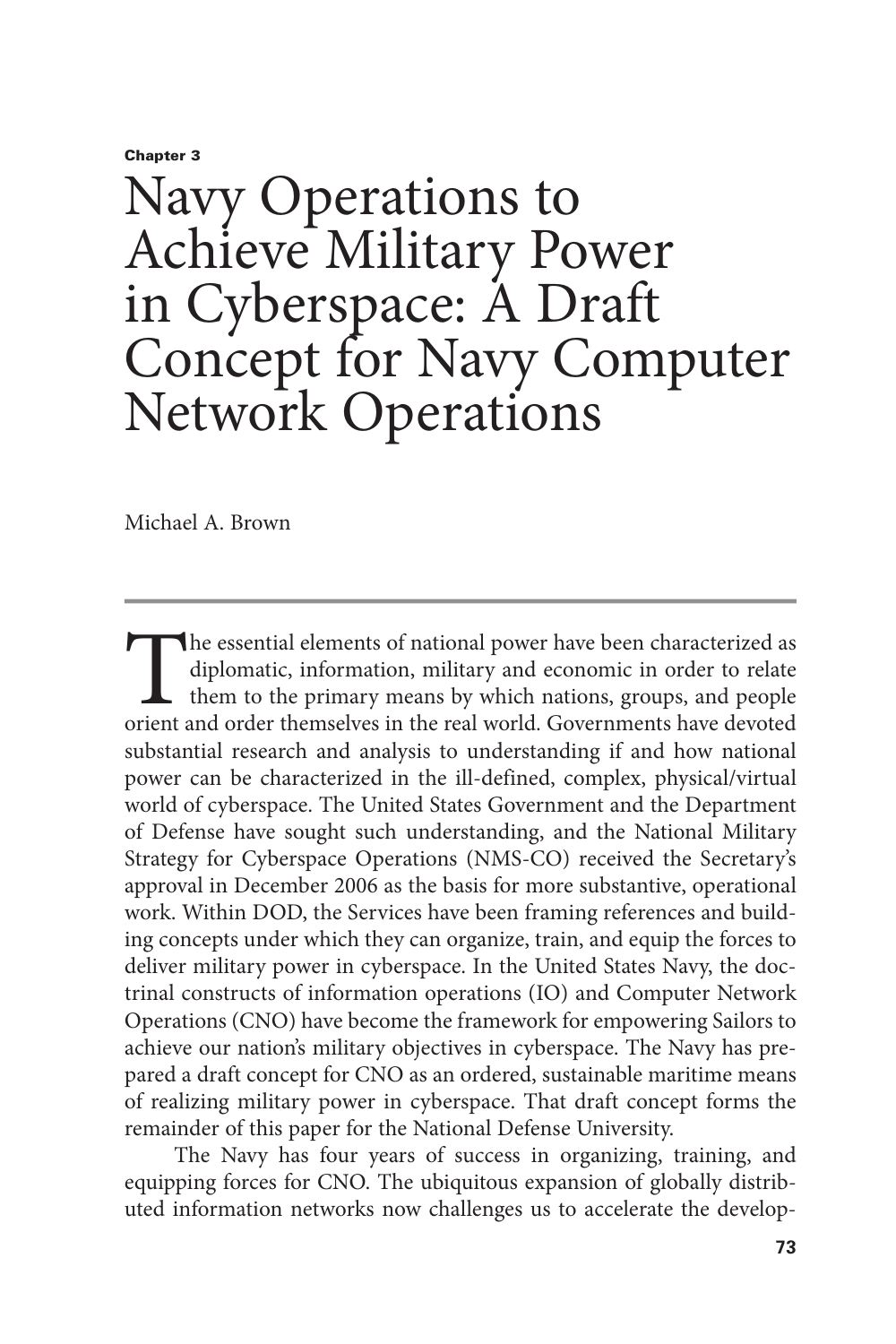**Chapter 3**

# Navy Operations to Achieve Military Power in Cyberspace: A Draft Concept for Navy Computer Network Operations

Michael A. Brown

The essential elements of national power have been characterized as diplomatic, information, military and economic in order to relate them to the primary means by which nations, groups, and people orient and order themselves in the real world. Governments have devoted substantial research and analysis to understanding if and how national power can be characterized in the ill-defined, complex, physical/virtual world of cyberspace. The United States Government and the Department of Defense have sought such understanding, and the National Military Strategy for Cyberspace Operations (NMS-CO) received the Secretary's approval in December 2006 as the basis for more substantive, operational work. Within DOD, the Services have been framing references and building concepts under which they can organize, train, and equip the forces to deliver military power in cyberspace. In the United States Navy, the doctrinal constructs of information operations (IO) and Computer Network Operations (CNO) have become the framework for empowering Sailors to achieve our nation's military objectives in cyberspace. The Navy has prepared a draft concept for CNO as an ordered, sustainable maritime means of realizing military power in cyberspace. That draft concept forms the remainder of this paper for the National Defense University.

The Navy has four years of success in organizing, training, and equipping forces for CNO. The ubiquitous expansion of globally distributed information networks now challenges us to accelerate the develop-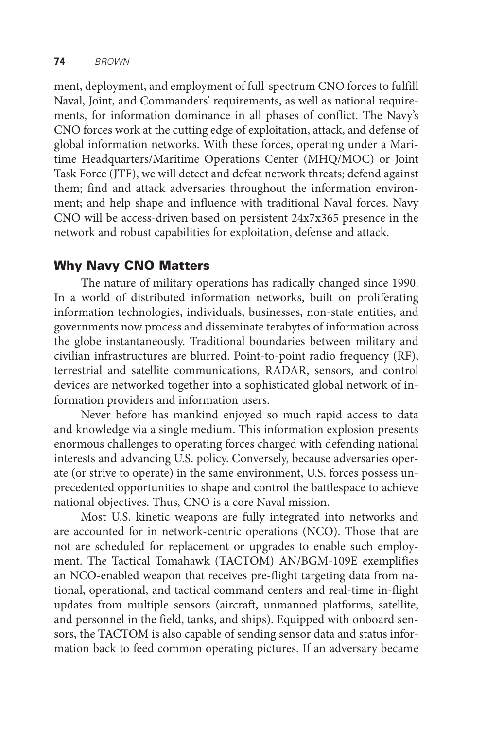ment, deployment, and employment of full-spectrum CNO forces to fulfill Naval, Joint, and Commanders' requirements, as well as national requirements, for information dominance in all phases of conflict. The Navy's CNO forces work at the cutting edge of exploitation, attack, and defense of global information networks. With these forces, operating under a Maritime Headquarters/Maritime Operations Center (MHQ/MOC) or Joint Task Force (JTF), we will detect and defeat network threats; defend against them; find and attack adversaries throughout the information environment; and help shape and influence with traditional Naval forces. Navy CNO will be access-driven based on persistent 24x7x365 presence in the network and robust capabilities for exploitation, defense and attack.

## Why Navy CNO Matters

The nature of military operations has radically changed since 1990. In a world of distributed information networks, built on proliferating information technologies, individuals, businesses, non-state entities, and governments now process and disseminate terabytes of information across the globe instantaneously. Traditional boundaries between military and civilian infrastructures are blurred. Point-to-point radio frequency (RF), terrestrial and satellite communications, RADAR, sensors, and control devices are networked together into a sophisticated global network of information providers and information users.

Never before has mankind enjoyed so much rapid access to data and knowledge via a single medium. This information explosion presents enormous challenges to operating forces charged with defending national interests and advancing U.S. policy. Conversely, because adversaries operate (or strive to operate) in the same environment, U.S. forces possess unprecedented opportunities to shape and control the battlespace to achieve national objectives. Thus, CNO is a core Naval mission.

Most U.S. kinetic weapons are fully integrated into networks and are accounted for in network-centric operations (NCO). Those that are not are scheduled for replacement or upgrades to enable such employment. The Tactical Tomahawk (TACTOM) AN/BGM-109E exemplifies an NCO-enabled weapon that receives pre-flight targeting data from national, operational, and tactical command centers and real-time in-flight updates from multiple sensors (aircraft, unmanned platforms, satellite, and personnel in the field, tanks, and ships). Equipped with onboard sensors, the TACTOM is also capable of sending sensor data and status information back to feed common operating pictures. If an adversary became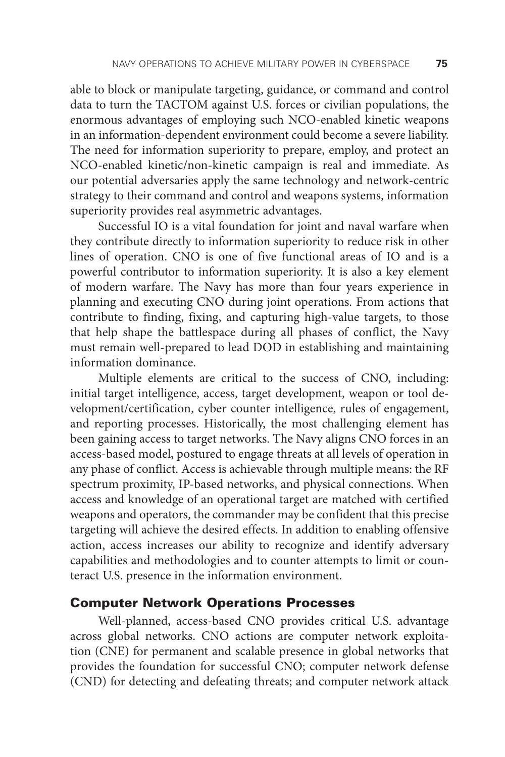able to block or manipulate targeting, guidance, or command and control data to turn the TACTOM against U.S. forces or civilian populations, the enormous advantages of employing such NCO-enabled kinetic weapons in an information-dependent environment could become a severe liability. The need for information superiority to prepare, employ, and protect an NCO-enabled kinetic/non-kinetic campaign is real and immediate. As our potential adversaries apply the same technology and network-centric strategy to their command and control and weapons systems, information superiority provides real asymmetric advantages.

Successful IO is a vital foundation for joint and naval warfare when they contribute directly to information superiority to reduce risk in other lines of operation. CNO is one of five functional areas of IO and is a powerful contributor to information superiority. It is also a key element of modern warfare. The Navy has more than four years experience in planning and executing CNO during joint operations. From actions that contribute to finding, fixing, and capturing high-value targets, to those that help shape the battlespace during all phases of conflict, the Navy must remain well-prepared to lead DOD in establishing and maintaining information dominance.

Multiple elements are critical to the success of CNO, including: initial target intelligence, access, target development, weapon or tool development/certification, cyber counter intelligence, rules of engagement, and reporting processes. Historically, the most challenging element has been gaining access to target networks. The Navy aligns CNO forces in an access-based model, postured to engage threats at all levels of operation in any phase of conflict. Access is achievable through multiple means: the RF spectrum proximity, IP-based networks, and physical connections. When access and knowledge of an operational target are matched with certified weapons and operators, the commander may be confident that this precise targeting will achieve the desired effects. In addition to enabling offensive action, access increases our ability to recognize and identify adversary capabilities and methodologies and to counter attempts to limit or counteract U.S. presence in the information environment.

## Computer Network Operations Processes

Well-planned, access-based CNO provides critical U.S. advantage across global networks. CNO actions are computer network exploitation (CNE) for permanent and scalable presence in global networks that provides the foundation for successful CNO; computer network defense (CND) for detecting and defeating threats; and computer network attack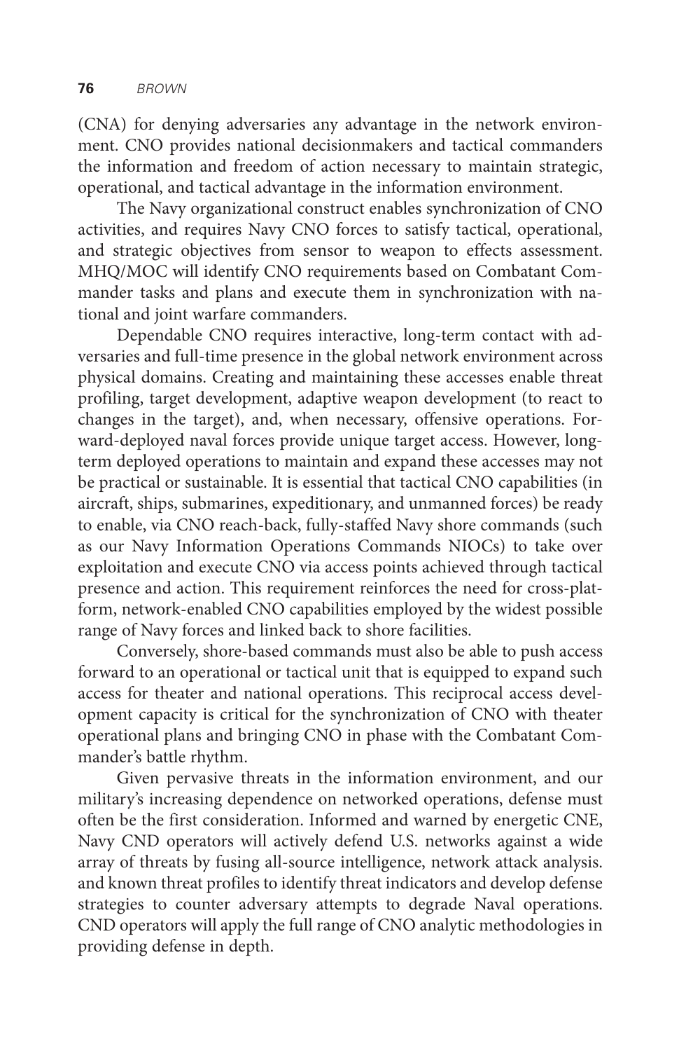(CNA) for denying adversaries any advantage in the network environment. CNO provides national decisionmakers and tactical commanders the information and freedom of action necessary to maintain strategic, operational, and tactical advantage in the information environment.

The Navy organizational construct enables synchronization of CNO activities, and requires Navy CNO forces to satisfy tactical, operational, and strategic objectives from sensor to weapon to effects assessment. MHQ/MOC will identify CNO requirements based on Combatant Commander tasks and plans and execute them in synchronization with national and joint warfare commanders.

Dependable CNO requires interactive, long-term contact with adversaries and full-time presence in the global network environment across physical domains. Creating and maintaining these accesses enable threat profiling, target development, adaptive weapon development (to react to changes in the target), and, when necessary, offensive operations. Forward-deployed naval forces provide unique target access. However, long-term deployed operations to maintain and expand these accesses may not be practical or sustainable. It is essential that tactical CNO capabilities (in aircraft, ships, submarines, expeditionary, and unmanned forces) be ready to enable, via CNO reach-back, fully-staffed Navy shore commands (such as our Navy Information Operations Commands NIOCs) to take over exploitation and execute CNO via access points achieved through tactical presence and action. This requirement reinforces the need for cross-platform, network-enabled CNO capabilities employed by the widest possible range of Navy forces and linked back to shore facilities.

Conversely, shore-based commands must also be able to push access forward to an operational or tactical unit that is equipped to expand such access for theater and national operations. This reciprocal access development capacity is critical for the synchronization of CNO with theater operational plans and bringing CNO in phase with the Combatant Commander's battle rhythm.

Given pervasive threats in the information environment, and our military's increasing dependence on networked operations, defense must often be the first consideration. Informed and warned by energetic CNE, Navy CND operators will actively defend U.S. networks against a wide array of threats by fusing all-source intelligence, network attack analysis. and known threat profiles to identify threat indicators and develop defense strategies to counter adversary attempts to degrade Naval operations. CND operators will apply the full range of CNO analytic methodologies in providing defense in depth.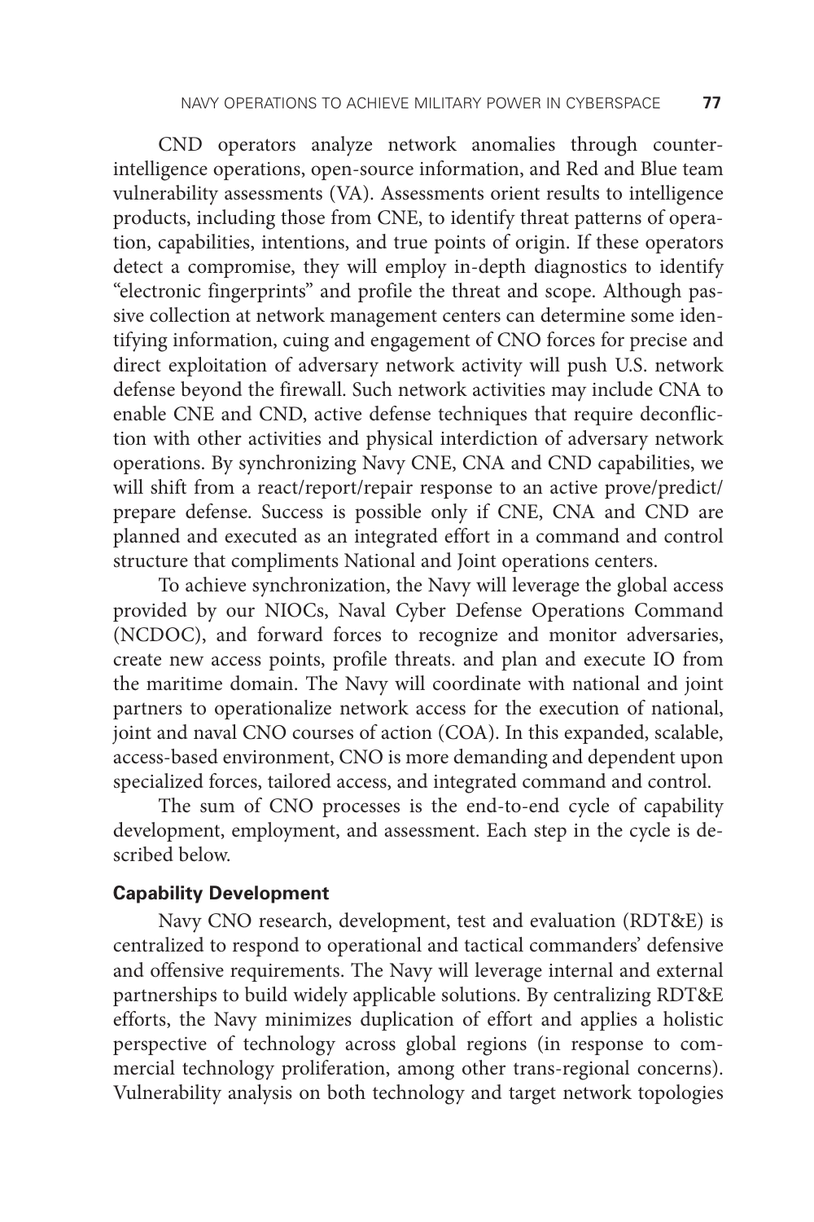CND operators analyze network anomalies through counterintelligence operations, open-source information, and Red and Blue team vulnerability assessments (VA). Assessments orient results to intelligence products, including those from CNE, to identify threat patterns of operation, capabilities, intentions, and true points of origin. If these operators detect a compromise, they will employ in-depth diagnostics to identify "electronic fingerprints" and profile the threat and scope. Although passive collection at network management centers can determine some identifying information, cuing and engagement of CNO forces for precise and direct exploitation of adversary network activity will push U.S. network defense beyond the firewall. Such network activities may include CNA to enable CNE and CND, active defense techniques that require deconfliction with other activities and physical interdiction of adversary network operations. By synchronizing Navy CNE, CNA and CND capabilities, we will shift from a react/report/repair response to an active prove/predict/prepare defense. Success is possible only if CNE, CNA and CND are planned and executed as an integrated effort in a command and control structure that compliments National and Joint operations centers.

To achieve synchronization, the Navy will leverage the global access provided by our NIOCs, Naval Cyber Defense Operations Command (NCDOC), and forward forces to recognize and monitor adversaries, create new access points, profile threats. and plan and execute IO from the maritime domain. The Navy will coordinate with national and joint partners to operationalize network access for the execution of national, joint and naval CNO courses of action (COA). In this expanded, scalable, access-based environment, CNO is more demanding and dependent upon specialized forces, tailored access, and integrated command and control.

The sum of CNO processes is the end-to-end cycle of capability development, employment, and assessment. Each step in the cycle is described below.

**Capability Development**

Navy CNO research, development, test and evaluation (RDT&E) is centralized to respond to operational and tactical commanders' defensive and offensive requirements. The Navy will leverage internal and external partnerships to build widely applicable solutions. By centralizing RDT&E efforts, the Navy minimizes duplication of effort and applies a holistic perspective of technology across global regions (in response to commercial technology proliferation, among other trans-regional concerns). Vulnerability analysis on both technology and target network topologies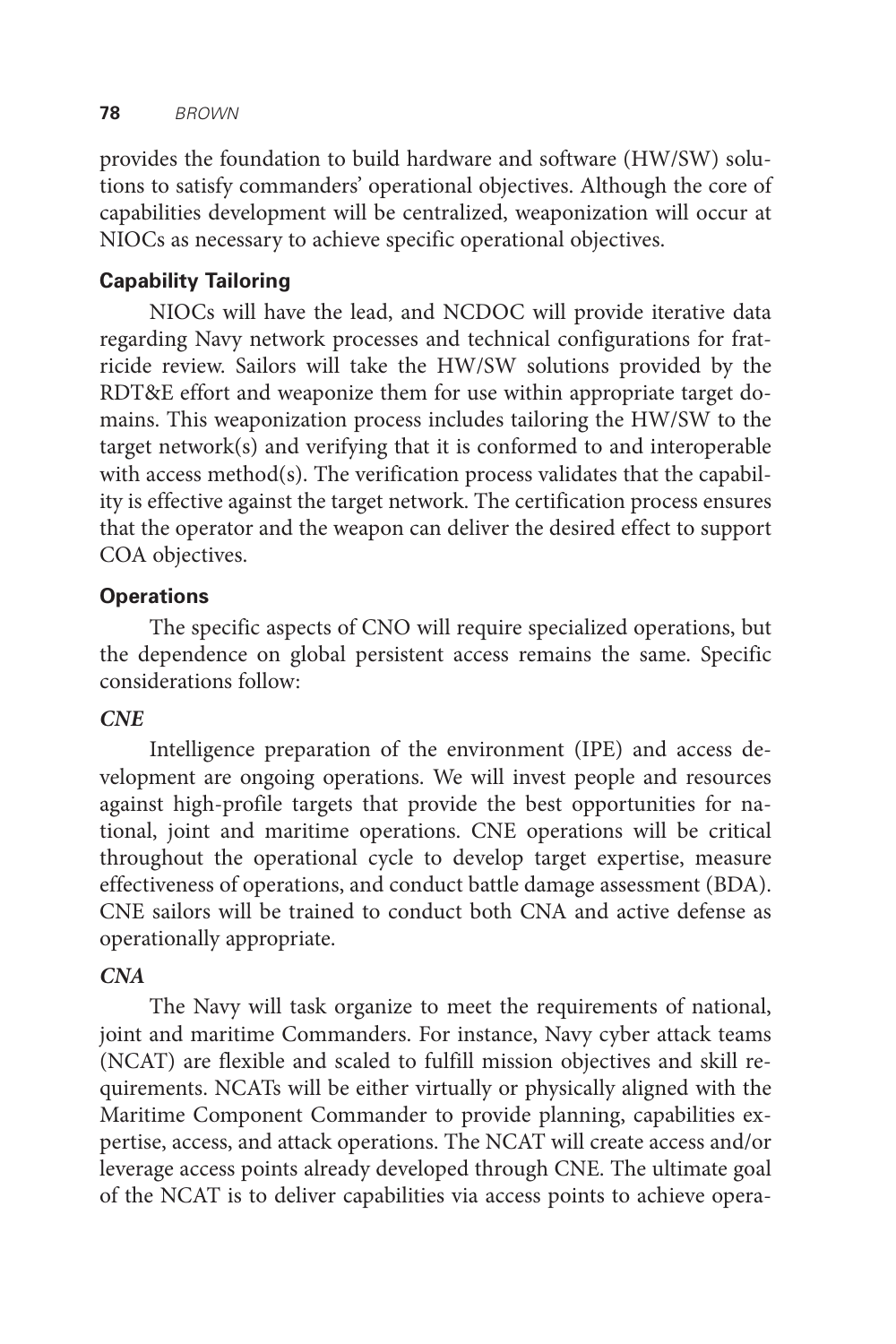provides the foundation to build hardware and software (HW/SW) solutions to satisfy commanders' operational objectives. Although the core of capabilities development will be centralized, weaponization will occur at NIOCs as necessary to achieve specific operational objectives.

### Capability Tailoring

NIOCs will have the lead, and NCDOC will provide iterative data regarding Navy network processes and technical configurations for fratricide review. Sailors will take the HW/SW solutions provided by the RDT&E effort and weaponize them for use within appropriate target domains. This weaponization process includes tailoring the HW/SW to the target network(s) and verifying that it is conformed to and interoperable with access method(s). The verification process validates that the capability is effective against the target network. The certification process ensures that the operator and the weapon can deliver the desired effect to support COA objectives.

### Operations

The specific aspects of CNO will require specialized operations, but the dependence on global persistent access remains the same. Specific considerations follow:

#### *CNE*

Intelligence preparation of the environment (IPE) and access development are ongoing operations. We will invest people and resources against high-profile targets that provide the best opportunities for national, joint and maritime operations. CNE operations will be critical throughout the operational cycle to develop target expertise, measure effectiveness of operations, and conduct battle damage assessment (BDA). CNE sailors will be trained to conduct both CNA and active defense as operationally appropriate.

#### *CNA*

The Navy will task organize to meet the requirements of national, joint and maritime Commanders. For instance, Navy cyber attack teams (NCAT) are flexible and scaled to fulfill mission objectives and skill requirements. NCATs will be either virtually or physically aligned with the Maritime Component Commander to provide planning, capabilities expertise, access, and attack operations. The NCAT will create access and/or leverage access points already developed through CNE. The ultimate goal of the NCAT is to deliver capabilities via access points to achieve opera-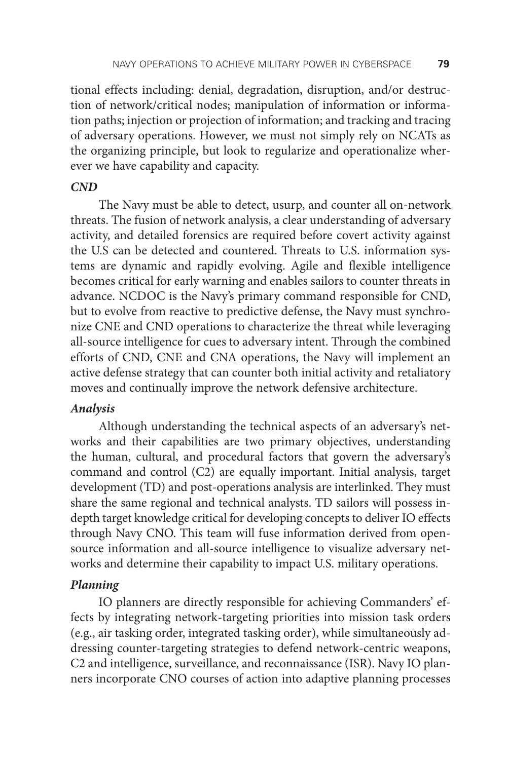tional effects including: denial, degradation, disruption, and/or destruction of network/critical nodes; manipulation of information or information paths; injection or projection of information; and tracking and tracing of adversary operations. However, we must not simply rely on NCATs as the organizing principle, but look to regularize and operationalize wherever we have capability and capacity.

***CND***

The Navy must be able to detect, usurp, and counter all on-network threats. The fusion of network analysis, a clear understanding of adversary activity, and detailed forensics are required before covert activity against the U.S can be detected and countered. Threats to U.S. information systems are dynamic and rapidly evolving. Agile and flexible intelligence becomes critical for early warning and enables sailors to counter threats in advance. NCDOC is the Navy's primary command responsible for CND, but to evolve from reactive to predictive defense, the Navy must synchronize CNE and CND operations to characterize the threat while leveraging all-source intelligence for cues to adversary intent. Through the combined efforts of CND, CNE and CNA operations, the Navy will implement an active defense strategy that can counter both initial activity and retaliatory moves and continually improve the network defensive architecture.

***Analysis***

Although understanding the technical aspects of an adversary's networks and their capabilities are two primary objectives, understanding the human, cultural, and procedural factors that govern the adversary's command and control (C2) are equally important. Initial analysis, target development (TD) and post-operations analysis are interlinked. They must share the same regional and technical analysts. TD sailors will possess in-depth target knowledge critical for developing concepts to deliver IO effects through Navy CNO. This team will fuse information derived from open-source information and all-source intelligence to visualize adversary networks and determine their capability to impact U.S. military operations.

***Planning***

IO planners are directly responsible for achieving Commanders' effects by integrating network-targeting priorities into mission task orders (e.g., air tasking order, integrated tasking order), while simultaneously addressing counter-targeting strategies to defend network-centric weapons, C2 and intelligence, surveillance, and reconnaissance (ISR). Navy IO planners incorporate CNO courses of action into adaptive planning processes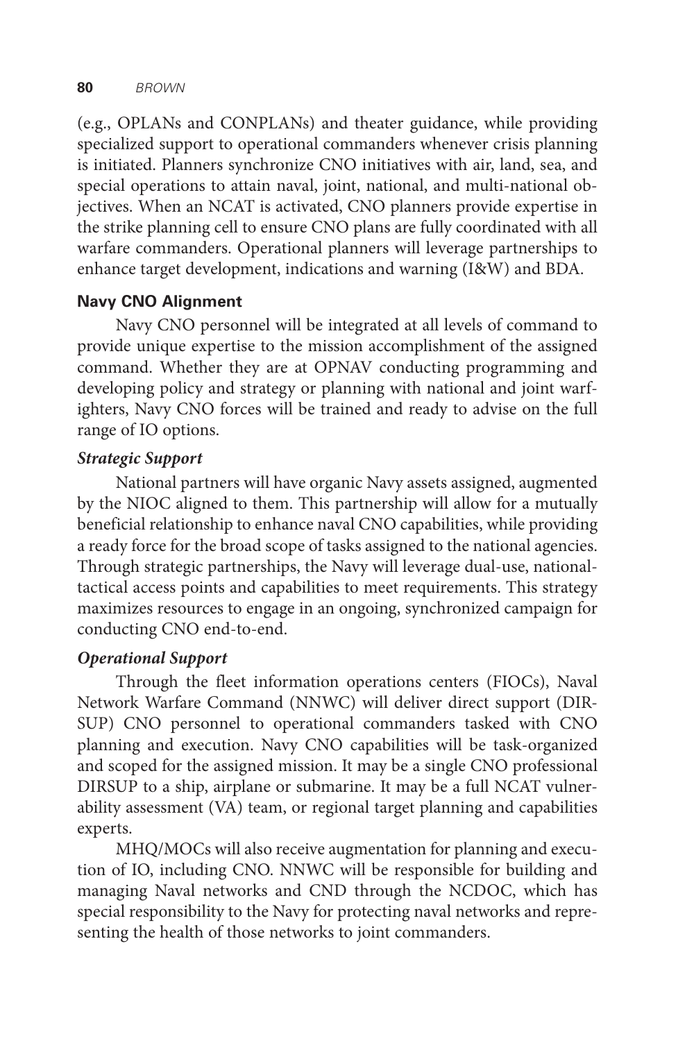(e.g., OPLANs and CONPLANs) and theater guidance, while providing specialized support to operational commanders whenever crisis planning is initiated. Planners synchronize CNO initiatives with air, land, sea, and special operations to attain naval, joint, national, and multi-national objectives. When an NCAT is activated, CNO planners provide expertise in the strike planning cell to ensure CNO plans are fully coordinated with all warfare commanders. Operational planners will leverage partnerships to enhance target development, indications and warning (I&W) and BDA.

### Navy CNO Alignment

Navy CNO personnel will be integrated at all levels of command to provide unique expertise to the mission accomplishment of the assigned command. Whether they are at OPNAV conducting programming and developing policy and strategy or planning with national and joint warfighters, Navy CNO forces will be trained and ready to advise on the full range of IO options.

#### *Strategic Support*

National partners will have organic Navy assets assigned, augmented by the NIOC aligned to them. This partnership will allow for a mutually beneficial relationship to enhance naval CNO capabilities, while providing a ready force for the broad scope of tasks assigned to the national agencies. Through strategic partnerships, the Navy will leverage dual-use, national-tactical access points and capabilities to meet requirements. This strategy maximizes resources to engage in an ongoing, synchronized campaign for conducting CNO end-to-end.

#### *Operational Support*

Through the fleet information operations centers (FIOCs), Naval Network Warfare Command (NNWC) will deliver direct support (DIRSUP) CNO personnel to operational commanders tasked with CNO planning and execution. Navy CNO capabilities will be task-organized and scoped for the assigned mission. It may be a single CNO professional DIRSUP to a ship, airplane or submarine. It may be a full NCAT vulnerability assessment (VA) team, or regional target planning and capabilities experts.

MHQ/MOCs will also receive augmentation for planning and execution of IO, including CNO. NNWC will be responsible for building and managing Naval networks and CND through the NCDOC, which has special responsibility to the Navy for protecting naval networks and representing the health of those networks to joint commanders.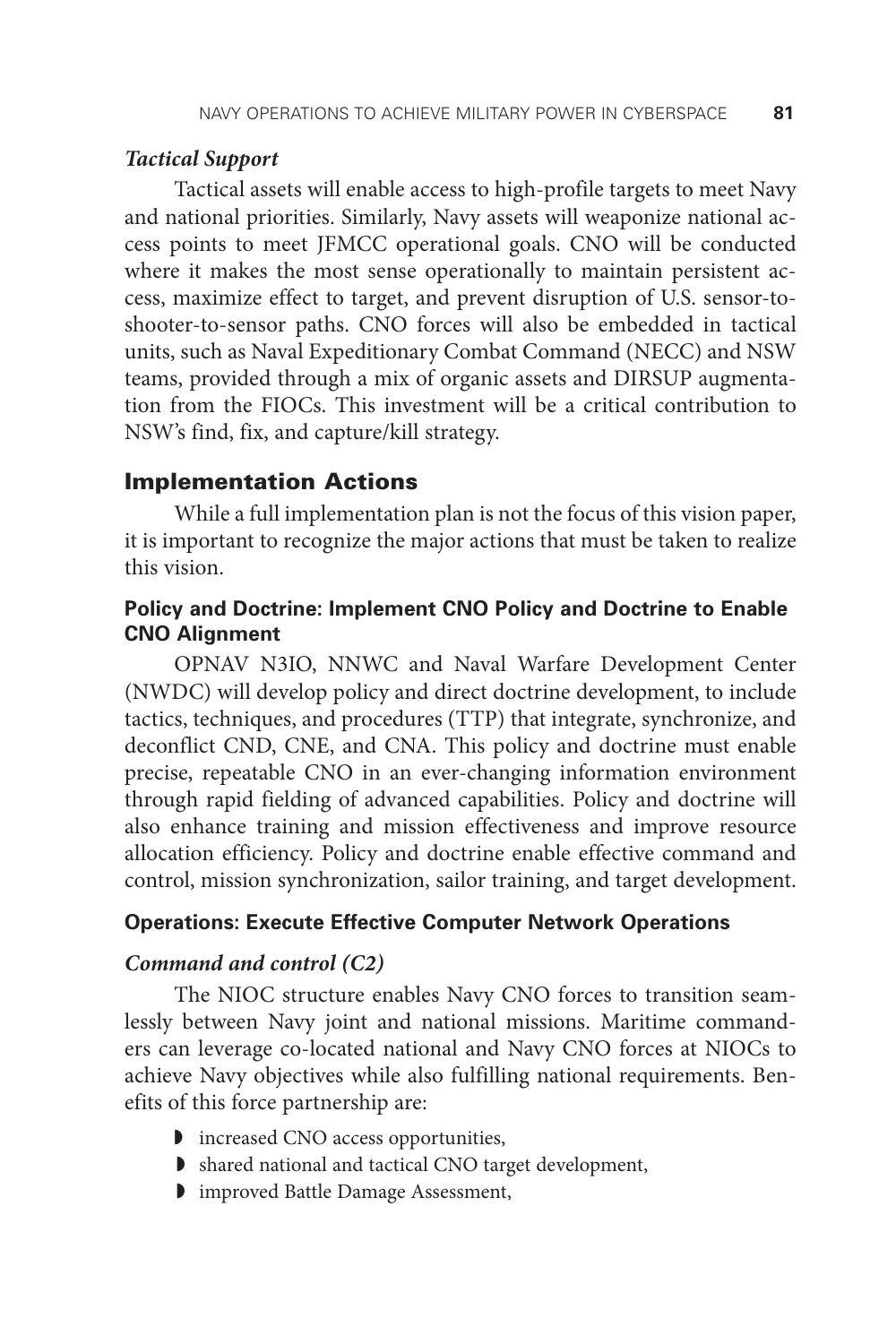### *Tactical Support*

Tactical assets will enable access to high-profile targets to meet Navy and national priorities. Similarly, Navy assets will weaponize national access points to meet JFMCC operational goals. CNO will be conducted where it makes the most sense operationally to maintain persistent access, maximize effect to target, and prevent disruption of U.S. sensor-to-shooter-to-sensor paths. CNO forces will also be embedded in tactical units, such as Naval Expeditionary Combat Command (NECC) and NSW teams, provided through a mix of organic assets and DIRSUP augmentation from the FIOCs. This investment will be a critical contribution to NSW's find, fix, and capture/kill strategy.

## Implementation Actions

While a full implementation plan is not the focus of this vision paper, it is important to recognize the major actions that must be taken to realize this vision.

### Policy and Doctrine: Implement CNO Policy and Doctrine to Enable CNO Alignment

OPNAV N3IO, NNWC and Naval Warfare Development Center (NWDC) will develop policy and direct doctrine development, to include tactics, techniques, and procedures (TTP) that integrate, synchronize, and deconflict CND, CNE, and CNA. This policy and doctrine must enable precise, repeatable CNO in an ever-changing information environment through rapid fielding of advanced capabilities. Policy and doctrine will also enhance training and mission effectiveness and improve resource allocation efficiency. Policy and doctrine enable effective command and control, mission synchronization, sailor training, and target development.

### Operations: Execute Effective Computer Network Operations

#### *Command and control (C2)*

The NIOC structure enables Navy CNO forces to transition seamlessly between Navy joint and national missions. Maritime commanders can leverage co-located national and Navy CNO forces at NIOCs to achieve Navy objectives while also fulfilling national requirements. Benefits of this force partnership are:

- increased CNO access opportunities,
- shared national and tactical CNO target development,
- improved Battle Damage Assessment,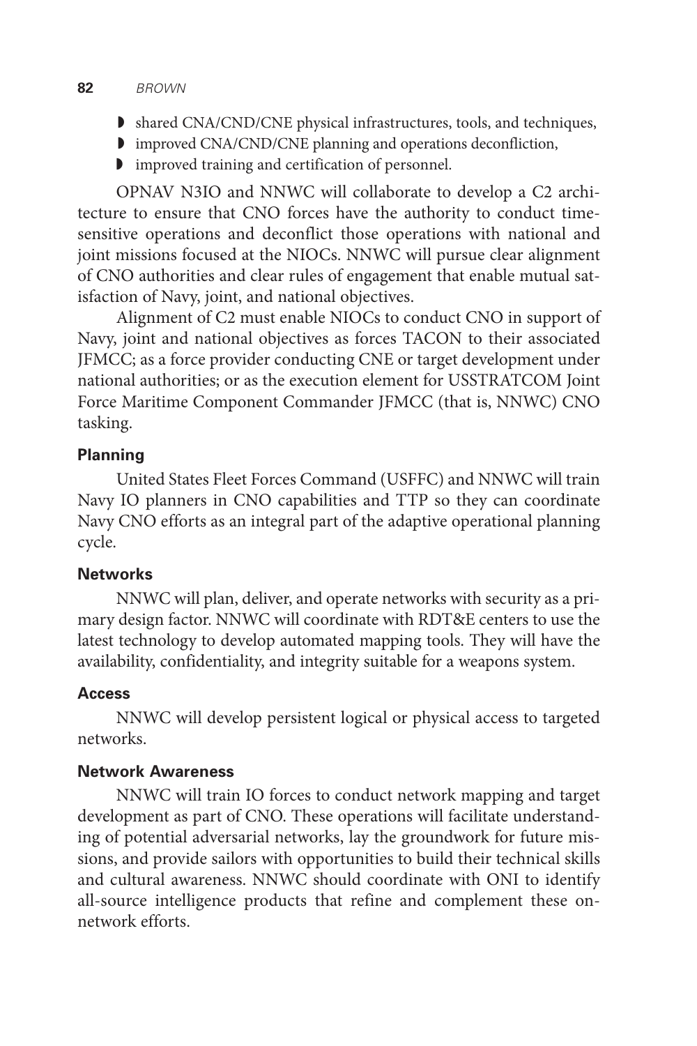- shared CNA/CND/CNE physical infrastructures, tools, and techniques,
- improved CNA/CND/CNE planning and operations deconfliction,
- improved training and certification of personnel.

OPNAV N3IO and NNWC will collaborate to develop a C2 architecture to ensure that CNO forces have the authority to conduct time-sensitive operations and deconflict those operations with national and joint missions focused at the NIOCs. NNWC will pursue clear alignment of CNO authorities and clear rules of engagement that enable mutual satisfaction of Navy, joint, and national objectives.

Alignment of C2 must enable NIOCs to conduct CNO in support of Navy, joint and national objectives as forces TACON to their associated JFMCC; as a force provider conducting CNE or target development under national authorities; or as the execution element for USSTRATCOM Joint Force Maritime Component Commander JFMCC (that is, NNWC) CNO tasking.

#### Planning

United States Fleet Forces Command (USFFC) and NNWC will train Navy IO planners in CNO capabilities and TTP so they can coordinate Navy CNO efforts as an integral part of the adaptive operational planning cycle.

#### Networks

NNWC will plan, deliver, and operate networks with security as a primary design factor. NNWC will coordinate with RDT&E centers to use the latest technology to develop automated mapping tools. They will have the availability, confidentiality, and integrity suitable for a weapons system.

#### Access

NNWC will develop persistent logical or physical access to targeted networks.

#### Network Awareness

NNWC will train IO forces to conduct network mapping and target development as part of CNO. These operations will facilitate understanding of potential adversarial networks, lay the groundwork for future missions, and provide sailors with opportunities to build their technical skills and cultural awareness. NNWC should coordinate with ONI to identify all-source intelligence products that refine and complement these on-network efforts.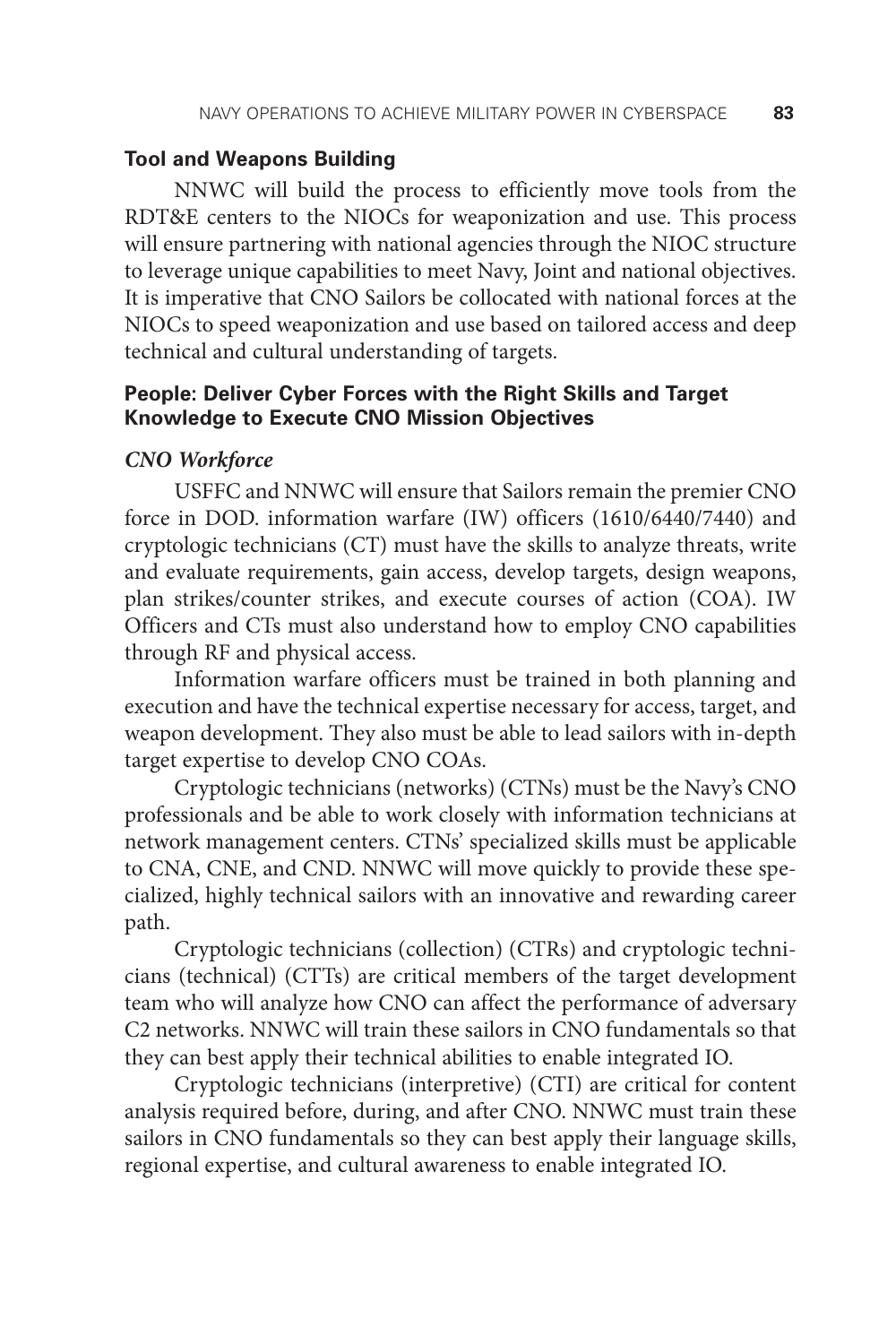### Tool and Weapons Building

NNWC will build the process to efficiently move tools from the RDT&E centers to the NIOCs for weaponization and use. This process will ensure partnering with national agencies through the NIOC structure to leverage unique capabilities to meet Navy, Joint and national objectives. It is imperative that CNO Sailors be collocated with national forces at the NIOCs to speed weaponization and use based on tailored access and deep technical and cultural understanding of targets.

### People: Deliver Cyber Forces with the Right Skills and Target Knowledge to Execute CNO Mission Objectives

#### *CNO Workforce*

USFFC and NNWC will ensure that Sailors remain the premier CNO force in DOD. information warfare (IW) officers (1610/6440/7440) and cryptologic technicians (CT) must have the skills to analyze threats, write and evaluate requirements, gain access, develop targets, design weapons, plan strikes/counter strikes, and execute courses of action (COA). IW Officers and CTs must also understand how to employ CNO capabilities through RF and physical access.

Information warfare officers must be trained in both planning and execution and have the technical expertise necessary for access, target, and weapon development. They also must be able to lead sailors with in-depth target expertise to develop CNO COAs.

Cryptologic technicians (networks) (CTNs) must be the Navy's CNO professionals and be able to work closely with information technicians at network management centers. CTNs' specialized skills must be applicable to CNA, CNE, and CND. NNWC will move quickly to provide these specialized, highly technical sailors with an innovative and rewarding career path.

Cryptologic technicians (collection) (CTRs) and cryptologic technicians (technical) (CTTs) are critical members of the target development team who will analyze how CNO can affect the performance of adversary C2 networks. NNWC will train these sailors in CNO fundamentals so that they can best apply their technical abilities to enable integrated IO.

Cryptologic technicians (interpretive) (CTI) are critical for content analysis required before, during, and after CNO. NNWC must train these sailors in CNO fundamentals so they can best apply their language skills, regional expertise, and cultural awareness to enable integrated IO.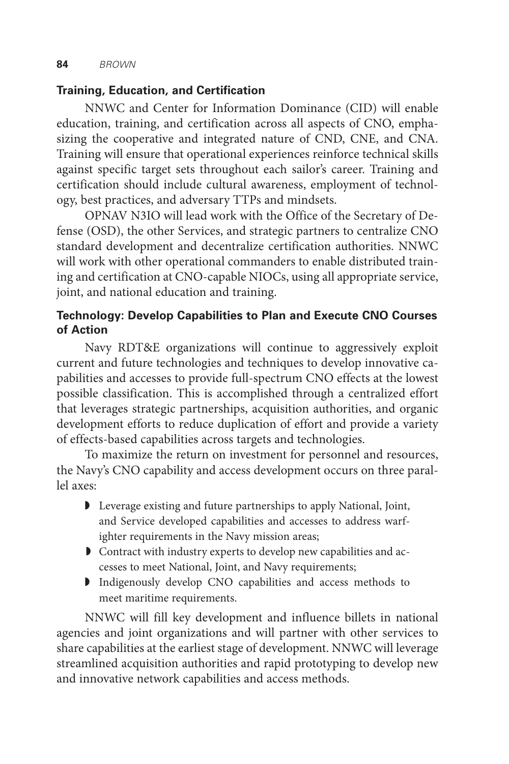### Training, Education, and Certification

NNWC and Center for Information Dominance (CID) will enable education, training, and certification across all aspects of CNO, emphasizing the cooperative and integrated nature of CND, CNE, and CNA. Training will ensure that operational experiences reinforce technical skills against specific target sets throughout each sailor's career. Training and certification should include cultural awareness, employment of technology, best practices, and adversary TTPs and mindsets.

OPNAV N3IO will lead work with the Office of the Secretary of Defense (OSD), the other Services, and strategic partners to centralize CNO standard development and decentralize certification authorities. NNWC will work with other operational commanders to enable distributed training and certification at CNO-capable NIOCs, using all appropriate service, joint, and national education and training.

### Technology: Develop Capabilities to Plan and Execute CNO Courses of Action

Navy RDT&E organizations will continue to aggressively exploit current and future technologies and techniques to develop innovative capabilities and accesses to provide full-spectrum CNO effects at the lowest possible classification. This is accomplished through a centralized effort that leverages strategic partnerships, acquisition authorities, and organic development efforts to reduce duplication of effort and provide a variety of effects-based capabilities across targets and technologies.

To maximize the return on investment for personnel and resources, the Navy's CNO capability and access development occurs on three parallel axes:

- Leverage existing and future partnerships to apply National, Joint, and Service developed capabilities and accesses to address warfighter requirements in the Navy mission areas;
- Contract with industry experts to develop new capabilities and accesses to meet National, Joint, and Navy requirements;
- Indigenously develop CNO capabilities and access methods to meet maritime requirements.

NNWC will fill key development and influence billets in national agencies and joint organizations and will partner with other services to share capabilities at the earliest stage of development. NNWC will leverage streamlined acquisition authorities and rapid prototyping to develop new and innovative network capabilities and access methods.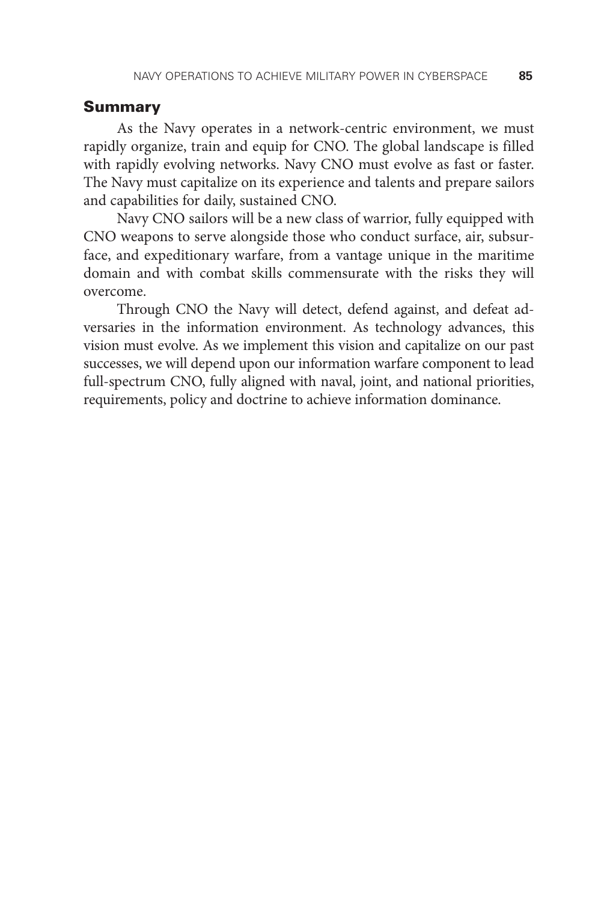## Summary

As the Navy operates in a network-centric environment, we must rapidly organize, train and equip for CNO. The global landscape is filled with rapidly evolving networks. Navy CNO must evolve as fast or faster. The Navy must capitalize on its experience and talents and prepare sailors and capabilities for daily, sustained CNO.

Navy CNO sailors will be a new class of warrior, fully equipped with CNO weapons to serve alongside those who conduct surface, air, subsurface, and expeditionary warfare, from a vantage unique in the maritime domain and with combat skills commensurate with the risks they will overcome.

Through CNO the Navy will detect, defend against, and defeat adversaries in the information environment. As technology advances, this vision must evolve. As we implement this vision and capitalize on our past successes, we will depend upon our information warfare component to lead full-spectrum CNO, fully aligned with naval, joint, and national priorities, requirements, policy and doctrine to achieve information dominance.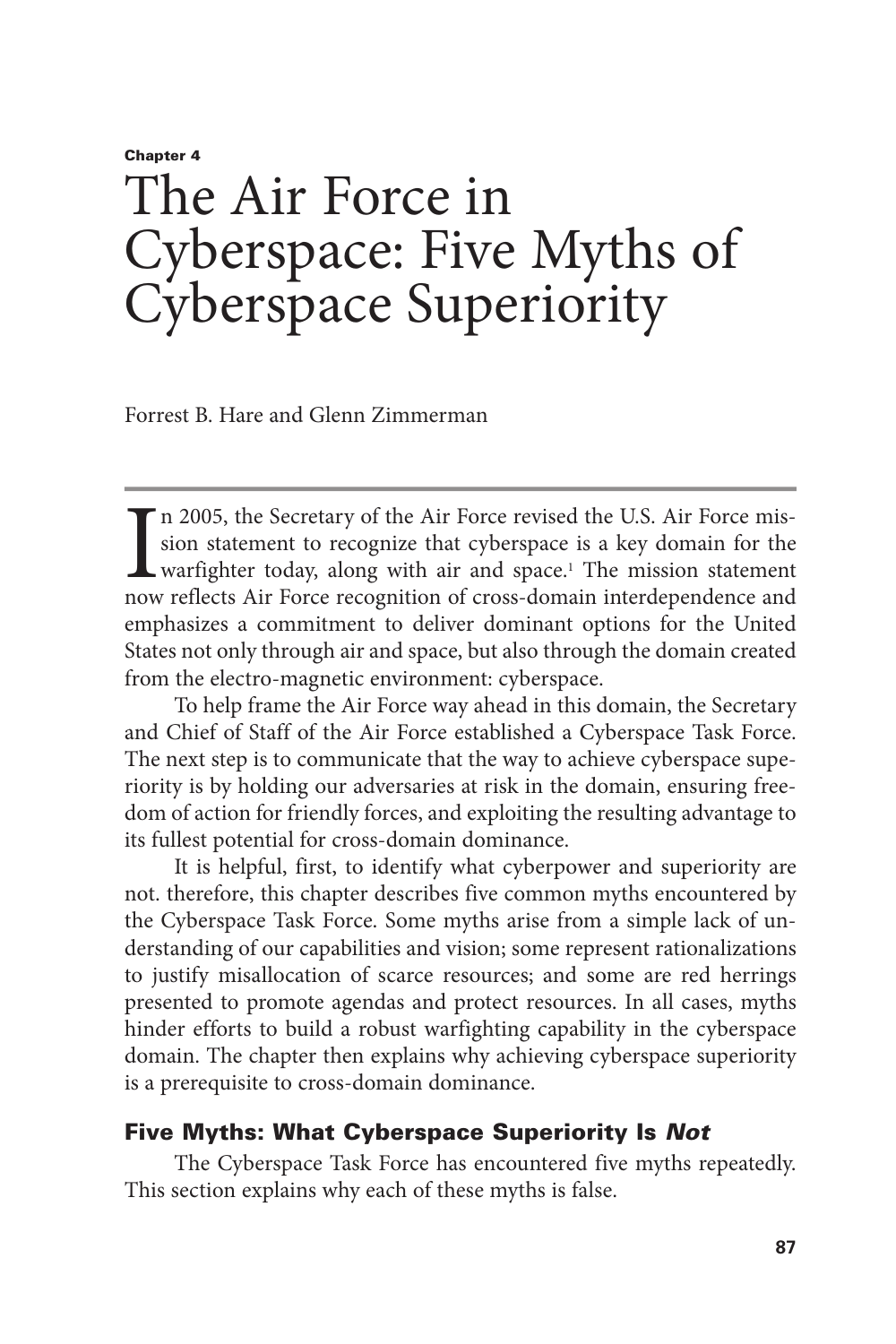Chapter 4

# The Air Force in Cyberspace: Five Myths of Cyberspace Superiority

Forrest B. Hare and Glenn Zimmerman

In 2005, the Secretary of the Air Force revised the U.S. Air Force mission statement to recognize that cyberspace is a key domain for the warfighter today, along with air and space.[1] The mission statement now reflects Air Force recognition of cross-domain interdependence and emphasizes a commitment to deliver dominant options for the United States not only through air and space, but also through the domain created from the electro-magnetic environment: cyberspace.

To help frame the Air Force way ahead in this domain, the Secretary and Chief of Staff of the Air Force established a Cyberspace Task Force. The next step is to communicate that the way to achieve cyberspace superiority is by holding our adversaries at risk in the domain, ensuring freedom of action for friendly forces, and exploiting the resulting advantage to its fullest potential for cross-domain dominance.

It is helpful, first, to identify what cyberpower and superiority are not. therefore, this chapter describes five common myths encountered by the Cyberspace Task Force. Some myths arise from a simple lack of understanding of our capabilities and vision; some represent rationalizations to justify misallocation of scarce resources; and some are red herrings presented to promote agendas and protect resources. In all cases, myths hinder efforts to build a robust warfighting capability in the cyberspace domain. The chapter then explains why achieving cyberspace superiority is a prerequisite to cross-domain dominance.

## Five Myths: What Cyberspace Superiority Is *Not*

The Cyberspace Task Force has encountered five myths repeatedly. This section explains why each of these myths is false.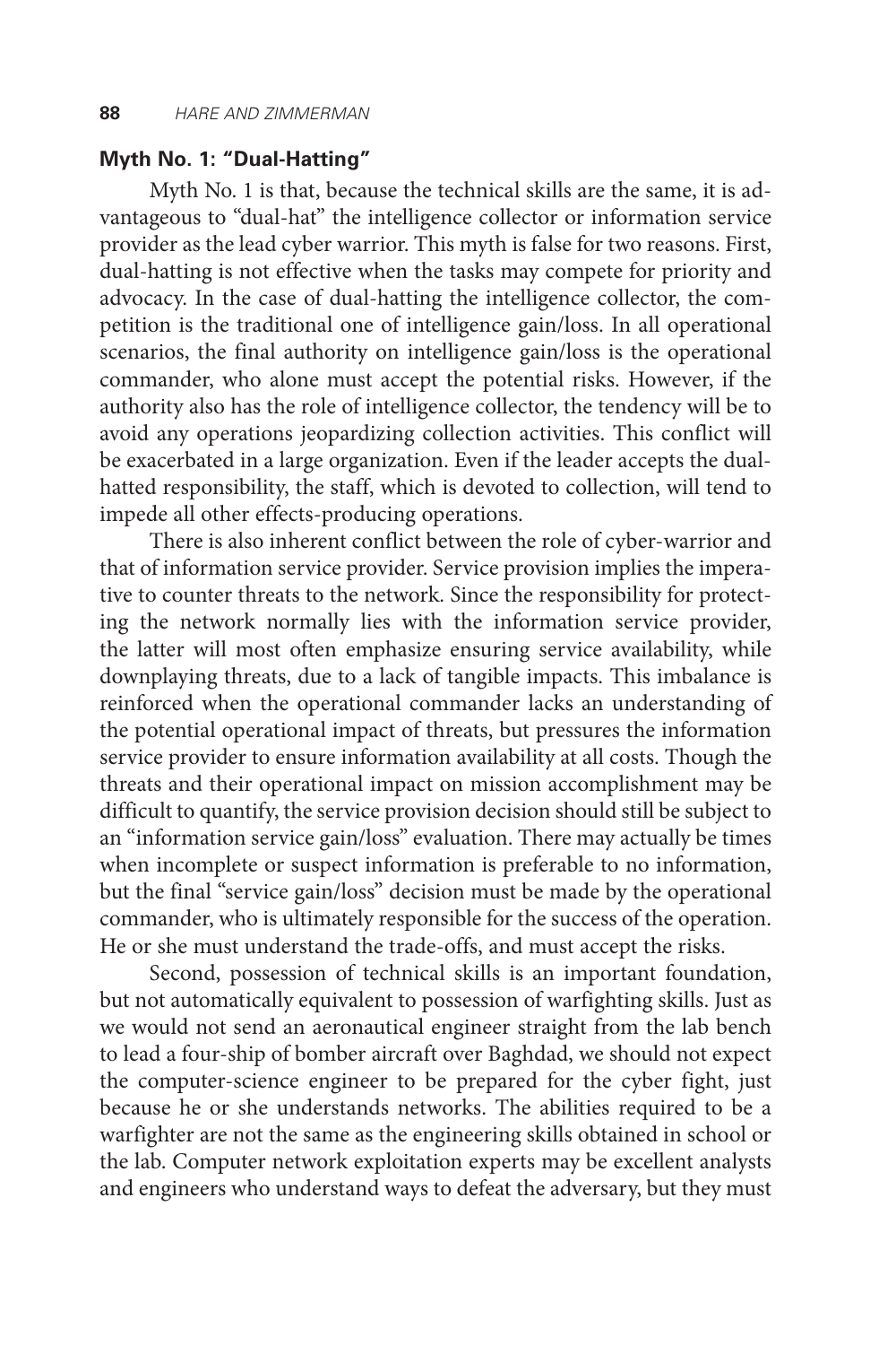### Myth No. 1: "Dual-Hatting"

Myth No. 1 is that, because the technical skills are the same, it is advantageous to "dual-hat" the intelligence collector or information service provider as the lead cyber warrior. This myth is false for two reasons. First, dual-hatting is not effective when the tasks may compete for priority and advocacy. In the case of dual-hatting the intelligence collector, the competition is the traditional one of intelligence gain/loss. In all operational scenarios, the final authority on intelligence gain/loss is the operational commander, who alone must accept the potential risks. However, if the authority also has the role of intelligence collector, the tendency will be to avoid any operations jeopardizing collection activities. This conflict will be exacerbated in a large organization. Even if the leader accepts the dual-hatted responsibility, the staff, which is devoted to collection, will tend to impede all other effects-producing operations.

There is also inherent conflict between the role of cyber-warrior and that of information service provider. Service provision implies the imperative to counter threats to the network. Since the responsibility for protecting the network normally lies with the information service provider, the latter will most often emphasize ensuring service availability, while downplaying threats, due to a lack of tangible impacts. This imbalance is reinforced when the operational commander lacks an understanding of the potential operational impact of threats, but pressures the information service provider to ensure information availability at all costs. Though the threats and their operational impact on mission accomplishment may be difficult to quantify, the service provision decision should still be subject to an "information service gain/loss" evaluation. There may actually be times when incomplete or suspect information is preferable to no information, but the final "service gain/loss" decision must be made by the operational commander, who is ultimately responsible for the success of the operation. He or she must understand the trade-offs, and must accept the risks.

Second, possession of technical skills is an important foundation, but not automatically equivalent to possession of warfighting skills. Just as we would not send an aeronautical engineer straight from the lab bench to lead a four-ship of bomber aircraft over Baghdad, we should not expect the computer-science engineer to be prepared for the cyber fight, just because he or she understands networks. The abilities required to be a warfighter are not the same as the engineering skills obtained in school or the lab. Computer network exploitation experts may be excellent analysts and engineers who understand ways to defeat the adversary, but they must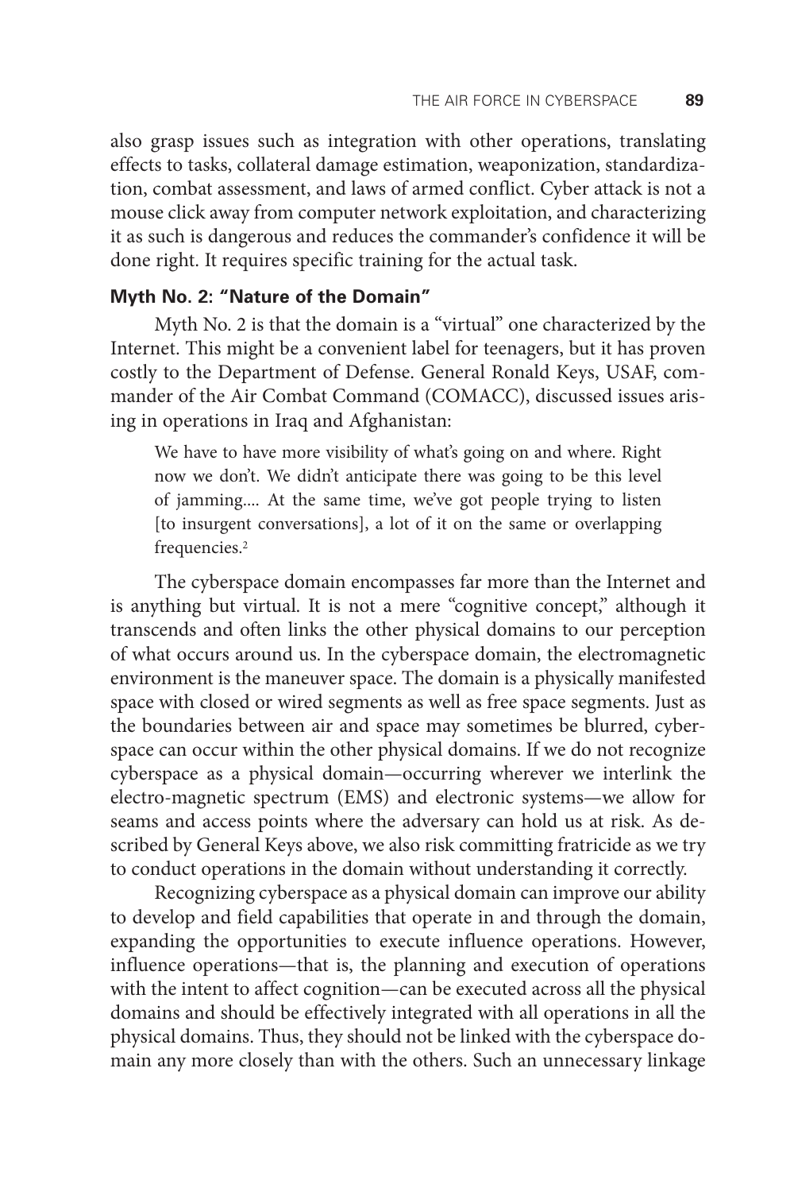also grasp issues such as integration with other operations, translating effects to tasks, collateral damage estimation, weaponization, standardization, combat assessment, and laws of armed conflict. Cyber attack is not a mouse click away from computer network exploitation, and characterizing it as such is dangerous and reduces the commander's confidence it will be done right. It requires specific training for the actual task.

### Myth No. 2: "Nature of the Domain"

Myth No. 2 is that the domain is a "virtual" one characterized by the Internet. This might be a convenient label for teenagers, but it has proven costly to the Department of Defense. General Ronald Keys, USAF, commander of the Air Combat Command (COMACC), discussed issues arising in operations in Iraq and Afghanistan:

> We have to have more visibility of what's going on and where. Right now we don't. We didn't anticipate there was going to be this level of jamming.... At the same time, we've got people trying to listen [to insurgent conversations], a lot of it on the same or overlapping frequencies.[2]

The cyberspace domain encompasses far more than the Internet and is anything but virtual. It is not a mere "cognitive concept," although it transcends and often links the other physical domains to our perception of what occurs around us. In the cyberspace domain, the electromagnetic environment is the maneuver space. The domain is a physically manifested space with closed or wired segments as well as free space segments. Just as the boundaries between air and space may sometimes be blurred, cyberspace can occur within the other physical domains. If we do not recognize cyberspace as a physical domain—occurring wherever we interlink the electro-magnetic spectrum (EMS) and electronic systems—we allow for seams and access points where the adversary can hold us at risk. As described by General Keys above, we also risk committing fratricide as we try to conduct operations in the domain without understanding it correctly.

Recognizing cyberspace as a physical domain can improve our ability to develop and field capabilities that operate in and through the domain, expanding the opportunities to execute influence operations. However, influence operations—that is, the planning and execution of operations with the intent to affect cognition—can be executed across all the physical domains and should be effectively integrated with all operations in all the physical domains. Thus, they should not be linked with the cyberspace domain any more closely than with the others. Such an unnecessary linkage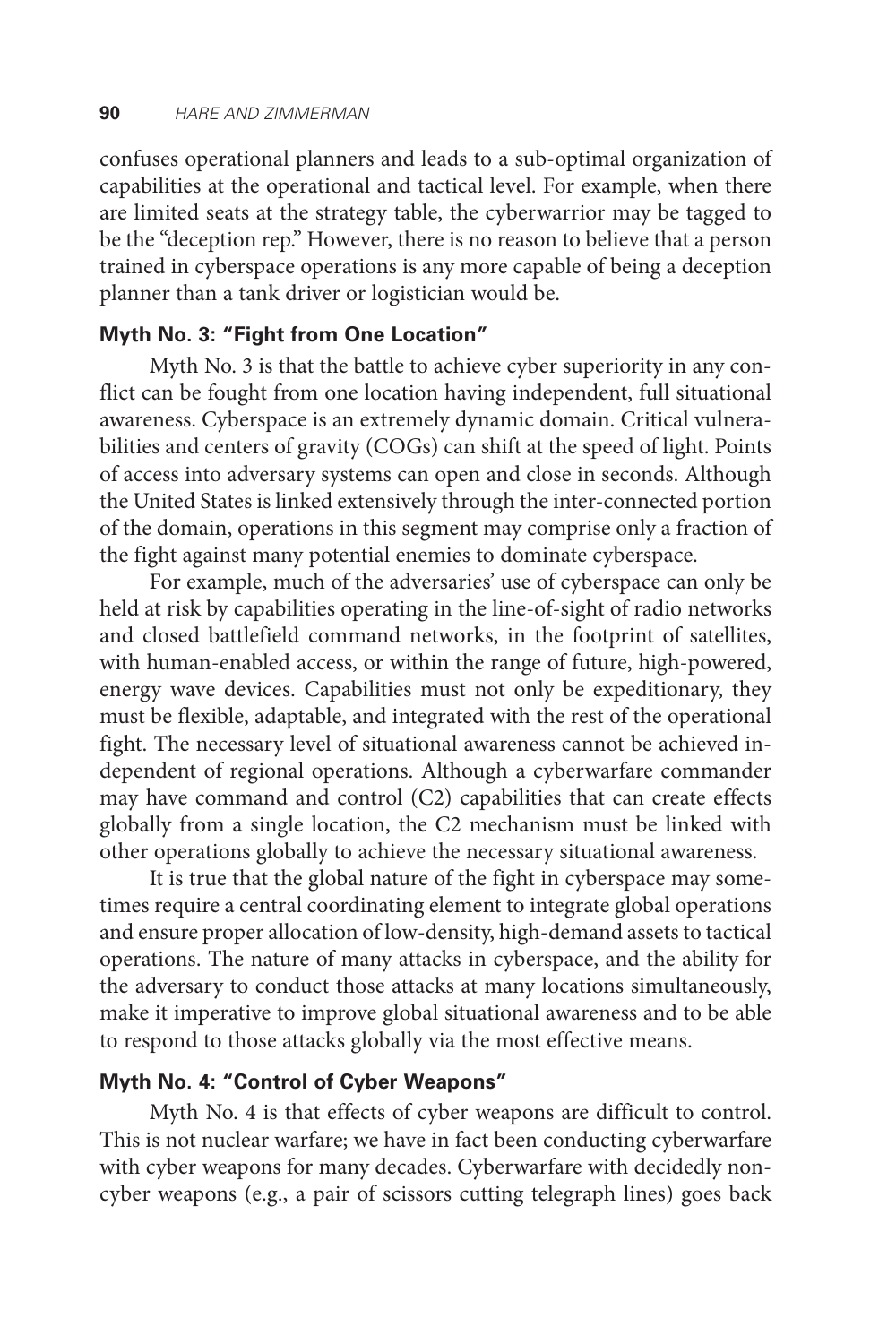confuses operational planners and leads to a sub-optimal organization of capabilities at the operational and tactical level. For example, when there are limited seats at the strategy table, the cyberwarrior may be tagged to be the "deception rep." However, there is no reason to believe that a person trained in cyberspace operations is any more capable of being a deception planner than a tank driver or logistician would be.

### Myth No. 3: "Fight from One Location"

Myth No. 3 is that the battle to achieve cyber superiority in any conflict can be fought from one location having independent, full situational awareness. Cyberspace is an extremely dynamic domain. Critical vulnerabilities and centers of gravity (COGs) can shift at the speed of light. Points of access into adversary systems can open and close in seconds. Although the United States is linked extensively through the inter-connected portion of the domain, operations in this segment may comprise only a fraction of the fight against many potential enemies to dominate cyberspace.

For example, much of the adversaries' use of cyberspace can only be held at risk by capabilities operating in the line-of-sight of radio networks and closed battlefield command networks, in the footprint of satellites, with human-enabled access, or within the range of future, high-powered, energy wave devices. Capabilities must not only be expeditionary, they must be flexible, adaptable, and integrated with the rest of the operational fight. The necessary level of situational awareness cannot be achieved independent of regional operations. Although a cyberwarfare commander may have command and control (C2) capabilities that can create effects globally from a single location, the C2 mechanism must be linked with other operations globally to achieve the necessary situational awareness.

It is true that the global nature of the fight in cyberspace may sometimes require a central coordinating element to integrate global operations and ensure proper allocation of low-density, high-demand assets to tactical operations. The nature of many attacks in cyberspace, and the ability for the adversary to conduct those attacks at many locations simultaneously, make it imperative to improve global situational awareness and to be able to respond to those attacks globally via the most effective means.

### Myth No. 4: "Control of Cyber Weapons"

Myth No. 4 is that effects of cyber weapons are difficult to control. This is not nuclear warfare; we have in fact been conducting cyberwarfare with cyber weapons for many decades. Cyberwarfare with decidedly non-cyber weapons (e.g., a pair of scissors cutting telegraph lines) goes back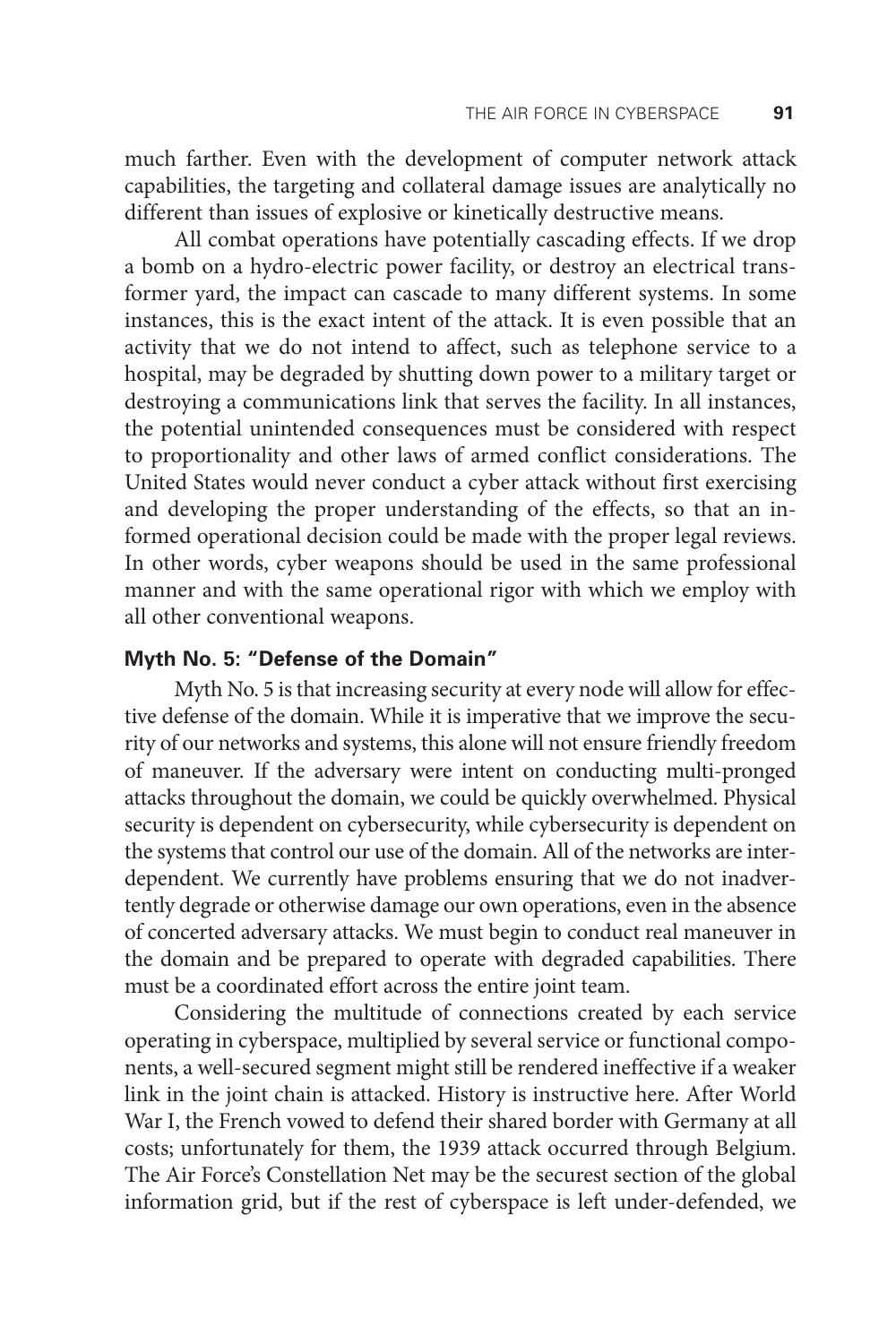much farther. Even with the development of computer network attack capabilities, the targeting and collateral damage issues are analytically no different than issues of explosive or kinetically destructive means.

All combat operations have potentially cascading effects. If we drop a bomb on a hydro-electric power facility, or destroy an electrical transformer yard, the impact can cascade to many different systems. In some instances, this is the exact intent of the attack. It is even possible that an activity that we do not intend to affect, such as telephone service to a hospital, may be degraded by shutting down power to a military target or destroying a communications link that serves the facility. In all instances, the potential unintended consequences must be considered with respect to proportionality and other laws of armed conflict considerations. The United States would never conduct a cyber attack without first exercising and developing the proper understanding of the effects, so that an informed operational decision could be made with the proper legal reviews. In other words, cyber weapons should be used in the same professional manner and with the same operational rigor with which we employ with all other conventional weapons.

### Myth No. 5: "Defense of the Domain"

Myth No. 5 is that increasing security at every node will allow for effective defense of the domain. While it is imperative that we improve the security of our networks and systems, this alone will not ensure friendly freedom of maneuver. If the adversary were intent on conducting multi-pronged attacks throughout the domain, we could be quickly overwhelmed. Physical security is dependent on cybersecurity, while cybersecurity is dependent on the systems that control our use of the domain. All of the networks are interdependent. We currently have problems ensuring that we do not inadvertently degrade or otherwise damage our own operations, even in the absence of concerted adversary attacks. We must begin to conduct real maneuver in the domain and be prepared to operate with degraded capabilities. There must be a coordinated effort across the entire joint team.

Considering the multitude of connections created by each service operating in cyberspace, multiplied by several service or functional components, a well-secured segment might still be rendered ineffective if a weaker link in the joint chain is attacked. History is instructive here. After World War I, the French vowed to defend their shared border with Germany at all costs; unfortunately for them, the 1939 attack occurred through Belgium. The Air Force's Constellation Net may be the securest section of the global information grid, but if the rest of cyberspace is left under-defended, we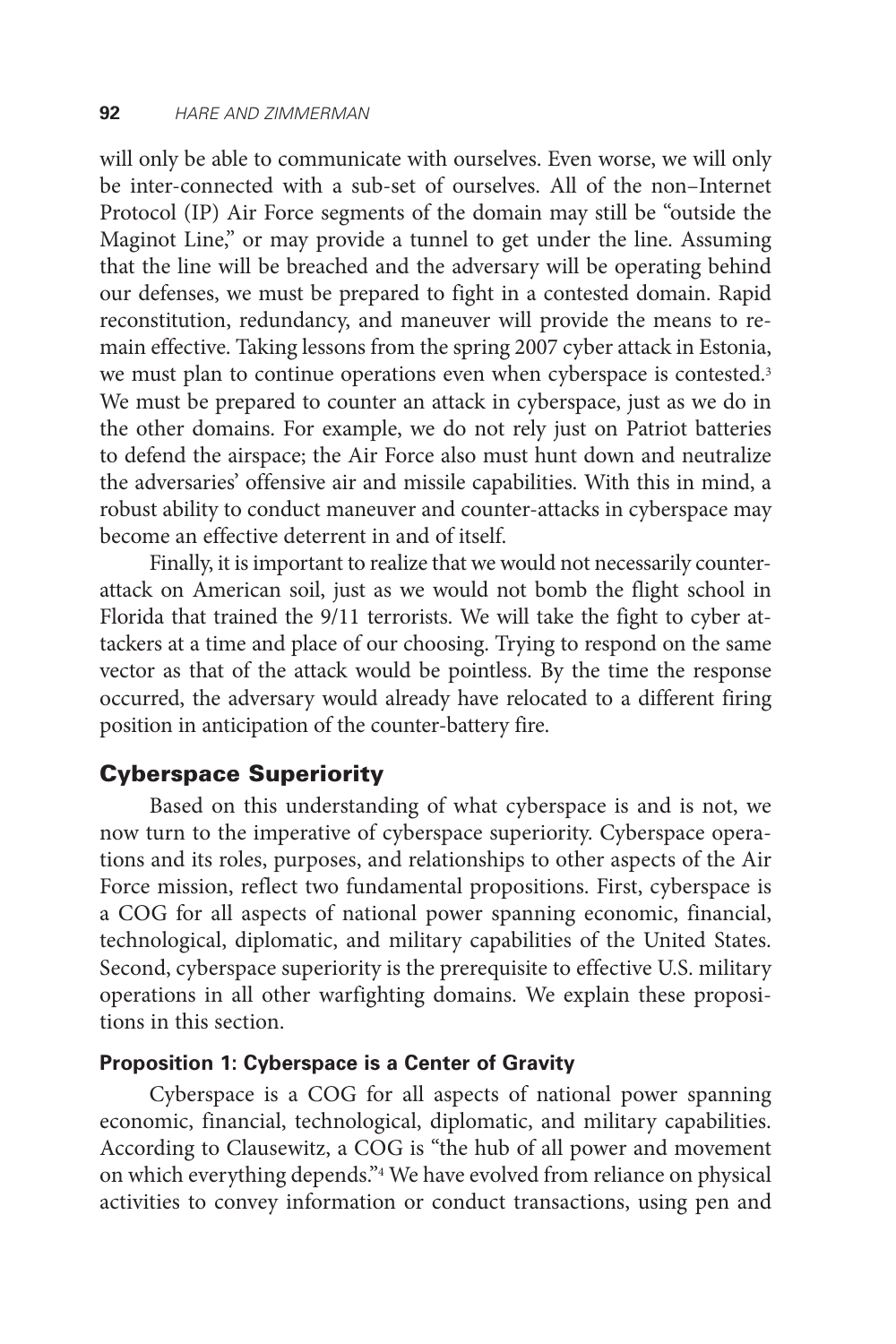will only be able to communicate with ourselves. Even worse, we will only be inter-connected with a sub-set of ourselves. All of the non–Internet Protocol (IP) Air Force segments of the domain may still be "outside the Maginot Line," or may provide a tunnel to get under the line. Assuming that the line will be breached and the adversary will be operating behind our defenses, we must be prepared to fight in a contested domain. Rapid reconstitution, redundancy, and maneuver will provide the means to remain effective. Taking lessons from the spring 2007 cyber attack in Estonia, we must plan to continue operations even when cyberspace is contested.[3] We must be prepared to counter an attack in cyberspace, just as we do in the other domains. For example, we do not rely just on Patriot batteries to defend the airspace; the Air Force also must hunt down and neutralize the adversaries' offensive air and missile capabilities. With this in mind, a robust ability to conduct maneuver and counter-attacks in cyberspace may become an effective deterrent in and of itself.

Finally, it is important to realize that we would not necessarily counter-attack on American soil, just as we would not bomb the flight school in Florida that trained the 9/11 terrorists. We will take the fight to cyber attackers at a time and place of our choosing. Trying to respond on the same vector as that of the attack would be pointless. By the time the response occurred, the adversary would already have relocated to a different firing position in anticipation of the counter-battery fire.

## Cyberspace Superiority

Based on this understanding of what cyberspace is and is not, we now turn to the imperative of cyberspace superiority. Cyberspace operations and its roles, purposes, and relationships to other aspects of the Air Force mission, reflect two fundamental propositions. First, cyberspace is a COG for all aspects of national power spanning economic, financial, technological, diplomatic, and military capabilities of the United States. Second, cyberspace superiority is the prerequisite to effective U.S. military operations in all other warfighting domains. We explain these propositions in this section.

### Proposition 1: Cyberspace is a Center of Gravity

Cyberspace is a COG for all aspects of national power spanning economic, financial, technological, diplomatic, and military capabilities. According to Clausewitz, a COG is "the hub of all power and movement on which everything depends."[4] We have evolved from reliance on physical activities to convey information or conduct transactions, using pen and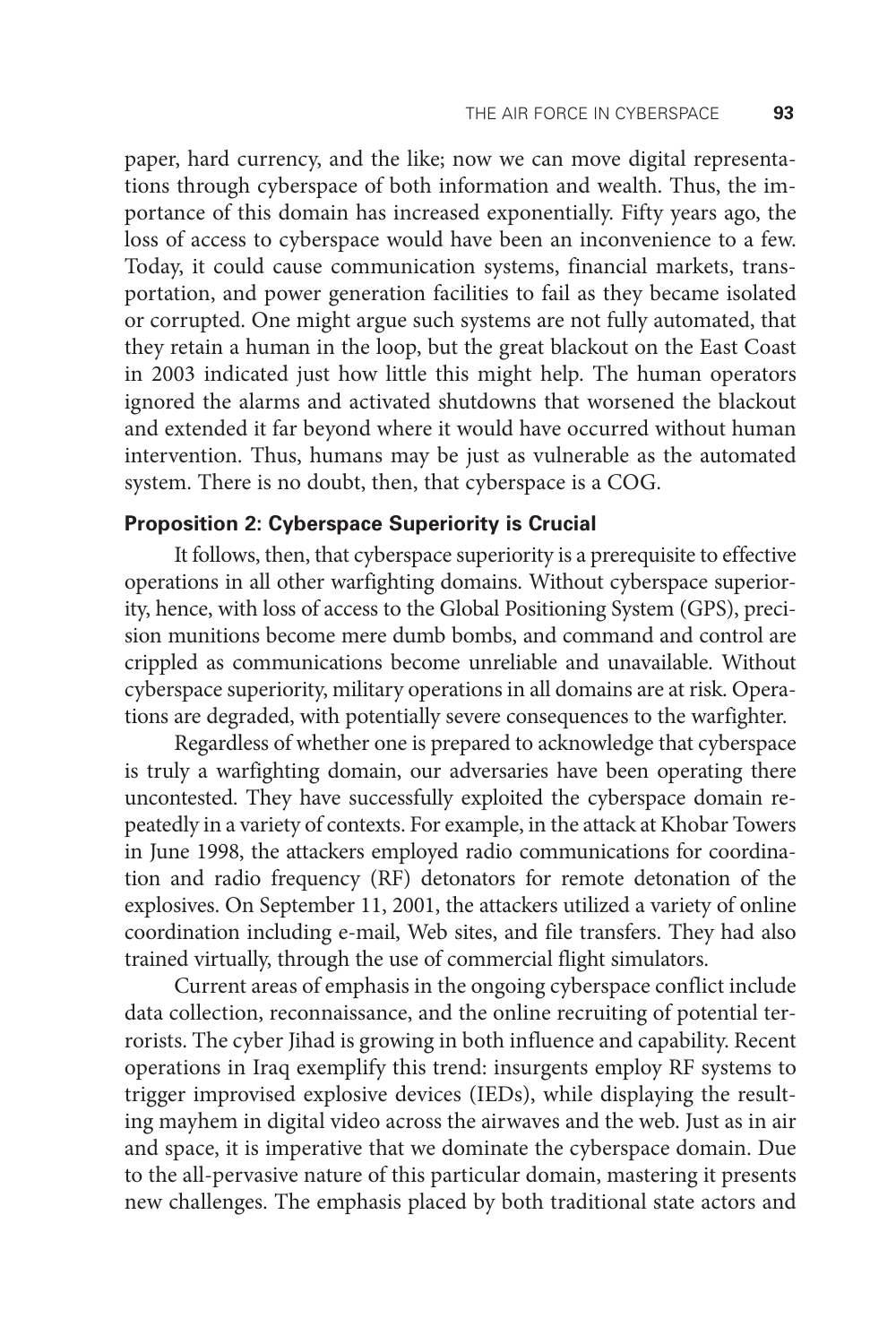paper, hard currency, and the like; now we can move digital representations through cyberspace of both information and wealth. Thus, the importance of this domain has increased exponentially. Fifty years ago, the loss of access to cyberspace would have been an inconvenience to a few. Today, it could cause communication systems, financial markets, transportation, and power generation facilities to fail as they became isolated or corrupted. One might argue such systems are not fully automated, that they retain a human in the loop, but the great blackout on the East Coast in 2003 indicated just how little this might help. The human operators ignored the alarms and activated shutdowns that worsened the blackout and extended it far beyond where it would have occurred without human intervention. Thus, humans may be just as vulnerable as the automated system. There is no doubt, then, that cyberspace is a COG.

### Proposition 2: Cyberspace Superiority is Crucial

It follows, then, that cyberspace superiority is a prerequisite to effective operations in all other warfighting domains. Without cyberspace superiority, hence, with loss of access to the Global Positioning System (GPS), precision munitions become mere dumb bombs, and command and control are crippled as communications become unreliable and unavailable. Without cyberspace superiority, military operations in all domains are at risk. Operations are degraded, with potentially severe consequences to the warfighter.

Regardless of whether one is prepared to acknowledge that cyberspace is truly a warfighting domain, our adversaries have been operating there uncontested. They have successfully exploited the cyberspace domain repeatedly in a variety of contexts. For example, in the attack at Khobar Towers in June 1998, the attackers employed radio communications for coordination and radio frequency (RF) detonators for remote detonation of the explosives. On September 11, 2001, the attackers utilized a variety of online coordination including e-mail, Web sites, and file transfers. They had also trained virtually, through the use of commercial flight simulators.

Current areas of emphasis in the ongoing cyberspace conflict include data collection, reconnaissance, and the online recruiting of potential terrorists. The cyber Jihad is growing in both influence and capability. Recent operations in Iraq exemplify this trend: insurgents employ RF systems to trigger improvised explosive devices (IEDs), while displaying the resulting mayhem in digital video across the airwaves and the web. Just as in air and space, it is imperative that we dominate the cyberspace domain. Due to the all-pervasive nature of this particular domain, mastering it presents new challenges. The emphasis placed by both traditional state actors and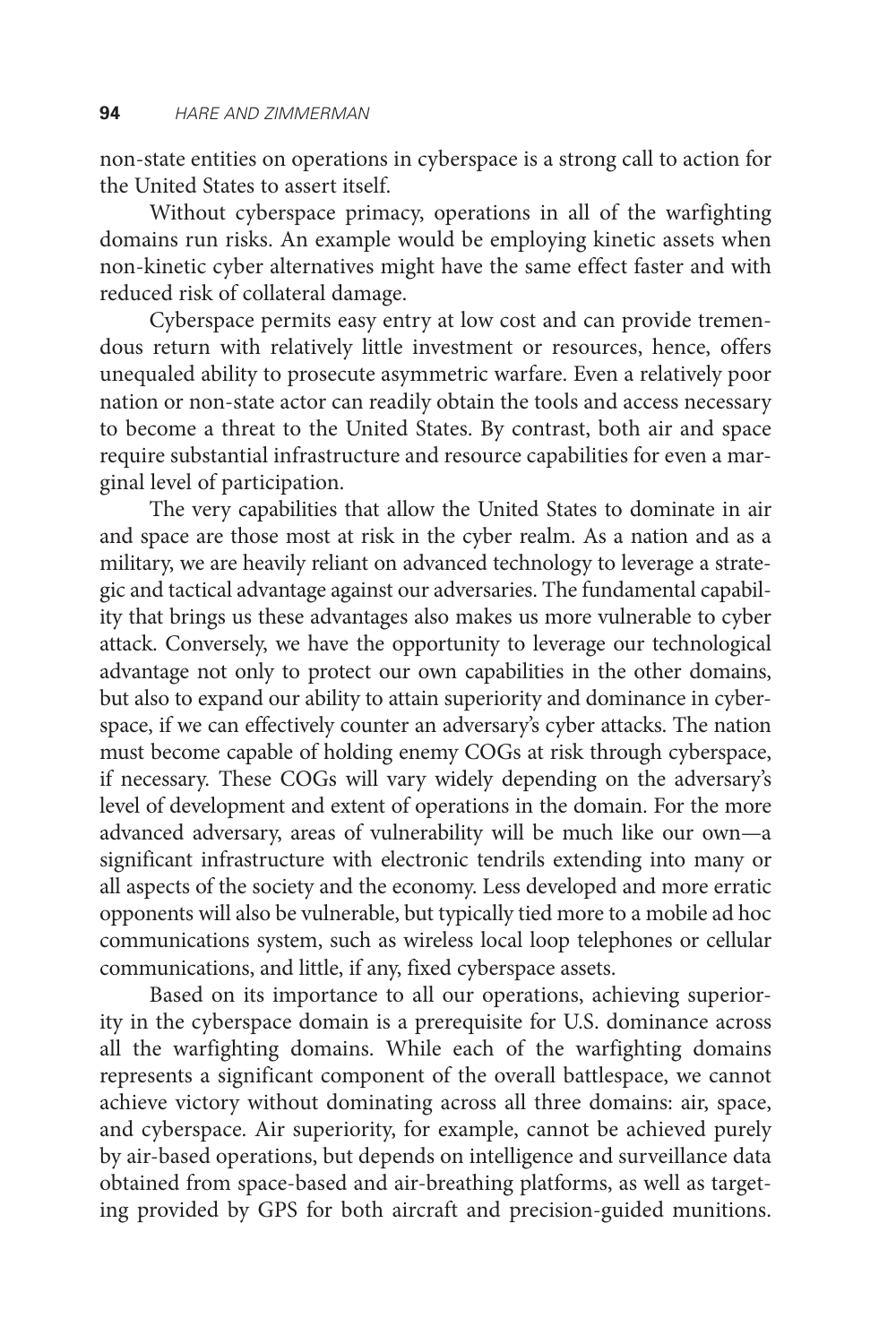non-state entities on operations in cyberspace is a strong call to action for the United States to assert itself.

Without cyberspace primacy, operations in all of the warfighting domains run risks. An example would be employing kinetic assets when non-kinetic cyber alternatives might have the same effect faster and with reduced risk of collateral damage.

Cyberspace permits easy entry at low cost and can provide tremendous return with relatively little investment or resources, hence, offers unequaled ability to prosecute asymmetric warfare. Even a relatively poor nation or non-state actor can readily obtain the tools and access necessary to become a threat to the United States. By contrast, both air and space require substantial infrastructure and resource capabilities for even a marginal level of participation.

The very capabilities that allow the United States to dominate in air and space are those most at risk in the cyber realm. As a nation and as a military, we are heavily reliant on advanced technology to leverage a strategic and tactical advantage against our adversaries. The fundamental capability that brings us these advantages also makes us more vulnerable to cyber attack. Conversely, we have the opportunity to leverage our technological advantage not only to protect our own capabilities in the other domains, but also to expand our ability to attain superiority and dominance in cyberspace, if we can effectively counter an adversary's cyber attacks. The nation must become capable of holding enemy COGs at risk through cyberspace, if necessary. These COGs will vary widely depending on the adversary's level of development and extent of operations in the domain. For the more advanced adversary, areas of vulnerability will be much like our own—a significant infrastructure with electronic tendrils extending into many or all aspects of the society and the economy. Less developed and more erratic opponents will also be vulnerable, but typically tied more to a mobile ad hoc communications system, such as wireless local loop telephones or cellular communications, and little, if any, fixed cyberspace assets.

Based on its importance to all our operations, achieving superiority in the cyberspace domain is a prerequisite for U.S. dominance across all the warfighting domains. While each of the warfighting domains represents a significant component of the overall battlespace, we cannot achieve victory without dominating across all three domains: air, space, and cyberspace. Air superiority, for example, cannot be achieved purely by air-based operations, but depends on intelligence and surveillance data obtained from space-based and air-breathing platforms, as well as targeting provided by GPS for both aircraft and precision-guided munitions.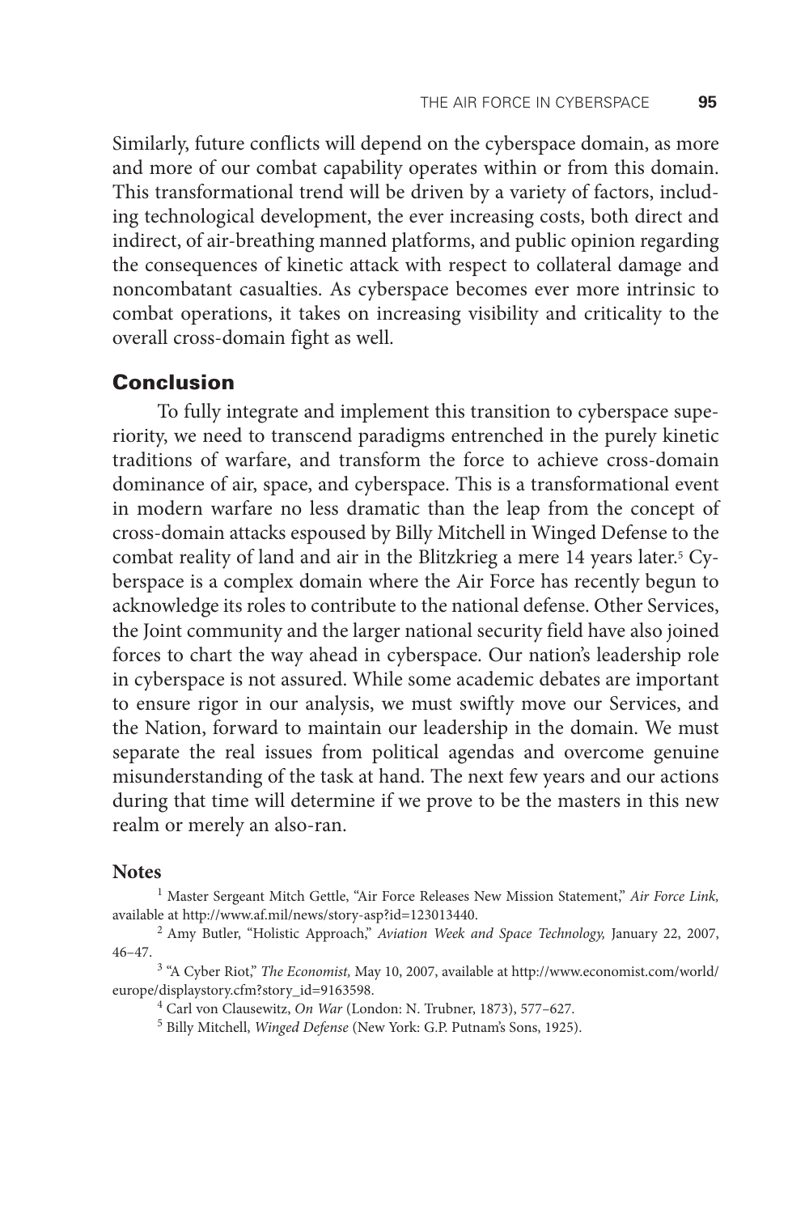Similarly, future conflicts will depend on the cyberspace domain, as more and more of our combat capability operates within or from this domain. This transformational trend will be driven by a variety of factors, including technological development, the ever increasing costs, both direct and indirect, of air-breathing manned platforms, and public opinion regarding the consequences of kinetic attack with respect to collateral damage and noncombatant casualties. As cyberspace becomes ever more intrinsic to combat operations, it takes on increasing visibility and criticality to the overall cross-domain fight as well.

## Conclusion

To fully integrate and implement this transition to cyberspace superiority, we need to transcend paradigms entrenched in the purely kinetic traditions of warfare, and transform the force to achieve cross-domain dominance of air, space, and cyberspace. This is a transformational event in modern warfare no less dramatic than the leap from the concept of cross-domain attacks espoused by Billy Mitchell in Winged Defense to the combat reality of land and air in the Blitzkrieg a mere 14 years later.[5] Cyberspace is a complex domain where the Air Force has recently begun to acknowledge its roles to contribute to the national defense. Other Services, the Joint community and the larger national security field have also joined forces to chart the way ahead in cyberspace. Our nation's leadership role in cyberspace is not assured. While some academic debates are important to ensure rigor in our analysis, we must swiftly move our Services, and the Nation, forward to maintain our leadership in the domain. We must separate the real issues from political agendas and overcome genuine misunderstanding of the task at hand. The next few years and our actions during that time will determine if we prove to be the masters in this new realm or merely an also-ran.

### Notes

[1] Master Sergeant Mitch Gettle, "Air Force Releases New Mission Statement," *Air Force Link,* available at http://www.af.mil/news/story-asp?id=123013440.

[2] Amy Butler, "Holistic Approach," *Aviation Week and Space Technology,* January 22, 2007, 46–47.

[3] "A Cyber Riot," *The Economist,* May 10, 2007, available at http://www.economist.com/world/europe/displaystory.cfm?story_id=9163598.

[4] Carl von Clausewitz, *On War* (London: N. Trubner, 1873), 577–627.

[5] Billy Mitchell, *Winged Defense* (New York: G.P. Putnam's Sons, 1925).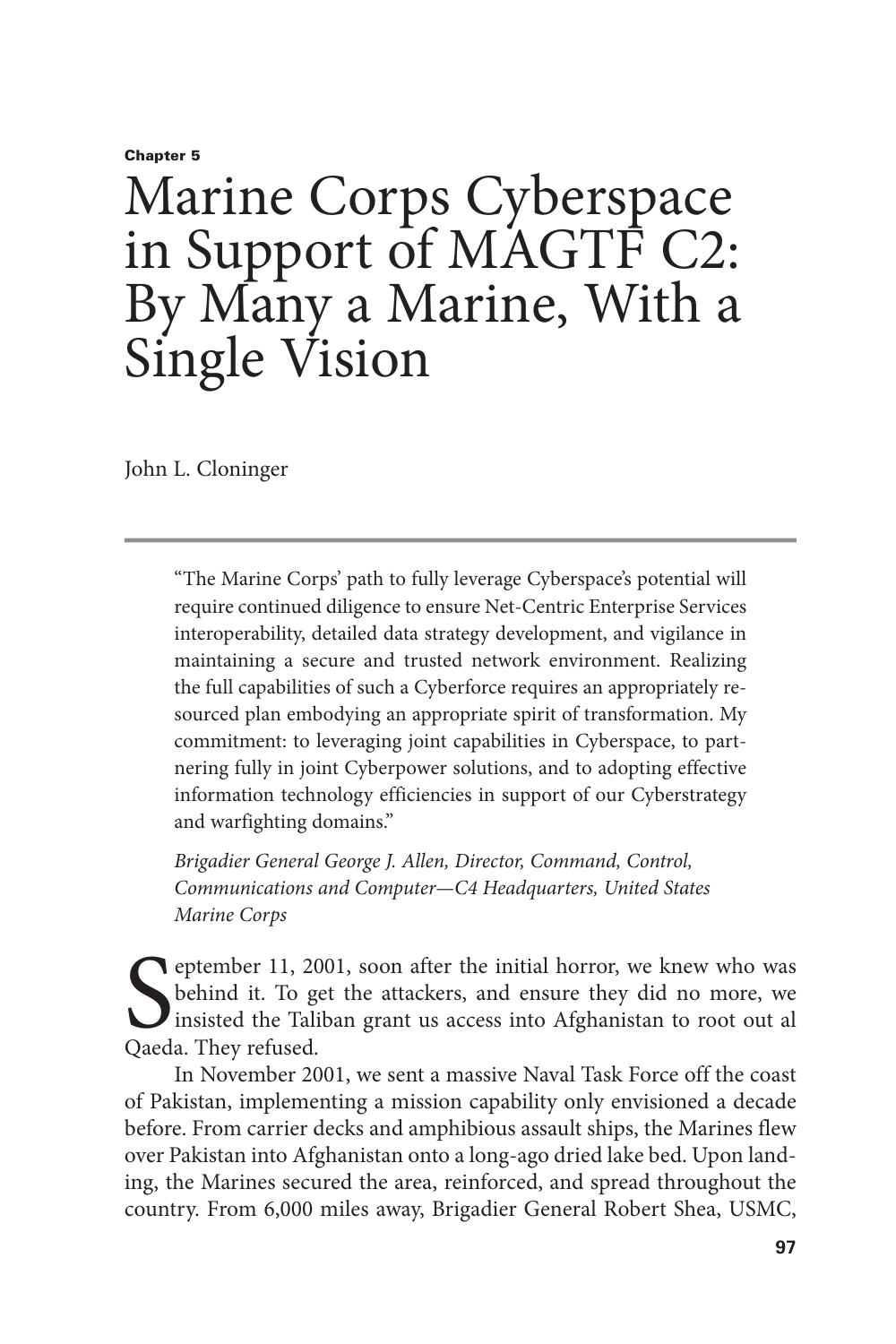**Chapter 5**

# Marine Corps Cyberspace in Support of MAGTF C2: By Many a Marine, With a Single Vision

John L. Cloninger

---

> "The Marine Corps' path to fully leverage Cyberspace's potential will require continued diligence to ensure Net-Centric Enterprise Services interoperability, detailed data strategy development, and vigilance in maintaining a secure and trusted network environment. Realizing the full capabilities of such a Cyberforce requires an appropriately resourced plan embodying an appropriate spirit of transformation. My commitment: to leveraging joint capabilities in Cyberspace, to partnering fully in joint Cyberpower solutions, and to adopting effective information technology efficiencies in support of our Cyberstrategy and warfighting domains."
>
> *Brigadier General George J. Allen, Director, Command, Control, Communications and Computer—C4 Headquarters, United States Marine Corps*

September 11, 2001, soon after the initial horror, we knew who was behind it. To get the attackers, and ensure they did no more, we insisted the Taliban grant us access into Afghanistan to root out al Qaeda. They refused.

In November 2001, we sent a massive Naval Task Force off the coast of Pakistan, implementing a mission capability only envisioned a decade before. From carrier decks and amphibious assault ships, the Marines flew over Pakistan into Afghanistan onto a long-ago dried lake bed. Upon landing, the Marines secured the area, reinforced, and spread throughout the country. From 6,000 miles away, Brigadier General Robert Shea, USMC,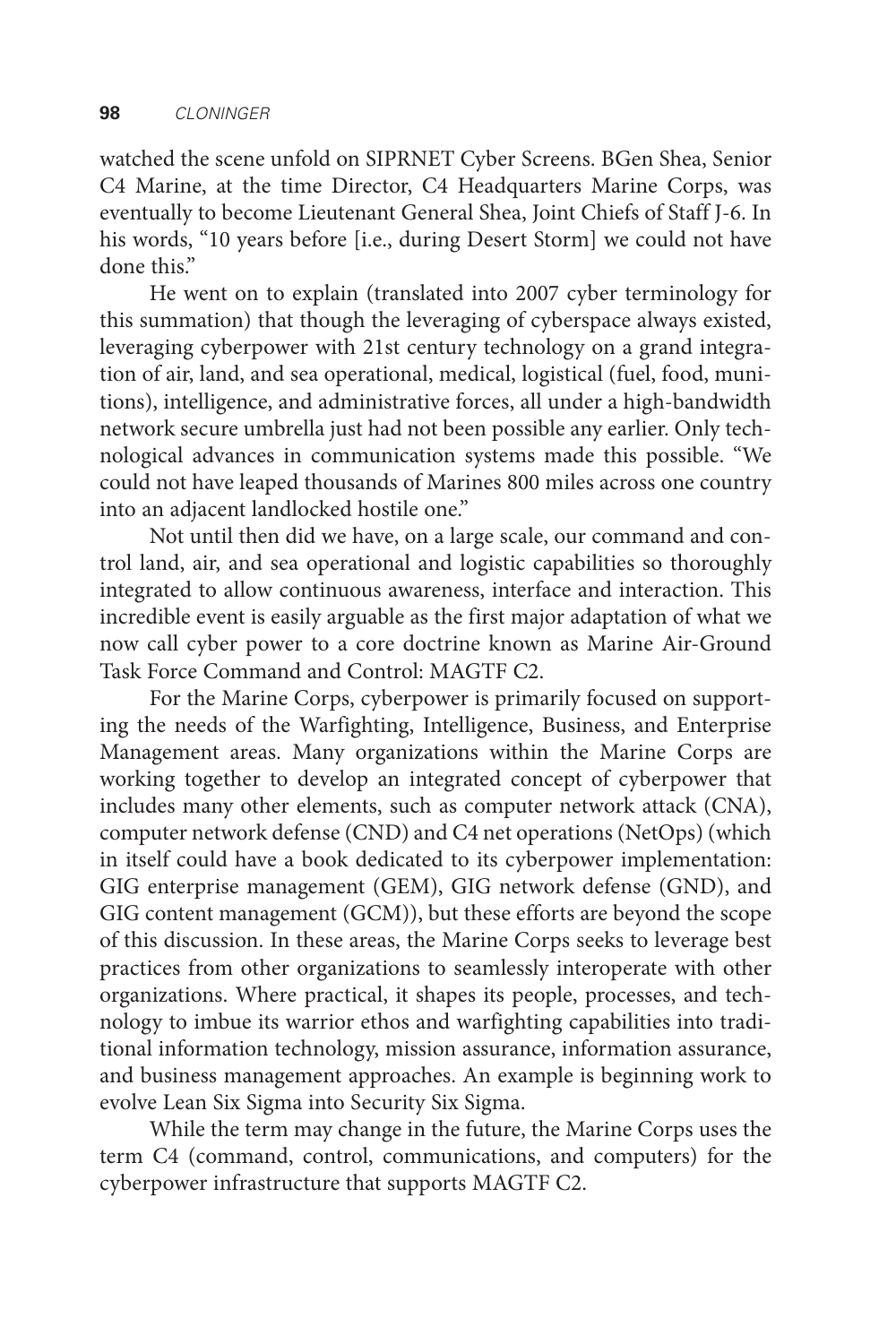watched the scene unfold on SIPRNET Cyber Screens. BGen Shea, Senior C4 Marine, at the time Director, C4 Headquarters Marine Corps, was eventually to become Lieutenant General Shea, Joint Chiefs of Staff J-6. In his words, "10 years before [i.e., during Desert Storm] we could not have done this."

He went on to explain (translated into 2007 cyber terminology for this summation) that though the leveraging of cyberspace always existed, leveraging cyberpower with 21st century technology on a grand integration of air, land, and sea operational, medical, logistical (fuel, food, munitions), intelligence, and administrative forces, all under a high-bandwidth network secure umbrella just had not been possible any earlier. Only technological advances in communication systems made this possible. "We could not have leaped thousands of Marines 800 miles across one country into an adjacent landlocked hostile one."

Not until then did we have, on a large scale, our command and control land, air, and sea operational and logistic capabilities so thoroughly integrated to allow continuous awareness, interface and interaction. This incredible event is easily arguable as the first major adaptation of what we now call cyber power to a core doctrine known as Marine Air-Ground Task Force Command and Control: MAGTF C2.

For the Marine Corps, cyberpower is primarily focused on supporting the needs of the Warfighting, Intelligence, Business, and Enterprise Management areas. Many organizations within the Marine Corps are working together to develop an integrated concept of cyberpower that includes many other elements, such as computer network attack (CNA), computer network defense (CND) and C4 net operations (NetOps) (which in itself could have a book dedicated to its cyberpower implementation: GIG enterprise management (GEM), GIG network defense (GND), and GIG content management (GCM)), but these efforts are beyond the scope of this discussion. In these areas, the Marine Corps seeks to leverage best practices from other organizations to seamlessly interoperate with other organizations. Where practical, it shapes its people, processes, and technology to imbue its warrior ethos and warfighting capabilities into traditional information technology, mission assurance, information assurance, and business management approaches. An example is beginning work to evolve Lean Six Sigma into Security Six Sigma.

While the term may change in the future, the Marine Corps uses the term C4 (command, control, communications, and computers) for the cyberpower infrastructure that supports MAGTF C2.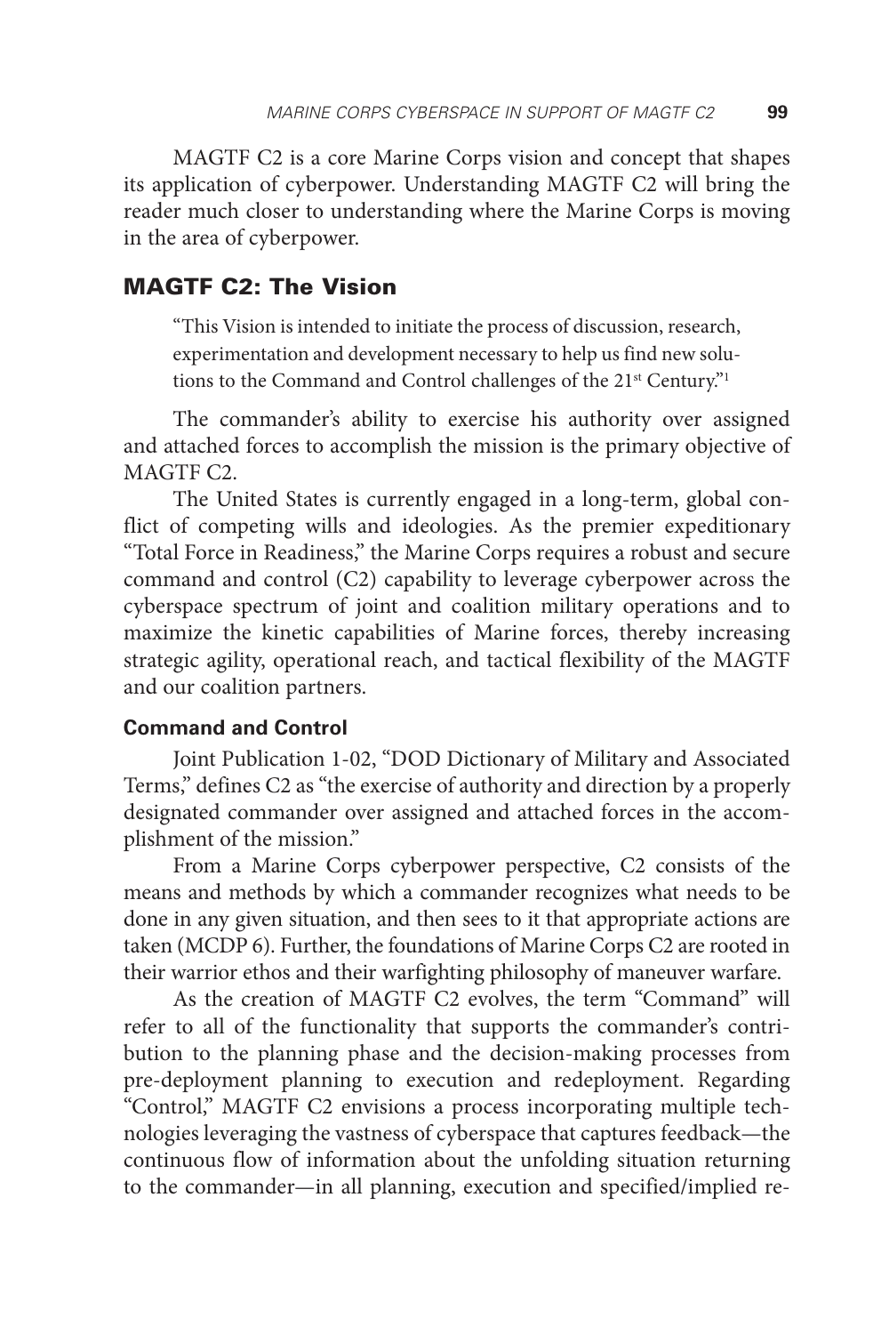MAGTF C2 is a core Marine Corps vision and concept that shapes its application of cyberpower. Understanding MAGTF C2 will bring the reader much closer to understanding where the Marine Corps is moving in the area of cyberpower.

## MAGTF C2: The Vision

> "This Vision is intended to initiate the process of discussion, research, experimentation and development necessary to help us find new solutions to the Command and Control challenges of the 21st Century."[1]

The commander's ability to exercise his authority over assigned and attached forces to accomplish the mission is the primary objective of MAGTF C2.

The United States is currently engaged in a long-term, global conflict of competing wills and ideologies. As the premier expeditionary "Total Force in Readiness," the Marine Corps requires a robust and secure command and control (C2) capability to leverage cyberpower across the cyberspace spectrum of joint and coalition military operations and to maximize the kinetic capabilities of Marine forces, thereby increasing strategic agility, operational reach, and tactical flexibility of the MAGTF and our coalition partners.

### Command and Control

Joint Publication 1-02, "DOD Dictionary of Military and Associated Terms," defines C2 as "the exercise of authority and direction by a properly designated commander over assigned and attached forces in the accomplishment of the mission."

From a Marine Corps cyberpower perspective, C2 consists of the means and methods by which a commander recognizes what needs to be done in any given situation, and then sees to it that appropriate actions are taken (MCDP 6). Further, the foundations of Marine Corps C2 are rooted in their warrior ethos and their warfighting philosophy of maneuver warfare.

As the creation of MAGTF C2 evolves, the term "Command" will refer to all of the functionality that supports the commander's contribution to the planning phase and the decision-making processes from pre-deployment planning to execution and redeployment. Regarding "Control," MAGTF C2 envisions a process incorporating multiple technologies leveraging the vastness of cyberspace that captures feedback—the continuous flow of information about the unfolding situation returning to the commander—in all planning, execution and specified/implied re-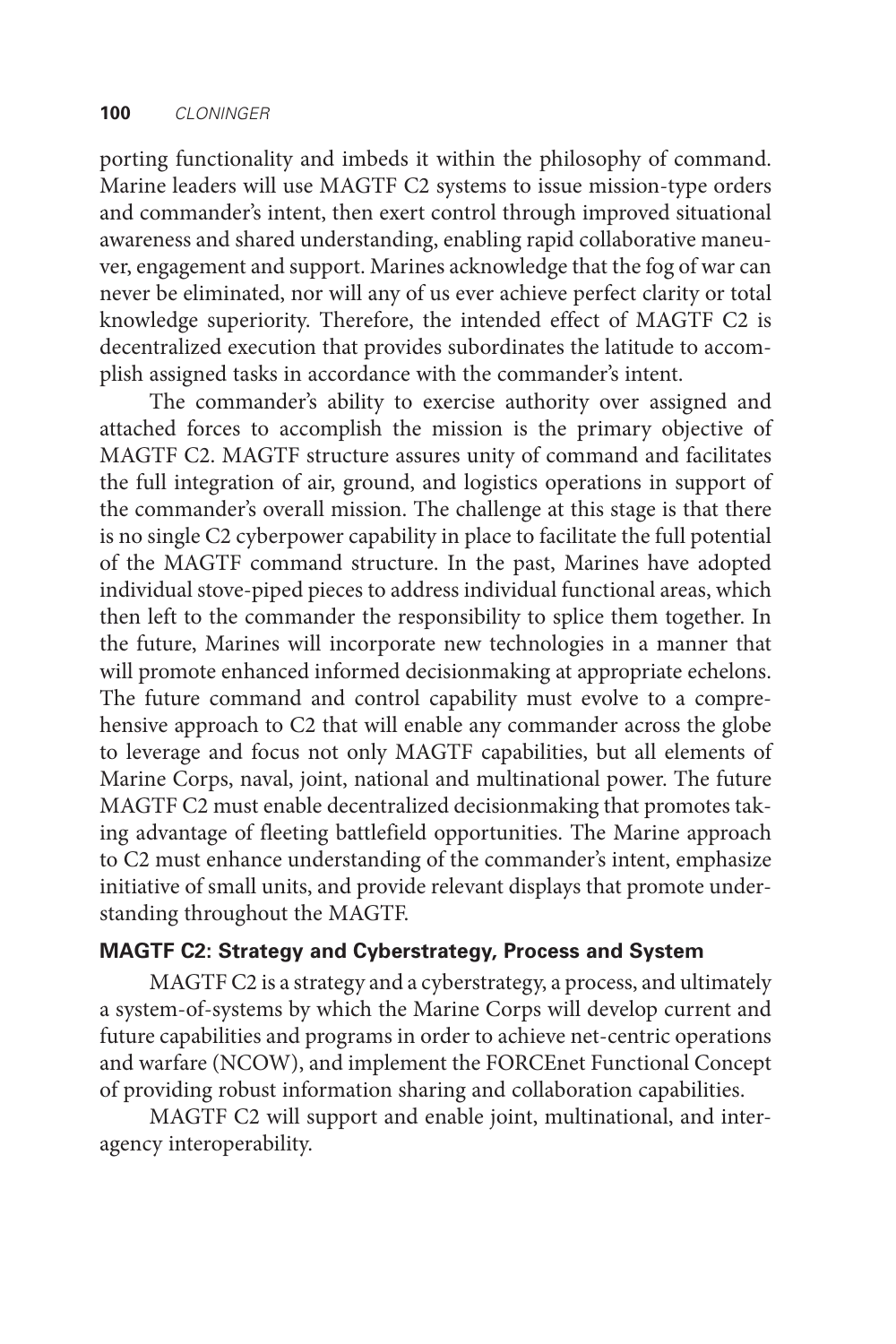porting functionality and imbeds it within the philosophy of command. Marine leaders will use MAGTF C2 systems to issue mission-type orders and commander's intent, then exert control through improved situational awareness and shared understanding, enabling rapid collaborative maneuver, engagement and support. Marines acknowledge that the fog of war can never be eliminated, nor will any of us ever achieve perfect clarity or total knowledge superiority. Therefore, the intended effect of MAGTF C2 is decentralized execution that provides subordinates the latitude to accomplish assigned tasks in accordance with the commander's intent.

The commander's ability to exercise authority over assigned and attached forces to accomplish the mission is the primary objective of MAGTF C2. MAGTF structure assures unity of command and facilitates the full integration of air, ground, and logistics operations in support of the commander's overall mission. The challenge at this stage is that there is no single C2 cyberpower capability in place to facilitate the full potential of the MAGTF command structure. In the past, Marines have adopted individual stove-piped pieces to address individual functional areas, which then left to the commander the responsibility to splice them together. In the future, Marines will incorporate new technologies in a manner that will promote enhanced informed decisionmaking at appropriate echelons. The future command and control capability must evolve to a comprehensive approach to C2 that will enable any commander across the globe to leverage and focus not only MAGTF capabilities, but all elements of Marine Corps, naval, joint, national and multinational power. The future MAGTF C2 must enable decentralized decisionmaking that promotes taking advantage of fleeting battlefield opportunities. The Marine approach to C2 must enhance understanding of the commander's intent, emphasize initiative of small units, and provide relevant displays that promote understanding throughout the MAGTF.

### MAGTF C2: Strategy and Cyberstrategy, Process and System

MAGTF C2 is a strategy and a cyberstrategy, a process, and ultimately a system-of-systems by which the Marine Corps will develop current and future capabilities and programs in order to achieve net-centric operations and warfare (NCOW), and implement the FORCEnet Functional Concept of providing robust information sharing and collaboration capabilities.

MAGTF C2 will support and enable joint, multinational, and interagency interoperability.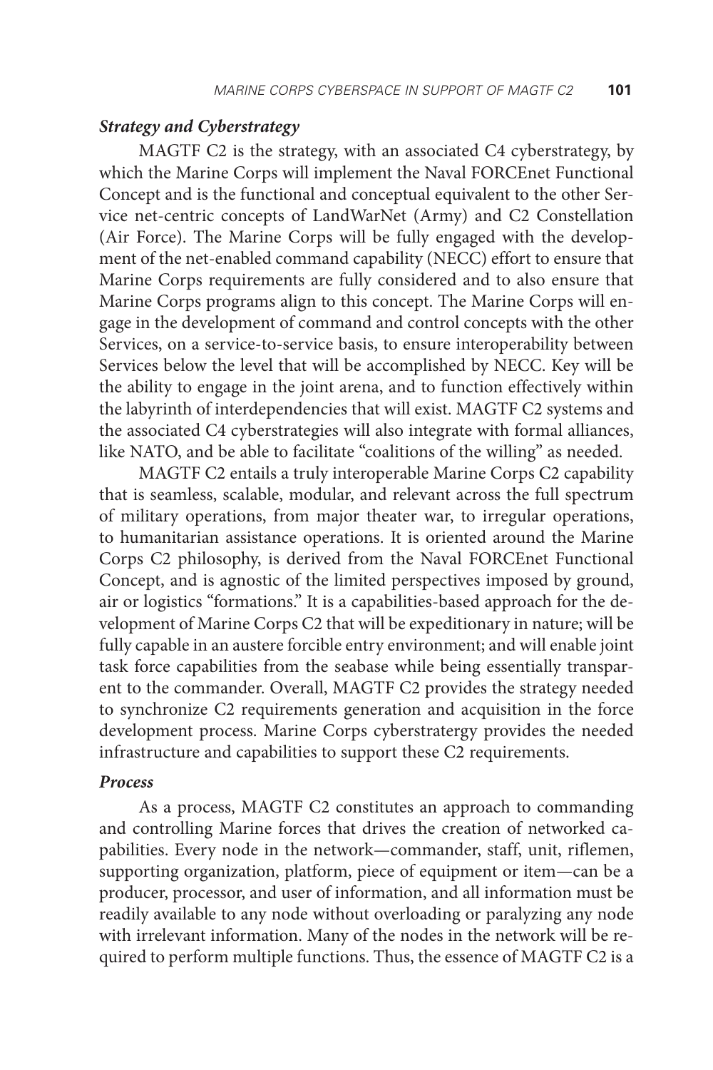### *Strategy and Cyberstrategy*

MAGTF C2 is the strategy, with an associated C4 cyberstrategy, by which the Marine Corps will implement the Naval FORCEnet Functional Concept and is the functional and conceptual equivalent to the other Service net-centric concepts of LandWarNet (Army) and C2 Constellation (Air Force). The Marine Corps will be fully engaged with the development of the net-enabled command capability (NECC) effort to ensure that Marine Corps requirements are fully considered and to also ensure that Marine Corps programs align to this concept. The Marine Corps will engage in the development of command and control concepts with the other Services, on a service-to-service basis, to ensure interoperability between Services below the level that will be accomplished by NECC. Key will be the ability to engage in the joint arena, and to function effectively within the labyrinth of interdependencies that will exist. MAGTF C2 systems and the associated C4 cyberstrategies will also integrate with formal alliances, like NATO, and be able to facilitate "coalitions of the willing" as needed.

MAGTF C2 entails a truly interoperable Marine Corps C2 capability that is seamless, scalable, modular, and relevant across the full spectrum of military operations, from major theater war, to irregular operations, to humanitarian assistance operations. It is oriented around the Marine Corps C2 philosophy, is derived from the Naval FORCEnet Functional Concept, and is agnostic of the limited perspectives imposed by ground, air or logistics "formations." It is a capabilities-based approach for the development of Marine Corps C2 that will be expeditionary in nature; will be fully capable in an austere forcible entry environment; and will enable joint task force capabilities from the seabase while being essentially transparent to the commander. Overall, MAGTF C2 provides the strategy needed to synchronize C2 requirements generation and acquisition in the force development process. Marine Corps cyberstratergy provides the needed infrastructure and capabilities to support these C2 requirements.

### *Process*

As a process, MAGTF C2 constitutes an approach to commanding and controlling Marine forces that drives the creation of networked capabilities. Every node in the network—commander, staff, unit, riflemen, supporting organization, platform, piece of equipment or item—can be a producer, processor, and user of information, and all information must be readily available to any node without overloading or paralyzing any node with irrelevant information. Many of the nodes in the network will be required to perform multiple functions. Thus, the essence of MAGTF C2 is a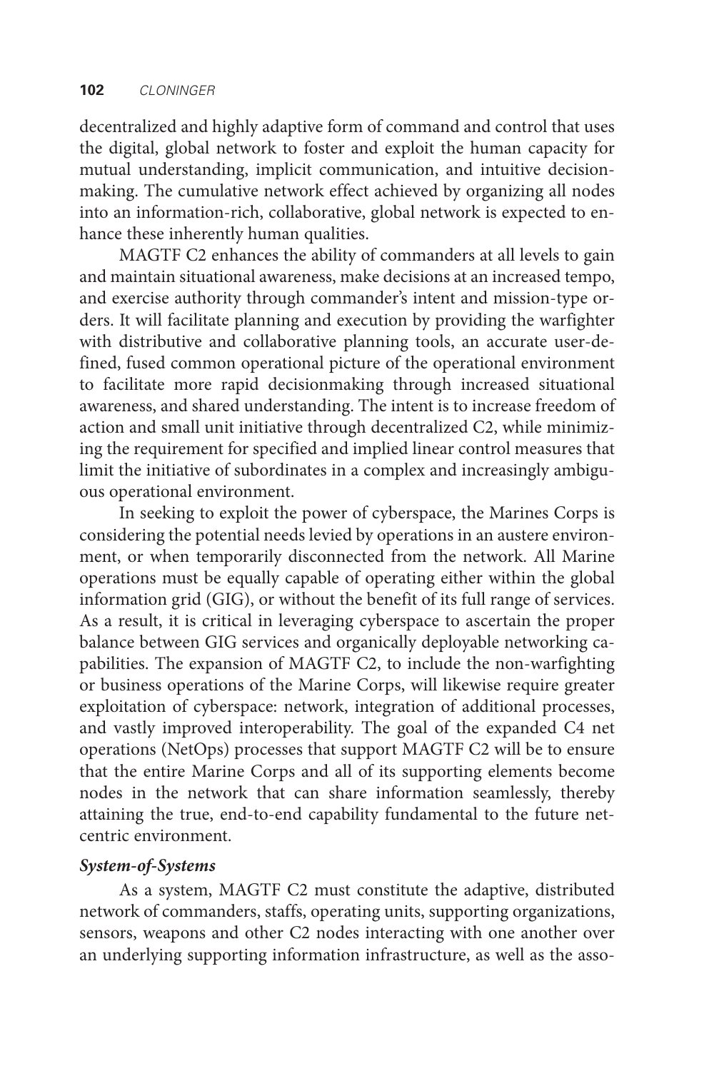decentralized and highly adaptive form of command and control that uses the digital, global network to foster and exploit the human capacity for mutual understanding, implicit communication, and intuitive decisionmaking. The cumulative network effect achieved by organizing all nodes into an information-rich, collaborative, global network is expected to enhance these inherently human qualities.

MAGTF C2 enhances the ability of commanders at all levels to gain and maintain situational awareness, make decisions at an increased tempo, and exercise authority through commander's intent and mission-type orders. It will facilitate planning and execution by providing the warfighter with distributive and collaborative planning tools, an accurate user-defined, fused common operational picture of the operational environment to facilitate more rapid decisionmaking through increased situational awareness, and shared understanding. The intent is to increase freedom of action and small unit initiative through decentralized C2, while minimizing the requirement for specified and implied linear control measures that limit the initiative of subordinates in a complex and increasingly ambiguous operational environment.

In seeking to exploit the power of cyberspace, the Marines Corps is considering the potential needs levied by operations in an austere environment, or when temporarily disconnected from the network. All Marine operations must be equally capable of operating either within the global information grid (GIG), or without the benefit of its full range of services. As a result, it is critical in leveraging cyberspace to ascertain the proper balance between GIG services and organically deployable networking capabilities. The expansion of MAGTF C2, to include the non-warfighting or business operations of the Marine Corps, will likewise require greater exploitation of cyberspace: network, integration of additional processes, and vastly improved interoperability. The goal of the expanded C4 net operations (NetOps) processes that support MAGTF C2 will be to ensure that the entire Marine Corps and all of its supporting elements become nodes in the network that can share information seamlessly, thereby attaining the true, end-to-end capability fundamental to the future net-centric environment.

### *System-of-Systems*

As a system, MAGTF C2 must constitute the adaptive, distributed network of commanders, staffs, operating units, supporting organizations, sensors, weapons and other C2 nodes interacting with one another over an underlying supporting information infrastructure, as well as the asso-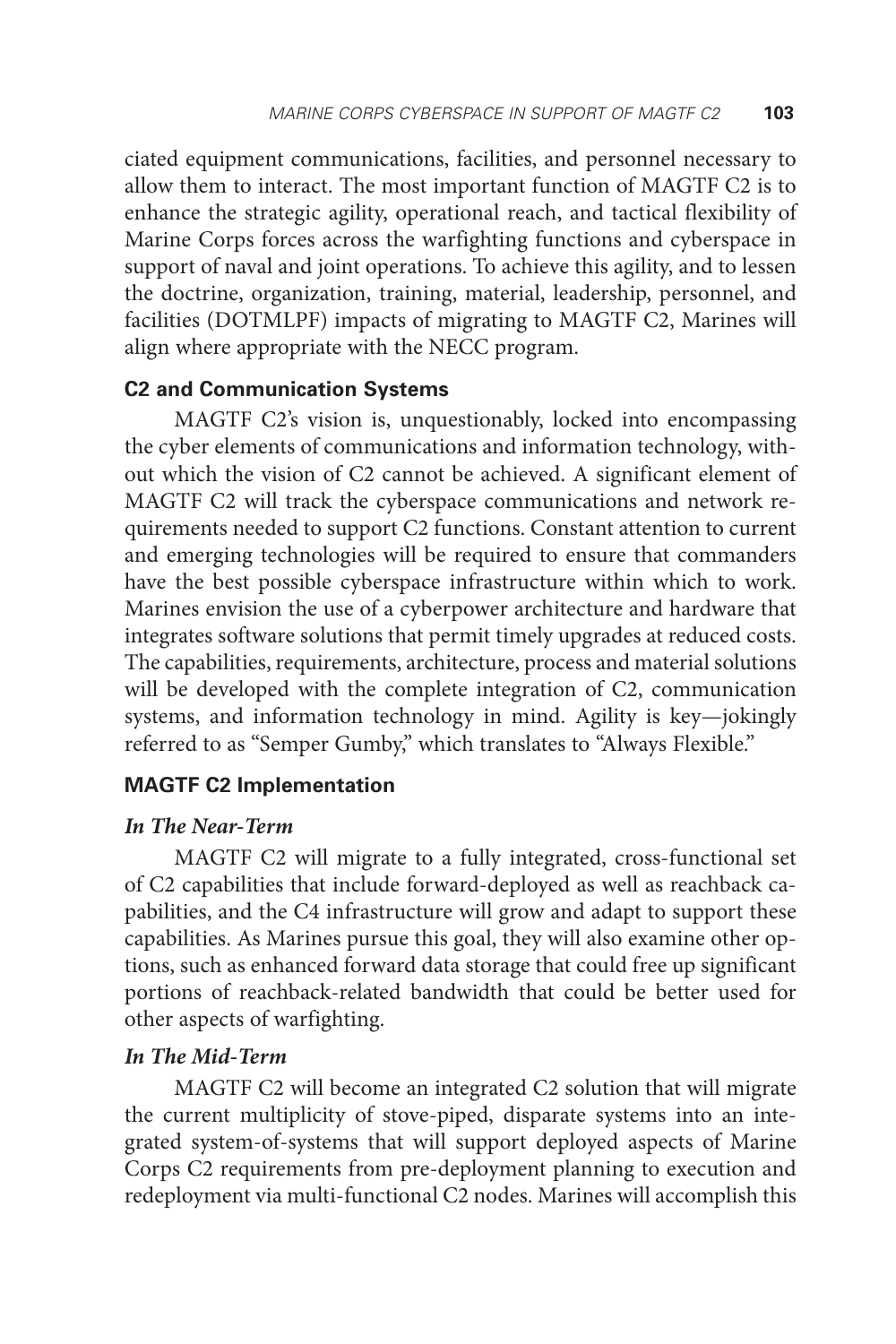ciated equipment communications, facilities, and personnel necessary to allow them to interact. The most important function of MAGTF C2 is to enhance the strategic agility, operational reach, and tactical flexibility of Marine Corps forces across the warfighting functions and cyberspace in support of naval and joint operations. To achieve this agility, and to lessen the doctrine, organization, training, material, leadership, personnel, and facilities (DOTMLPF) impacts of migrating to MAGTF C2, Marines will align where appropriate with the NECC program.

### C2 and Communication Systems

MAGTF C2's vision is, unquestionably, locked into encompassing the cyber elements of communications and information technology, without which the vision of C2 cannot be achieved. A significant element of MAGTF C2 will track the cyberspace communications and network requirements needed to support C2 functions. Constant attention to current and emerging technologies will be required to ensure that commanders have the best possible cyberspace infrastructure within which to work. Marines envision the use of a cyberpower architecture and hardware that integrates software solutions that permit timely upgrades at reduced costs. The capabilities, requirements, architecture, process and material solutions will be developed with the complete integration of C2, communication systems, and information technology in mind. Agility is key—jokingly referred to as "Semper Gumby," which translates to "Always Flexible."

### MAGTF C2 Implementation

#### *In The Near-Term*

MAGTF C2 will migrate to a fully integrated, cross-functional set of C2 capabilities that include forward-deployed as well as reachback capabilities, and the C4 infrastructure will grow and adapt to support these capabilities. As Marines pursue this goal, they will also examine other options, such as enhanced forward data storage that could free up significant portions of reachback-related bandwidth that could be better used for other aspects of warfighting.

#### *In The Mid-Term*

MAGTF C2 will become an integrated C2 solution that will migrate the current multiplicity of stove-piped, disparate systems into an integrated system-of-systems that will support deployed aspects of Marine Corps C2 requirements from pre-deployment planning to execution and redeployment via multi-functional C2 nodes. Marines will accomplish this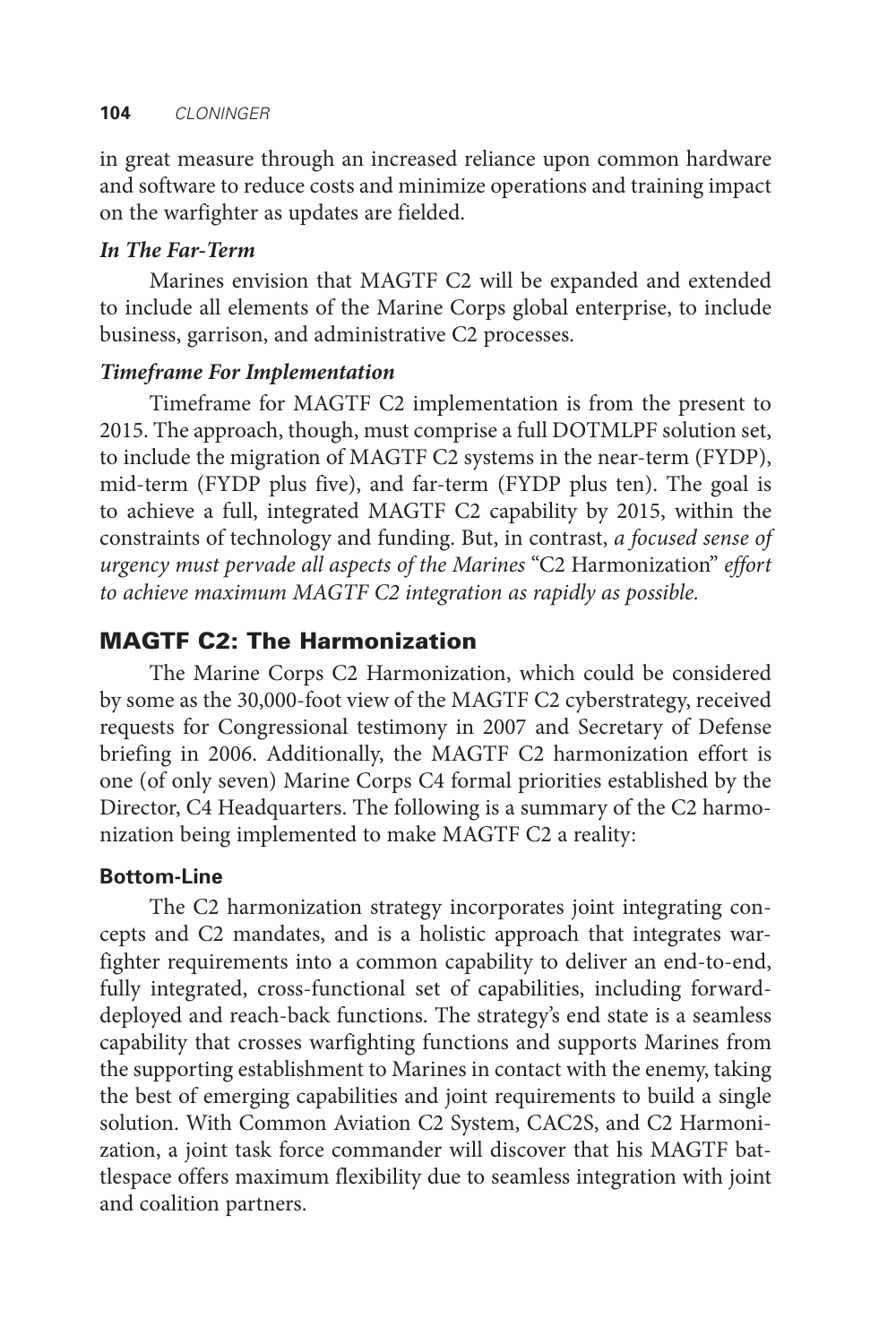in great measure through an increased reliance upon common hardware and software to reduce costs and minimize operations and training impact on the warfighter as updates are fielded.

***In The Far-Term***

Marines envision that MAGTF C2 will be expanded and extended to include all elements of the Marine Corps global enterprise, to include business, garrison, and administrative C2 processes.

***Timeframe For Implementation***

Timeframe for MAGTF C2 implementation is from the present to 2015. The approach, though, must comprise a full DOTMLPF solution set, to include the migration of MAGTF C2 systems in the near-term (FYDP), mid-term (FYDP plus five), and far-term (FYDP plus ten). The goal is to achieve a full, integrated MAGTF C2 capability by 2015, within the constraints of technology and funding. But, in contrast, *a focused sense of urgency must pervade all aspects of the Marines* "C2 Harmonization" *effort to achieve maximum MAGTF C2 integration as rapidly as possible.*

## MAGTF C2: The Harmonization

The Marine Corps C2 Harmonization, which could be considered by some as the 30,000-foot view of the MAGTF C2 cyberstrategy, received requests for Congressional testimony in 2007 and Secretary of Defense briefing in 2006. Additionally, the MAGTF C2 harmonization effort is one (of only seven) Marine Corps C4 formal priorities established by the Director, C4 Headquarters. The following is a summary of the C2 harmonization being implemented to make MAGTF C2 a reality:

### Bottom-Line

The C2 harmonization strategy incorporates joint integrating concepts and C2 mandates, and is a holistic approach that integrates warfighter requirements into a common capability to deliver an end-to-end, fully integrated, cross-functional set of capabilities, including forward-deployed and reach-back functions. The strategy's end state is a seamless capability that crosses warfighting functions and supports Marines from the supporting establishment to Marines in contact with the enemy, taking the best of emerging capabilities and joint requirements to build a single solution. With Common Aviation C2 System, CAC2S, and C2 Harmonization, a joint task force commander will discover that his MAGTF battlespace offers maximum flexibility due to seamless integration with joint and coalition partners.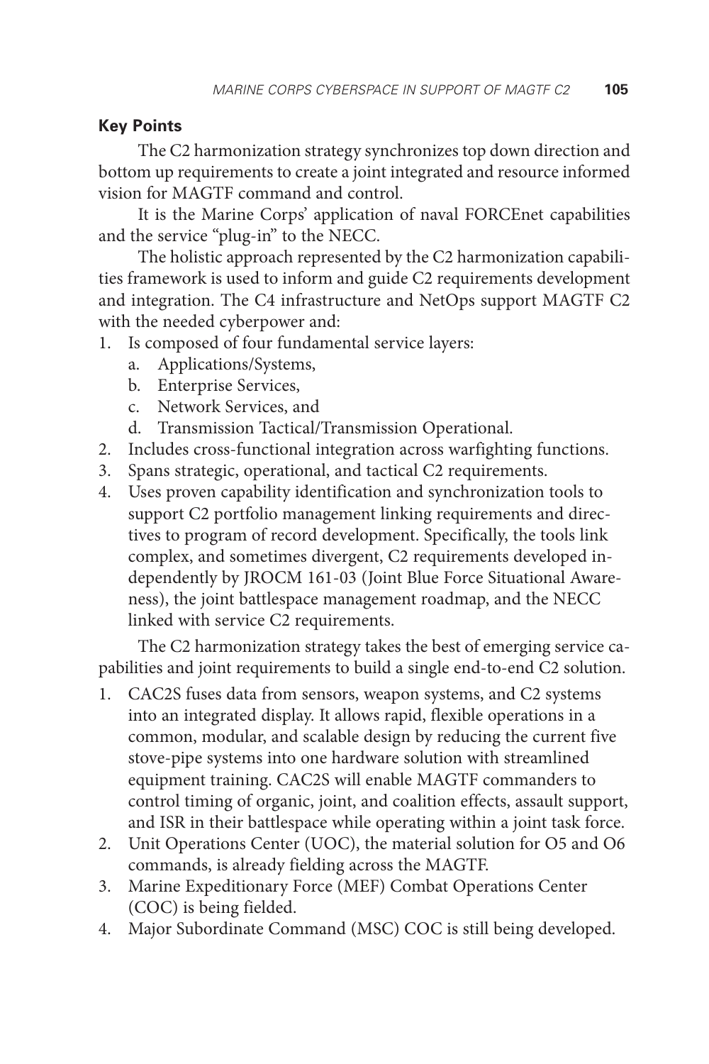### Key Points

The C2 harmonization strategy synchronizes top down direction and bottom up requirements to create a joint integrated and resource informed vision for MAGTF command and control.

It is the Marine Corps' application of naval FORCEnet capabilities and the service "plug-in" to the NECC.

The holistic approach represented by the C2 harmonization capabilities framework is used to inform and guide C2 requirements development and integration. The C4 infrastructure and NetOps support MAGTF C2 with the needed cyberpower and:

1. Is composed of four fundamental service layers:
   a. Applications/Systems,
   b. Enterprise Services,
   c. Network Services, and
   d. Transmission Tactical/Transmission Operational.
2. Includes cross-functional integration across warfighting functions.
3. Spans strategic, operational, and tactical C2 requirements.
4. Uses proven capability identification and synchronization tools to support C2 portfolio management linking requirements and directives to program of record development. Specifically, the tools link complex, and sometimes divergent, C2 requirements developed independently by JROCM 161-03 (Joint Blue Force Situational Awareness), the joint battlespace management roadmap, and the NECC linked with service C2 requirements.

The C2 harmonization strategy takes the best of emerging service capabilities and joint requirements to build a single end-to-end C2 solution.

1. CAC2S fuses data from sensors, weapon systems, and C2 systems into an integrated display. It allows rapid, flexible operations in a common, modular, and scalable design by reducing the current five stove-pipe systems into one hardware solution with streamlined equipment training. CAC2S will enable MAGTF commanders to control timing of organic, joint, and coalition effects, assault support, and ISR in their battlespace while operating within a joint task force.
2. Unit Operations Center (UOC), the material solution for O5 and O6 commands, is already fielding across the MAGTF.
3. Marine Expeditionary Force (MEF) Combat Operations Center (COC) is being fielded.
4. Major Subordinate Command (MSC) COC is still being developed.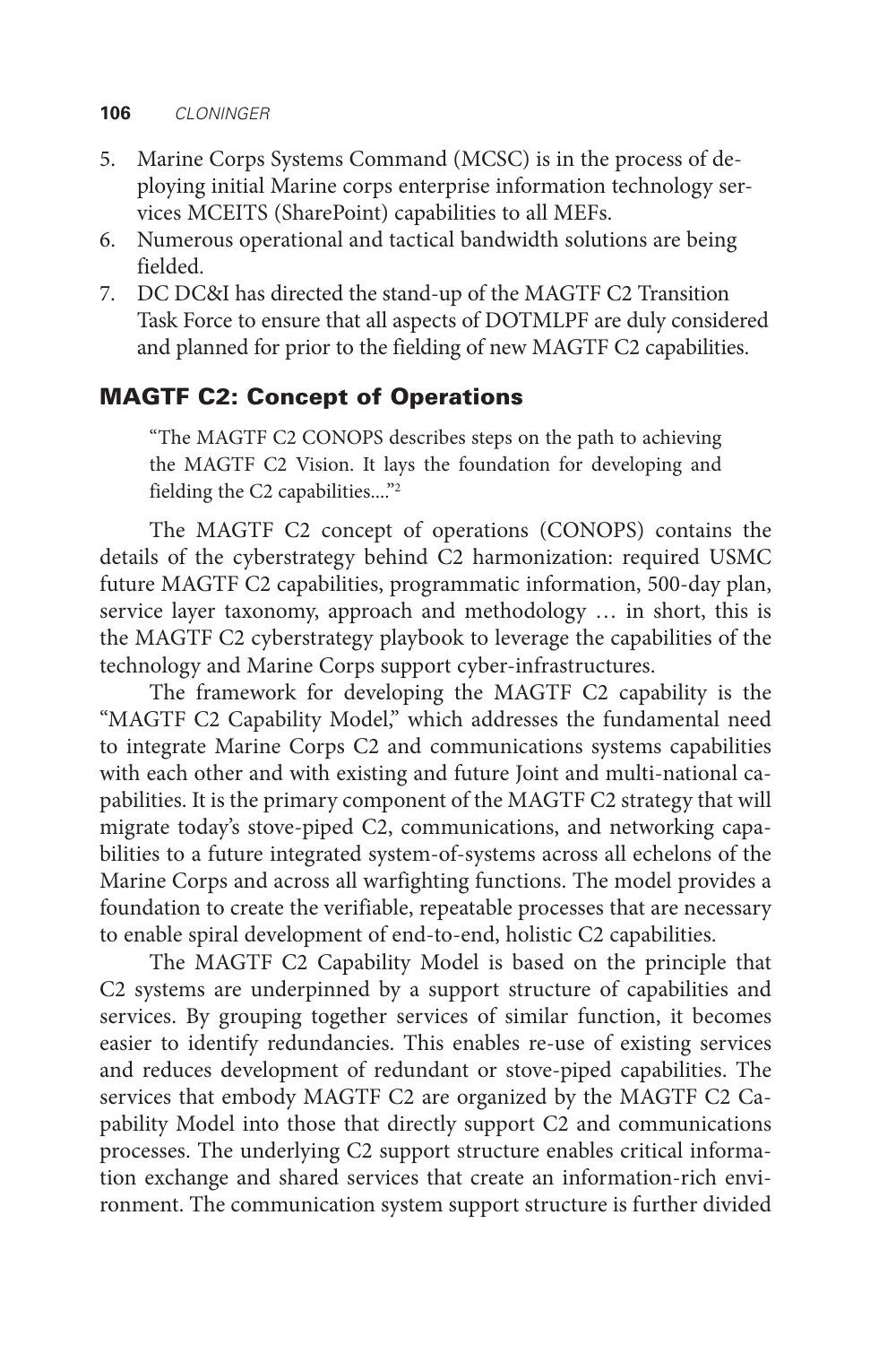5. Marine Corps Systems Command (MCSC) is in the process of deploying initial Marine corps enterprise information technology services MCEITS (SharePoint) capabilities to all MEFs.
6. Numerous operational and tactical bandwidth solutions are being fielded.
7. DC DC&I has directed the stand-up of the MAGTF C2 Transition Task Force to ensure that all aspects of DOTMLPF are duly considered and planned for prior to the fielding of new MAGTF C2 capabilities.

## MAGTF C2: Concept of Operations

> "The MAGTF C2 CONOPS describes steps on the path to achieving the MAGTF C2 Vision. It lays the foundation for developing and fielding the C2 capabilities...."[2]

The MAGTF C2 concept of operations (CONOPS) contains the details of the cyberstrategy behind C2 harmonization: required USMC future MAGTF C2 capabilities, programmatic information, 500-day plan, service layer taxonomy, approach and methodology … in short, this is the MAGTF C2 cyberstrategy playbook to leverage the capabilities of the technology and Marine Corps support cyber-infrastructures.

The framework for developing the MAGTF C2 capability is the "MAGTF C2 Capability Model," which addresses the fundamental need to integrate Marine Corps C2 and communications systems capabilities with each other and with existing and future Joint and multi-national capabilities. It is the primary component of the MAGTF C2 strategy that will migrate today's stove-piped C2, communications, and networking capabilities to a future integrated system-of-systems across all echelons of the Marine Corps and across all warfighting functions. The model provides a foundation to create the verifiable, repeatable processes that are necessary to enable spiral development of end-to-end, holistic C2 capabilities.

The MAGTF C2 Capability Model is based on the principle that C2 systems are underpinned by a support structure of capabilities and services. By grouping together services of similar function, it becomes easier to identify redundancies. This enables re-use of existing services and reduces development of redundant or stove-piped capabilities. The services that embody MAGTF C2 are organized by the MAGTF C2 Capability Model into those that directly support C2 and communications processes. The underlying C2 support structure enables critical information exchange and shared services that create an information-rich environment. The communication system support structure is further divided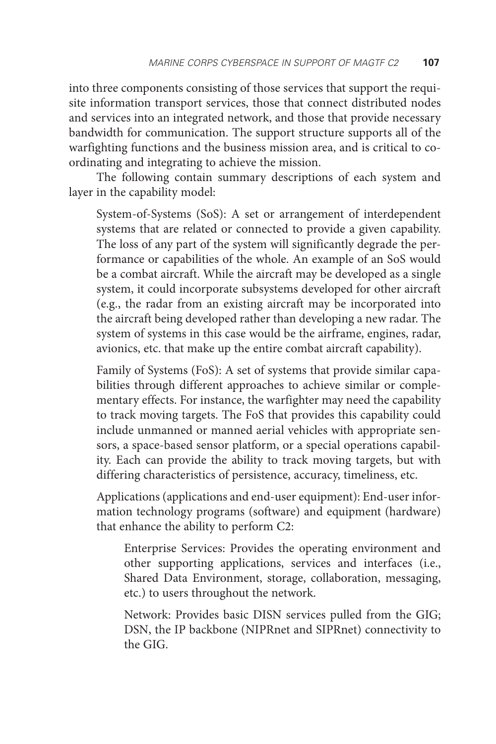into three components consisting of those services that support the requisite information transport services, those that connect distributed nodes and services into an integrated network, and those that provide necessary bandwidth for communication. The support structure supports all of the warfighting functions and the business mission area, and is critical to coordinating and integrating to achieve the mission.

The following contain summary descriptions of each system and layer in the capability model:

> System-of-Systems (SoS): A set or arrangement of interdependent systems that are related or connected to provide a given capability. The loss of any part of the system will significantly degrade the performance or capabilities of the whole. An example of an SoS would be a combat aircraft. While the aircraft may be developed as a single system, it could incorporate subsystems developed for other aircraft (e.g., the radar from an existing aircraft may be incorporated into the aircraft being developed rather than developing a new radar. The system of systems in this case would be the airframe, engines, radar, avionics, etc. that make up the entire combat aircraft capability).
>
> Family of Systems (FoS): A set of systems that provide similar capabilities through different approaches to achieve similar or complementary effects. For instance, the warfighter may need the capability to track moving targets. The FoS that provides this capability could include unmanned or manned aerial vehicles with appropriate sensors, a space-based sensor platform, or a special operations capability. Each can provide the ability to track moving targets, but with differing characteristics of persistence, accuracy, timeliness, etc.
>
> Applications (applications and end-user equipment): End-user information technology programs (software) and equipment (hardware) that enhance the ability to perform C2:
>
>> Enterprise Services: Provides the operating environment and other supporting applications, services and interfaces (i.e., Shared Data Environment, storage, collaboration, messaging, etc.) to users throughout the network.
>>
>> Network: Provides basic DISN services pulled from the GIG; DSN, the IP backbone (NIPRnet and SIPRnet) connectivity to the GIG.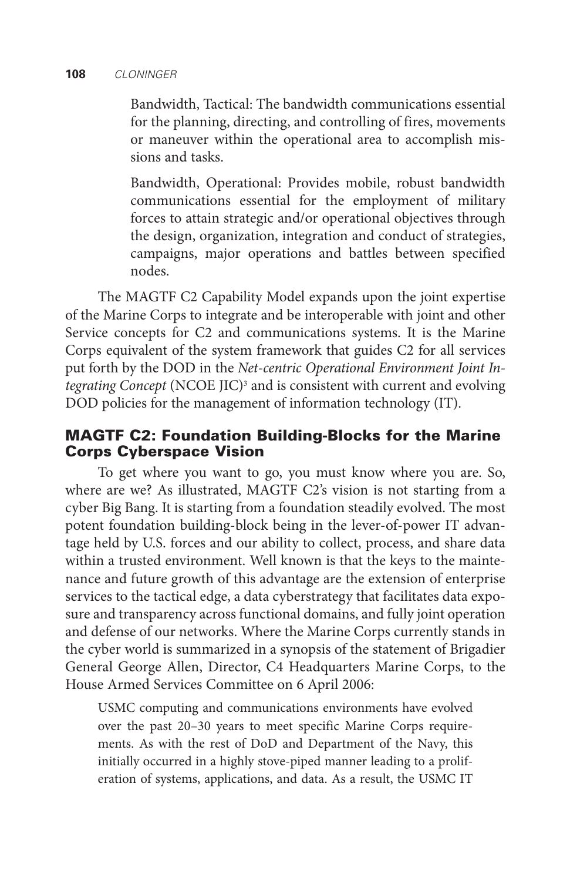Bandwidth, Tactical: The bandwidth communications essential for the planning, directing, and controlling of fires, movements or maneuver within the operational area to accomplish missions and tasks.

Bandwidth, Operational: Provides mobile, robust bandwidth communications essential for the employment of military forces to attain strategic and/or operational objectives through the design, organization, integration and conduct of strategies, campaigns, major operations and battles between specified nodes.

The MAGTF C2 Capability Model expands upon the joint expertise of the Marine Corps to integrate and be interoperable with joint and other Service concepts for C2 and communications systems. It is the Marine Corps equivalent of the system framework that guides C2 for all services put forth by the DOD in the *Net-centric Operational Environment Joint Integrating Concept* (NCOE JIC)[3] and is consistent with current and evolving DOD policies for the management of information technology (IT).

## MAGTF C2: Foundation Building-Blocks for the Marine Corps Cyberspace Vision

To get where you want to go, you must know where you are. So, where are we? As illustrated, MAGTF C2's vision is not starting from a cyber Big Bang. It is starting from a foundation steadily evolved. The most potent foundation building-block being in the lever-of-power IT advantage held by U.S. forces and our ability to collect, process, and share data within a trusted environment. Well known is that the keys to the maintenance and future growth of this advantage are the extension of enterprise services to the tactical edge, a data cyberstrategy that facilitates data exposure and transparency across functional domains, and fully joint operation and defense of our networks. Where the Marine Corps currently stands in the cyber world is summarized in a synopsis of the statement of Brigadier General George Allen, Director, C4 Headquarters Marine Corps, to the House Armed Services Committee on 6 April 2006:

> USMC computing and communications environments have evolved over the past 20–30 years to meet specific Marine Corps requirements. As with the rest of DoD and Department of the Navy, this initially occurred in a highly stove-piped manner leading to a proliferation of systems, applications, and data. As a result, the USMC IT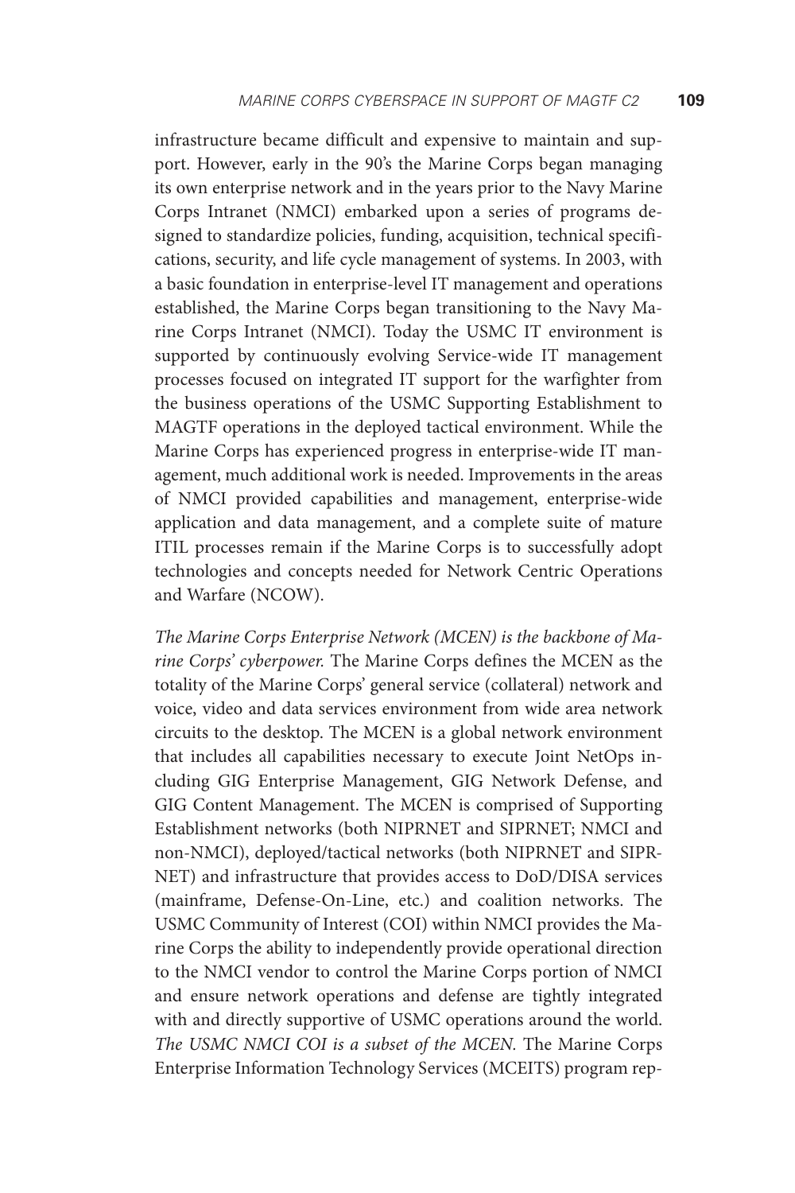infrastructure became difficult and expensive to maintain and support. However, early in the 90's the Marine Corps began managing its own enterprise network and in the years prior to the Navy Marine Corps Intranet (NMCI) embarked upon a series of programs designed to standardize policies, funding, acquisition, technical specifications, security, and life cycle management of systems. In 2003, with a basic foundation in enterprise-level IT management and operations established, the Marine Corps began transitioning to the Navy Marine Corps Intranet (NMCI). Today the USMC IT environment is supported by continuously evolving Service-wide IT management processes focused on integrated IT support for the warfighter from the business operations of the USMC Supporting Establishment to MAGTF operations in the deployed tactical environment. While the Marine Corps has experienced progress in enterprise-wide IT management, much additional work is needed. Improvements in the areas of NMCI provided capabilities and management, enterprise-wide application and data management, and a complete suite of mature ITIL processes remain if the Marine Corps is to successfully adopt technologies and concepts needed for Network Centric Operations and Warfare (NCOW).

*The Marine Corps Enterprise Network (MCEN) is the backbone of Marine Corps' cyberpower.* The Marine Corps defines the MCEN as the totality of the Marine Corps' general service (collateral) network and voice, video and data services environment from wide area network circuits to the desktop. The MCEN is a global network environment that includes all capabilities necessary to execute Joint NetOps including GIG Enterprise Management, GIG Network Defense, and GIG Content Management. The MCEN is comprised of Supporting Establishment networks (both NIPRNET and SIPRNET; NMCI and non-NMCI), deployed/tactical networks (both NIPRNET and SIPRNET) and infrastructure that provides access to DoD/DISA services (mainframe, Defense-On-Line, etc.) and coalition networks. The USMC Community of Interest (COI) within NMCI provides the Marine Corps the ability to independently provide operational direction to the NMCI vendor to control the Marine Corps portion of NMCI and ensure network operations and defense are tightly integrated with and directly supportive of USMC operations around the world. *The USMC NMCI COI is a subset of the MCEN.* The Marine Corps Enterprise Information Technology Services (MCEITS) program rep-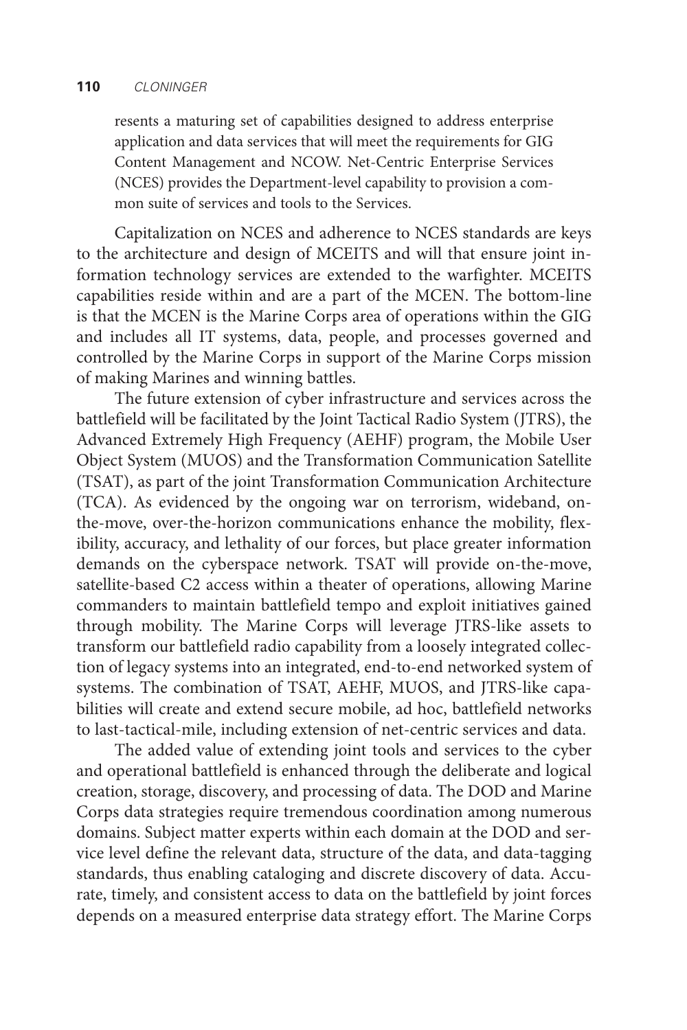> resents a maturing set of capabilities designed to address enterprise application and data services that will meet the requirements for GIG Content Management and NCOW. Net-Centric Enterprise Services (NCES) provides the Department-level capability to provision a common suite of services and tools to the Services.

Capitalization on NCES and adherence to NCES standards are keys to the architecture and design of MCEITS and will that ensure joint information technology services are extended to the warfighter. MCEITS capabilities reside within and are a part of the MCEN. The bottom-line is that the MCEN is the Marine Corps area of operations within the GIG and includes all IT systems, data, people, and processes governed and controlled by the Marine Corps in support of the Marine Corps mission of making Marines and winning battles.

The future extension of cyber infrastructure and services across the battlefield will be facilitated by the Joint Tactical Radio System (JTRS), the Advanced Extremely High Frequency (AEHF) program, the Mobile User Object System (MUOS) and the Transformation Communication Satellite (TSAT), as part of the joint Transformation Communication Architecture (TCA). As evidenced by the ongoing war on terrorism, wideband, on-the-move, over-the-horizon communications enhance the mobility, flexibility, accuracy, and lethality of our forces, but place greater information demands on the cyberspace network. TSAT will provide on-the-move, satellite-based C2 access within a theater of operations, allowing Marine commanders to maintain battlefield tempo and exploit initiatives gained through mobility. The Marine Corps will leverage JTRS-like assets to transform our battlefield radio capability from a loosely integrated collection of legacy systems into an integrated, end-to-end networked system of systems. The combination of TSAT, AEHF, MUOS, and JTRS-like capabilities will create and extend secure mobile, ad hoc, battlefield networks to last-tactical-mile, including extension of net-centric services and data.

The added value of extending joint tools and services to the cyber and operational battlefield is enhanced through the deliberate and logical creation, storage, discovery, and processing of data. The DOD and Marine Corps data strategies require tremendous coordination among numerous domains. Subject matter experts within each domain at the DOD and service level define the relevant data, structure of the data, and data-tagging standards, thus enabling cataloging and discrete discovery of data. Accurate, timely, and consistent access to data on the battlefield by joint forces depends on a measured enterprise data strategy effort. The Marine Corps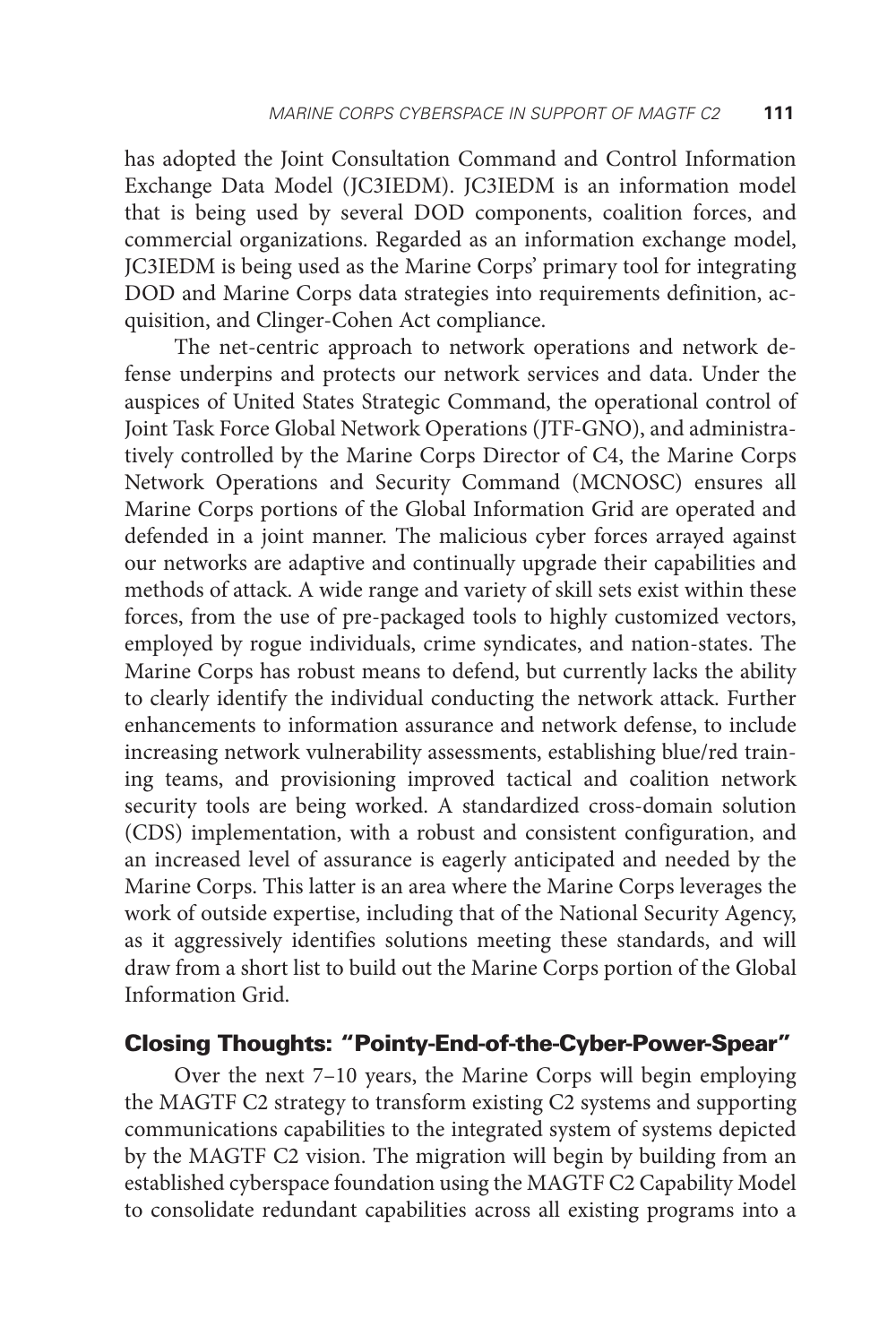has adopted the Joint Consultation Command and Control Information Exchange Data Model (JC3IEDM). JC3IEDM is an information model that is being used by several DOD components, coalition forces, and commercial organizations. Regarded as an information exchange model, JC3IEDM is being used as the Marine Corps' primary tool for integrating DOD and Marine Corps data strategies into requirements definition, acquisition, and Clinger-Cohen Act compliance.

The net-centric approach to network operations and network defense underpins and protects our network services and data. Under the auspices of United States Strategic Command, the operational control of Joint Task Force Global Network Operations (JTF-GNO), and administratively controlled by the Marine Corps Director of C4, the Marine Corps Network Operations and Security Command (MCNOSC) ensures all Marine Corps portions of the Global Information Grid are operated and defended in a joint manner. The malicious cyber forces arrayed against our networks are adaptive and continually upgrade their capabilities and methods of attack. A wide range and variety of skill sets exist within these forces, from the use of pre-packaged tools to highly customized vectors, employed by rogue individuals, crime syndicates, and nation-states. The Marine Corps has robust means to defend, but currently lacks the ability to clearly identify the individual conducting the network attack. Further enhancements to information assurance and network defense, to include increasing network vulnerability assessments, establishing blue/red training teams, and provisioning improved tactical and coalition network security tools are being worked. A standardized cross-domain solution (CDS) implementation, with a robust and consistent configuration, and an increased level of assurance is eagerly anticipated and needed by the Marine Corps. This latter is an area where the Marine Corps leverages the work of outside expertise, including that of the National Security Agency, as it aggressively identifies solutions meeting these standards, and will draw from a short list to build out the Marine Corps portion of the Global Information Grid.

## Closing Thoughts: "Pointy-End-of-the-Cyber-Power-Spear"

Over the next 7–10 years, the Marine Corps will begin employing the MAGTF C2 strategy to transform existing C2 systems and supporting communications capabilities to the integrated system of systems depicted by the MAGTF C2 vision. The migration will begin by building from an established cyberspace foundation using the MAGTF C2 Capability Model to consolidate redundant capabilities across all existing programs into a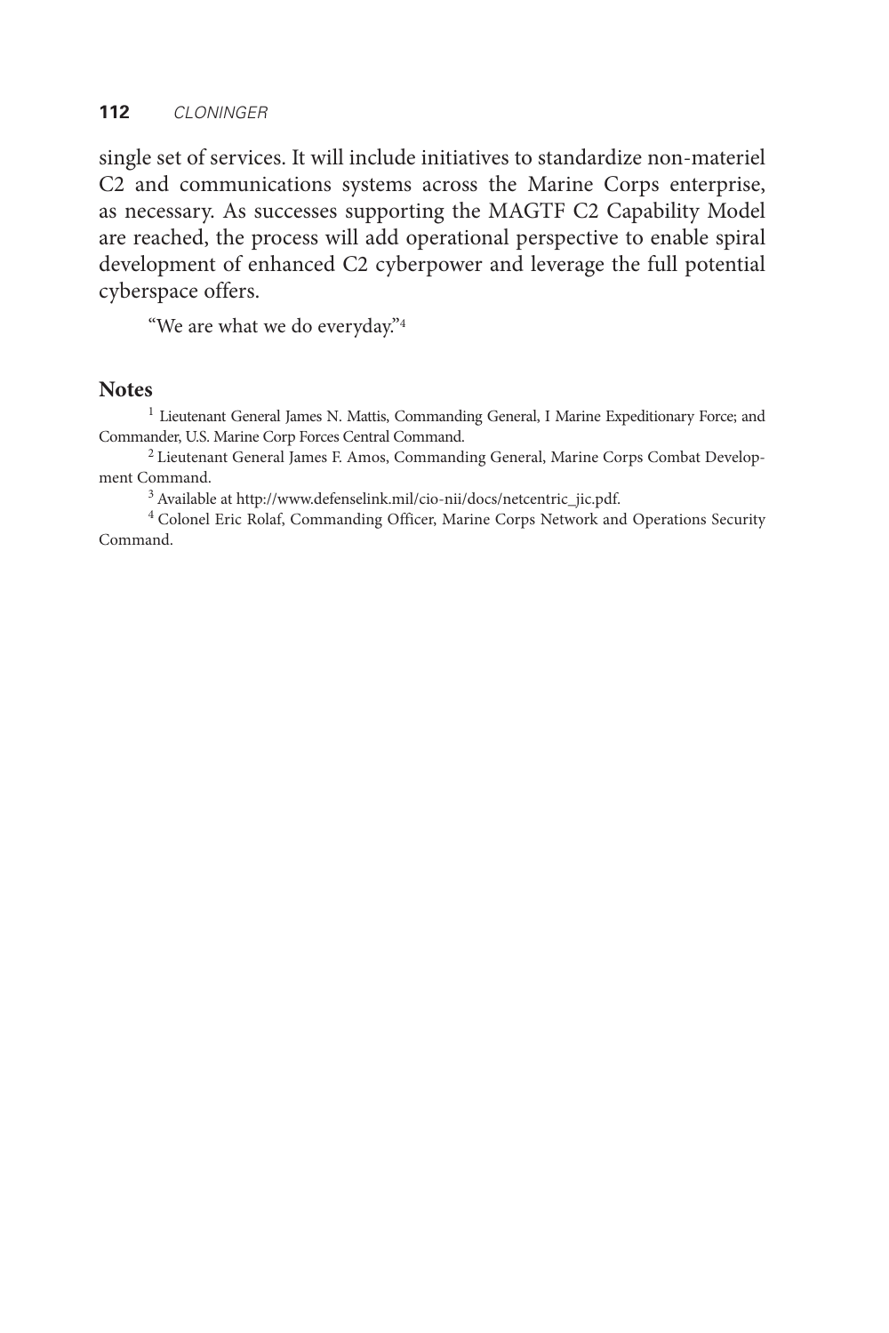single set of services. It will include initiatives to standardize non-materiel C2 and communications systems across the Marine Corps enterprise, as necessary. As successes supporting the MAGTF C2 Capability Model are reached, the process will add operational perspective to enable spiral development of enhanced C2 cyberpower and leverage the full potential cyberspace offers.

"We are what we do everyday."[4]

## Notes

[1] Lieutenant General James N. Mattis, Commanding General, I Marine Expeditionary Force; and Commander, U.S. Marine Corp Forces Central Command.

[2] Lieutenant General James F. Amos, Commanding General, Marine Corps Combat Development Command.

[3] Available at http://www.defenselink.mil/cio-nii/docs/netcentric_jic.pdf.

[4] Colonel Eric Rolaf, Commanding Officer, Marine Corps Network and Operations Security Command.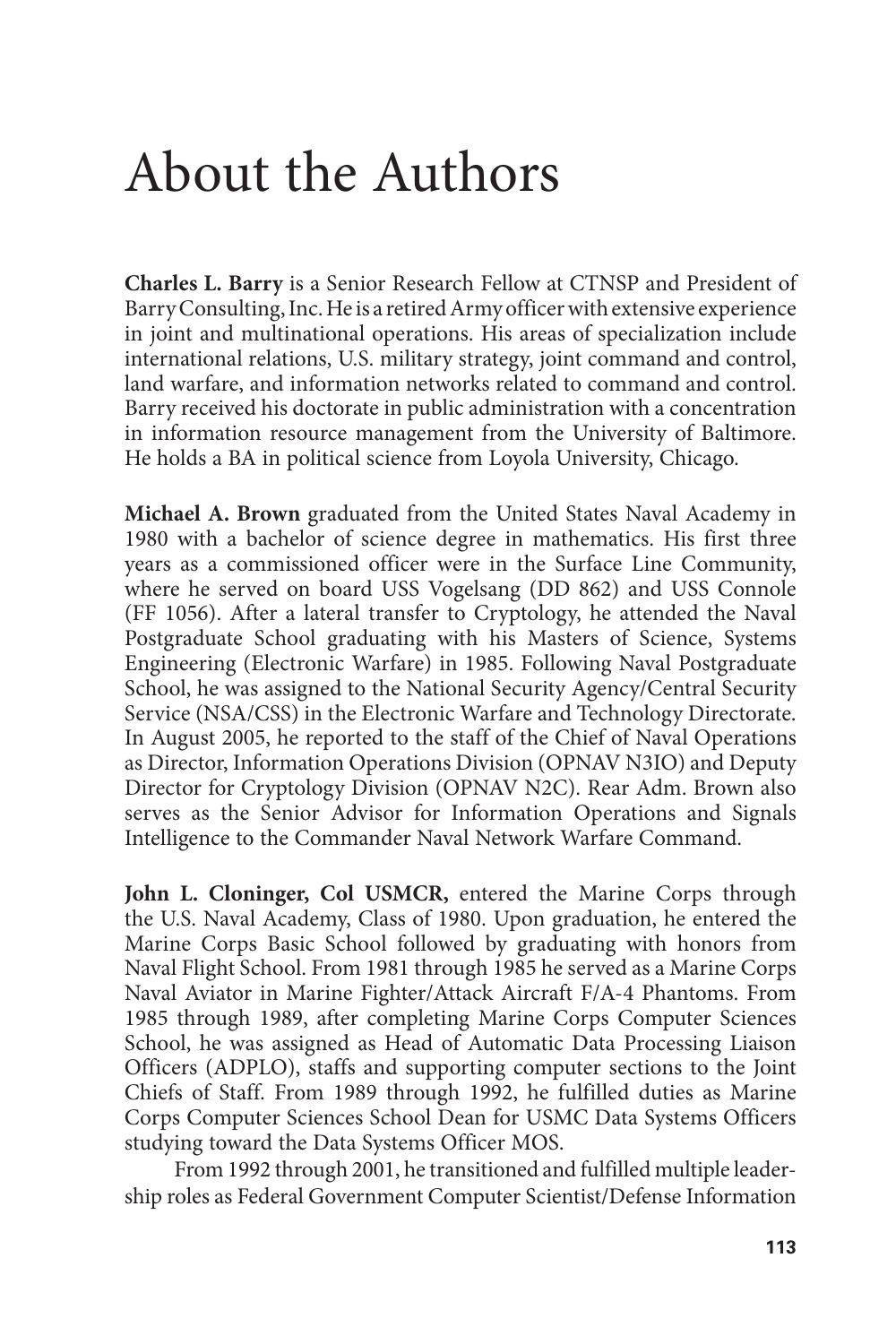# About the Authors

**Charles L. Barry** is a Senior Research Fellow at CTNSP and President of Barry Consulting, Inc. He is a retired Army officer with extensive experience in joint and multinational operations. His areas of specialization include international relations, U.S. military strategy, joint command and control, land warfare, and information networks related to command and control. Barry received his doctorate in public administration with a concentration in information resource management from the University of Baltimore. He holds a BA in political science from Loyola University, Chicago.

**Michael A. Brown** graduated from the United States Naval Academy in 1980 with a bachelor of science degree in mathematics. His first three years as a commissioned officer were in the Surface Line Community, where he served on board USS Vogelsang (DD 862) and USS Connole (FF 1056). After a lateral transfer to Cryptology, he attended the Naval Postgraduate School graduating with his Masters of Science, Systems Engineering (Electronic Warfare) in 1985. Following Naval Postgraduate School, he was assigned to the National Security Agency/Central Security Service (NSA/CSS) in the Electronic Warfare and Technology Directorate. In August 2005, he reported to the staff of the Chief of Naval Operations as Director, Information Operations Division (OPNAV N3IO) and Deputy Director for Cryptology Division (OPNAV N2C). Rear Adm. Brown also serves as the Senior Advisor for Information Operations and Signals Intelligence to the Commander Naval Network Warfare Command.

**John L. Cloninger, Col USMCR,** entered the Marine Corps through the U.S. Naval Academy, Class of 1980. Upon graduation, he entered the Marine Corps Basic School followed by graduating with honors from Naval Flight School. From 1981 through 1985 he served as a Marine Corps Naval Aviator in Marine Fighter/Attack Aircraft F/A-4 Phantoms. From 1985 through 1989, after completing Marine Corps Computer Sciences School, he was assigned as Head of Automatic Data Processing Liaison Officers (ADPLO), staffs and supporting computer sections to the Joint Chiefs of Staff. From 1989 through 1992, he fulfilled duties as Marine Corps Computer Sciences School Dean for USMC Data Systems Officers studying toward the Data Systems Officer MOS.

From 1992 through 2001, he transitioned and fulfilled multiple leadership roles as Federal Government Computer Scientist/Defense Information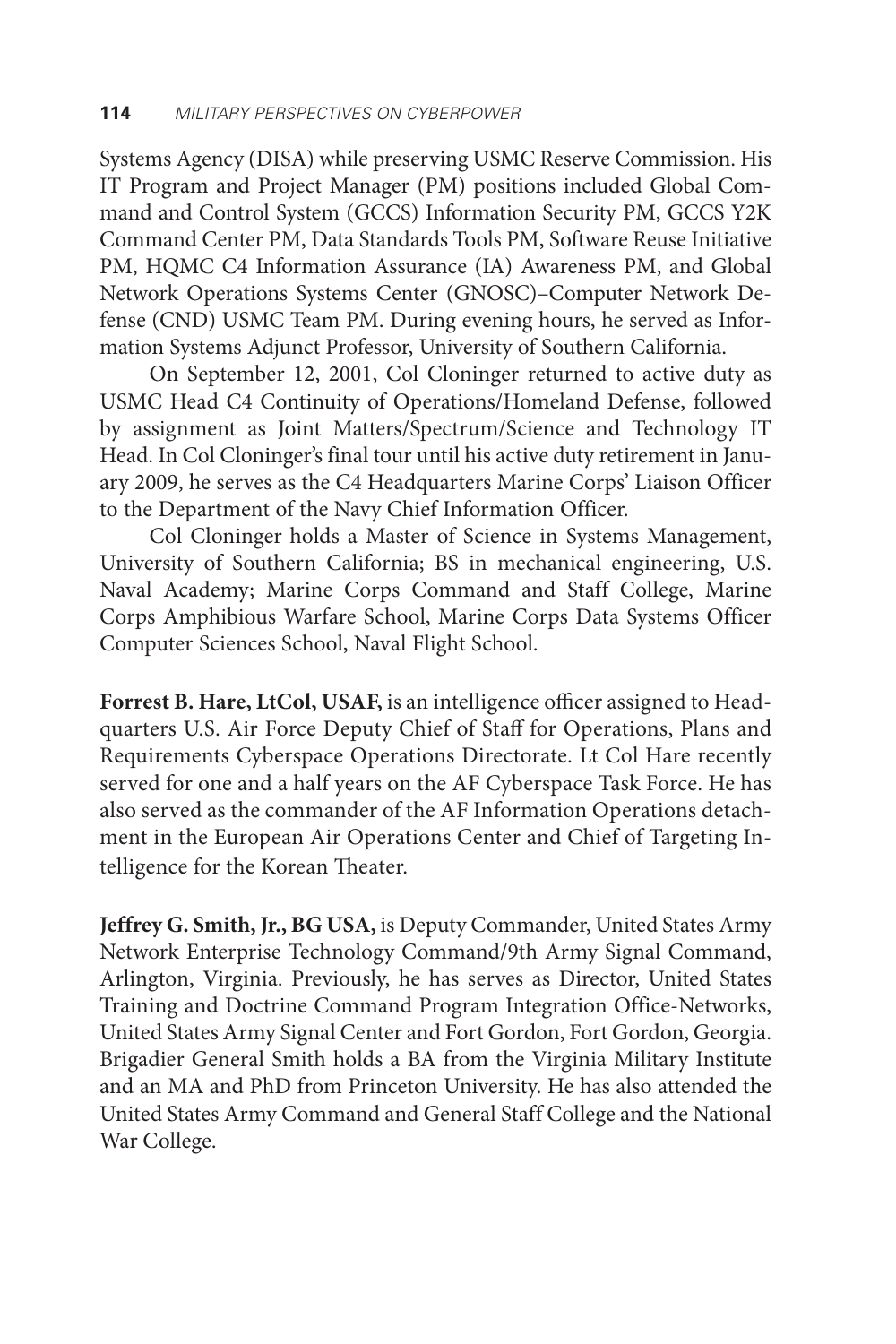Systems Agency (DISA) while preserving USMC Reserve Commission. His IT Program and Project Manager (PM) positions included Global Command and Control System (GCCS) Information Security PM, GCCS Y2K Command Center PM, Data Standards Tools PM, Software Reuse Initiative PM, HQMC C4 Information Assurance (IA) Awareness PM, and Global Network Operations Systems Center (GNOSC)–Computer Network Defense (CND) USMC Team PM. During evening hours, he served as Information Systems Adjunct Professor, University of Southern California.

On September 12, 2001, Col Cloninger returned to active duty as USMC Head C4 Continuity of Operations/Homeland Defense, followed by assignment as Joint Matters/Spectrum/Science and Technology IT Head. In Col Cloninger's final tour until his active duty retirement in January 2009, he serves as the C4 Headquarters Marine Corps' Liaison Officer to the Department of the Navy Chief Information Officer.

Col Cloninger holds a Master of Science in Systems Management, University of Southern California; BS in mechanical engineering, U.S. Naval Academy; Marine Corps Command and Staff College, Marine Corps Amphibious Warfare School, Marine Corps Data Systems Officer Computer Sciences School, Naval Flight School.

**Forrest B. Hare, LtCol, USAF,** is an intelligence officer assigned to Headquarters U.S. Air Force Deputy Chief of Staff for Operations, Plans and Requirements Cyberspace Operations Directorate. Lt Col Hare recently served for one and a half years on the AF Cyberspace Task Force. He has also served as the commander of the AF Information Operations detachment in the European Air Operations Center and Chief of Targeting Intelligence for the Korean Theater.

**Jeffrey G. Smith, Jr., BG USA,** is Deputy Commander, United States Army Network Enterprise Technology Command/9th Army Signal Command, Arlington, Virginia. Previously, he has serves as Director, United States Training and Doctrine Command Program Integration Office-Networks, United States Army Signal Center and Fort Gordon, Fort Gordon, Georgia. Brigadier General Smith holds a BA from the Virginia Military Institute and an MA and PhD from Princeton University. He has also attended the United States Army Command and General Staff College and the National War College.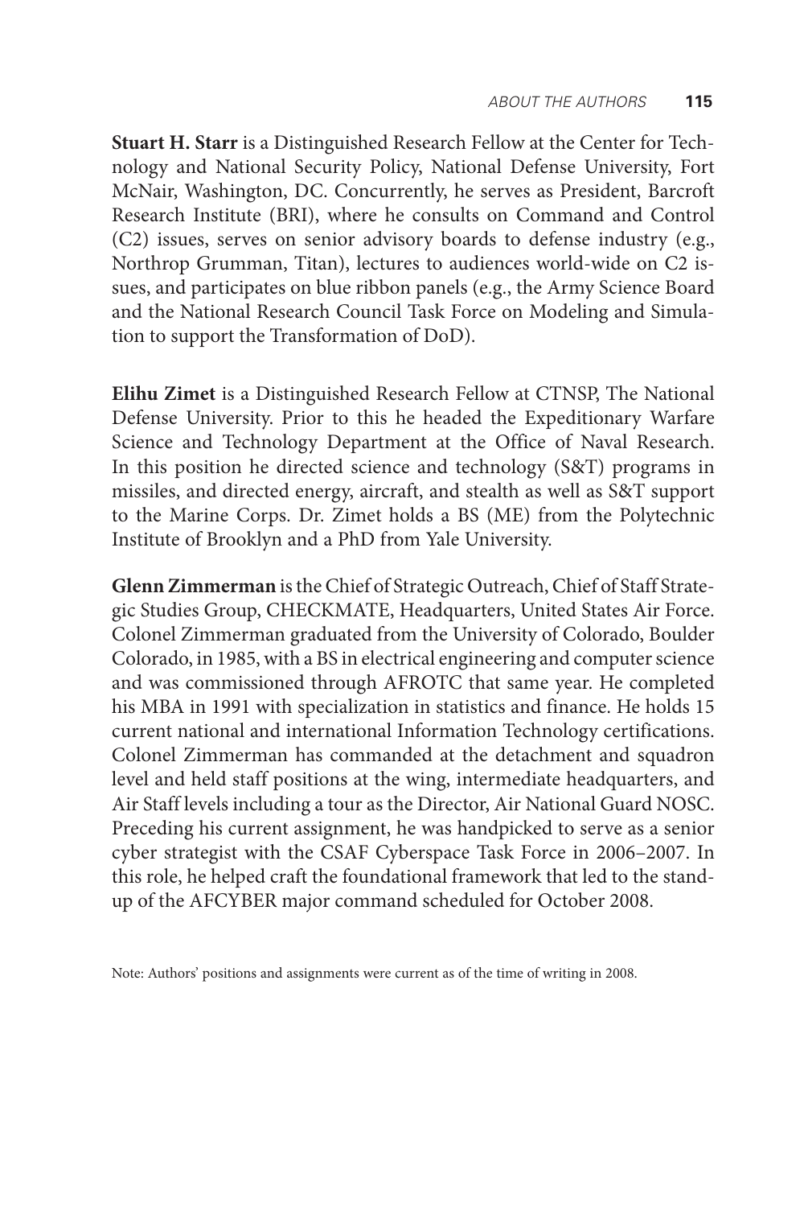**Stuart H. Starr** is a Distinguished Research Fellow at the Center for Technology and National Security Policy, National Defense University, Fort McNair, Washington, DC. Concurrently, he serves as President, Barcroft Research Institute (BRI), where he consults on Command and Control (C2) issues, serves on senior advisory boards to defense industry (e.g., Northrop Grumman, Titan), lectures to audiences world-wide on C2 issues, and participates on blue ribbon panels (e.g., the Army Science Board and the National Research Council Task Force on Modeling and Simulation to support the Transformation of DoD).

**Elihu Zimet** is a Distinguished Research Fellow at CTNSP, The National Defense University. Prior to this he headed the Expeditionary Warfare Science and Technology Department at the Office of Naval Research. In this position he directed science and technology (S&T) programs in missiles, and directed energy, aircraft, and stealth as well as S&T support to the Marine Corps. Dr. Zimet holds a BS (ME) from the Polytechnic Institute of Brooklyn and a PhD from Yale University.

**Glenn Zimmerman** is the Chief of Strategic Outreach, Chief of Staff Strategic Studies Group, CHECKMATE, Headquarters, United States Air Force. Colonel Zimmerman graduated from the University of Colorado, Boulder Colorado, in 1985, with a BS in electrical engineering and computer science and was commissioned through AFROTC that same year. He completed his MBA in 1991 with specialization in statistics and finance. He holds 15 current national and international Information Technology certifications. Colonel Zimmerman has commanded at the detachment and squadron level and held staff positions at the wing, intermediate headquarters, and Air Staff levels including a tour as the Director, Air National Guard NOSC. Preceding his current assignment, he was handpicked to serve as a senior cyber strategist with the CSAF Cyberspace Task Force in 2006–2007. In this role, he helped craft the foundational framework that led to the stand-up of the AFCYBER major command scheduled for October 2008.

Note: Authors' positions and assignments were current as of the time of writing in 2008.